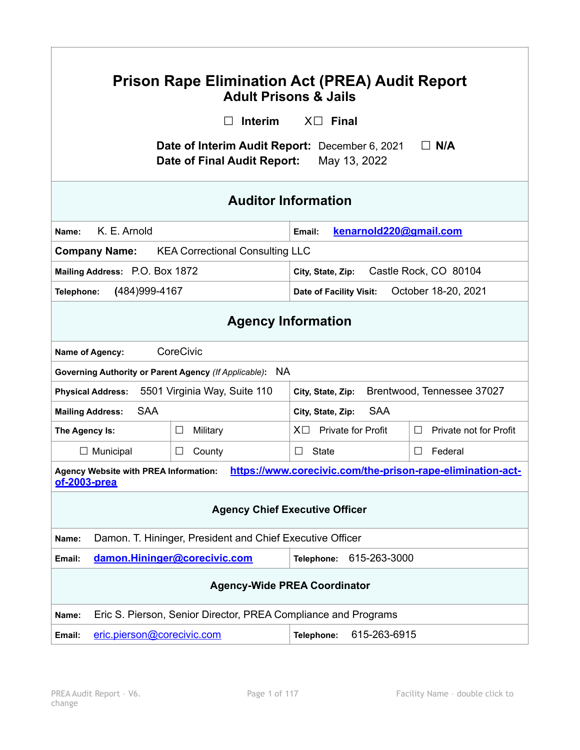# Prison Rape Elimination Act (PREA) Audit Report

## Adult Prisons & Jails

☐ Interim X☐ Final

**Date of Interim Audit Report:** December 6, 2021 ☐ **N/A**

**Date of Final Audit Report:** May 13, 2022

| **Auditor Information** | |
|---|---|
| **Name:** K. E. Arnold | **Email:** kenarnold220@gmail.com |
| **Company Name:** KEA Correctional Consulting LLC | |
| **Mailing Address:** P.O. Box 1872 | **City, State, Zip:** Castle Rock, CO 80104 |
| **Telephone:** (484)999-4167 | **Date of Facility Visit:** October 18-20, 2021 |

| **Agency Information** | | | |
|---|---|---|---|
| **Name of Agency:** CoreCivic | | | |
| **Governing Authority or Parent Agency** *(If Applicable)*: NA | | | |
| **Physical Address:** 5501 Virginia Way, Suite 110 | | **City, State, Zip:** Brentwood, Tennessee 37027 | |
| **Mailing Address:** SAA | | **City, State, Zip:** SAA | |
| **The Agency Is:** | ☐ Military | X☐ Private for Profit | ☐ Private not for Profit |
| ☐ Municipal | ☐ County | ☐ State | ☐ Federal |
| **Agency Website with PREA Information:** https://www.corecivic.com/the-prison-rape-elimination-act-of-2003-prea | | | |

| **Agency Chief Executive Officer** | |
|---|---|
| **Name:** Damon. T. Hininger, President and Chief Executive Officer | |
| **Email:** damon.Hininger@corecivic.com | **Telephone:** 615-263-3000 |

| **Agency-Wide PREA Coordinator** | |
|---|---|
| **Name:** Eric S. Pierson, Senior Director, PREA Compliance and Programs | |
| **Email:** eric.pierson@corecivic.com | **Telephone:** 615-263-6915 |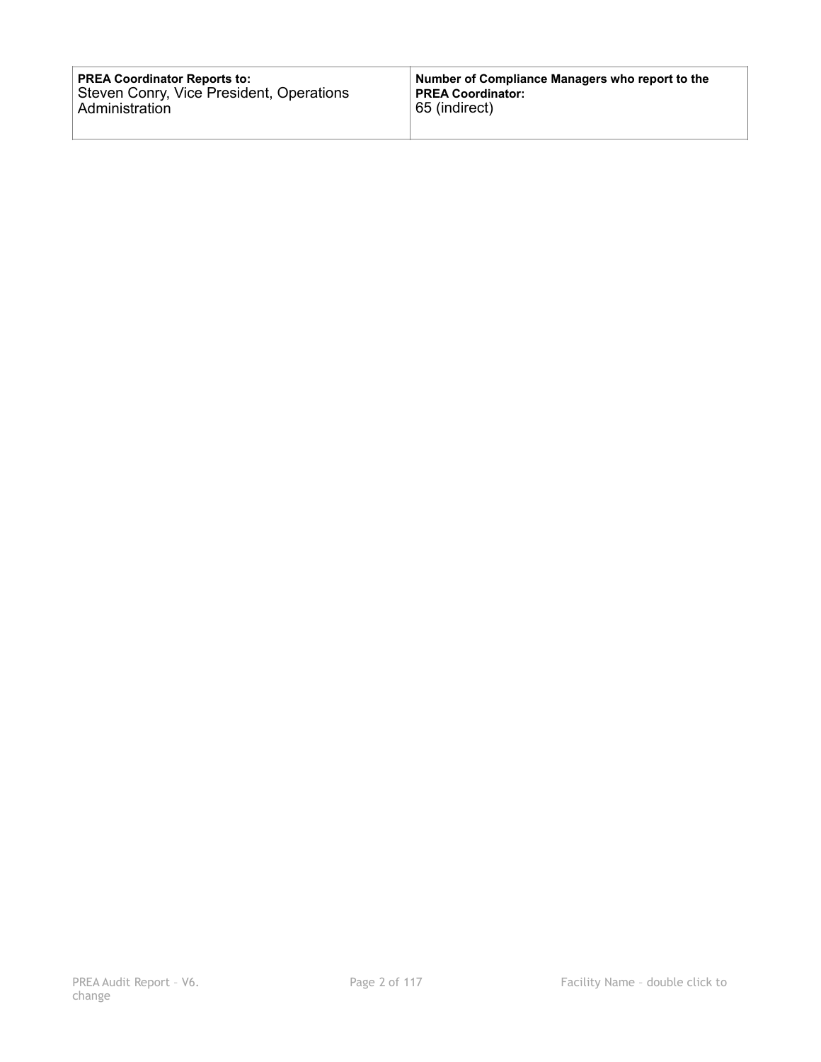| **PREA Coordinator Reports to:**<br>Steven Conry, Vice President, Operations Administration | **Number of Compliance Managers who report to the PREA Coordinator:**<br>65 (indirect) |
| --- | --- |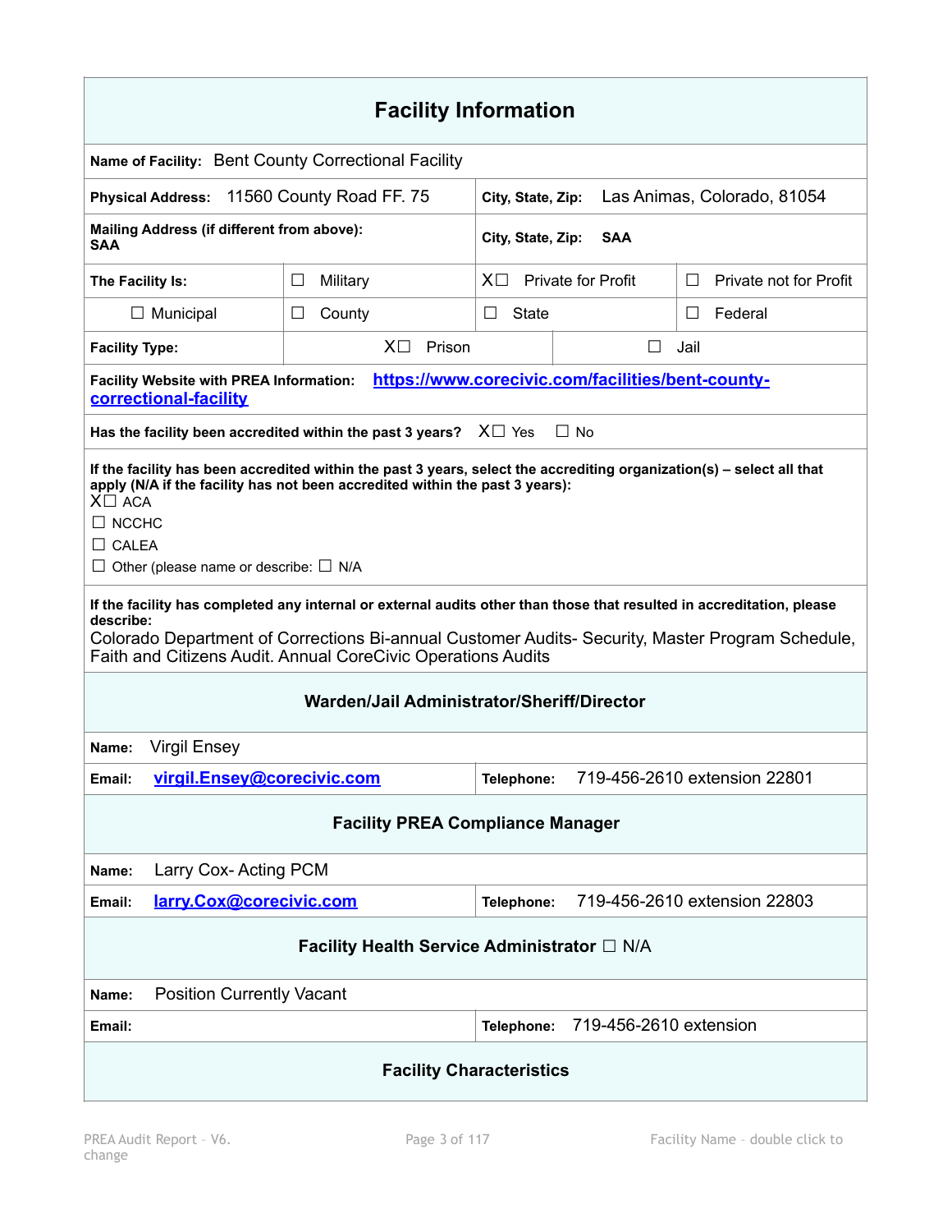## Facility Information

**Name of Facility:** Bent County Correctional Facility

| | | | |
|---|---|---|---|
| **Physical Address:** 11560 County Road FF. 75 | | **City, State, Zip:** Las Animas, Colorado, 81054 | |
| **Mailing Address (if different from above):** SAA | | **City, State, Zip:** SAA | |
| **The Facility Is:** | ☐ Military | X☐ Private for Profit | ☐ Private not for Profit |
| ☐ Municipal | ☐ County | ☐ State | ☐ Federal |
| **Facility Type:** | X☐ Prison | ☐ Jail | |

**Facility Website with PREA Information:** [https://www.corecivic.com/facilities/bent-county-correctional-facility](https://www.corecivic.com/facilities/bent-county-correctional-facility)

**Has the facility been accredited within the past 3 years?** X☐ Yes ☐ No

**If the facility has been accredited within the past 3 years, select the accrediting organization(s) – select all that apply (N/A if the facility has not been accredited within the past 3 years):**

X☐ ACA
☐ NCCHC
☐ CALEA
☐ Other (please name or describe: ☐ N/A

**If the facility has completed any internal or external audits other than those that resulted in accreditation, please describe:**
Colorado Department of Corrections Bi-annual Customer Audits- Security, Master Program Schedule, Faith and Citizens Audit. Annual CoreCivic Operations Audits

### Warden/Jail Administrator/Sheriff/Director

**Name:** Virgil Ensey

| | |
|---|---|
| **Email:** [virgil.Ensey@corecivic.com](mailto:virgil.Ensey@corecivic.com) | **Telephone:** 719-456-2610 extension 22801 |

### Facility PREA Compliance Manager

**Name:** Larry Cox- Acting PCM

| | |
|---|---|
| **Email:** [larry.Cox@corecivic.com](mailto:larry.Cox@corecivic.com) | **Telephone:** 719-456-2610 extension 22803 |

### Facility Health Service Administrator ☐ N/A

**Name:** Position Currently Vacant

| | |
|---|---|
| **Email:** | **Telephone:** 719-456-2610 extension |

### Facility Characteristics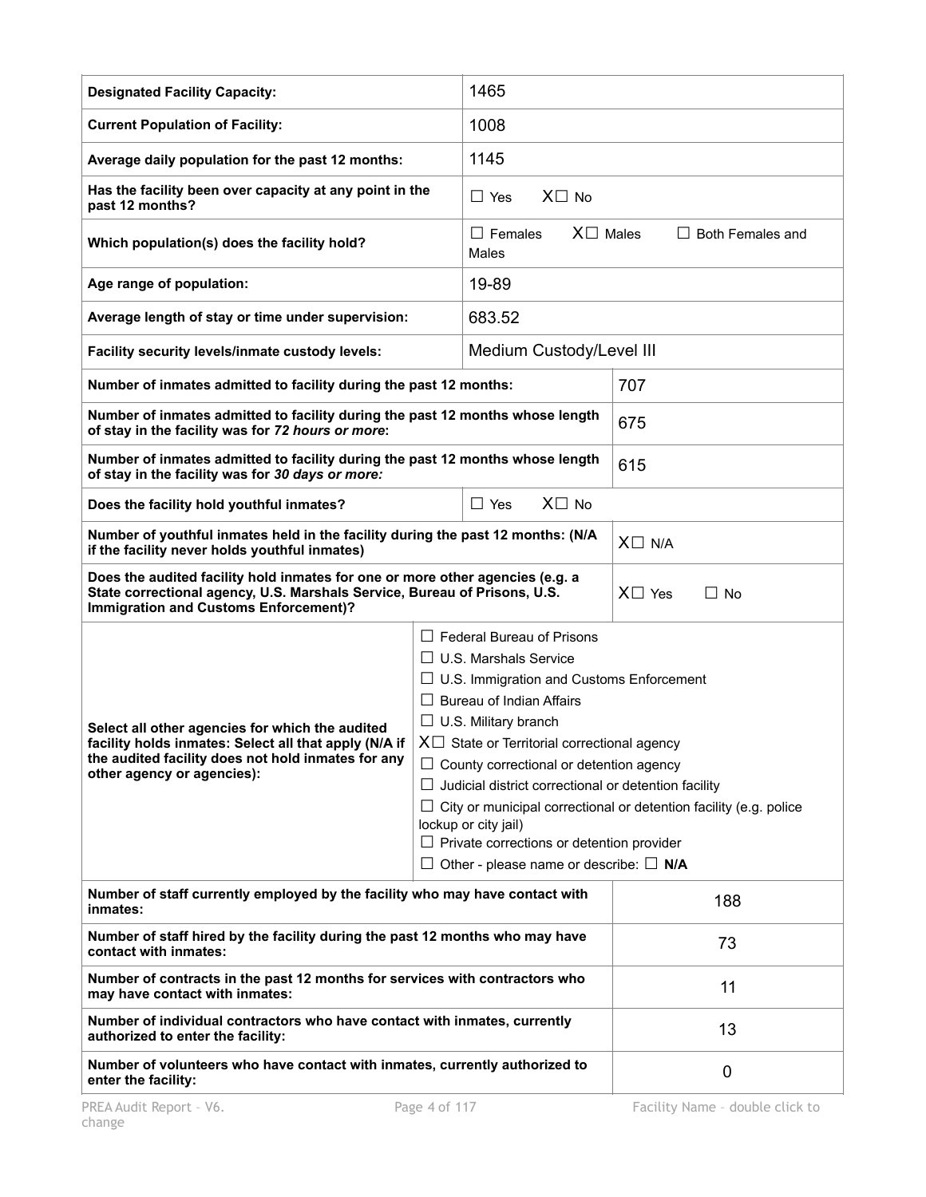| **Designated Facility Capacity:** | 1465 |
|---|---|
| **Current Population of Facility:** | 1008 |
| **Average daily population for the past 12 months:** | 1145 |
| **Has the facility been over capacity at any point in the past 12 months?** | ☐ Yes X☐ No |
| **Which population(s) does the facility hold?** | ☐ Females X☐ Males ☐ Both Females and Males |
| **Age range of population:** | 19-89 |
| **Average length of stay or time under supervision:** | 683.52 |
| **Facility security levels/inmate custody levels:** | Medium Custody/Level III |
| **Number of inmates admitted to facility during the past 12 months:** | 707 |
| **Number of inmates admitted to facility during the past 12 months whose length of stay in the facility was for *72 hours or more*:** | 675 |
| **Number of inmates admitted to facility during the past 12 months whose length of stay in the facility was for *30 days or more:*** | 615 |
| **Does the facility hold youthful inmates?** | ☐ Yes X☐ No |
| **Number of youthful inmates held in the facility during the past 12 months: (N/A if the facility never holds youthful inmates)** | X☐ N/A |
| **Does the audited facility hold inmates for one or more other agencies (e.g. a State correctional agency, U.S. Marshals Service, Bureau of Prisons, U.S. Immigration and Customs Enforcement)?** | X☐ Yes ☐ No |
| **Select all other agencies for which the audited facility holds inmates: Select all that apply (N/A if the audited facility does not hold inmates for any other agency or agencies):** | ☐ Federal Bureau of Prisons<br>☐ U.S. Marshals Service<br>☐ U.S. Immigration and Customs Enforcement<br>☐ Bureau of Indian Affairs<br>☐ U.S. Military branch<br>X☐ State or Territorial correctional agency<br>☐ County correctional or detention agency<br>☐ Judicial district correctional or detention facility<br>☐ City or municipal correctional or detention facility (e.g. police lockup or city jail)<br>☐ Private corrections or detention provider<br>☐ Other - please name or describe: ☐ **N/A** |
| **Number of staff currently employed by the facility who may have contact with inmates:** | 188 |
| **Number of staff hired by the facility during the past 12 months who may have contact with inmates:** | 73 |
| **Number of contracts in the past 12 months for services with contractors who may have contact with inmates:** | 11 |
| **Number of individual contractors who have contact with inmates, currently authorized to enter the facility:** | 13 |
| **Number of volunteers who have contact with inmates, currently authorized to enter the facility:** | 0 |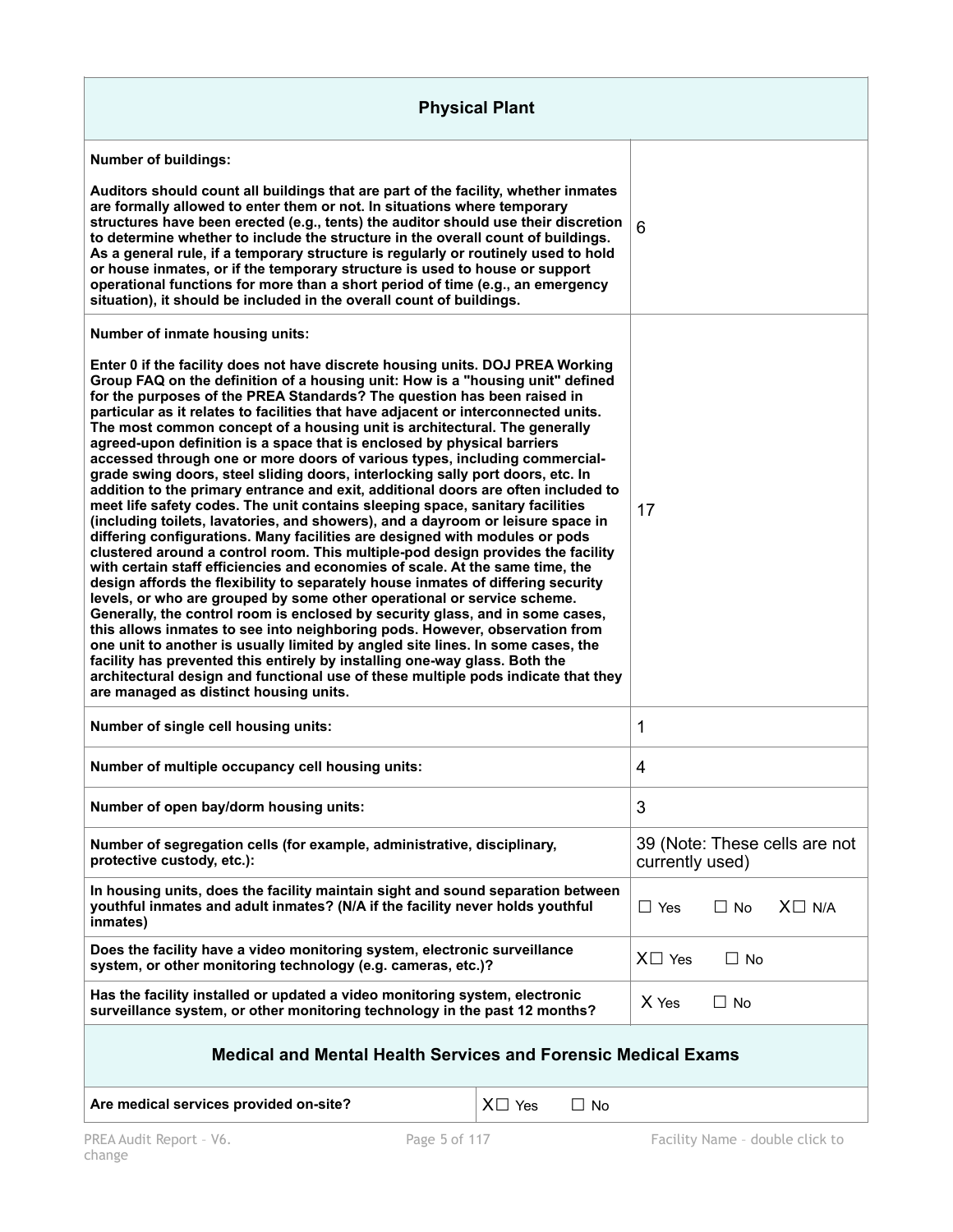| Physical Plant | |
|---|---|
| **Number of buildings:**<br><br>**Auditors should count all buildings that are part of the facility, whether inmates are formally allowed to enter them or not. In situations where temporary structures have been erected (e.g., tents) the auditor should use their discretion to determine whether to include the structure in the overall count of buildings. As a general rule, if a temporary structure is regularly or routinely used to hold or house inmates, or if the temporary structure is used to house or support operational functions for more than a short period of time (e.g., an emergency situation), it should be included in the overall count of buildings.** | 6 |
| **Number of inmate housing units:**<br><br>**Enter 0 if the facility does not have discrete housing units. DOJ PREA Working Group FAQ on the definition of a housing unit: How is a "housing unit" defined for the purposes of the PREA Standards? The question has been raised in particular as it relates to facilities that have adjacent or interconnected units. The most common concept of a housing unit is architectural. The generally agreed-upon definition is a space that is enclosed by physical barriers accessed through one or more doors of various types, including commercial-grade swing doors, steel sliding doors, interlocking sally port doors, etc. In addition to the primary entrance and exit, additional doors are often included to meet life safety codes. The unit contains sleeping space, sanitary facilities (including toilets, lavatories, and showers), and a dayroom or leisure space in differing configurations. Many facilities are designed with modules or pods clustered around a control room. This multiple-pod design provides the facility with certain staff efficiencies and economies of scale. At the same time, the design affords the flexibility to separately house inmates of differing security levels, or who are grouped by some other operational or service scheme. Generally, the control room is enclosed by security glass, and in some cases, this allows inmates to see into neighboring pods. However, observation from one unit to another is usually limited by angled site lines. In some cases, the facility has prevented this entirely by installing one-way glass. Both the architectural design and functional use of these multiple pods indicate that they are managed as distinct housing units.** | 17 |
| **Number of single cell housing units:** | 1 |
| **Number of multiple occupancy cell housing units:** | 4 |
| **Number of open bay/dorm housing units:** | 3 |
| **Number of segregation cells (for example, administrative, disciplinary, protective custody, etc.):** | 39 (Note: These cells are not currently used) |
| **In housing units, does the facility maintain sight and sound separation between youthful inmates and adult inmates? (N/A if the facility never holds youthful inmates)** | ☐ Yes ☐ No X☐ N/A |
| **Does the facility have a video monitoring system, electronic surveillance system, or other monitoring technology (e.g. cameras, etc.)?** | X☐ Yes ☐ No |
| **Has the facility installed or updated a video monitoring system, electronic surveillance system, or other monitoring technology in the past 12 months?** | X Yes ☐ No |

| Medical and Mental Health Services and Forensic Medical Exams | |
|---|---|
| **Are medical services provided on-site?** | X☐ Yes ☐ No |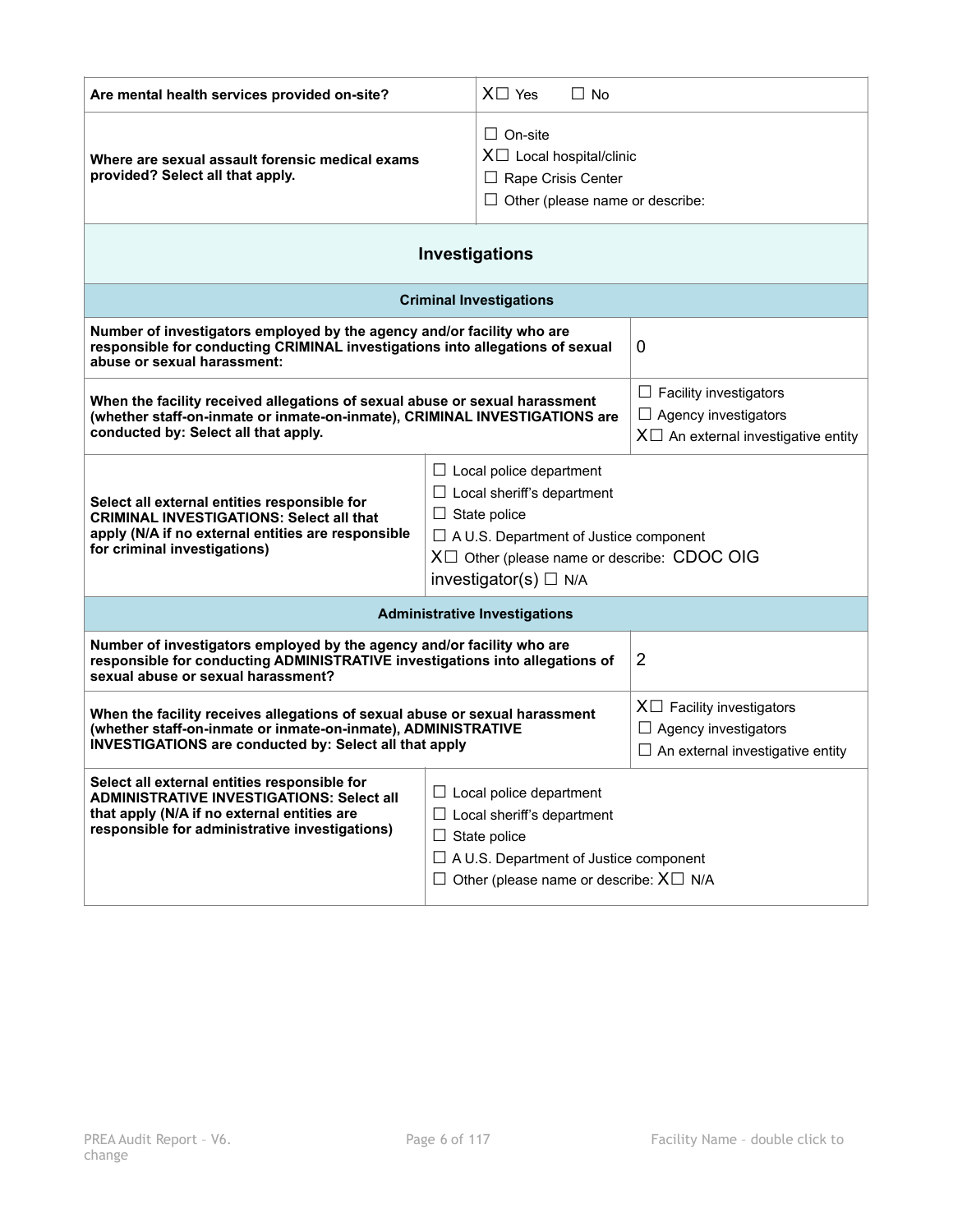| Are mental health services provided on-site? | X☐ Yes ☐ No |
|---|---|
| Where are sexual assault forensic medical exams provided? Select all that apply. | ☐ On-site<br>X☐ Local hospital/clinic<br>☐ Rape Crisis Center<br>☐ Other (please name or describe: |

## Investigations

### Criminal Investigations

| | |
|---|---|
| Number of investigators employed by the agency and/or facility who are responsible for conducting CRIMINAL investigations into allegations of sexual abuse or sexual harassment: | 0 |
| When the facility received allegations of sexual abuse or sexual harassment (whether staff-on-inmate or inmate-on-inmate), CRIMINAL INVESTIGATIONS are conducted by: Select all that apply. | ☐ Facility investigators<br>☐ Agency investigators<br>X☐ An external investigative entity |
| Select all external entities responsible for CRIMINAL INVESTIGATIONS: Select all that apply (N/A if no external entities are responsible for criminal investigations) | ☐ Local police department<br>☐ Local sheriff's department<br>☐ State police<br>☐ A U.S. Department of Justice component<br>X☐ Other (please name or describe: CDOC OIG investigator(s) ☐ N/A |

### Administrative Investigations

| | |
|---|---|
| Number of investigators employed by the agency and/or facility who are responsible for conducting ADMINISTRATIVE investigations into allegations of sexual abuse or sexual harassment? | 2 |
| When the facility receives allegations of sexual abuse or sexual harassment (whether staff-on-inmate or inmate-on-inmate), ADMINISTRATIVE INVESTIGATIONS are conducted by: Select all that apply | X☐ Facility investigators<br>☐ Agency investigators<br>☐ An external investigative entity |
| Select all external entities responsible for ADMINISTRATIVE INVESTIGATIONS: Select all that apply (N/A if no external entities are responsible for administrative investigations) | ☐ Local police department<br>☐ Local sheriff's department<br>☐ State police<br>☐ A U.S. Department of Justice component<br>☐ Other (please name or describe: X☐ N/A |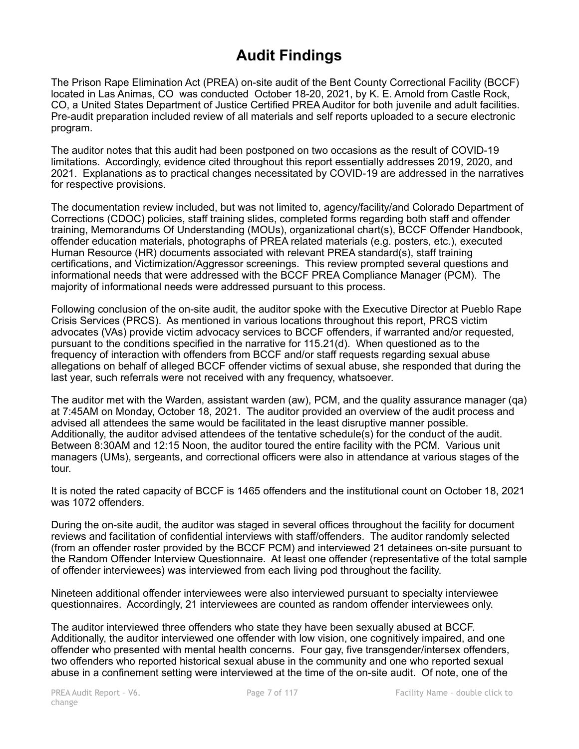# Audit Findings

The Prison Rape Elimination Act (PREA) on-site audit of the Bent County Correctional Facility (BCCF) located in Las Animas, CO was conducted October 18-20, 2021, by K. E. Arnold from Castle Rock, CO, a United States Department of Justice Certified PREA Auditor for both juvenile and adult facilities. Pre-audit preparation included review of all materials and self reports uploaded to a secure electronic program.

The auditor notes that this audit had been postponed on two occasions as the result of COVID-19 limitations. Accordingly, evidence cited throughout this report essentially addresses 2019, 2020, and 2021. Explanations as to practical changes necessitated by COVID-19 are addressed in the narratives for respective provisions.

The documentation review included, but was not limited to, agency/facility/and Colorado Department of Corrections (CDOC) policies, staff training slides, completed forms regarding both staff and offender training, Memorandums Of Understanding (MOUs), organizational chart(s), BCCF Offender Handbook, offender education materials, photographs of PREA related materials (e.g. posters, etc.), executed Human Resource (HR) documents associated with relevant PREA standard(s), staff training certifications, and Victimization/Aggressor screenings. This review prompted several questions and informational needs that were addressed with the BCCF PREA Compliance Manager (PCM). The majority of informational needs were addressed pursuant to this process.

Following conclusion of the on-site audit, the auditor spoke with the Executive Director at Pueblo Rape Crisis Services (PRCS). As mentioned in various locations throughout this report, PRCS victim advocates (VAs) provide victim advocacy services to BCCF offenders, if warranted and/or requested, pursuant to the conditions specified in the narrative for 115.21(d). When questioned as to the frequency of interaction with offenders from BCCF and/or staff requests regarding sexual abuse allegations on behalf of alleged BCCF offender victims of sexual abuse, she responded that during the last year, such referrals were not received with any frequency, whatsoever.

The auditor met with the Warden, assistant warden (aw), PCM, and the quality assurance manager (qa) at 7:45AM on Monday, October 18, 2021. The auditor provided an overview of the audit process and advised all attendees the same would be facilitated in the least disruptive manner possible. Additionally, the auditor advised attendees of the tentative schedule(s) for the conduct of the audit. Between 8:30AM and 12:15 Noon, the auditor toured the entire facility with the PCM. Various unit managers (UMs), sergeants, and correctional officers were also in attendance at various stages of the tour.

It is noted the rated capacity of BCCF is 1465 offenders and the institutional count on October 18, 2021 was 1072 offenders.

During the on-site audit, the auditor was staged in several offices throughout the facility for document reviews and facilitation of confidential interviews with staff/offenders. The auditor randomly selected (from an offender roster provided by the BCCF PCM) and interviewed 21 detainees on-site pursuant to the Random Offender Interview Questionnaire. At least one offender (representative of the total sample of offender interviewees) was interviewed from each living pod throughout the facility.

Nineteen additional offender interviewees were also interviewed pursuant to specialty interviewee questionnaires. Accordingly, 21 interviewees are counted as random offender interviewees only.

The auditor interviewed three offenders who state they have been sexually abused at BCCF. Additionally, the auditor interviewed one offender with low vision, one cognitively impaired, and one offender who presented with mental health concerns. Four gay, five transgender/intersex offenders, two offenders who reported historical sexual abuse in the community and one who reported sexual abuse in a confinement setting were interviewed at the time of the on-site audit. Of note, one of the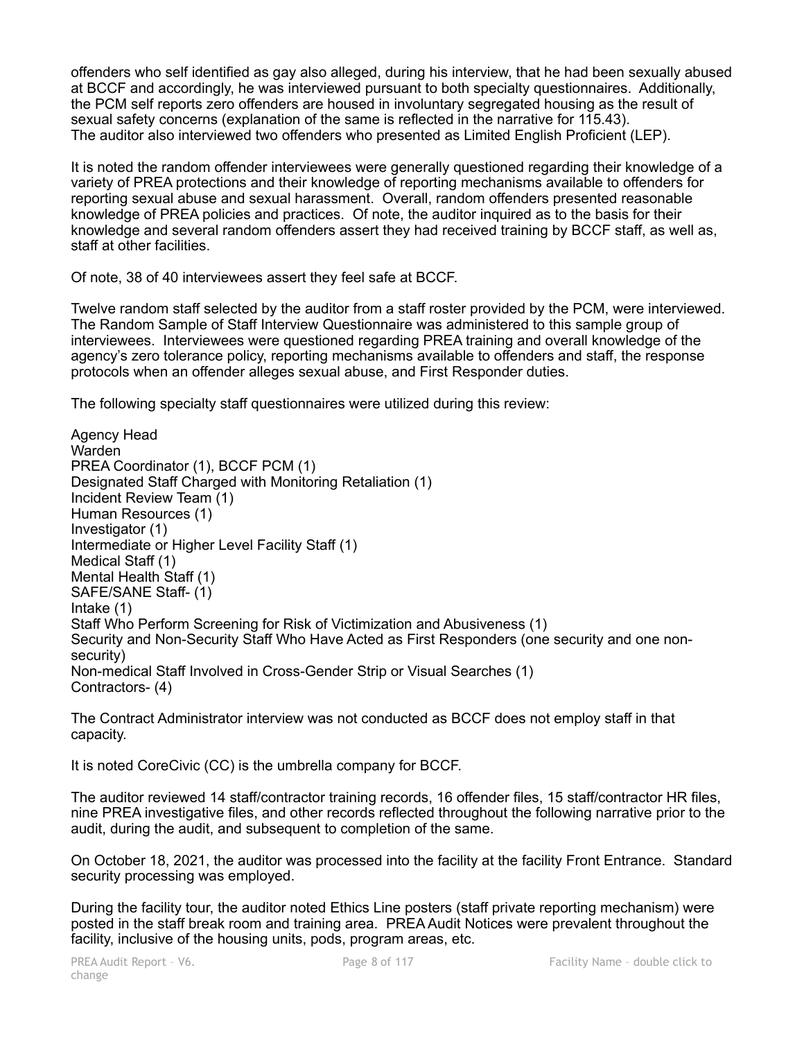offenders who self identified as gay also alleged, during his interview, that he had been sexually abused at BCCF and accordingly, he was interviewed pursuant to both specialty questionnaires. Additionally, the PCM self reports zero offenders are housed in involuntary segregated housing as the result of sexual safety concerns (explanation of the same is reflected in the narrative for 115.43).
The auditor also interviewed two offenders who presented as Limited English Proficient (LEP).

It is noted the random offender interviewees were generally questioned regarding their knowledge of a variety of PREA protections and their knowledge of reporting mechanisms available to offenders for reporting sexual abuse and sexual harassment. Overall, random offenders presented reasonable knowledge of PREA policies and practices. Of note, the auditor inquired as to the basis for their knowledge and several random offenders assert they had received training by BCCF staff, as well as, staff at other facilities.

Of note, 38 of 40 interviewees assert they feel safe at BCCF.

Twelve random staff selected by the auditor from a staff roster provided by the PCM, were interviewed. The Random Sample of Staff Interview Questionnaire was administered to this sample group of interviewees. Interviewees were questioned regarding PREA training and overall knowledge of the agency's zero tolerance policy, reporting mechanisms available to offenders and staff, the response protocols when an offender alleges sexual abuse, and First Responder duties.

The following specialty staff questionnaires were utilized during this review:

Agency Head
Warden
PREA Coordinator (1), BCCF PCM (1)
Designated Staff Charged with Monitoring Retaliation (1)
Incident Review Team (1)
Human Resources (1)
Investigator (1)
Intermediate or Higher Level Facility Staff (1)
Medical Staff (1)
Mental Health Staff (1)
SAFE/SANE Staff- (1)
Intake (1)
Staff Who Perform Screening for Risk of Victimization and Abusiveness (1)
Security and Non-Security Staff Who Have Acted as First Responders (one security and one non-security)
Non-medical Staff Involved in Cross-Gender Strip or Visual Searches (1)
Contractors- (4)

The Contract Administrator interview was not conducted as BCCF does not employ staff in that capacity.

It is noted CoreCivic (CC) is the umbrella company for BCCF.

The auditor reviewed 14 staff/contractor training records, 16 offender files, 15 staff/contractor HR files, nine PREA investigative files, and other records reflected throughout the following narrative prior to the audit, during the audit, and subsequent to completion of the same.

On October 18, 2021, the auditor was processed into the facility at the facility Front Entrance. Standard security processing was employed.

During the facility tour, the auditor noted Ethics Line posters (staff private reporting mechanism) were posted in the staff break room and training area. PREA Audit Notices were prevalent throughout the facility, inclusive of the housing units, pods, program areas, etc.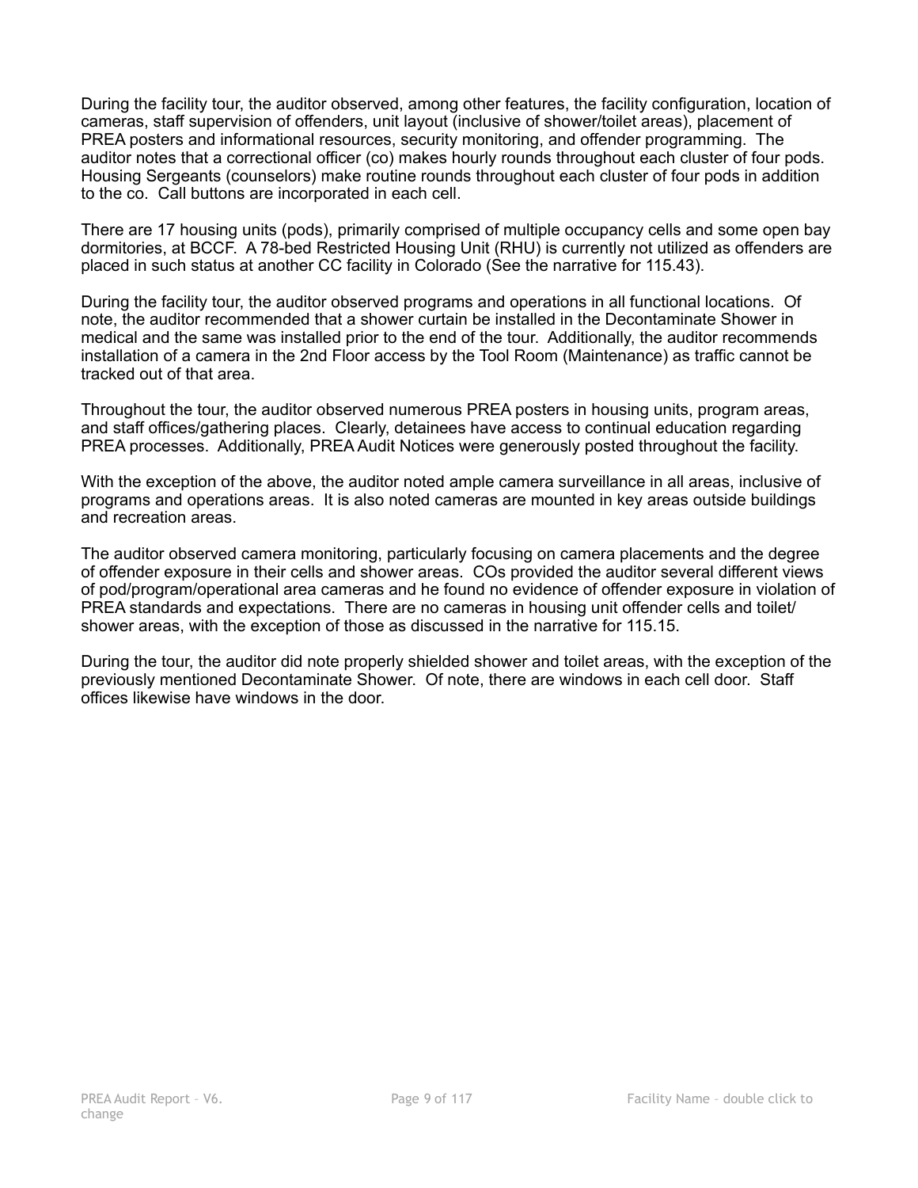During the facility tour, the auditor observed, among other features, the facility configuration, location of cameras, staff supervision of offenders, unit layout (inclusive of shower/toilet areas), placement of PREA posters and informational resources, security monitoring, and offender programming. The auditor notes that a correctional officer (co) makes hourly rounds throughout each cluster of four pods. Housing Sergeants (counselors) make routine rounds throughout each cluster of four pods in addition to the co. Call buttons are incorporated in each cell.

There are 17 housing units (pods), primarily comprised of multiple occupancy cells and some open bay dormitories, at BCCF. A 78-bed Restricted Housing Unit (RHU) is currently not utilized as offenders are placed in such status at another CC facility in Colorado (See the narrative for 115.43).

During the facility tour, the auditor observed programs and operations in all functional locations. Of note, the auditor recommended that a shower curtain be installed in the Decontaminate Shower in medical and the same was installed prior to the end of the tour. Additionally, the auditor recommends installation of a camera in the 2nd Floor access by the Tool Room (Maintenance) as traffic cannot be tracked out of that area.

Throughout the tour, the auditor observed numerous PREA posters in housing units, program areas, and staff offices/gathering places. Clearly, detainees have access to continual education regarding PREA processes. Additionally, PREA Audit Notices were generously posted throughout the facility.

With the exception of the above, the auditor noted ample camera surveillance in all areas, inclusive of programs and operations areas. It is also noted cameras are mounted in key areas outside buildings and recreation areas.

The auditor observed camera monitoring, particularly focusing on camera placements and the degree of offender exposure in their cells and shower areas. COs provided the auditor several different views of pod/program/operational area cameras and he found no evidence of offender exposure in violation of PREA standards and expectations. There are no cameras in housing unit offender cells and toilet/shower areas, with the exception of those as discussed in the narrative for 115.15.

During the tour, the auditor did note properly shielded shower and toilet areas, with the exception of the previously mentioned Decontaminate Shower. Of note, there are windows in each cell door. Staff offices likewise have windows in the door.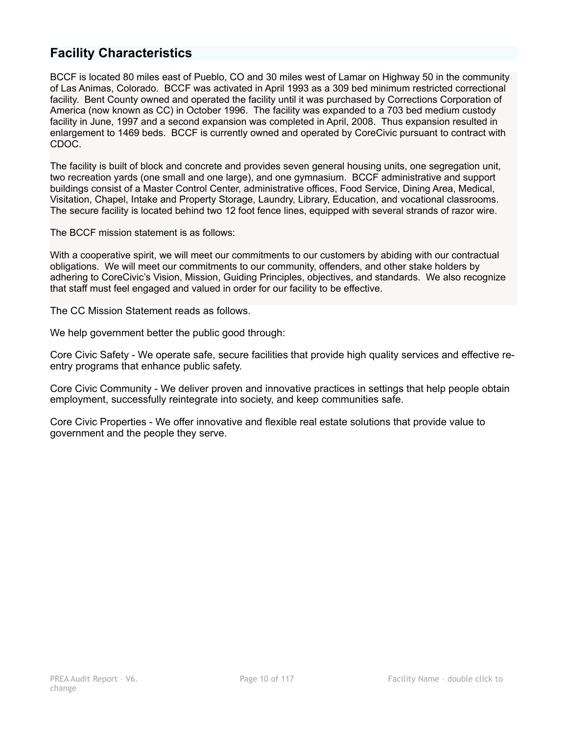## Facility Characteristics

BCCF is located 80 miles east of Pueblo, CO and 30 miles west of Lamar on Highway 50 in the community of Las Animas, Colorado. BCCF was activated in April 1993 as a 309 bed minimum restricted correctional facility. Bent County owned and operated the facility until it was purchased by Corrections Corporation of America (now known as CC) in October 1996. The facility was expanded to a 703 bed medium custody facility in June, 1997 and a second expansion was completed in April, 2008. Thus expansion resulted in enlargement to 1469 beds. BCCF is currently owned and operated by CoreCivic pursuant to contract with CDOC.

The facility is built of block and concrete and provides seven general housing units, one segregation unit, two recreation yards (one small and one large), and one gymnasium. BCCF administrative and support buildings consist of a Master Control Center, administrative offices, Food Service, Dining Area, Medical, Visitation, Chapel, Intake and Property Storage, Laundry, Library, Education, and vocational classrooms. The secure facility is located behind two 12 foot fence lines, equipped with several strands of razor wire.

The BCCF mission statement is as follows:

With a cooperative spirit, we will meet our commitments to our customers by abiding with our contractual obligations. We will meet our commitments to our community, offenders, and other stake holders by adhering to CoreCivic's Vision, Mission, Guiding Principles, objectives, and standards. We also recognize that staff must feel engaged and valued in order for our facility to be effective.

The CC Mission Statement reads as follows.

We help government better the public good through:

Core Civic Safety - We operate safe, secure facilities that provide high quality services and effective re-entry programs that enhance public safety.

Core Civic Community - We deliver proven and innovative practices in settings that help people obtain employment, successfully reintegrate into society, and keep communities safe.

Core Civic Properties - We offer innovative and flexible real estate solutions that provide value to government and the people they serve.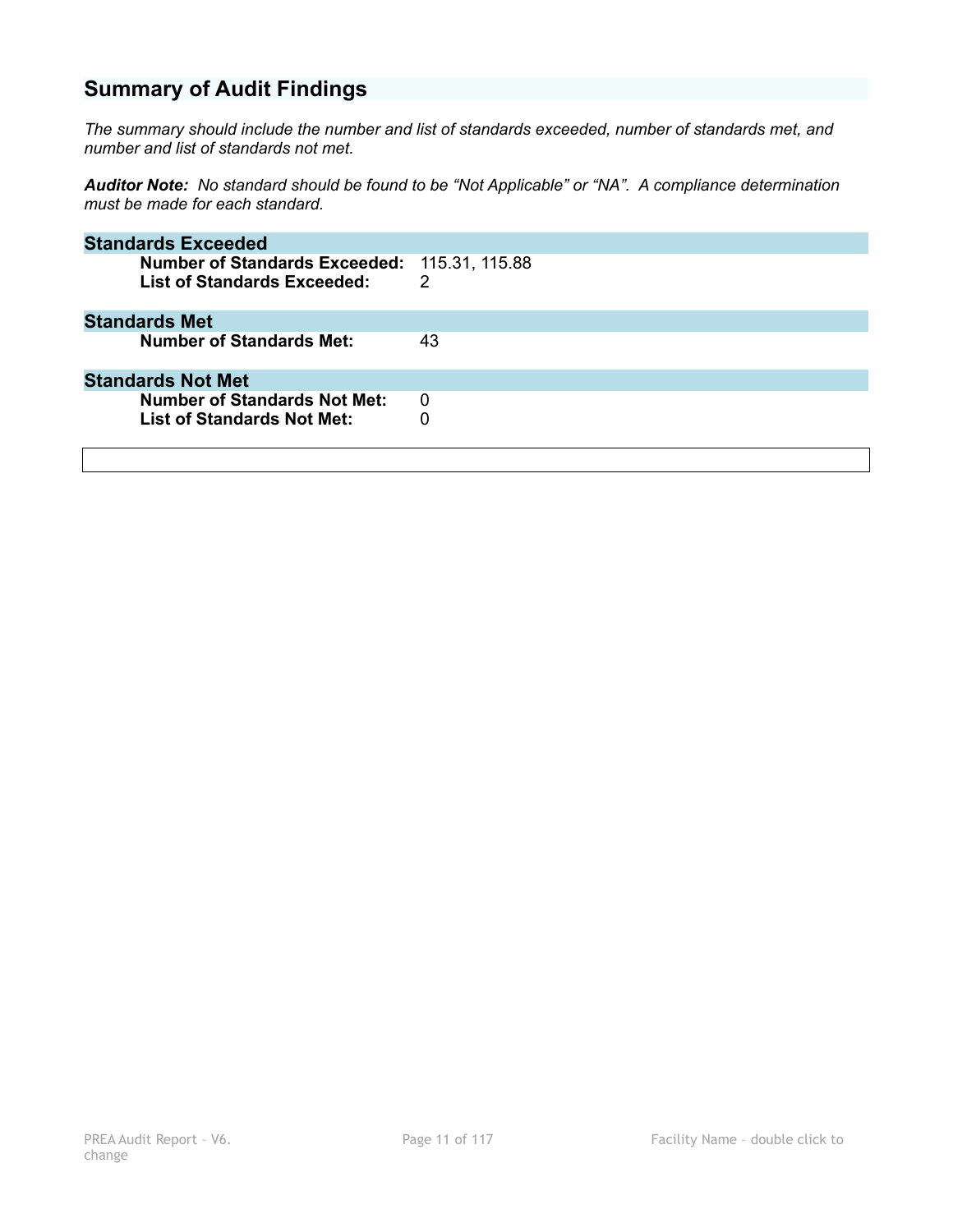## Summary of Audit Findings

*The summary should include the number and list of standards exceeded, number of standards met, and number and list of standards not met.*

***Auditor Note:*** *No standard should be found to be "Not Applicable" or "NA". A compliance determination must be made for each standard.*

### Standards Exceeded

**Number of Standards Exceeded:** 115.31, 115.88
**List of Standards Exceeded:** 2

### Standards Met

**Number of Standards Met:** 43

### Standards Not Met

**Number of Standards Not Met:** 0
**List of Standards Not Met:** 0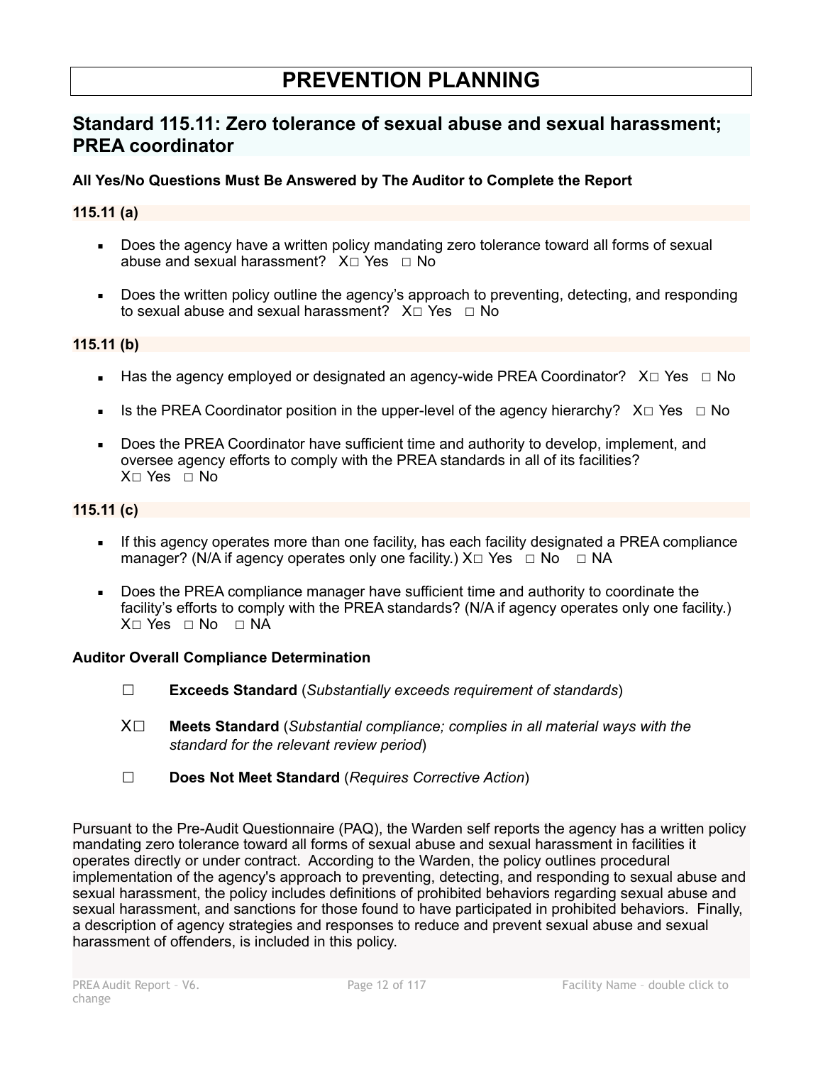# PREVENTION PLANNING

## Standard 115.11: Zero tolerance of sexual abuse and sexual harassment; PREA coordinator

**All Yes/No Questions Must Be Answered by The Auditor to Complete the Report**

### 115.11 (a)

- Does the agency have a written policy mandating zero tolerance toward all forms of sexual abuse and sexual harassment? X☐ Yes ☐ No
- Does the written policy outline the agency's approach to preventing, detecting, and responding to sexual abuse and sexual harassment? X☐ Yes ☐ No

### 115.11 (b)

- Has the agency employed or designated an agency-wide PREA Coordinator? X☐ Yes ☐ No
- Is the PREA Coordinator position in the upper-level of the agency hierarchy? X☐ Yes ☐ No
- Does the PREA Coordinator have sufficient time and authority to develop, implement, and oversee agency efforts to comply with the PREA standards in all of its facilities? X☐ Yes ☐ No

### 115.11 (c)

- If this agency operates more than one facility, has each facility designated a PREA compliance manager? (N/A if agency operates only one facility.) X☐ Yes ☐ No ☐ NA
- Does the PREA compliance manager have sufficient time and authority to coordinate the facility's efforts to comply with the PREA standards? (N/A if agency operates only one facility.) X☐ Yes ☐ No ☐ NA

**Auditor Overall Compliance Determination**

☐ **Exceeds Standard** (*Substantially exceeds requirement of standards*)

X☐ **Meets Standard** (*Substantial compliance; complies in all material ways with the standard for the relevant review period*)

☐ **Does Not Meet Standard** (*Requires Corrective Action*)

Pursuant to the Pre-Audit Questionnaire (PAQ), the Warden self reports the agency has a written policy mandating zero tolerance toward all forms of sexual abuse and sexual harassment in facilities it operates directly or under contract. According to the Warden, the policy outlines procedural implementation of the agency's approach to preventing, detecting, and responding to sexual abuse and sexual harassment, the policy includes definitions of prohibited behaviors regarding sexual abuse and sexual harassment, and sanctions for those found to have participated in prohibited behaviors. Finally, a description of agency strategies and responses to reduce and prevent sexual abuse and sexual harassment of offenders, is included in this policy.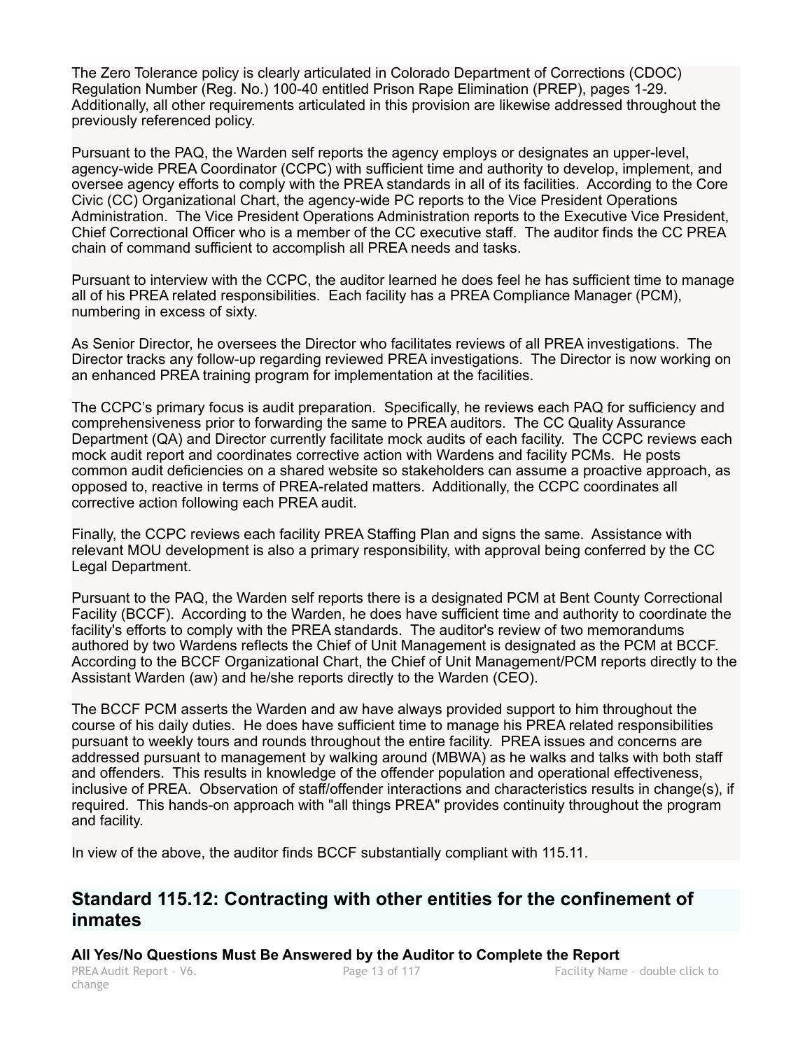The Zero Tolerance policy is clearly articulated in Colorado Department of Corrections (CDOC) Regulation Number (Reg. No.) 100-40 entitled Prison Rape Elimination (PREP), pages 1-29. Additionally, all other requirements articulated in this provision are likewise addressed throughout the previously referenced policy.

Pursuant to the PAQ, the Warden self reports the agency employs or designates an upper-level, agency-wide PREA Coordinator (CCPC) with sufficient time and authority to develop, implement, and oversee agency efforts to comply with the PREA standards in all of its facilities. According to the Core Civic (CC) Organizational Chart, the agency-wide PC reports to the Vice President Operations Administration. The Vice President Operations Administration reports to the Executive Vice President, Chief Correctional Officer who is a member of the CC executive staff. The auditor finds the CC PREA chain of command sufficient to accomplish all PREA needs and tasks.

Pursuant to interview with the CCPC, the auditor learned he does feel he has sufficient time to manage all of his PREA related responsibilities. Each facility has a PREA Compliance Manager (PCM), numbering in excess of sixty.

As Senior Director, he oversees the Director who facilitates reviews of all PREA investigations. The Director tracks any follow-up regarding reviewed PREA investigations. The Director is now working on an enhanced PREA training program for implementation at the facilities.

The CCPC's primary focus is audit preparation. Specifically, he reviews each PAQ for sufficiency and comprehensiveness prior to forwarding the same to PREA auditors. The CC Quality Assurance Department (QA) and Director currently facilitate mock audits of each facility. The CCPC reviews each mock audit report and coordinates corrective action with Wardens and facility PCMs. He posts common audit deficiencies on a shared website so stakeholders can assume a proactive approach, as opposed to, reactive in terms of PREA-related matters. Additionally, the CCPC coordinates all corrective action following each PREA audit.

Finally, the CCPC reviews each facility PREA Staffing Plan and signs the same. Assistance with relevant MOU development is also a primary responsibility, with approval being conferred by the CC Legal Department.

Pursuant to the PAQ, the Warden self reports there is a designated PCM at Bent County Correctional Facility (BCCF). According to the Warden, he does have sufficient time and authority to coordinate the facility's efforts to comply with the PREA standards. The auditor's review of two memorandums authored by two Wardens reflects the Chief of Unit Management is designated as the PCM at BCCF. According to the BCCF Organizational Chart, the Chief of Unit Management/PCM reports directly to the Assistant Warden (aw) and he/she reports directly to the Warden (CEO).

The BCCF PCM asserts the Warden and aw have always provided support to him throughout the course of his daily duties. He does have sufficient time to manage his PREA related responsibilities pursuant to weekly tours and rounds throughout the entire facility. PREA issues and concerns are addressed pursuant to management by walking around (MBWA) as he walks and talks with both staff and offenders. This results in knowledge of the offender population and operational effectiveness, inclusive of PREA. Observation of staff/offender interactions and characteristics results in change(s), if required. This hands-on approach with "all things PREA" provides continuity throughout the program and facility.

In view of the above, the auditor finds BCCF substantially compliant with 115.11.

## Standard 115.12: Contracting with other entities for the confinement of inmates

**All Yes/No Questions Must Be Answered by the Auditor to Complete the Report**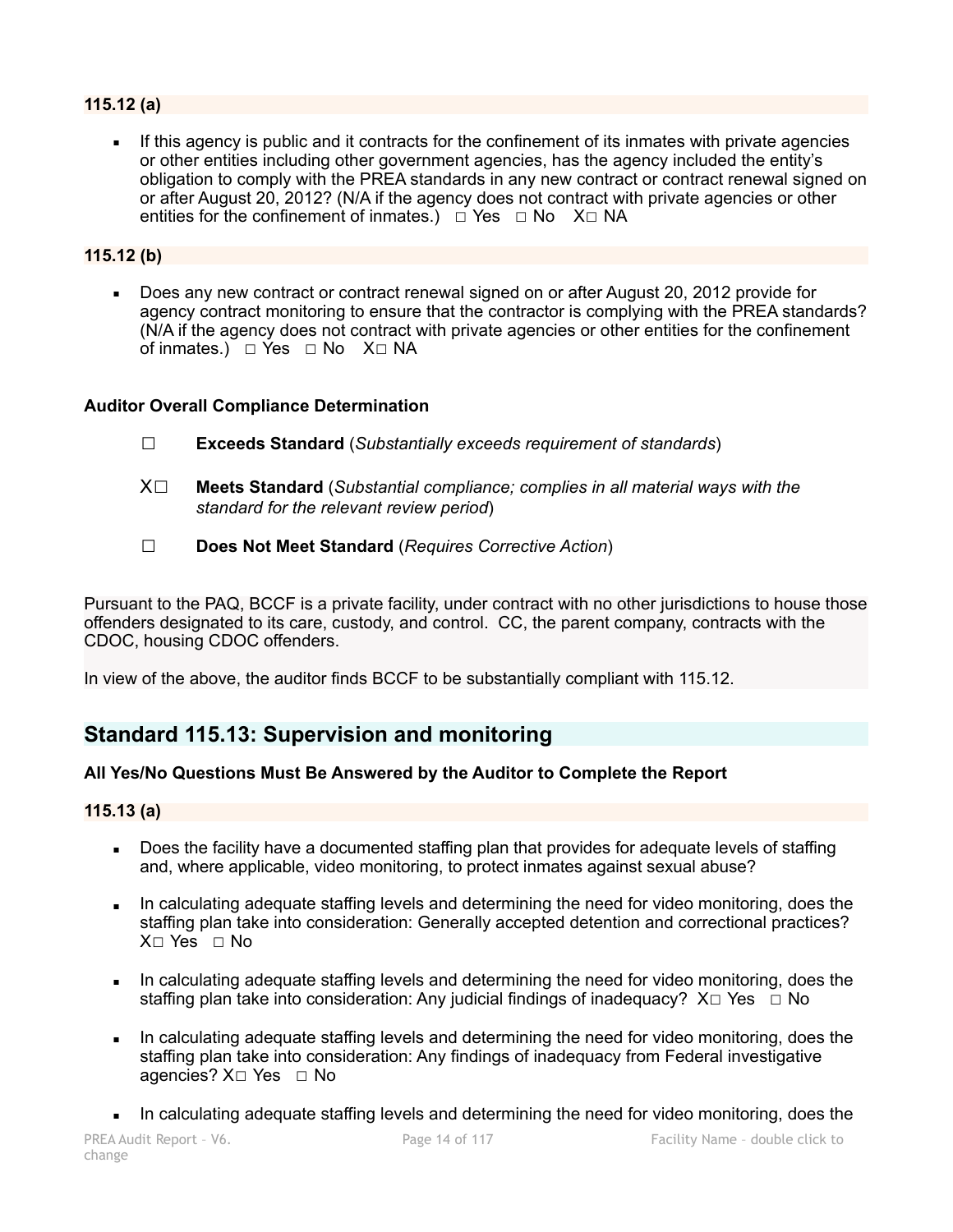**115.12 (a)**

- If this agency is public and it contracts for the confinement of its inmates with private agencies or other entities including other government agencies, has the agency included the entity's obligation to comply with the PREA standards in any new contract or contract renewal signed on or after August 20, 2012? (N/A if the agency does not contract with private agencies or other entities for the confinement of inmates.) ☐ Yes ☐ No X☐ NA

**115.12 (b)**

- Does any new contract or contract renewal signed on or after August 20, 2012 provide for agency contract monitoring to ensure that the contractor is complying with the PREA standards? (N/A if the agency does not contract with private agencies or other entities for the confinement of inmates.) ☐ Yes ☐ No X☐ NA

**Auditor Overall Compliance Determination**

☐ **Exceeds Standard** (*Substantially exceeds requirement of standards*)

X☐ **Meets Standard** (*Substantial compliance; complies in all material ways with the standard for the relevant review period*)

☐ **Does Not Meet Standard** (*Requires Corrective Action*)

Pursuant to the PAQ, BCCF is a private facility, under contract with no other jurisdictions to house those offenders designated to its care, custody, and control. CC, the parent company, contracts with the CDOC, housing CDOC offenders.

In view of the above, the auditor finds BCCF to be substantially compliant with 115.12.

## Standard 115.13: Supervision and monitoring

**All Yes/No Questions Must Be Answered by the Auditor to Complete the Report**

**115.13 (a)**

- Does the facility have a documented staffing plan that provides for adequate levels of staffing and, where applicable, video monitoring, to protect inmates against sexual abuse?
- In calculating adequate staffing levels and determining the need for video monitoring, does the staffing plan take into consideration: Generally accepted detention and correctional practices? X☐ Yes ☐ No
- In calculating adequate staffing levels and determining the need for video monitoring, does the staffing plan take into consideration: Any judicial findings of inadequacy? X☐ Yes ☐ No
- In calculating adequate staffing levels and determining the need for video monitoring, does the staffing plan take into consideration: Any findings of inadequacy from Federal investigative agencies? X☐ Yes ☐ No
- In calculating adequate staffing levels and determining the need for video monitoring, does the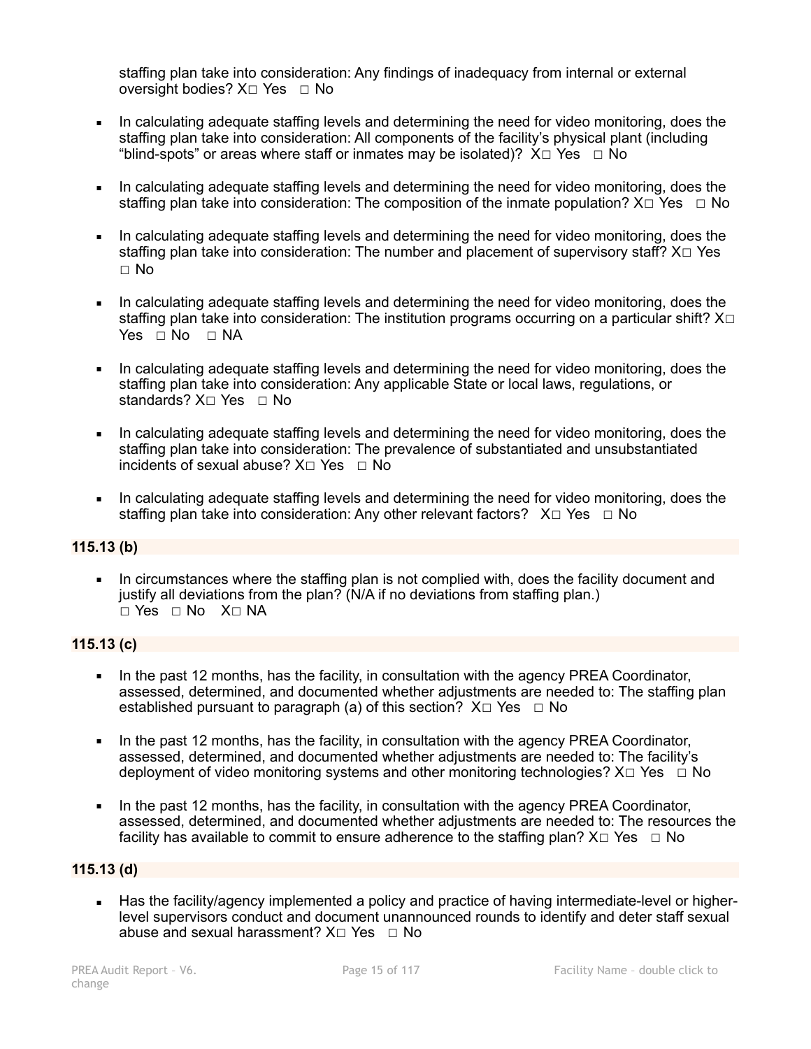staffing plan take into consideration: Any findings of inadequacy from internal or external oversight bodies? X□ Yes □ No

- In calculating adequate staffing levels and determining the need for video monitoring, does the staffing plan take into consideration: All components of the facility's physical plant (including "blind-spots" or areas where staff or inmates may be isolated)? X□ Yes □ No
- In calculating adequate staffing levels and determining the need for video monitoring, does the staffing plan take into consideration: The composition of the inmate population? X□ Yes □ No
- In calculating adequate staffing levels and determining the need for video monitoring, does the staffing plan take into consideration: The number and placement of supervisory staff? X□ Yes □ No
- In calculating adequate staffing levels and determining the need for video monitoring, does the staffing plan take into consideration: The institution programs occurring on a particular shift? X□ Yes □ No □ NA
- In calculating adequate staffing levels and determining the need for video monitoring, does the staffing plan take into consideration: Any applicable State or local laws, regulations, or standards? X□ Yes □ No
- In calculating adequate staffing levels and determining the need for video monitoring, does the staffing plan take into consideration: The prevalence of substantiated and unsubstantiated incidents of sexual abuse? X□ Yes □ No
- In calculating adequate staffing levels and determining the need for video monitoring, does the staffing plan take into consideration: Any other relevant factors? X□ Yes □ No

### 115.13 (b)

- In circumstances where the staffing plan is not complied with, does the facility document and justify all deviations from the plan? (N/A if no deviations from staffing plan.) □ Yes □ No X□ NA

### 115.13 (c)

- In the past 12 months, has the facility, in consultation with the agency PREA Coordinator, assessed, determined, and documented whether adjustments are needed to: The staffing plan established pursuant to paragraph (a) of this section? X□ Yes □ No
- In the past 12 months, has the facility, in consultation with the agency PREA Coordinator, assessed, determined, and documented whether adjustments are needed to: The facility's deployment of video monitoring systems and other monitoring technologies? X□ Yes □ No
- In the past 12 months, has the facility, in consultation with the agency PREA Coordinator, assessed, determined, and documented whether adjustments are needed to: The resources the facility has available to commit to ensure adherence to the staffing plan? X□ Yes □ No

### 115.13 (d)

- Has the facility/agency implemented a policy and practice of having intermediate-level or higher-level supervisors conduct and document unannounced rounds to identify and deter staff sexual abuse and sexual harassment? X□ Yes □ No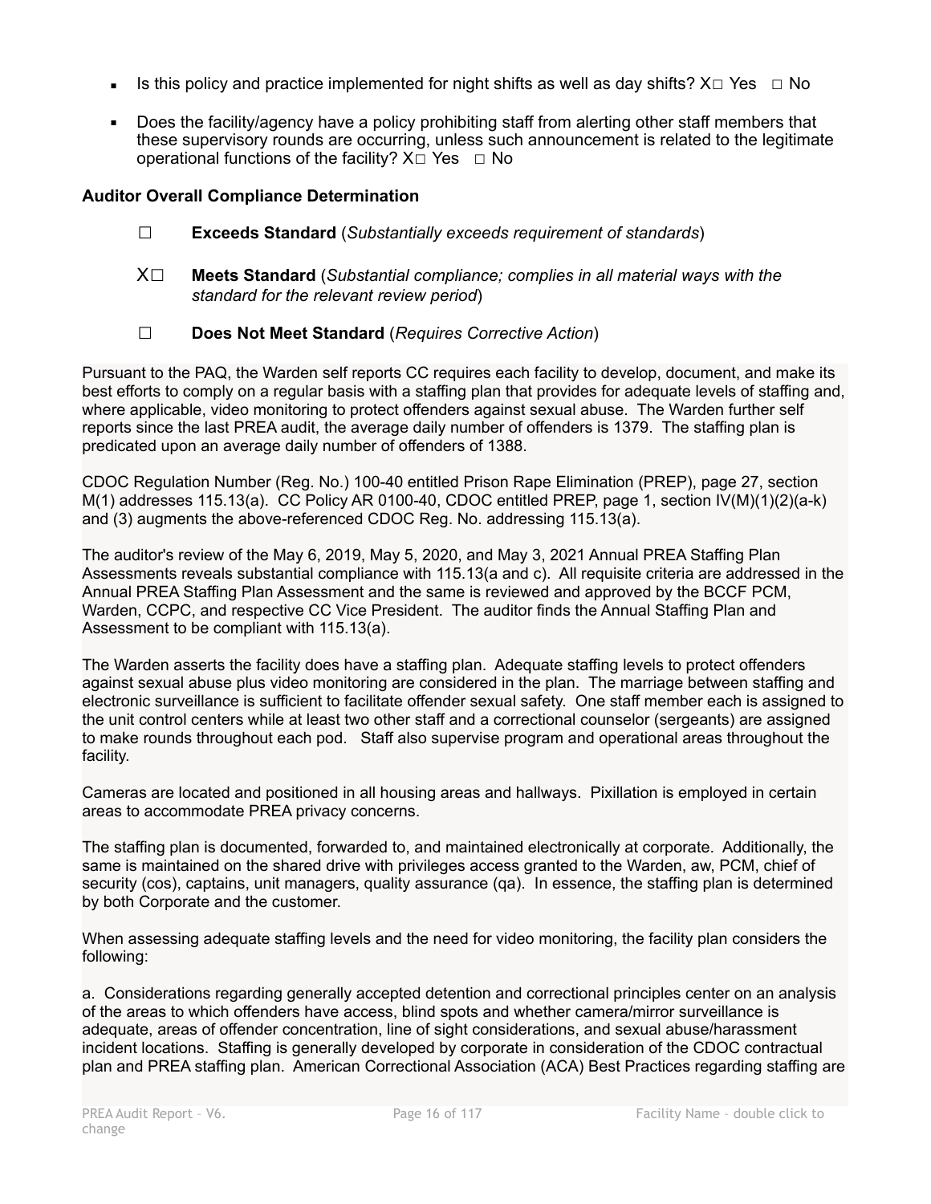- Is this policy and practice implemented for night shifts as well as day shifts? X☐ Yes ☐ No
- Does the facility/agency have a policy prohibiting staff from alerting other staff members that these supervisory rounds are occurring, unless such announcement is related to the legitimate operational functions of the facility? X☐ Yes ☐ No

**Auditor Overall Compliance Determination**

☐ **Exceeds Standard** (*Substantially exceeds requirement of standards*)

X☐ **Meets Standard** (*Substantial compliance; complies in all material ways with the standard for the relevant review period*)

☐ **Does Not Meet Standard** (*Requires Corrective Action*)

Pursuant to the PAQ, the Warden self reports CC requires each facility to develop, document, and make its best efforts to comply on a regular basis with a staffing plan that provides for adequate levels of staffing and, where applicable, video monitoring to protect offenders against sexual abuse. The Warden further self reports since the last PREA audit, the average daily number of offenders is 1379. The staffing plan is predicated upon an average daily number of offenders of 1388.

CDOC Regulation Number (Reg. No.) 100-40 entitled Prison Rape Elimination (PREP), page 27, section M(1) addresses 115.13(a). CC Policy AR 0100-40, CDOC entitled PREP, page 1, section IV(M)(1)(2)(a-k) and (3) augments the above-referenced CDOC Reg. No. addressing 115.13(a).

The auditor's review of the May 6, 2019, May 5, 2020, and May 3, 2021 Annual PREA Staffing Plan Assessments reveals substantial compliance with 115.13(a and c). All requisite criteria are addressed in the Annual PREA Staffing Plan Assessment and the same is reviewed and approved by the BCCF PCM, Warden, CCPC, and respective CC Vice President. The auditor finds the Annual Staffing Plan and Assessment to be compliant with 115.13(a).

The Warden asserts the facility does have a staffing plan. Adequate staffing levels to protect offenders against sexual abuse plus video monitoring are considered in the plan. The marriage between staffing and electronic surveillance is sufficient to facilitate offender sexual safety. One staff member each is assigned to the unit control centers while at least two other staff and a correctional counselor (sergeants) are assigned to make rounds throughout each pod. Staff also supervise program and operational areas throughout the facility.

Cameras are located and positioned in all housing areas and hallways. Pixillation is employed in certain areas to accommodate PREA privacy concerns.

The staffing plan is documented, forwarded to, and maintained electronically at corporate. Additionally, the same is maintained on the shared drive with privileges access granted to the Warden, aw, PCM, chief of security (cos), captains, unit managers, quality assurance (qa). In essence, the staffing plan is determined by both Corporate and the customer.

When assessing adequate staffing levels and the need for video monitoring, the facility plan considers the following:

a. Considerations regarding generally accepted detention and correctional principles center on an analysis of the areas to which offenders have access, blind spots and whether camera/mirror surveillance is adequate, areas of offender concentration, line of sight considerations, and sexual abuse/harassment incident locations. Staffing is generally developed by corporate in consideration of the CDOC contractual plan and PREA staffing plan. American Correctional Association (ACA) Best Practices regarding staffing are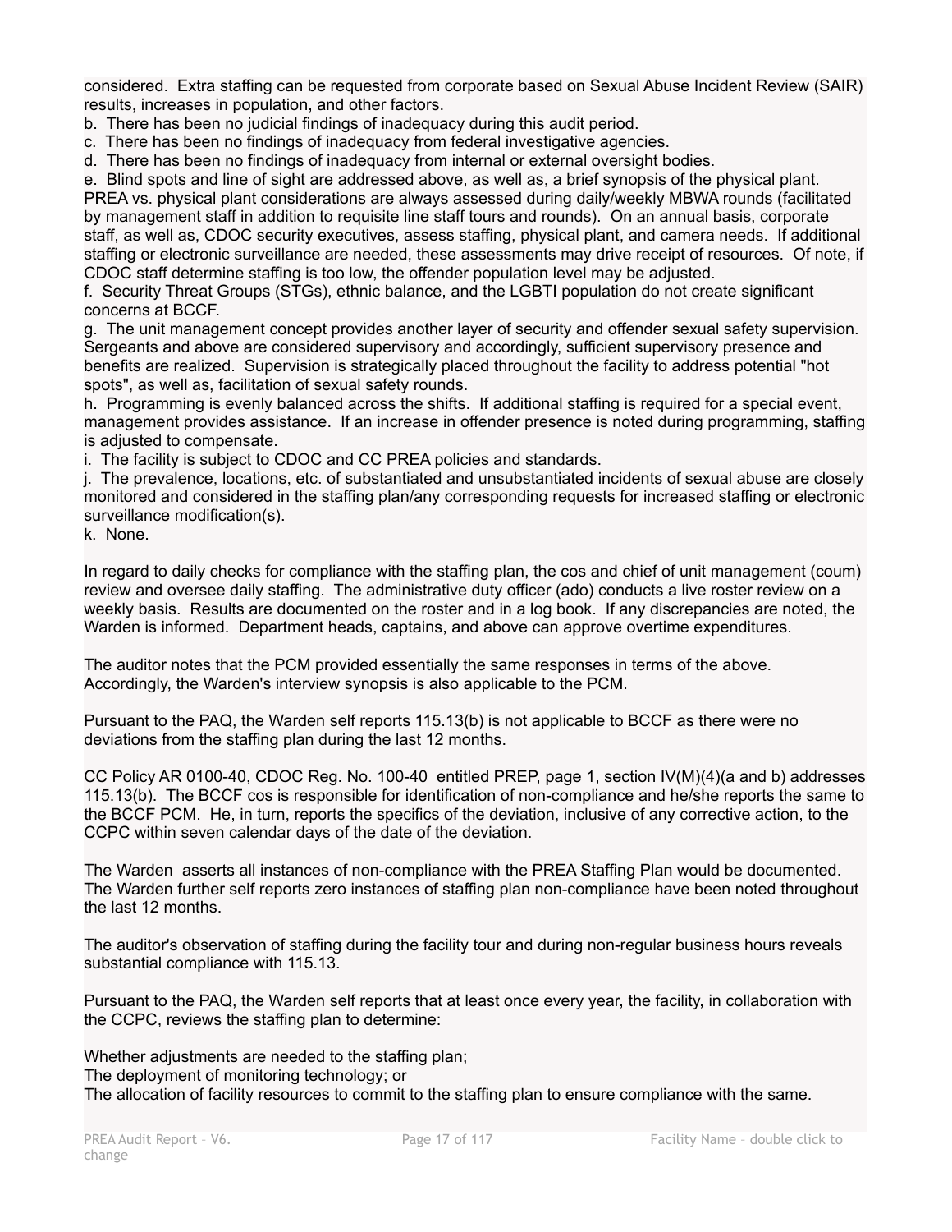considered. Extra staffing can be requested from corporate based on Sexual Abuse Incident Review (SAIR) results, increases in population, and other factors.
b. There has been no judicial findings of inadequacy during this audit period.
c. There has been no findings of inadequacy from federal investigative agencies.
d. There has been no findings of inadequacy from internal or external oversight bodies.
e. Blind spots and line of sight are addressed above, as well as, a brief synopsis of the physical plant. PREA vs. physical plant considerations are always assessed during daily/weekly MBWA rounds (facilitated by management staff in addition to requisite line staff tours and rounds). On an annual basis, corporate staff, as well as, CDOC security executives, assess staffing, physical plant, and camera needs. If additional staffing or electronic surveillance are needed, these assessments may drive receipt of resources. Of note, if CDOC staff determine staffing is too low, the offender population level may be adjusted.
f. Security Threat Groups (STGs), ethnic balance, and the LGBTI population do not create significant concerns at BCCF.
g. The unit management concept provides another layer of security and offender sexual safety supervision. Sergeants and above are considered supervisory and accordingly, sufficient supervisory presence and benefits are realized. Supervision is strategically placed throughout the facility to address potential "hot spots", as well as, facilitation of sexual safety rounds.
h. Programming is evenly balanced across the shifts. If additional staffing is required for a special event, management provides assistance. If an increase in offender presence is noted during programming, staffing is adjusted to compensate.
i. The facility is subject to CDOC and CC PREA policies and standards.
j. The prevalence, locations, etc. of substantiated and unsubstantiated incidents of sexual abuse are closely monitored and considered in the staffing plan/any corresponding requests for increased staffing or electronic surveillance modification(s).
k. None.

In regard to daily checks for compliance with the staffing plan, the cos and chief of unit management (coum) review and oversee daily staffing. The administrative duty officer (ado) conducts a live roster review on a weekly basis. Results are documented on the roster and in a log book. If any discrepancies are noted, the Warden is informed. Department heads, captains, and above can approve overtime expenditures.

The auditor notes that the PCM provided essentially the same responses in terms of the above. Accordingly, the Warden's interview synopsis is also applicable to the PCM.

Pursuant to the PAQ, the Warden self reports 115.13(b) is not applicable to BCCF as there were no deviations from the staffing plan during the last 12 months.

CC Policy AR 0100-40, CDOC Reg. No. 100-40 entitled PREP, page 1, section IV(M)(4)(a and b) addresses 115.13(b). The BCCF cos is responsible for identification of non-compliance and he/she reports the same to the BCCF PCM. He, in turn, reports the specifics of the deviation, inclusive of any corrective action, to the CCPC within seven calendar days of the date of the deviation.

The Warden asserts all instances of non-compliance with the PREA Staffing Plan would be documented. The Warden further self reports zero instances of staffing plan non-compliance have been noted throughout the last 12 months.

The auditor's observation of staffing during the facility tour and during non-regular business hours reveals substantial compliance with 115.13.

Pursuant to the PAQ, the Warden self reports that at least once every year, the facility, in collaboration with the CCPC, reviews the staffing plan to determine:

Whether adjustments are needed to the staffing plan;
The deployment of monitoring technology; or
The allocation of facility resources to commit to the staffing plan to ensure compliance with the same.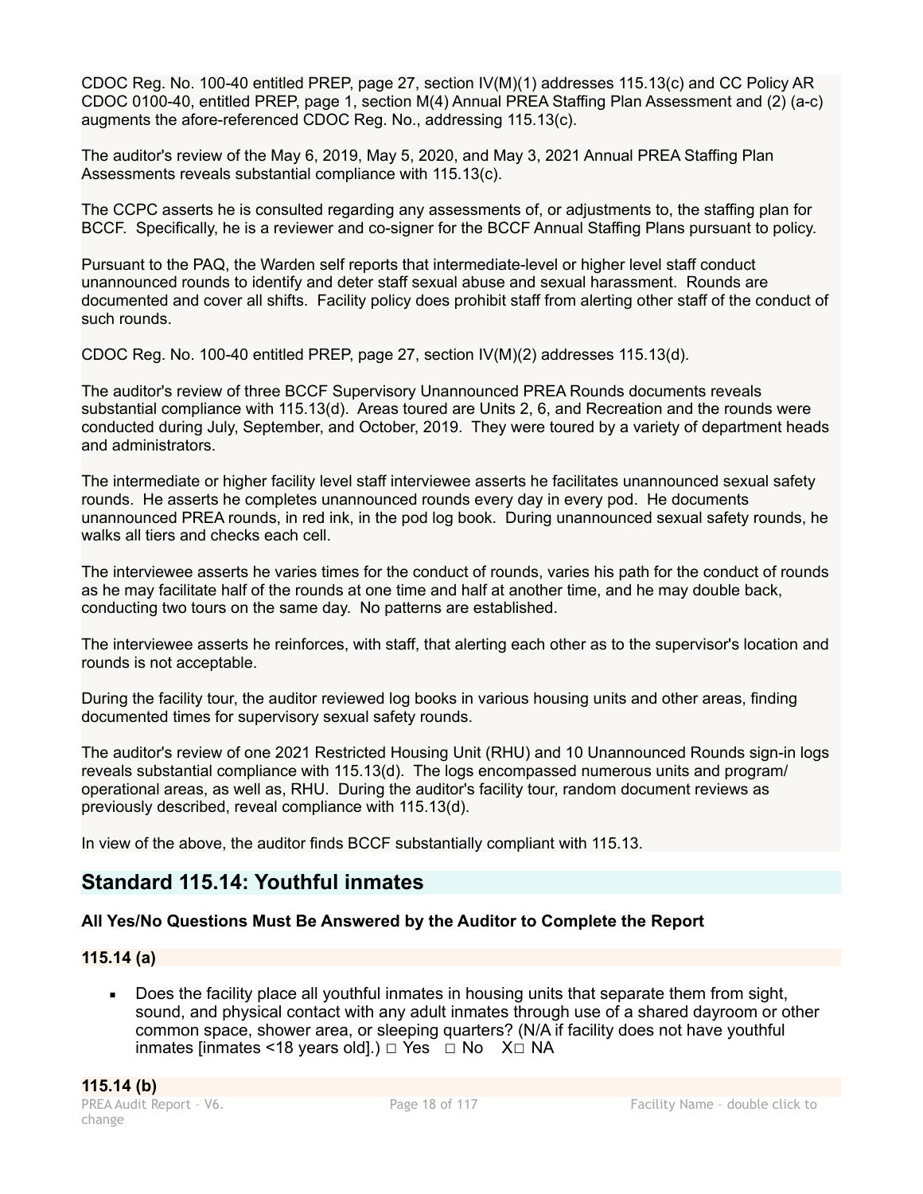CDOC Reg. No. 100-40 entitled PREP, page 27, section IV(M)(1) addresses 115.13(c) and CC Policy AR CDOC 0100-40, entitled PREP, page 1, section M(4) Annual PREA Staffing Plan Assessment and (2) (a-c) augments the afore-referenced CDOC Reg. No., addressing 115.13(c).

The auditor's review of the May 6, 2019, May 5, 2020, and May 3, 2021 Annual PREA Staffing Plan Assessments reveals substantial compliance with 115.13(c).

The CCPC asserts he is consulted regarding any assessments of, or adjustments to, the staffing plan for BCCF. Specifically, he is a reviewer and co-signer for the BCCF Annual Staffing Plans pursuant to policy.

Pursuant to the PAQ, the Warden self reports that intermediate-level or higher level staff conduct unannounced rounds to identify and deter staff sexual abuse and sexual harassment. Rounds are documented and cover all shifts. Facility policy does prohibit staff from alerting other staff of the conduct of such rounds.

CDOC Reg. No. 100-40 entitled PREP, page 27, section IV(M)(2) addresses 115.13(d).

The auditor's review of three BCCF Supervisory Unannounced PREA Rounds documents reveals substantial compliance with 115.13(d). Areas toured are Units 2, 6, and Recreation and the rounds were conducted during July, September, and October, 2019. They were toured by a variety of department heads and administrators.

The intermediate or higher facility level staff interviewee asserts he facilitates unannounced sexual safety rounds. He asserts he completes unannounced rounds every day in every pod. He documents unannounced PREA rounds, in red ink, in the pod log book. During unannounced sexual safety rounds, he walks all tiers and checks each cell.

The interviewee asserts he varies times for the conduct of rounds, varies his path for the conduct of rounds as he may facilitate half of the rounds at one time and half at another time, and he may double back, conducting two tours on the same day. No patterns are established.

The interviewee asserts he reinforces, with staff, that alerting each other as to the supervisor's location and rounds is not acceptable.

During the facility tour, the auditor reviewed log books in various housing units and other areas, finding documented times for supervisory sexual safety rounds.

The auditor's review of one 2021 Restricted Housing Unit (RHU) and 10 Unannounced Rounds sign-in logs reveals substantial compliance with 115.13(d). The logs encompassed numerous units and program/ operational areas, as well as, RHU. During the auditor's facility tour, random document reviews as previously described, reveal compliance with 115.13(d).

In view of the above, the auditor finds BCCF substantially compliant with 115.13.

## Standard 115.14: Youthful inmates

**All Yes/No Questions Must Be Answered by the Auditor to Complete the Report**

**115.14 (a)**

- Does the facility place all youthful inmates in housing units that separate them from sight, sound, and physical contact with any adult inmates through use of a shared dayroom or other common space, shower area, or sleeping quarters? (N/A if facility does not have youthful inmates [inmates <18 years old].) □ Yes □ No X□ NA

**115.14 (b)**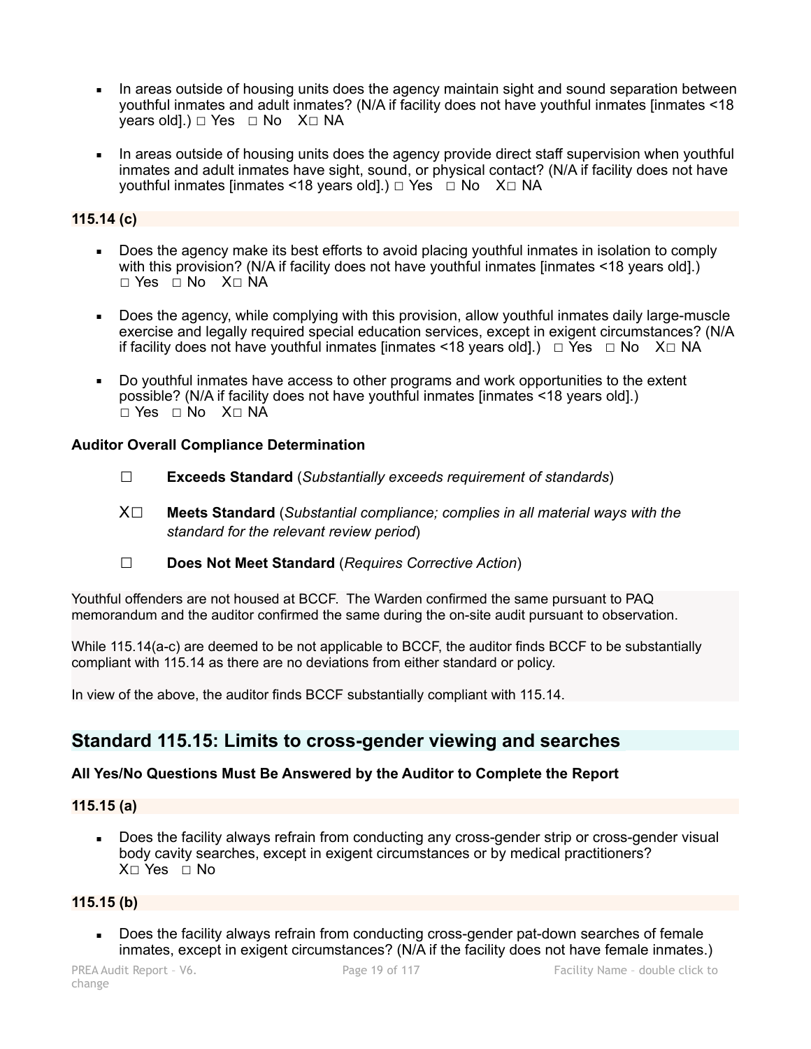- In areas outside of housing units does the agency maintain sight and sound separation between youthful inmates and adult inmates? (N/A if facility does not have youthful inmates [inmates <18 years old].) ☐ Yes ☐ No X☐ NA

- In areas outside of housing units does the agency provide direct staff supervision when youthful inmates and adult inmates have sight, sound, or physical contact? (N/A if facility does not have youthful inmates [inmates <18 years old].) ☐ Yes ☐ No X☐ NA

**115.14 (c)**

- Does the agency make its best efforts to avoid placing youthful inmates in isolation to comply with this provision? (N/A if facility does not have youthful inmates [inmates <18 years old].) ☐ Yes ☐ No X☐ NA

- Does the agency, while complying with this provision, allow youthful inmates daily large-muscle exercise and legally required special education services, except in exigent circumstances? (N/A if facility does not have youthful inmates [inmates <18 years old].) ☐ Yes ☐ No X☐ NA

- Do youthful inmates have access to other programs and work opportunities to the extent possible? (N/A if facility does not have youthful inmates [inmates <18 years old].) ☐ Yes ☐ No X☐ NA

**Auditor Overall Compliance Determination**

☐ **Exceeds Standard** (*Substantially exceeds requirement of standards*)

X☐ **Meets Standard** (*Substantial compliance; complies in all material ways with the standard for the relevant review period*)

☐ **Does Not Meet Standard** (*Requires Corrective Action*)

Youthful offenders are not housed at BCCF. The Warden confirmed the same pursuant to PAQ memorandum and the auditor confirmed the same during the on-site audit pursuant to observation.

While 115.14(a-c) are deemed to be not applicable to BCCF, the auditor finds BCCF to be substantially compliant with 115.14 as there are no deviations from either standard or policy.

In view of the above, the auditor finds BCCF substantially compliant with 115.14.

## Standard 115.15: Limits to cross-gender viewing and searches

**All Yes/No Questions Must Be Answered by the Auditor to Complete the Report**

**115.15 (a)**

- Does the facility always refrain from conducting any cross-gender strip or cross-gender visual body cavity searches, except in exigent circumstances or by medical practitioners? X☐ Yes ☐ No

**115.15 (b)**

- Does the facility always refrain from conducting cross-gender pat-down searches of female inmates, except in exigent circumstances? (N/A if the facility does not have female inmates.)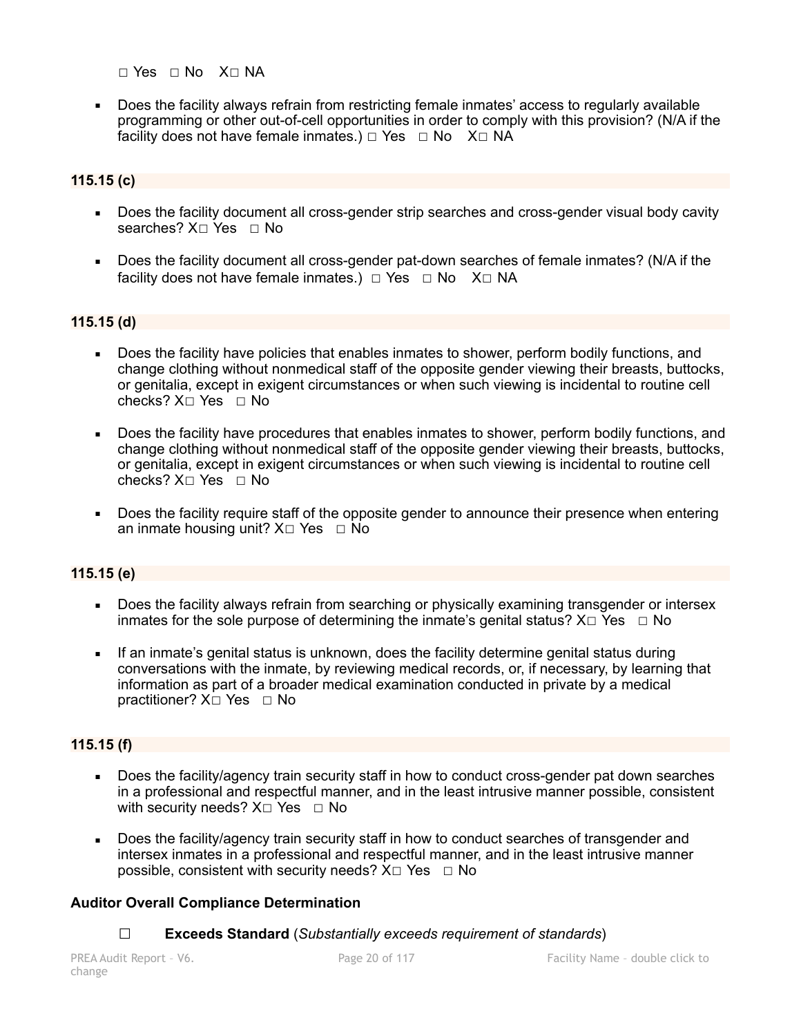□ Yes □ No X□ NA

- Does the facility always refrain from restricting female inmates' access to regularly available programming or other out-of-cell opportunities in order to comply with this provision? (N/A if the facility does not have female inmates.) □ Yes □ No X□ NA

**115.15 (c)**

- Does the facility document all cross-gender strip searches and cross-gender visual body cavity searches? X□ Yes □ No
- Does the facility document all cross-gender pat-down searches of female inmates? (N/A if the facility does not have female inmates.) □ Yes □ No X□ NA

**115.15 (d)**

- Does the facility have policies that enables inmates to shower, perform bodily functions, and change clothing without nonmedical staff of the opposite gender viewing their breasts, buttocks, or genitalia, except in exigent circumstances or when such viewing is incidental to routine cell checks? X□ Yes □ No
- Does the facility have procedures that enables inmates to shower, perform bodily functions, and change clothing without nonmedical staff of the opposite gender viewing their breasts, buttocks, or genitalia, except in exigent circumstances or when such viewing is incidental to routine cell checks? X□ Yes □ No
- Does the facility require staff of the opposite gender to announce their presence when entering an inmate housing unit? X□ Yes □ No

**115.15 (e)**

- Does the facility always refrain from searching or physically examining transgender or intersex inmates for the sole purpose of determining the inmate's genital status? X□ Yes □ No
- If an inmate's genital status is unknown, does the facility determine genital status during conversations with the inmate, by reviewing medical records, or, if necessary, by learning that information as part of a broader medical examination conducted in private by a medical practitioner? X□ Yes □ No

**115.15 (f)**

- Does the facility/agency train security staff in how to conduct cross-gender pat down searches in a professional and respectful manner, and in the least intrusive manner possible, consistent with security needs? X□ Yes □ No
- Does the facility/agency train security staff in how to conduct searches of transgender and intersex inmates in a professional and respectful manner, and in the least intrusive manner possible, consistent with security needs? X□ Yes □ No

**Auditor Overall Compliance Determination**

☐ **Exceeds Standard** (*Substantially exceeds requirement of standards*)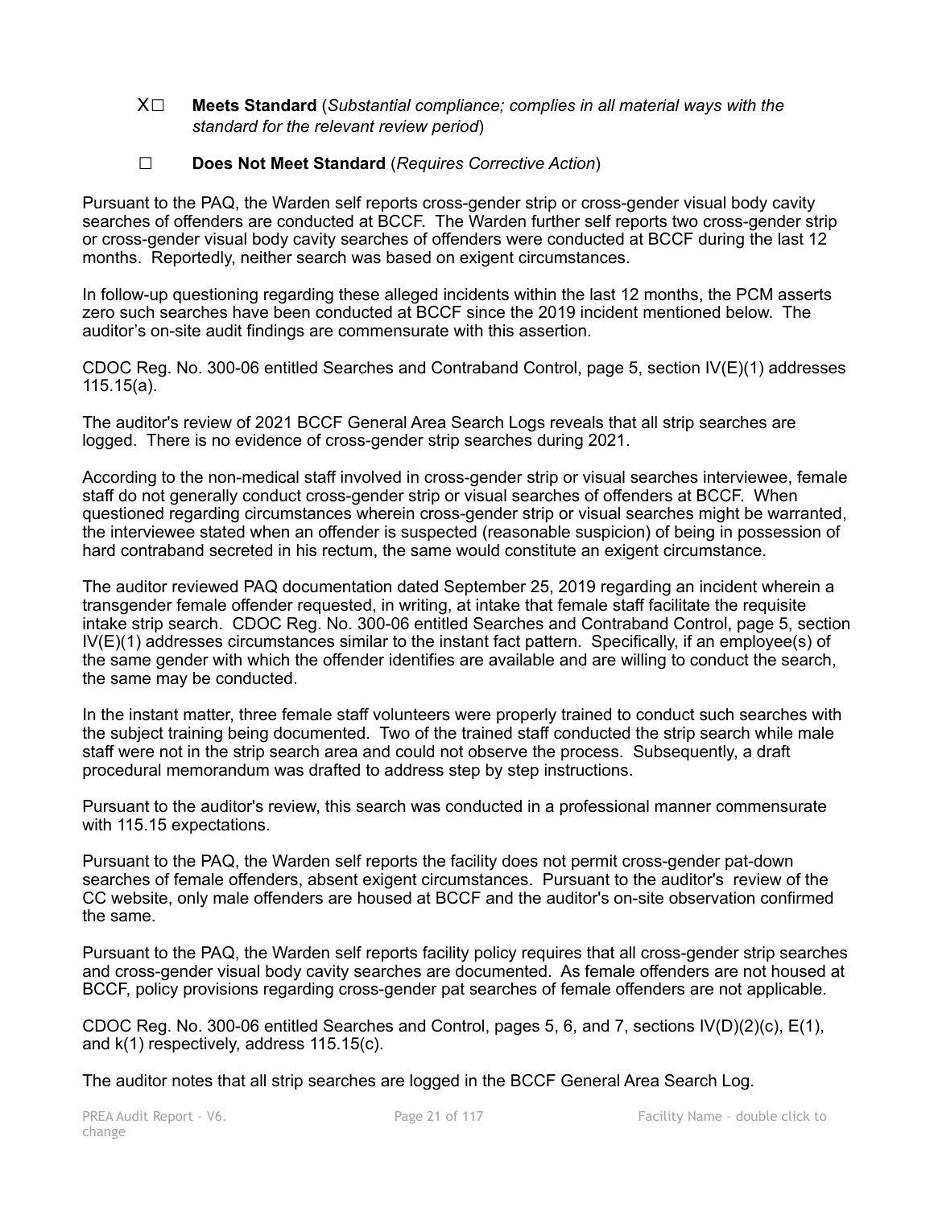X☐ **Meets Standard** (*Substantial compliance; complies in all material ways with the standard for the relevant review period*)

☐ **Does Not Meet Standard** (*Requires Corrective Action*)

Pursuant to the PAQ, the Warden self reports cross-gender strip or cross-gender visual body cavity searches of offenders are conducted at BCCF. The Warden further self reports two cross-gender strip or cross-gender visual body cavity searches of offenders were conducted at BCCF during the last 12 months. Reportedly, neither search was based on exigent circumstances.

In follow-up questioning regarding these alleged incidents within the last 12 months, the PCM asserts zero such searches have been conducted at BCCF since the 2019 incident mentioned below. The auditor's on-site audit findings are commensurate with this assertion.

CDOC Reg. No. 300-06 entitled Searches and Contraband Control, page 5, section IV(E)(1) addresses 115.15(a).

The auditor's review of 2021 BCCF General Area Search Logs reveals that all strip searches are logged. There is no evidence of cross-gender strip searches during 2021.

According to the non-medical staff involved in cross-gender strip or visual searches interviewee, female staff do not generally conduct cross-gender strip or visual searches of offenders at BCCF. When questioned regarding circumstances wherein cross-gender strip or visual searches might be warranted, the interviewee stated when an offender is suspected (reasonable suspicion) of being in possession of hard contraband secreted in his rectum, the same would constitute an exigent circumstance.

The auditor reviewed PAQ documentation dated September 25, 2019 regarding an incident wherein a transgender female offender requested, in writing, at intake that female staff facilitate the requisite intake strip search. CDOC Reg. No. 300-06 entitled Searches and Contraband Control, page 5, section IV(E)(1) addresses circumstances similar to the instant fact pattern. Specifically, if an employee(s) of the same gender with which the offender identifies are available and are willing to conduct the search, the same may be conducted.

In the instant matter, three female staff volunteers were properly trained to conduct such searches with the subject training being documented. Two of the trained staff conducted the strip search while male staff were not in the strip search area and could not observe the process. Subsequently, a draft procedural memorandum was drafted to address step by step instructions.

Pursuant to the auditor's review, this search was conducted in a professional manner commensurate with 115.15 expectations.

Pursuant to the PAQ, the Warden self reports the facility does not permit cross-gender pat-down searches of female offenders, absent exigent circumstances. Pursuant to the auditor's review of the CC website, only male offenders are housed at BCCF and the auditor's on-site observation confirmed the same.

Pursuant to the PAQ, the Warden self reports facility policy requires that all cross-gender strip searches and cross-gender visual body cavity searches are documented. As female offenders are not housed at BCCF, policy provisions regarding cross-gender pat searches of female offenders are not applicable.

CDOC Reg. No. 300-06 entitled Searches and Control, pages 5, 6, and 7, sections IV(D)(2)(c), E(1), and k(1) respectively, address 115.15(c).

The auditor notes that all strip searches are logged in the BCCF General Area Search Log.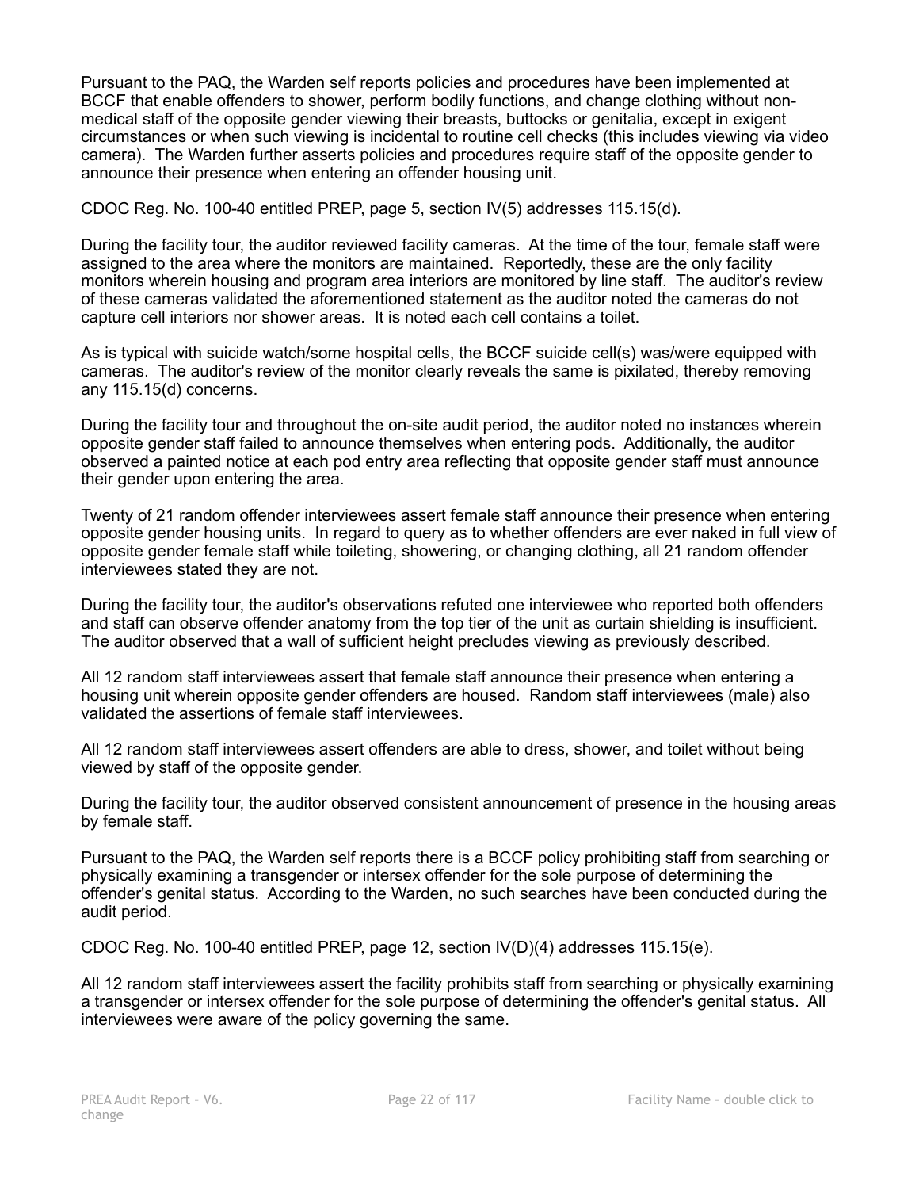Pursuant to the PAQ, the Warden self reports policies and procedures have been implemented at BCCF that enable offenders to shower, perform bodily functions, and change clothing without non-medical staff of the opposite gender viewing their breasts, buttocks or genitalia, except in exigent circumstances or when such viewing is incidental to routine cell checks (this includes viewing via video camera). The Warden further asserts policies and procedures require staff of the opposite gender to announce their presence when entering an offender housing unit.

CDOC Reg. No. 100-40 entitled PREP, page 5, section IV(5) addresses 115.15(d).

During the facility tour, the auditor reviewed facility cameras. At the time of the tour, female staff were assigned to the area where the monitors are maintained. Reportedly, these are the only facility monitors wherein housing and program area interiors are monitored by line staff. The auditor's review of these cameras validated the aforementioned statement as the auditor noted the cameras do not capture cell interiors nor shower areas. It is noted each cell contains a toilet.

As is typical with suicide watch/some hospital cells, the BCCF suicide cell(s) was/were equipped with cameras. The auditor's review of the monitor clearly reveals the same is pixilated, thereby removing any 115.15(d) concerns.

During the facility tour and throughout the on-site audit period, the auditor noted no instances wherein opposite gender staff failed to announce themselves when entering pods. Additionally, the auditor observed a painted notice at each pod entry area reflecting that opposite gender staff must announce their gender upon entering the area.

Twenty of 21 random offender interviewees assert female staff announce their presence when entering opposite gender housing units. In regard to query as to whether offenders are ever naked in full view of opposite gender female staff while toileting, showering, or changing clothing, all 21 random offender interviewees stated they are not.

During the facility tour, the auditor's observations refuted one interviewee who reported both offenders and staff can observe offender anatomy from the top tier of the unit as curtain shielding is insufficient. The auditor observed that a wall of sufficient height precludes viewing as previously described.

All 12 random staff interviewees assert that female staff announce their presence when entering a housing unit wherein opposite gender offenders are housed. Random staff interviewees (male) also validated the assertions of female staff interviewees.

All 12 random staff interviewees assert offenders are able to dress, shower, and toilet without being viewed by staff of the opposite gender.

During the facility tour, the auditor observed consistent announcement of presence in the housing areas by female staff.

Pursuant to the PAQ, the Warden self reports there is a BCCF policy prohibiting staff from searching or physically examining a transgender or intersex offender for the sole purpose of determining the offender's genital status. According to the Warden, no such searches have been conducted during the audit period.

CDOC Reg. No. 100-40 entitled PREP, page 12, section IV(D)(4) addresses 115.15(e).

All 12 random staff interviewees assert the facility prohibits staff from searching or physically examining a transgender or intersex offender for the sole purpose of determining the offender's genital status. All interviewees were aware of the policy governing the same.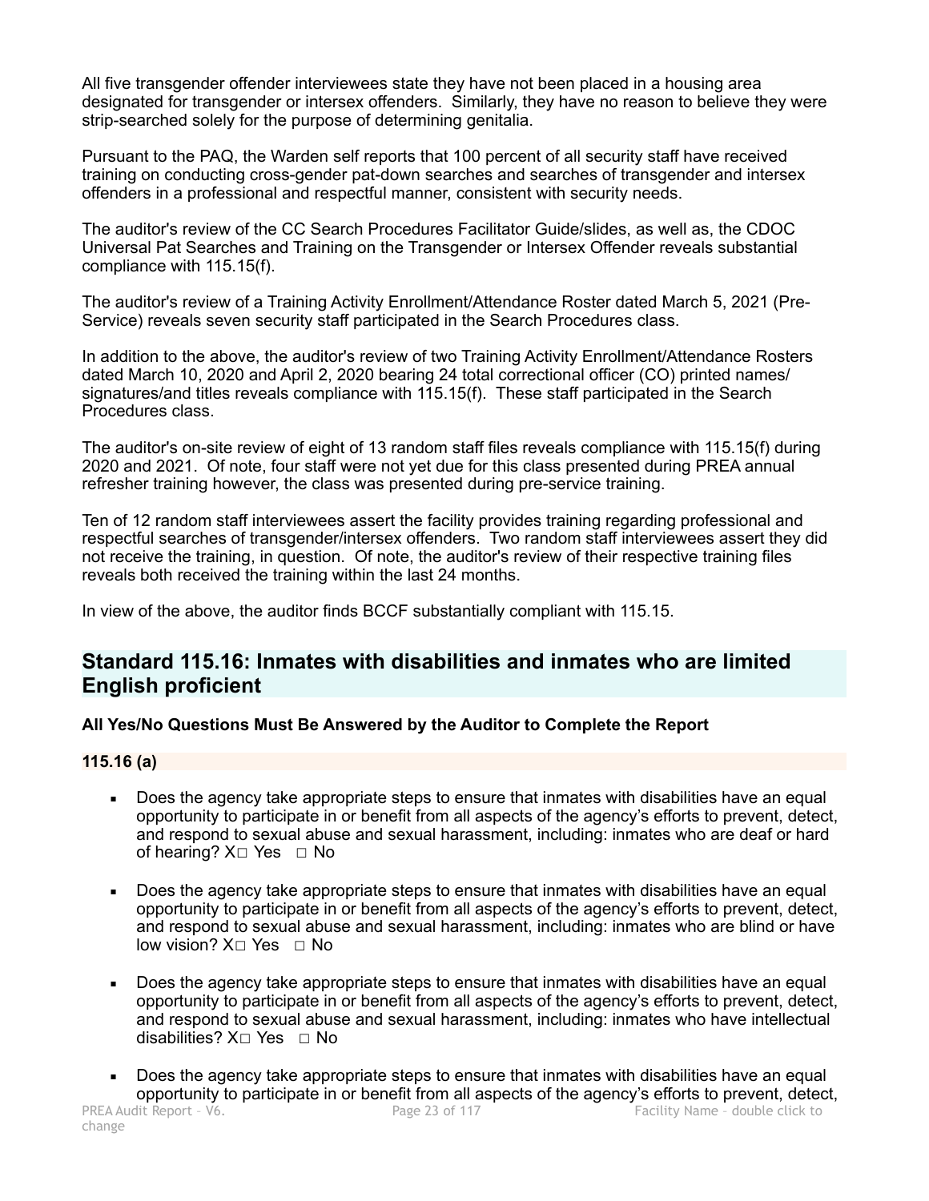All five transgender offender interviewees state they have not been placed in a housing area designated for transgender or intersex offenders. Similarly, they have no reason to believe they were strip-searched solely for the purpose of determining genitalia.

Pursuant to the PAQ, the Warden self reports that 100 percent of all security staff have received training on conducting cross-gender pat-down searches and searches of transgender and intersex offenders in a professional and respectful manner, consistent with security needs.

The auditor's review of the CC Search Procedures Facilitator Guide/slides, as well as, the CDOC Universal Pat Searches and Training on the Transgender or Intersex Offender reveals substantial compliance with 115.15(f).

The auditor's review of a Training Activity Enrollment/Attendance Roster dated March 5, 2021 (Pre-Service) reveals seven security staff participated in the Search Procedures class.

In addition to the above, the auditor's review of two Training Activity Enrollment/Attendance Rosters dated March 10, 2020 and April 2, 2020 bearing 24 total correctional officer (CO) printed names/ signatures/and titles reveals compliance with 115.15(f). These staff participated in the Search Procedures class.

The auditor's on-site review of eight of 13 random staff files reveals compliance with 115.15(f) during 2020 and 2021. Of note, four staff were not yet due for this class presented during PREA annual refresher training however, the class was presented during pre-service training.

Ten of 12 random staff interviewees assert the facility provides training regarding professional and respectful searches of transgender/intersex offenders. Two random staff interviewees assert they did not receive the training, in question. Of note, the auditor's review of their respective training files reveals both received the training within the last 24 months.

In view of the above, the auditor finds BCCF substantially compliant with 115.15.

## Standard 115.16: Inmates with disabilities and inmates who are limited English proficient

**All Yes/No Questions Must Be Answered by the Auditor to Complete the Report**

**115.16 (a)**

- Does the agency take appropriate steps to ensure that inmates with disabilities have an equal opportunity to participate in or benefit from all aspects of the agency's efforts to prevent, detect, and respond to sexual abuse and sexual harassment, including: inmates who are deaf or hard of hearing? X☐ Yes ☐ No

- Does the agency take appropriate steps to ensure that inmates with disabilities have an equal opportunity to participate in or benefit from all aspects of the agency's efforts to prevent, detect, and respond to sexual abuse and sexual harassment, including: inmates who are blind or have low vision? X☐ Yes ☐ No

- Does the agency take appropriate steps to ensure that inmates with disabilities have an equal opportunity to participate in or benefit from all aspects of the agency's efforts to prevent, detect, and respond to sexual abuse and sexual harassment, including: inmates who have intellectual disabilities? X☐ Yes ☐ No

- Does the agency take appropriate steps to ensure that inmates with disabilities have an equal opportunity to participate in or benefit from all aspects of the agency's efforts to prevent, detect,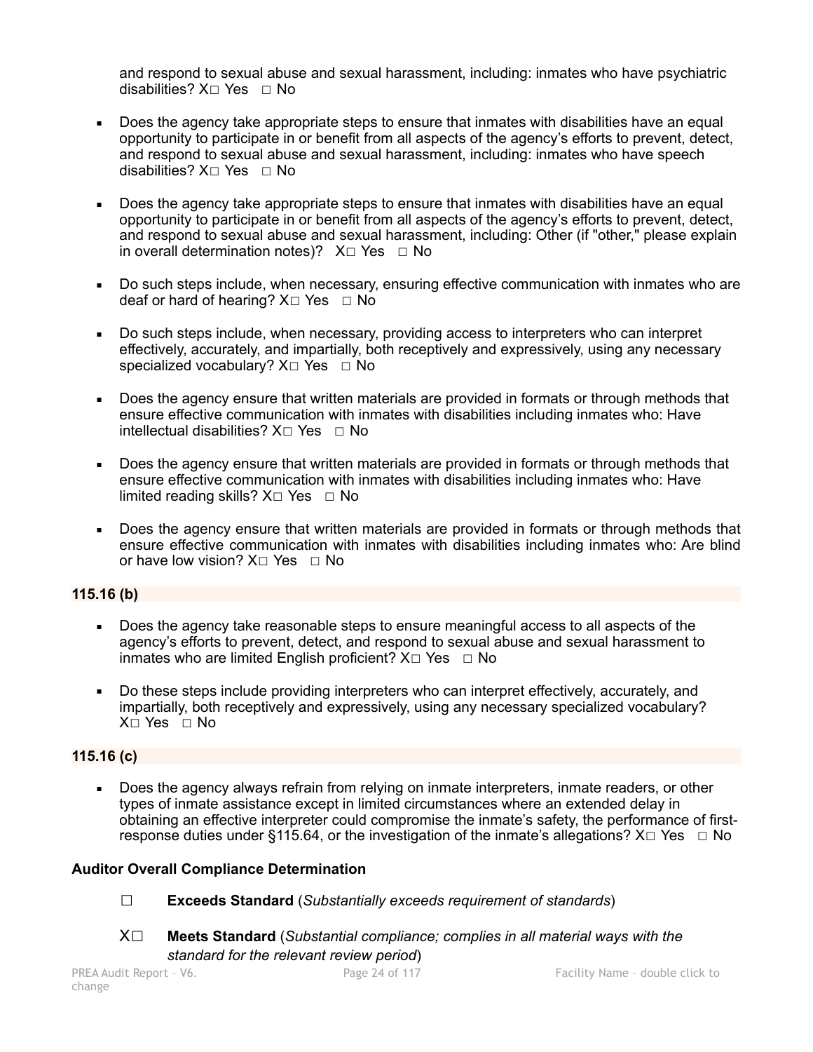and respond to sexual abuse and sexual harassment, including: inmates who have psychiatric disabilities? X☐ Yes ☐ No

- Does the agency take appropriate steps to ensure that inmates with disabilities have an equal opportunity to participate in or benefit from all aspects of the agency's efforts to prevent, detect, and respond to sexual abuse and sexual harassment, including: inmates who have speech disabilities? X☐ Yes ☐ No

- Does the agency take appropriate steps to ensure that inmates with disabilities have an equal opportunity to participate in or benefit from all aspects of the agency's efforts to prevent, detect, and respond to sexual abuse and sexual harassment, including: Other (if "other," please explain in overall determination notes)? X☐ Yes ☐ No

- Do such steps include, when necessary, ensuring effective communication with inmates who are deaf or hard of hearing? X☐ Yes ☐ No

- Do such steps include, when necessary, providing access to interpreters who can interpret effectively, accurately, and impartially, both receptively and expressively, using any necessary specialized vocabulary? X☐ Yes ☐ No

- Does the agency ensure that written materials are provided in formats or through methods that ensure effective communication with inmates with disabilities including inmates who: Have intellectual disabilities? X☐ Yes ☐ No

- Does the agency ensure that written materials are provided in formats or through methods that ensure effective communication with inmates with disabilities including inmates who: Have limited reading skills? X☐ Yes ☐ No

- Does the agency ensure that written materials are provided in formats or through methods that ensure effective communication with inmates with disabilities including inmates who: Are blind or have low vision? X☐ Yes ☐ No

**115.16 (b)**

- Does the agency take reasonable steps to ensure meaningful access to all aspects of the agency's efforts to prevent, detect, and respond to sexual abuse and sexual harassment to inmates who are limited English proficient? X☐ Yes ☐ No

- Do these steps include providing interpreters who can interpret effectively, accurately, and impartially, both receptively and expressively, using any necessary specialized vocabulary? X☐ Yes ☐ No

**115.16 (c)**

- Does the agency always refrain from relying on inmate interpreters, inmate readers, or other types of inmate assistance except in limited circumstances where an extended delay in obtaining an effective interpreter could compromise the inmate's safety, the performance of first-response duties under §115.64, or the investigation of the inmate's allegations? X☐ Yes ☐ No

**Auditor Overall Compliance Determination**

☐ **Exceeds Standard** (*Substantially exceeds requirement of standards*)

X☐ **Meets Standard** (*Substantial compliance; complies in all material ways with the standard for the relevant review period*)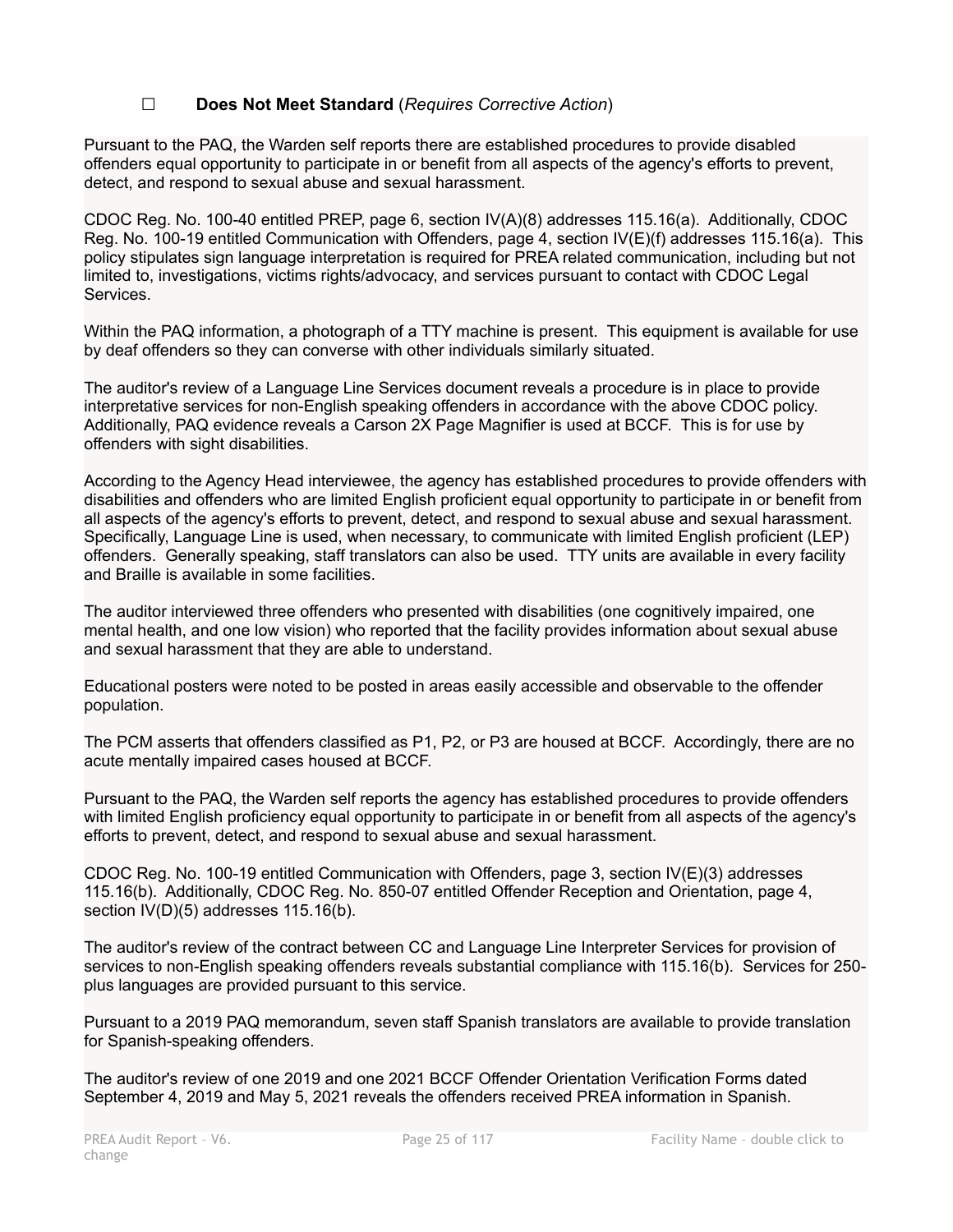☐ **Does Not Meet Standard** (*Requires Corrective Action*)

Pursuant to the PAQ, the Warden self reports there are established procedures to provide disabled offenders equal opportunity to participate in or benefit from all aspects of the agency's efforts to prevent, detect, and respond to sexual abuse and sexual harassment.

CDOC Reg. No. 100-40 entitled PREP, page 6, section IV(A)(8) addresses 115.16(a). Additionally, CDOC Reg. No. 100-19 entitled Communication with Offenders, page 4, section IV(E)(f) addresses 115.16(a). This policy stipulates sign language interpretation is required for PREA related communication, including but not limited to, investigations, victims rights/advocacy, and services pursuant to contact with CDOC Legal Services.

Within the PAQ information, a photograph of a TTY machine is present. This equipment is available for use by deaf offenders so they can converse with other individuals similarly situated.

The auditor's review of a Language Line Services document reveals a procedure is in place to provide interpretative services for non-English speaking offenders in accordance with the above CDOC policy. Additionally, PAQ evidence reveals a Carson 2X Page Magnifier is used at BCCF. This is for use by offenders with sight disabilities.

According to the Agency Head interviewee, the agency has established procedures to provide offenders with disabilities and offenders who are limited English proficient equal opportunity to participate in or benefit from all aspects of the agency's efforts to prevent, detect, and respond to sexual abuse and sexual harassment. Specifically, Language Line is used, when necessary, to communicate with limited English proficient (LEP) offenders. Generally speaking, staff translators can also be used. TTY units are available in every facility and Braille is available in some facilities.

The auditor interviewed three offenders who presented with disabilities (one cognitively impaired, one mental health, and one low vision) who reported that the facility provides information about sexual abuse and sexual harassment that they are able to understand.

Educational posters were noted to be posted in areas easily accessible and observable to the offender population.

The PCM asserts that offenders classified as P1, P2, or P3 are housed at BCCF. Accordingly, there are no acute mentally impaired cases housed at BCCF.

Pursuant to the PAQ, the Warden self reports the agency has established procedures to provide offenders with limited English proficiency equal opportunity to participate in or benefit from all aspects of the agency's efforts to prevent, detect, and respond to sexual abuse and sexual harassment.

CDOC Reg. No. 100-19 entitled Communication with Offenders, page 3, section IV(E)(3) addresses 115.16(b). Additionally, CDOC Reg. No. 850-07 entitled Offender Reception and Orientation, page 4, section IV(D)(5) addresses 115.16(b).

The auditor's review of the contract between CC and Language Line Interpreter Services for provision of services to non-English speaking offenders reveals substantial compliance with 115.16(b). Services for 250-plus languages are provided pursuant to this service.

Pursuant to a 2019 PAQ memorandum, seven staff Spanish translators are available to provide translation for Spanish-speaking offenders.

The auditor's review of one 2019 and one 2021 BCCF Offender Orientation Verification Forms dated September 4, 2019 and May 5, 2021 reveals the offenders received PREA information in Spanish.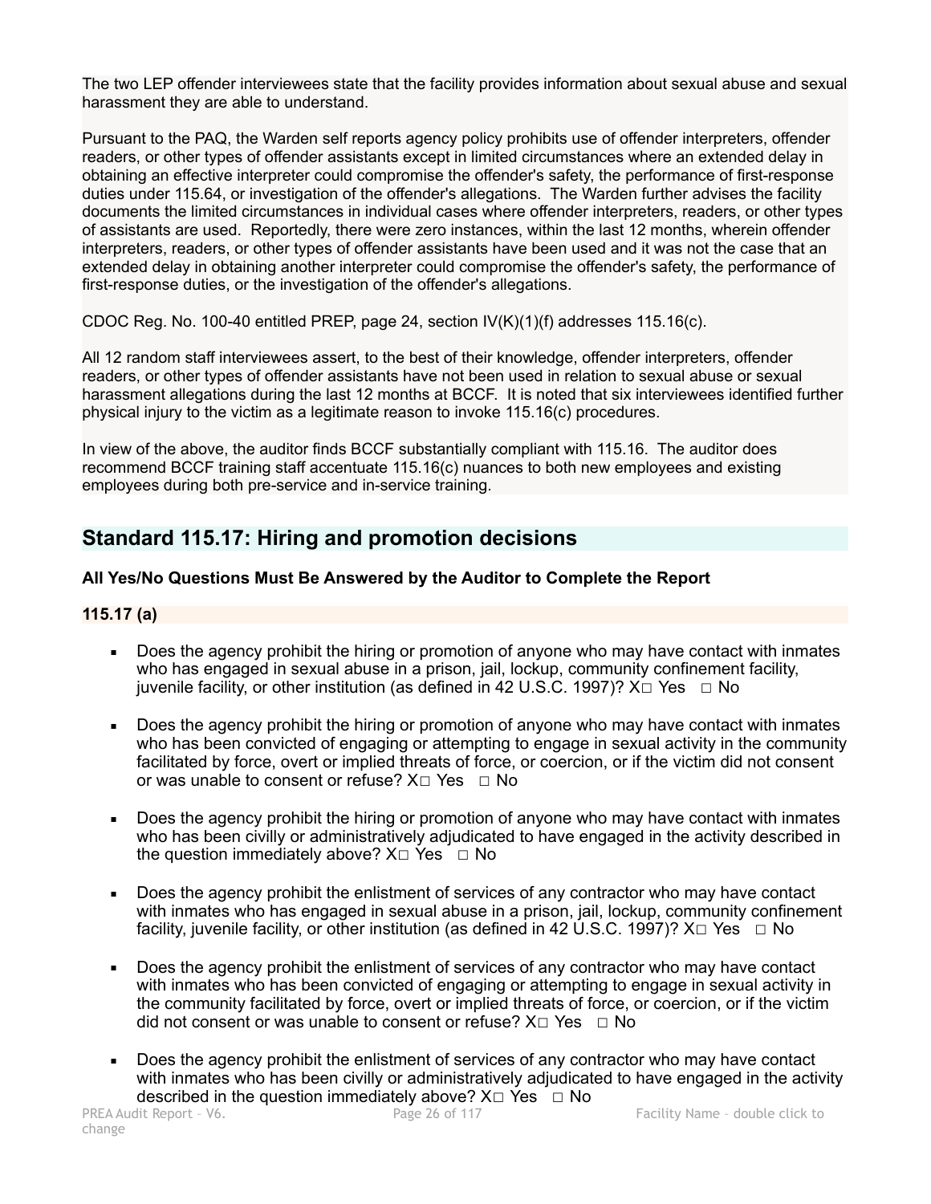The two LEP offender interviewees state that the facility provides information about sexual abuse and sexual harassment they are able to understand.

Pursuant to the PAQ, the Warden self reports agency policy prohibits use of offender interpreters, offender readers, or other types of offender assistants except in limited circumstances where an extended delay in obtaining an effective interpreter could compromise the offender's safety, the performance of first-response duties under 115.64, or investigation of the offender's allegations. The Warden further advises the facility documents the limited circumstances in individual cases where offender interpreters, readers, or other types of assistants are used. Reportedly, there were zero instances, within the last 12 months, wherein offender interpreters, readers, or other types of offender assistants have been used and it was not the case that an extended delay in obtaining another interpreter could compromise the offender's safety, the performance of first-response duties, or the investigation of the offender's allegations.

CDOC Reg. No. 100-40 entitled PREP, page 24, section IV(K)(1)(f) addresses 115.16(c).

All 12 random staff interviewees assert, to the best of their knowledge, offender interpreters, offender readers, or other types of offender assistants have not been used in relation to sexual abuse or sexual harassment allegations during the last 12 months at BCCF. It is noted that six interviewees identified further physical injury to the victim as a legitimate reason to invoke 115.16(c) procedures.

In view of the above, the auditor finds BCCF substantially compliant with 115.16. The auditor does recommend BCCF training staff accentuate 115.16(c) nuances to both new employees and existing employees during both pre-service and in-service training.

## Standard 115.17: Hiring and promotion decisions

**All Yes/No Questions Must Be Answered by the Auditor to Complete the Report**

**115.17 (a)**

- Does the agency prohibit the hiring or promotion of anyone who may have contact with inmates who has engaged in sexual abuse in a prison, jail, lockup, community confinement facility, juvenile facility, or other institution (as defined in 42 U.S.C. 1997)? X□ Yes □ No
- Does the agency prohibit the hiring or promotion of anyone who may have contact with inmates who has been convicted of engaging or attempting to engage in sexual activity in the community facilitated by force, overt or implied threats of force, or coercion, or if the victim did not consent or was unable to consent or refuse? X□ Yes □ No
- Does the agency prohibit the hiring or promotion of anyone who may have contact with inmates who has been civilly or administratively adjudicated to have engaged in the activity described in the question immediately above? X□ Yes □ No
- Does the agency prohibit the enlistment of services of any contractor who may have contact with inmates who has engaged in sexual abuse in a prison, jail, lockup, community confinement facility, juvenile facility, or other institution (as defined in 42 U.S.C. 1997)? X□ Yes □ No
- Does the agency prohibit the enlistment of services of any contractor who may have contact with inmates who has been convicted of engaging or attempting to engage in sexual activity in the community facilitated by force, overt or implied threats of force, or coercion, or if the victim did not consent or was unable to consent or refuse? X□ Yes □ No
- Does the agency prohibit the enlistment of services of any contractor who may have contact with inmates who has been civilly or administratively adjudicated to have engaged in the activity described in the question immediately above? X□ Yes □ No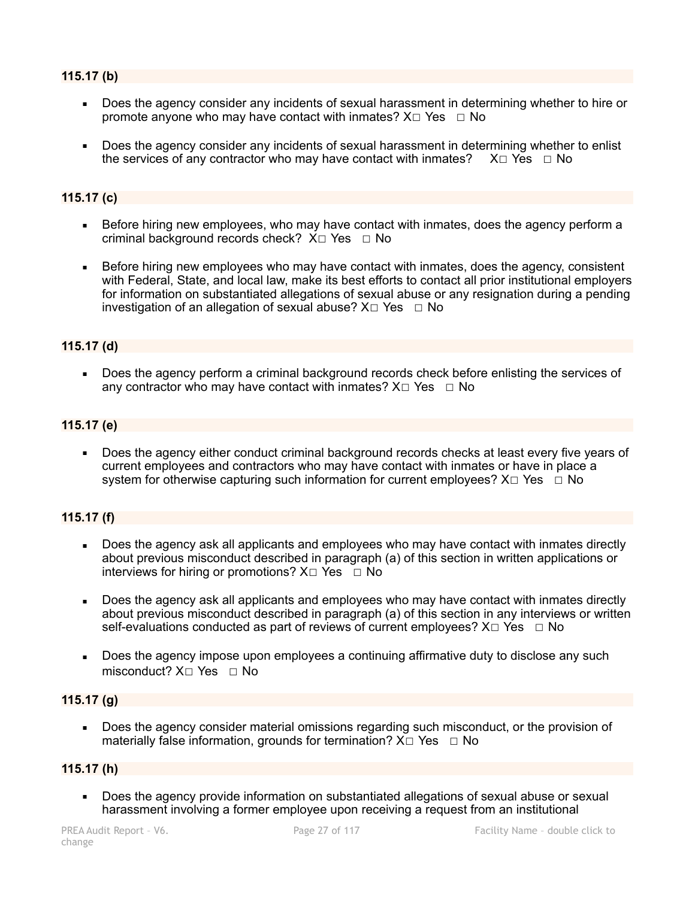**115.17 (b)**

- Does the agency consider any incidents of sexual harassment in determining whether to hire or promote anyone who may have contact with inmates? X☐ Yes ☐ No
- Does the agency consider any incidents of sexual harassment in determining whether to enlist the services of any contractor who may have contact with inmates? X☐ Yes ☐ No

**115.17 (c)**

- Before hiring new employees, who may have contact with inmates, does the agency perform a criminal background records check? X☐ Yes ☐ No
- Before hiring new employees who may have contact with inmates, does the agency, consistent with Federal, State, and local law, make its best efforts to contact all prior institutional employers for information on substantiated allegations of sexual abuse or any resignation during a pending investigation of an allegation of sexual abuse? X☐ Yes ☐ No

**115.17 (d)**

- Does the agency perform a criminal background records check before enlisting the services of any contractor who may have contact with inmates? X☐ Yes ☐ No

**115.17 (e)**

- Does the agency either conduct criminal background records checks at least every five years of current employees and contractors who may have contact with inmates or have in place a system for otherwise capturing such information for current employees? X☐ Yes ☐ No

**115.17 (f)**

- Does the agency ask all applicants and employees who may have contact with inmates directly about previous misconduct described in paragraph (a) of this section in written applications or interviews for hiring or promotions? X☐ Yes ☐ No
- Does the agency ask all applicants and employees who may have contact with inmates directly about previous misconduct described in paragraph (a) of this section in any interviews or written self-evaluations conducted as part of reviews of current employees? X☐ Yes ☐ No
- Does the agency impose upon employees a continuing affirmative duty to disclose any such misconduct? X☐ Yes ☐ No

**115.17 (g)**

- Does the agency consider material omissions regarding such misconduct, or the provision of materially false information, grounds for termination? X☐ Yes ☐ No

**115.17 (h)**

- Does the agency provide information on substantiated allegations of sexual abuse or sexual harassment involving a former employee upon receiving a request from an institutional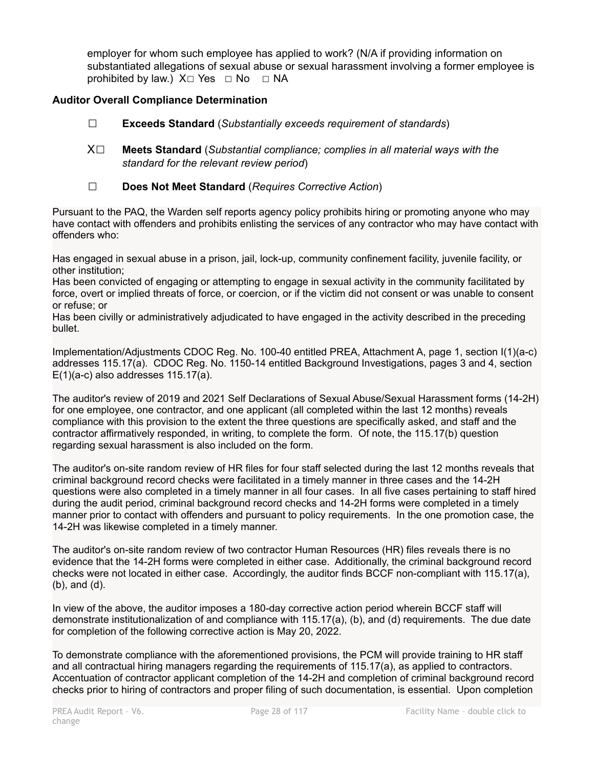employer for whom such employee has applied to work? (N/A if providing information on substantiated allegations of sexual abuse or sexual harassment involving a former employee is prohibited by law.) X☐ Yes ☐ No ☐ NA

**Auditor Overall Compliance Determination**

☐ **Exceeds Standard** (*Substantially exceeds requirement of standards*)

X☐ **Meets Standard** (*Substantial compliance; complies in all material ways with the standard for the relevant review period*)

☐ **Does Not Meet Standard** (*Requires Corrective Action*)

Pursuant to the PAQ, the Warden self reports agency policy prohibits hiring or promoting anyone who may have contact with offenders and prohibits enlisting the services of any contractor who may have contact with offenders who:

Has engaged in sexual abuse in a prison, jail, lock-up, community confinement facility, juvenile facility, or other institution;
Has been convicted of engaging or attempting to engage in sexual activity in the community facilitated by force, overt or implied threats of force, or coercion, or if the victim did not consent or was unable to consent or refuse; or
Has been civilly or administratively adjudicated to have engaged in the activity described in the preceding bullet.

Implementation/Adjustments CDOC Reg. No. 100-40 entitled PREA, Attachment A, page 1, section I(1)(a-c) addresses 115.17(a). CDOC Reg. No. 1150-14 entitled Background Investigations, pages 3 and 4, section E(1)(a-c) also addresses 115.17(a).

The auditor's review of 2019 and 2021 Self Declarations of Sexual Abuse/Sexual Harassment forms (14-2H) for one employee, one contractor, and one applicant (all completed within the last 12 months) reveals compliance with this provision to the extent the three questions are specifically asked, and staff and the contractor affirmatively responded, in writing, to complete the form. Of note, the 115.17(b) question regarding sexual harassment is also included on the form.

The auditor's on-site random review of HR files for four staff selected during the last 12 months reveals that criminal background record checks were facilitated in a timely manner in three cases and the 14-2H questions were also completed in a timely manner in all four cases. In all five cases pertaining to staff hired during the audit period, criminal background record checks and 14-2H forms were completed in a timely manner prior to contact with offenders and pursuant to policy requirements. In the one promotion case, the 14-2H was likewise completed in a timely manner.

The auditor's on-site random review of two contractor Human Resources (HR) files reveals there is no evidence that the 14-2H forms were completed in either case. Additionally, the criminal background record checks were not located in either case. Accordingly, the auditor finds BCCF non-compliant with 115.17(a), (b), and (d).

In view of the above, the auditor imposes a 180-day corrective action period wherein BCCF staff will demonstrate institutionalization of and compliance with 115.17(a), (b), and (d) requirements. The due date for completion of the following corrective action is May 20, 2022.

To demonstrate compliance with the aforementioned provisions, the PCM will provide training to HR staff and all contractual hiring managers regarding the requirements of 115.17(a), as applied to contractors. Accentuation of contractor applicant completion of the 14-2H and completion of criminal background record checks prior to hiring of contractors and proper filing of such documentation, is essential. Upon completion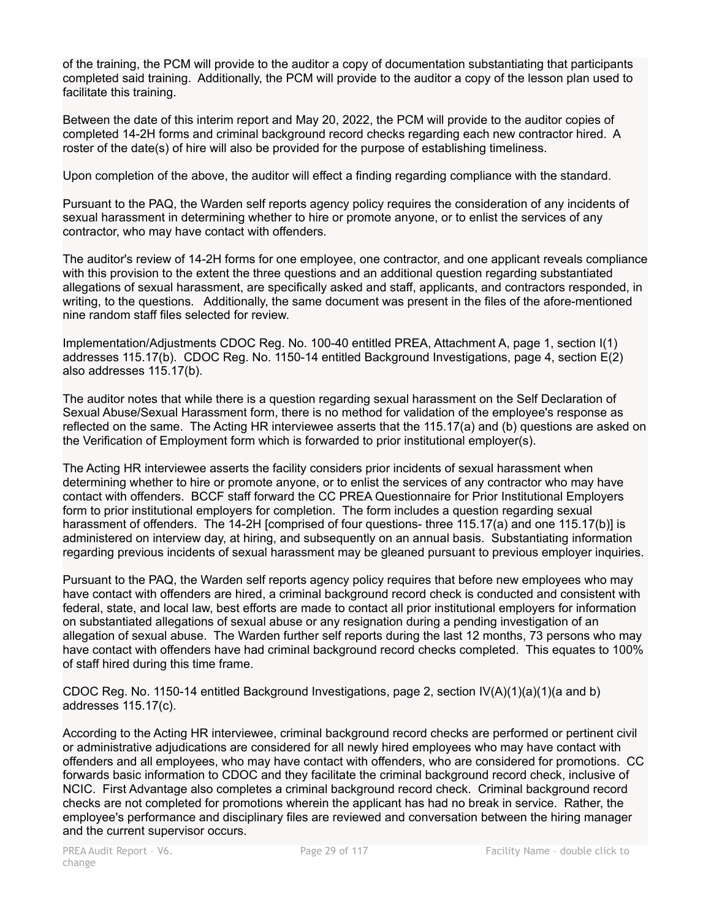of the training, the PCM will provide to the auditor a copy of documentation substantiating that participants completed said training. Additionally, the PCM will provide to the auditor a copy of the lesson plan used to facilitate this training.

Between the date of this interim report and May 20, 2022, the PCM will provide to the auditor copies of completed 14-2H forms and criminal background record checks regarding each new contractor hired. A roster of the date(s) of hire will also be provided for the purpose of establishing timeliness.

Upon completion of the above, the auditor will effect a finding regarding compliance with the standard.

Pursuant to the PAQ, the Warden self reports agency policy requires the consideration of any incidents of sexual harassment in determining whether to hire or promote anyone, or to enlist the services of any contractor, who may have contact with offenders.

The auditor's review of 14-2H forms for one employee, one contractor, and one applicant reveals compliance with this provision to the extent the three questions and an additional question regarding substantiated allegations of sexual harassment, are specifically asked and staff, applicants, and contractors responded, in writing, to the questions. Additionally, the same document was present in the files of the afore-mentioned nine random staff files selected for review.

Implementation/Adjustments CDOC Reg. No. 100-40 entitled PREA, Attachment A, page 1, section I(1) addresses 115.17(b). CDOC Reg. No. 1150-14 entitled Background Investigations, page 4, section E(2) also addresses 115.17(b).

The auditor notes that while there is a question regarding sexual harassment on the Self Declaration of Sexual Abuse/Sexual Harassment form, there is no method for validation of the employee's response as reflected on the same. The Acting HR interviewee asserts that the 115.17(a) and (b) questions are asked on the Verification of Employment form which is forwarded to prior institutional employer(s).

The Acting HR interviewee asserts the facility considers prior incidents of sexual harassment when determining whether to hire or promote anyone, or to enlist the services of any contractor who may have contact with offenders. BCCF staff forward the CC PREA Questionnaire for Prior Institutional Employers form to prior institutional employers for completion. The form includes a question regarding sexual harassment of offenders. The 14-2H [comprised of four questions- three 115.17(a) and one 115.17(b)] is administered on interview day, at hiring, and subsequently on an annual basis. Substantiating information regarding previous incidents of sexual harassment may be gleaned pursuant to previous employer inquiries.

Pursuant to the PAQ, the Warden self reports agency policy requires that before new employees who may have contact with offenders are hired, a criminal background record check is conducted and consistent with federal, state, and local law, best efforts are made to contact all prior institutional employers for information on substantiated allegations of sexual abuse or any resignation during a pending investigation of an allegation of sexual abuse. The Warden further self reports during the last 12 months, 73 persons who may have contact with offenders have had criminal background record checks completed. This equates to 100% of staff hired during this time frame.

CDOC Reg. No. 1150-14 entitled Background Investigations, page 2, section IV(A)(1)(a)(1)(a and b) addresses 115.17(c).

According to the Acting HR interviewee, criminal background record checks are performed or pertinent civil or administrative adjudications are considered for all newly hired employees who may have contact with offenders and all employees, who may have contact with offenders, who are considered for promotions. CC forwards basic information to CDOC and they facilitate the criminal background record check, inclusive of NCIC. First Advantage also completes a criminal background record check. Criminal background record checks are not completed for promotions wherein the applicant has had no break in service. Rather, the employee's performance and disciplinary files are reviewed and conversation between the hiring manager and the current supervisor occurs.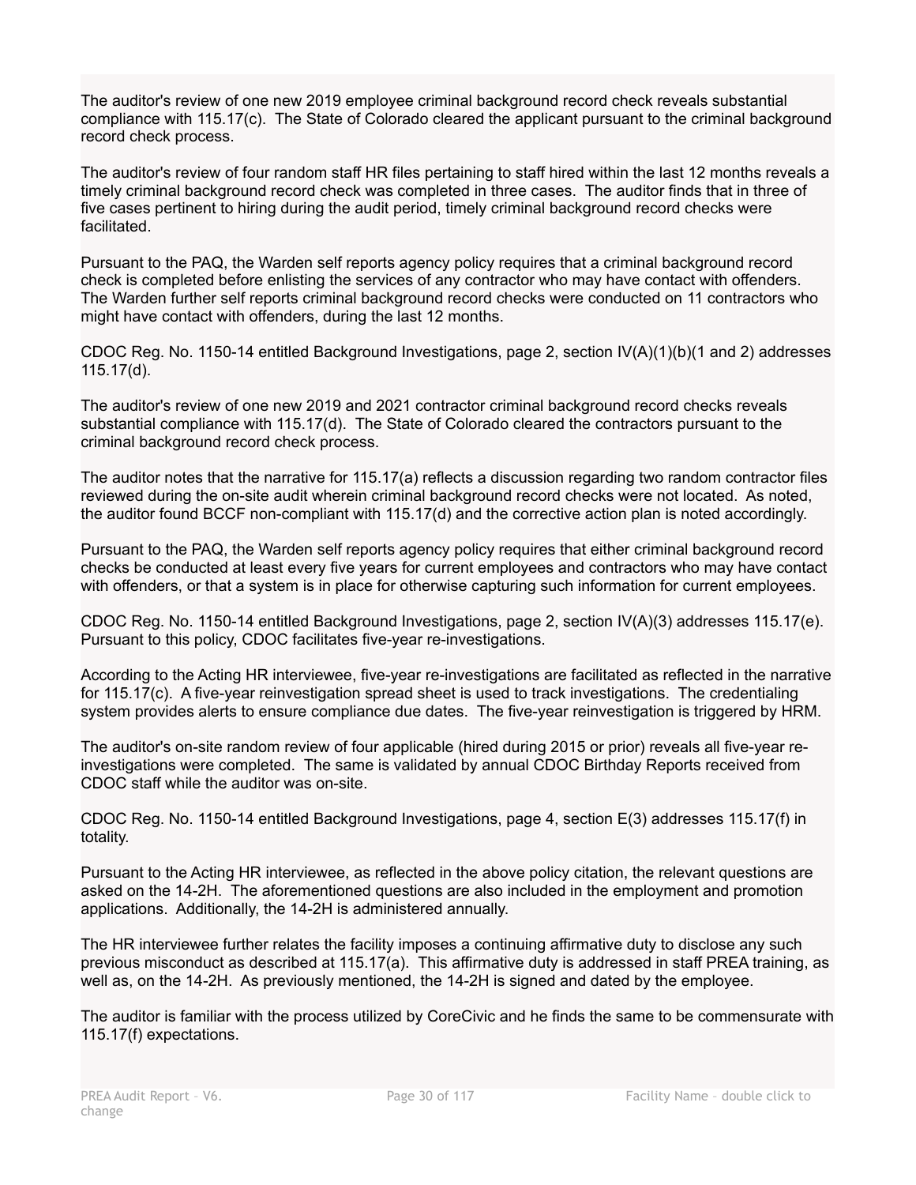The auditor's review of one new 2019 employee criminal background record check reveals substantial compliance with 115.17(c). The State of Colorado cleared the applicant pursuant to the criminal background record check process.

The auditor's review of four random staff HR files pertaining to staff hired within the last 12 months reveals a timely criminal background record check was completed in three cases. The auditor finds that in three of five cases pertinent to hiring during the audit period, timely criminal background record checks were facilitated.

Pursuant to the PAQ, the Warden self reports agency policy requires that a criminal background record check is completed before enlisting the services of any contractor who may have contact with offenders. The Warden further self reports criminal background record checks were conducted on 11 contractors who might have contact with offenders, during the last 12 months.

CDOC Reg. No. 1150-14 entitled Background Investigations, page 2, section IV(A)(1)(b)(1 and 2) addresses 115.17(d).

The auditor's review of one new 2019 and 2021 contractor criminal background record checks reveals substantial compliance with 115.17(d). The State of Colorado cleared the contractors pursuant to the criminal background record check process.

The auditor notes that the narrative for 115.17(a) reflects a discussion regarding two random contractor files reviewed during the on-site audit wherein criminal background record checks were not located. As noted, the auditor found BCCF non-compliant with 115.17(d) and the corrective action plan is noted accordingly.

Pursuant to the PAQ, the Warden self reports agency policy requires that either criminal background record checks be conducted at least every five years for current employees and contractors who may have contact with offenders, or that a system is in place for otherwise capturing such information for current employees.

CDOC Reg. No. 1150-14 entitled Background Investigations, page 2, section IV(A)(3) addresses 115.17(e). Pursuant to this policy, CDOC facilitates five-year re-investigations.

According to the Acting HR interviewee, five-year re-investigations are facilitated as reflected in the narrative for 115.17(c). A five-year reinvestigation spread sheet is used to track investigations. The credentialing system provides alerts to ensure compliance due dates. The five-year reinvestigation is triggered by HRM.

The auditor's on-site random review of four applicable (hired during 2015 or prior) reveals all five-year re-investigations were completed. The same is validated by annual CDOC Birthday Reports received from CDOC staff while the auditor was on-site.

CDOC Reg. No. 1150-14 entitled Background Investigations, page 4, section E(3) addresses 115.17(f) in totality.

Pursuant to the Acting HR interviewee, as reflected in the above policy citation, the relevant questions are asked on the 14-2H. The aforementioned questions are also included in the employment and promotion applications. Additionally, the 14-2H is administered annually.

The HR interviewee further relates the facility imposes a continuing affirmative duty to disclose any such previous misconduct as described at 115.17(a). This affirmative duty is addressed in staff PREA training, as well as, on the 14-2H. As previously mentioned, the 14-2H is signed and dated by the employee.

The auditor is familiar with the process utilized by CoreCivic and he finds the same to be commensurate with 115.17(f) expectations.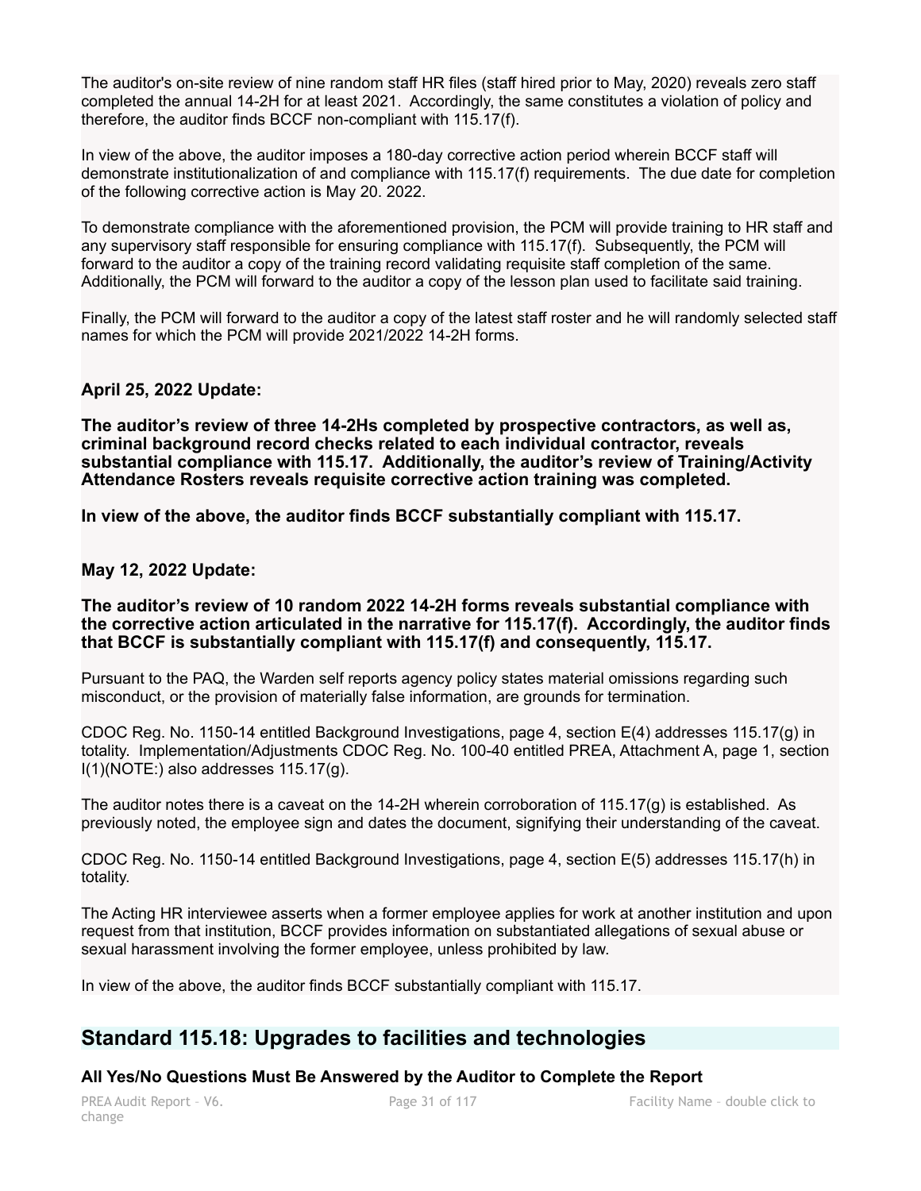The auditor's on-site review of nine random staff HR files (staff hired prior to May, 2020) reveals zero staff completed the annual 14-2H for at least 2021. Accordingly, the same constitutes a violation of policy and therefore, the auditor finds BCCF non-compliant with 115.17(f).

In view of the above, the auditor imposes a 180-day corrective action period wherein BCCF staff will demonstrate institutionalization of and compliance with 115.17(f) requirements. The due date for completion of the following corrective action is May 20. 2022.

To demonstrate compliance with the aforementioned provision, the PCM will provide training to HR staff and any supervisory staff responsible for ensuring compliance with 115.17(f). Subsequently, the PCM will forward to the auditor a copy of the training record validating requisite staff completion of the same. Additionally, the PCM will forward to the auditor a copy of the lesson plan used to facilitate said training.

Finally, the PCM will forward to the auditor a copy of the latest staff roster and he will randomly selected staff names for which the PCM will provide 2021/2022 14-2H forms.

**April 25, 2022 Update:**

**The auditor's review of three 14-2Hs completed by prospective contractors, as well as, criminal background record checks related to each individual contractor, reveals substantial compliance with 115.17. Additionally, the auditor's review of Training/Activity Attendance Rosters reveals requisite corrective action training was completed.**

**In view of the above, the auditor finds BCCF substantially compliant with 115.17.**

**May 12, 2022 Update:**

**The auditor's review of 10 random 2022 14-2H forms reveals substantial compliance with the corrective action articulated in the narrative for 115.17(f). Accordingly, the auditor finds that BCCF is substantially compliant with 115.17(f) and consequently, 115.17.**

Pursuant to the PAQ, the Warden self reports agency policy states material omissions regarding such misconduct, or the provision of materially false information, are grounds for termination.

CDOC Reg. No. 1150-14 entitled Background Investigations, page 4, section E(4) addresses 115.17(g) in totality. Implementation/Adjustments CDOC Reg. No. 100-40 entitled PREA, Attachment A, page 1, section I(1)(NOTE:) also addresses 115.17(g).

The auditor notes there is a caveat on the 14-2H wherein corroboration of 115.17(g) is established. As previously noted, the employee sign and dates the document, signifying their understanding of the caveat.

CDOC Reg. No. 1150-14 entitled Background Investigations, page 4, section E(5) addresses 115.17(h) in totality.

The Acting HR interviewee asserts when a former employee applies for work at another institution and upon request from that institution, BCCF provides information on substantiated allegations of sexual abuse or sexual harassment involving the former employee, unless prohibited by law.

In view of the above, the auditor finds BCCF substantially compliant with 115.17.

## Standard 115.18: Upgrades to facilities and technologies

**All Yes/No Questions Must Be Answered by the Auditor to Complete the Report**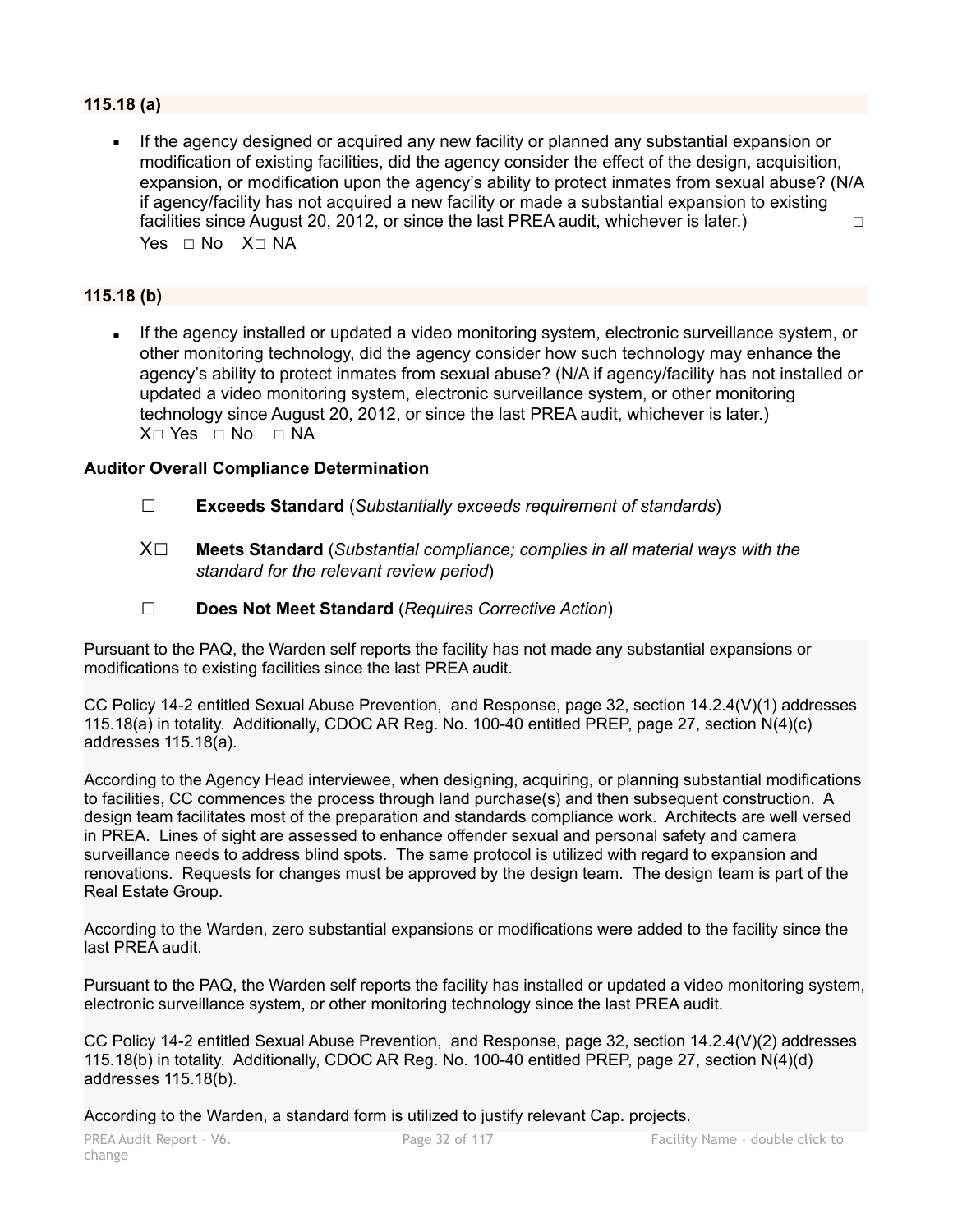**115.18 (a)**

- If the agency designed or acquired any new facility or planned any substantial expansion or modification of existing facilities, did the agency consider the effect of the design, acquisition, expansion, or modification upon the agency's ability to protect inmates from sexual abuse? (N/A if agency/facility has not acquired a new facility or made a substantial expansion to existing facilities since August 20, 2012, or since the last PREA audit, whichever is later.) ☐ Yes ☐ No X☐ NA

**115.18 (b)**

- If the agency installed or updated a video monitoring system, electronic surveillance system, or other monitoring technology, did the agency consider how such technology may enhance the agency's ability to protect inmates from sexual abuse? (N/A if agency/facility has not installed or updated a video monitoring system, electronic surveillance system, or other monitoring technology since August 20, 2012, or since the last PREA audit, whichever is later.) X☐ Yes ☐ No ☐ NA

**Auditor Overall Compliance Determination**

☐ **Exceeds Standard** (*Substantially exceeds requirement of standards*)

X☐ **Meets Standard** (*Substantial compliance; complies in all material ways with the standard for the relevant review period*)

☐ **Does Not Meet Standard** (*Requires Corrective Action*)

Pursuant to the PAQ, the Warden self reports the facility has not made any substantial expansions or modifications to existing facilities since the last PREA audit.

CC Policy 14-2 entitled Sexual Abuse Prevention, and Response, page 32, section 14.2.4(V)(1) addresses 115.18(a) in totality. Additionally, CDOC AR Reg. No. 100-40 entitled PREP, page 27, section N(4)(c) addresses 115.18(a).

According to the Agency Head interviewee, when designing, acquiring, or planning substantial modifications to facilities, CC commences the process through land purchase(s) and then subsequent construction. A design team facilitates most of the preparation and standards compliance work. Architects are well versed in PREA. Lines of sight are assessed to enhance offender sexual and personal safety and camera surveillance needs to address blind spots. The same protocol is utilized with regard to expansion and renovations. Requests for changes must be approved by the design team. The design team is part of the Real Estate Group.

According to the Warden, zero substantial expansions or modifications were added to the facility since the last PREA audit.

Pursuant to the PAQ, the Warden self reports the facility has installed or updated a video monitoring system, electronic surveillance system, or other monitoring technology since the last PREA audit.

CC Policy 14-2 entitled Sexual Abuse Prevention, and Response, page 32, section 14.2.4(V)(2) addresses 115.18(b) in totality. Additionally, CDOC AR Reg. No. 100-40 entitled PREP, page 27, section N(4)(d) addresses 115.18(b).

According to the Warden, a standard form is utilized to justify relevant Cap. projects.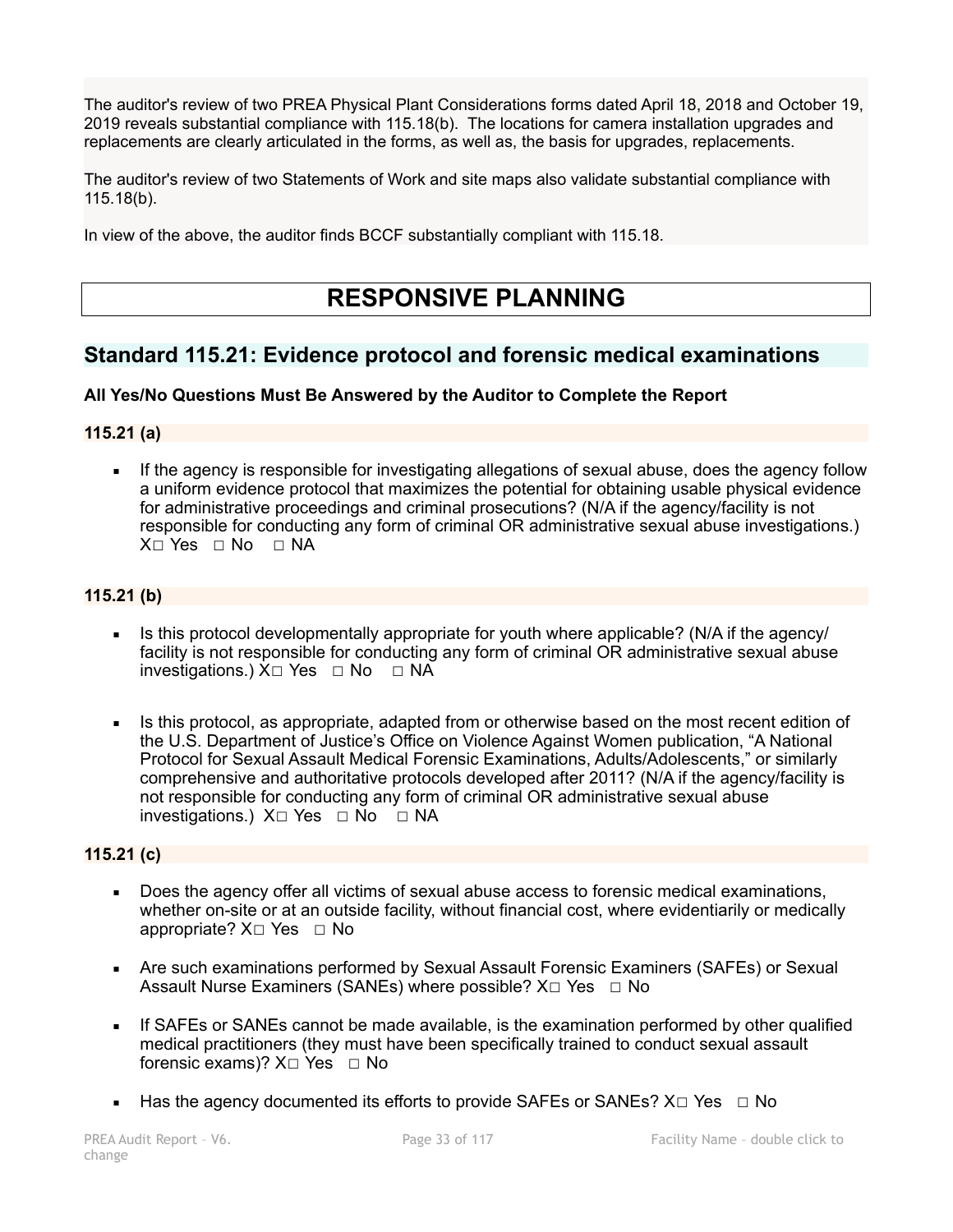The auditor's review of two PREA Physical Plant Considerations forms dated April 18, 2018 and October 19, 2019 reveals substantial compliance with 115.18(b). The locations for camera installation upgrades and replacements are clearly articulated in the forms, as well as, the basis for upgrades, replacements.

The auditor's review of two Statements of Work and site maps also validate substantial compliance with 115.18(b).

In view of the above, the auditor finds BCCF substantially compliant with 115.18.

# RESPONSIVE PLANNING

## Standard 115.21: Evidence protocol and forensic medical examinations

**All Yes/No Questions Must Be Answered by the Auditor to Complete the Report**

**115.21 (a)**

- If the agency is responsible for investigating allegations of sexual abuse, does the agency follow a uniform evidence protocol that maximizes the potential for obtaining usable physical evidence for administrative proceedings and criminal prosecutions? (N/A if the agency/facility is not responsible for conducting any form of criminal OR administrative sexual abuse investigations.) X☐ Yes ☐ No ☐ NA

**115.21 (b)**

- Is this protocol developmentally appropriate for youth where applicable? (N/A if the agency/facility is not responsible for conducting any form of criminal OR administrative sexual abuse investigations.) X☐ Yes ☐ No ☐ NA

- Is this protocol, as appropriate, adapted from or otherwise based on the most recent edition of the U.S. Department of Justice's Office on Violence Against Women publication, "A National Protocol for Sexual Assault Medical Forensic Examinations, Adults/Adolescents," or similarly comprehensive and authoritative protocols developed after 2011? (N/A if the agency/facility is not responsible for conducting any form of criminal OR administrative sexual abuse investigations.) X☐ Yes ☐ No ☐ NA

**115.21 (c)**

- Does the agency offer all victims of sexual abuse access to forensic medical examinations, whether on-site or at an outside facility, without financial cost, where evidentiarily or medically appropriate? X☐ Yes ☐ No

- Are such examinations performed by Sexual Assault Forensic Examiners (SAFEs) or Sexual Assault Nurse Examiners (SANEs) where possible? X☐ Yes ☐ No

- If SAFEs or SANEs cannot be made available, is the examination performed by other qualified medical practitioners (they must have been specifically trained to conduct sexual assault forensic exams)? X☐ Yes ☐ No

- Has the agency documented its efforts to provide SAFEs or SANEs? X☐ Yes ☐ No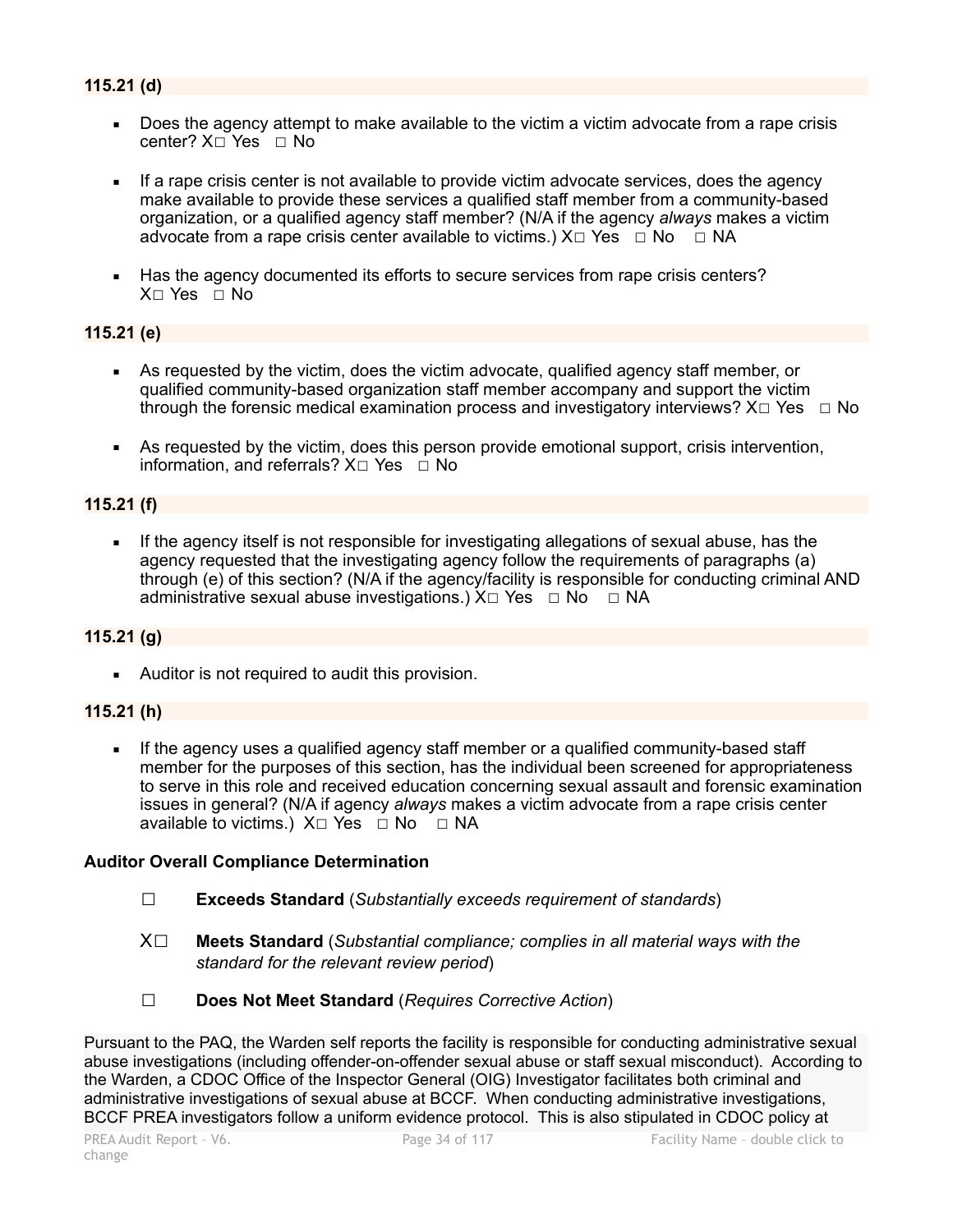**115.21 (d)**

- Does the agency attempt to make available to the victim a victim advocate from a rape crisis center? X☐ Yes ☐ No
- If a rape crisis center is not available to provide victim advocate services, does the agency make available to provide these services a qualified staff member from a community-based organization, or a qualified agency staff member? (N/A if the agency *always* makes a victim advocate from a rape crisis center available to victims.) X☐ Yes ☐ No ☐ NA
- Has the agency documented its efforts to secure services from rape crisis centers? X☐ Yes ☐ No

**115.21 (e)**

- As requested by the victim, does the victim advocate, qualified agency staff member, or qualified community-based organization staff member accompany and support the victim through the forensic medical examination process and investigatory interviews? X☐ Yes ☐ No
- As requested by the victim, does this person provide emotional support, crisis intervention, information, and referrals? X☐ Yes ☐ No

**115.21 (f)**

- If the agency itself is not responsible for investigating allegations of sexual abuse, has the agency requested that the investigating agency follow the requirements of paragraphs (a) through (e) of this section? (N/A if the agency/facility is responsible for conducting criminal AND administrative sexual abuse investigations.) X☐ Yes ☐ No ☐ NA

**115.21 (g)**

- Auditor is not required to audit this provision.

**115.21 (h)**

- If the agency uses a qualified agency staff member or a qualified community-based staff member for the purposes of this section, has the individual been screened for appropriateness to serve in this role and received education concerning sexual assault and forensic examination issues in general? (N/A if agency *always* makes a victim advocate from a rape crisis center available to victims.) X☐ Yes ☐ No ☐ NA

**Auditor Overall Compliance Determination**

☐ **Exceeds Standard** (*Substantially exceeds requirement of standards*)

X☐ **Meets Standard** (*Substantial compliance; complies in all material ways with the standard for the relevant review period*)

☐ **Does Not Meet Standard** (*Requires Corrective Action*)

Pursuant to the PAQ, the Warden self reports the facility is responsible for conducting administrative sexual abuse investigations (including offender-on-offender sexual abuse or staff sexual misconduct). According to the Warden, a CDOC Office of the Inspector General (OIG) Investigator facilitates both criminal and administrative investigations of sexual abuse at BCCF. When conducting administrative investigations, BCCF PREA investigators follow a uniform evidence protocol. This is also stipulated in CDOC policy at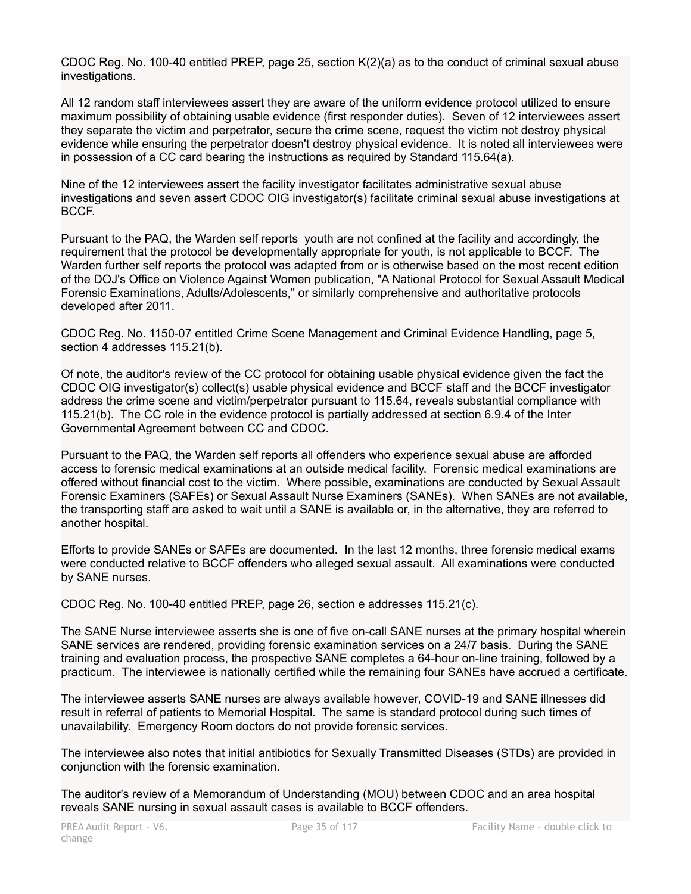CDOC Reg. No. 100-40 entitled PREP, page 25, section K(2)(a) as to the conduct of criminal sexual abuse investigations.

All 12 random staff interviewees assert they are aware of the uniform evidence protocol utilized to ensure maximum possibility of obtaining usable evidence (first responder duties). Seven of 12 interviewees assert they separate the victim and perpetrator, secure the crime scene, request the victim not destroy physical evidence while ensuring the perpetrator doesn't destroy physical evidence. It is noted all interviewees were in possession of a CC card bearing the instructions as required by Standard 115.64(a).

Nine of the 12 interviewees assert the facility investigator facilitates administrative sexual abuse investigations and seven assert CDOC OIG investigator(s) facilitate criminal sexual abuse investigations at BCCF.

Pursuant to the PAQ, the Warden self reports youth are not confined at the facility and accordingly, the requirement that the protocol be developmentally appropriate for youth, is not applicable to BCCF. The Warden further self reports the protocol was adapted from or is otherwise based on the most recent edition of the DOJ's Office on Violence Against Women publication, "A National Protocol for Sexual Assault Medical Forensic Examinations, Adults/Adolescents," or similarly comprehensive and authoritative protocols developed after 2011.

CDOC Reg. No. 1150-07 entitled Crime Scene Management and Criminal Evidence Handling, page 5, section 4 addresses 115.21(b).

Of note, the auditor's review of the CC protocol for obtaining usable physical evidence given the fact the CDOC OIG investigator(s) collect(s) usable physical evidence and BCCF staff and the BCCF investigator address the crime scene and victim/perpetrator pursuant to 115.64, reveals substantial compliance with 115.21(b). The CC role in the evidence protocol is partially addressed at section 6.9.4 of the Inter Governmental Agreement between CC and CDOC.

Pursuant to the PAQ, the Warden self reports all offenders who experience sexual abuse are afforded access to forensic medical examinations at an outside medical facility. Forensic medical examinations are offered without financial cost to the victim. Where possible, examinations are conducted by Sexual Assault Forensic Examiners (SAFEs) or Sexual Assault Nurse Examiners (SANEs). When SANEs are not available, the transporting staff are asked to wait until a SANE is available or, in the alternative, they are referred to another hospital.

Efforts to provide SANEs or SAFEs are documented. In the last 12 months, three forensic medical exams were conducted relative to BCCF offenders who alleged sexual assault. All examinations were conducted by SANE nurses.

CDOC Reg. No. 100-40 entitled PREP, page 26, section e addresses 115.21(c).

The SANE Nurse interviewee asserts she is one of five on-call SANE nurses at the primary hospital wherein SANE services are rendered, providing forensic examination services on a 24/7 basis. During the SANE training and evaluation process, the prospective SANE completes a 64-hour on-line training, followed by a practicum. The interviewee is nationally certified while the remaining four SANEs have accrued a certificate.

The interviewee asserts SANE nurses are always available however, COVID-19 and SANE illnesses did result in referral of patients to Memorial Hospital. The same is standard protocol during such times of unavailability. Emergency Room doctors do not provide forensic services.

The interviewee also notes that initial antibiotics for Sexually Transmitted Diseases (STDs) are provided in conjunction with the forensic examination.

The auditor's review of a Memorandum of Understanding (MOU) between CDOC and an area hospital reveals SANE nursing in sexual assault cases is available to BCCF offenders.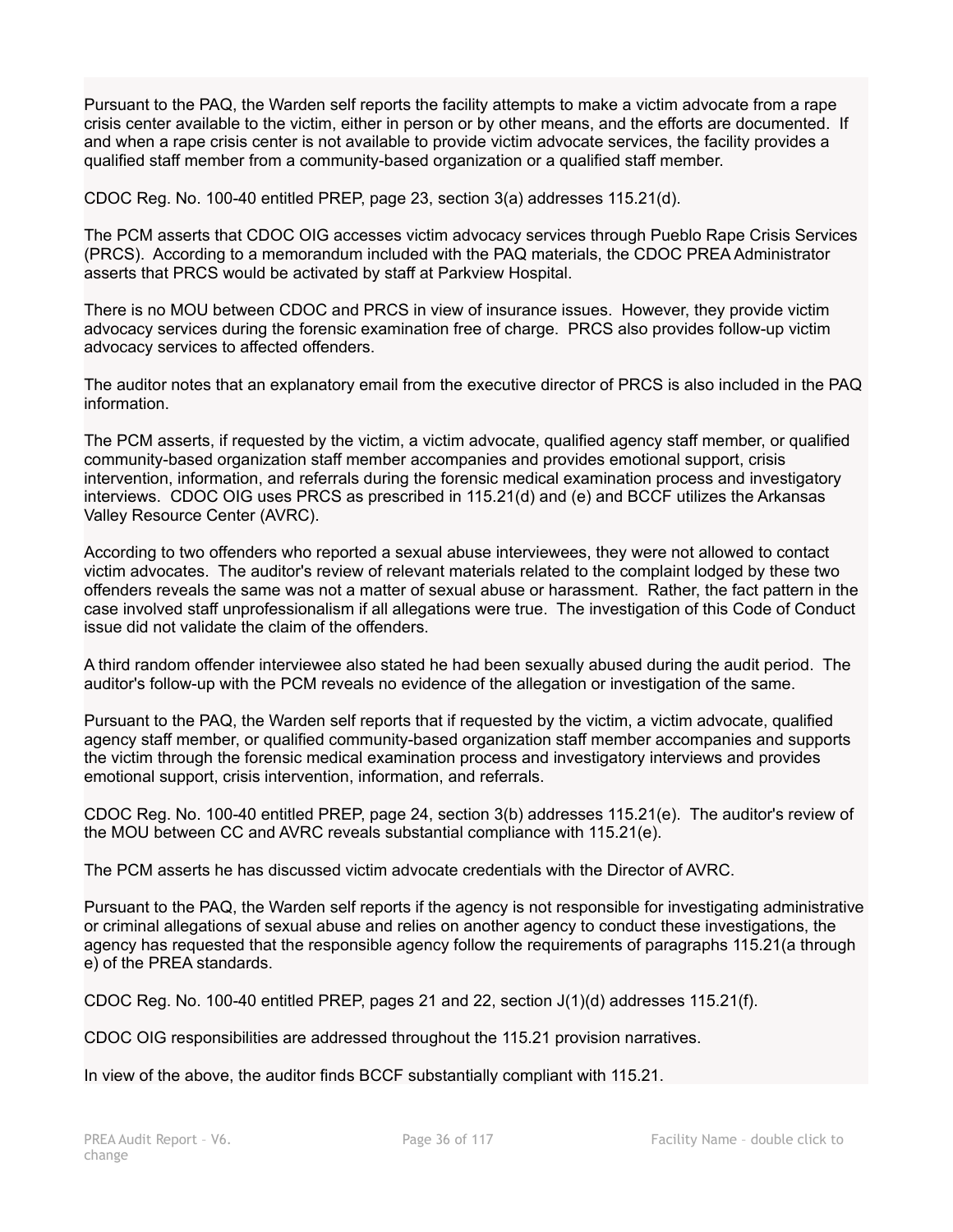Pursuant to the PAQ, the Warden self reports the facility attempts to make a victim advocate from a rape crisis center available to the victim, either in person or by other means, and the efforts are documented. If and when a rape crisis center is not available to provide victim advocate services, the facility provides a qualified staff member from a community-based organization or a qualified staff member.

CDOC Reg. No. 100-40 entitled PREP, page 23, section 3(a) addresses 115.21(d).

The PCM asserts that CDOC OIG accesses victim advocacy services through Pueblo Rape Crisis Services (PRCS). According to a memorandum included with the PAQ materials, the CDOC PREA Administrator asserts that PRCS would be activated by staff at Parkview Hospital.

There is no MOU between CDOC and PRCS in view of insurance issues. However, they provide victim advocacy services during the forensic examination free of charge. PRCS also provides follow-up victim advocacy services to affected offenders.

The auditor notes that an explanatory email from the executive director of PRCS is also included in the PAQ information.

The PCM asserts, if requested by the victim, a victim advocate, qualified agency staff member, or qualified community-based organization staff member accompanies and provides emotional support, crisis intervention, information, and referrals during the forensic medical examination process and investigatory interviews. CDOC OIG uses PRCS as prescribed in 115.21(d) and (e) and BCCF utilizes the Arkansas Valley Resource Center (AVRC).

According to two offenders who reported a sexual abuse interviewees, they were not allowed to contact victim advocates. The auditor's review of relevant materials related to the complaint lodged by these two offenders reveals the same was not a matter of sexual abuse or harassment. Rather, the fact pattern in the case involved staff unprofessionalism if all allegations were true. The investigation of this Code of Conduct issue did not validate the claim of the offenders.

A third random offender interviewee also stated he had been sexually abused during the audit period. The auditor's follow-up with the PCM reveals no evidence of the allegation or investigation of the same.

Pursuant to the PAQ, the Warden self reports that if requested by the victim, a victim advocate, qualified agency staff member, or qualified community-based organization staff member accompanies and supports the victim through the forensic medical examination process and investigatory interviews and provides emotional support, crisis intervention, information, and referrals.

CDOC Reg. No. 100-40 entitled PREP, page 24, section 3(b) addresses 115.21(e). The auditor's review of the MOU between CC and AVRC reveals substantial compliance with 115.21(e).

The PCM asserts he has discussed victim advocate credentials with the Director of AVRC.

Pursuant to the PAQ, the Warden self reports if the agency is not responsible for investigating administrative or criminal allegations of sexual abuse and relies on another agency to conduct these investigations, the agency has requested that the responsible agency follow the requirements of paragraphs 115.21(a through e) of the PREA standards.

CDOC Reg. No. 100-40 entitled PREP, pages 21 and 22, section J(1)(d) addresses 115.21(f).

CDOC OIG responsibilities are addressed throughout the 115.21 provision narratives.

In view of the above, the auditor finds BCCF substantially compliant with 115.21.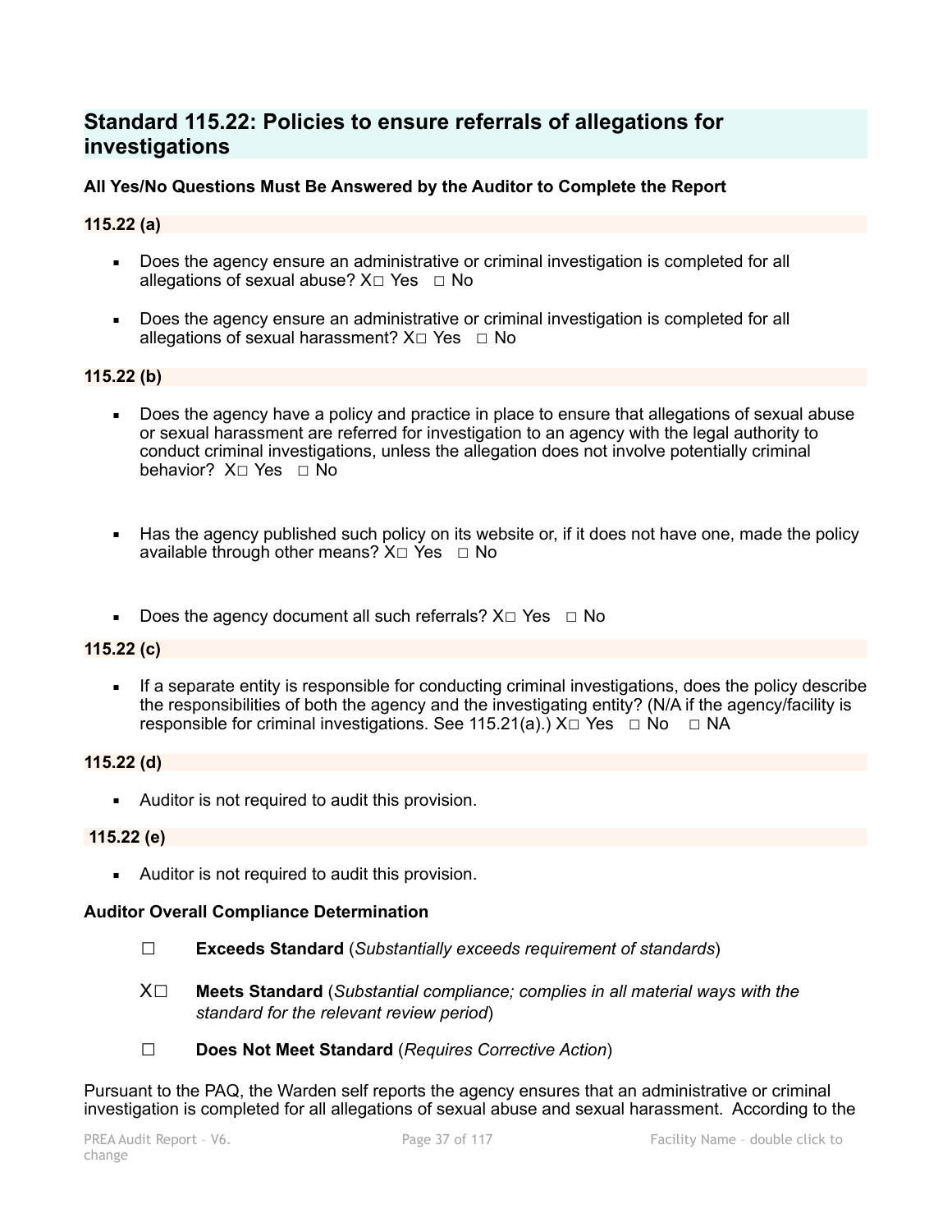## Standard 115.22: Policies to ensure referrals of allegations for investigations

**All Yes/No Questions Must Be Answered by the Auditor to Complete the Report**

**115.22 (a)**

- Does the agency ensure an administrative or criminal investigation is completed for all allegations of sexual abuse? X☐ Yes ☐ No
- Does the agency ensure an administrative or criminal investigation is completed for all allegations of sexual harassment? X☐ Yes ☐ No

**115.22 (b)**

- Does the agency have a policy and practice in place to ensure that allegations of sexual abuse or sexual harassment are referred for investigation to an agency with the legal authority to conduct criminal investigations, unless the allegation does not involve potentially criminal behavior? X☐ Yes ☐ No
- Has the agency published such policy on its website or, if it does not have one, made the policy available through other means? X☐ Yes ☐ No
- Does the agency document all such referrals? X☐ Yes ☐ No

**115.22 (c)**

- If a separate entity is responsible for conducting criminal investigations, does the policy describe the responsibilities of both the agency and the investigating entity? (N/A if the agency/facility is responsible for criminal investigations. See 115.21(a).) X☐ Yes ☐ No ☐ NA

**115.22 (d)**

- Auditor is not required to audit this provision.

**115.22 (e)**

- Auditor is not required to audit this provision.

**Auditor Overall Compliance Determination**

☐ **Exceeds Standard** (*Substantially exceeds requirement of standards*)

X☐ **Meets Standard** (*Substantial compliance; complies in all material ways with the standard for the relevant review period*)

☐ **Does Not Meet Standard** (*Requires Corrective Action*)

Pursuant to the PAQ, the Warden self reports the agency ensures that an administrative or criminal investigation is completed for all allegations of sexual abuse and sexual harassment. According to the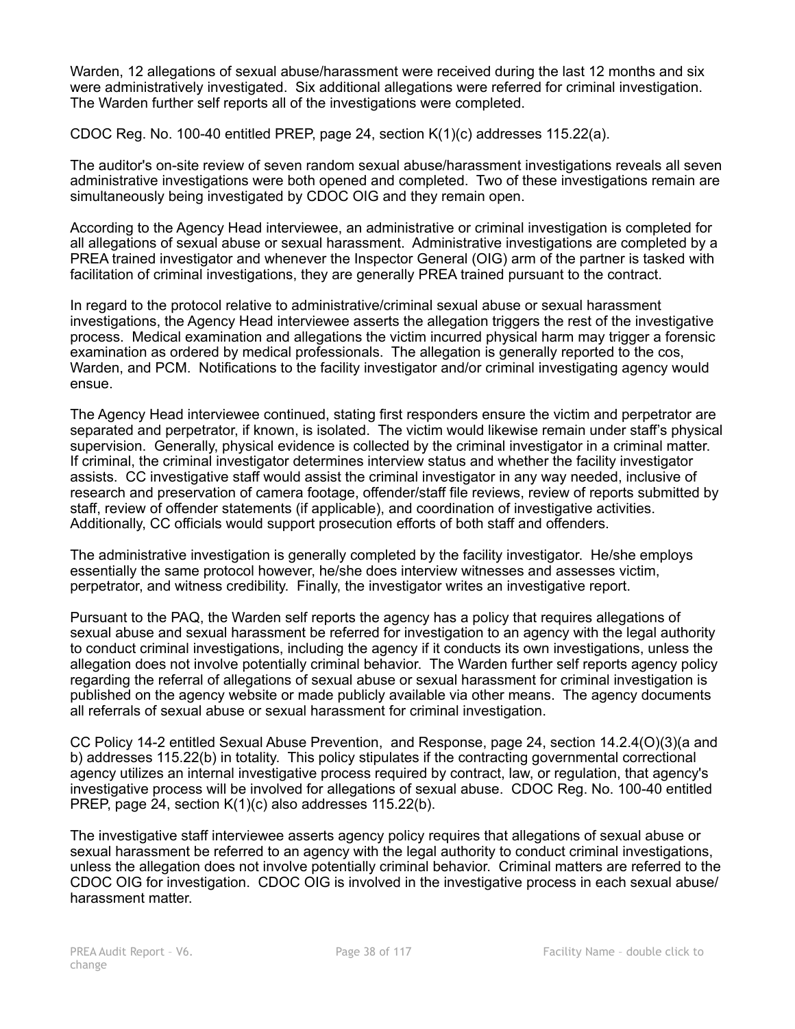Warden, 12 allegations of sexual abuse/harassment were received during the last 12 months and six were administratively investigated. Six additional allegations were referred for criminal investigation. The Warden further self reports all of the investigations were completed.

CDOC Reg. No. 100-40 entitled PREP, page 24, section K(1)(c) addresses 115.22(a).

The auditor's on-site review of seven random sexual abuse/harassment investigations reveals all seven administrative investigations were both opened and completed. Two of these investigations remain are simultaneously being investigated by CDOC OIG and they remain open.

According to the Agency Head interviewee, an administrative or criminal investigation is completed for all allegations of sexual abuse or sexual harassment. Administrative investigations are completed by a PREA trained investigator and whenever the Inspector General (OIG) arm of the partner is tasked with facilitation of criminal investigations, they are generally PREA trained pursuant to the contract.

In regard to the protocol relative to administrative/criminal sexual abuse or sexual harassment investigations, the Agency Head interviewee asserts the allegation triggers the rest of the investigative process. Medical examination and allegations the victim incurred physical harm may trigger a forensic examination as ordered by medical professionals. The allegation is generally reported to the cos, Warden, and PCM. Notifications to the facility investigator and/or criminal investigating agency would ensue.

The Agency Head interviewee continued, stating first responders ensure the victim and perpetrator are separated and perpetrator, if known, is isolated. The victim would likewise remain under staff's physical supervision. Generally, physical evidence is collected by the criminal investigator in a criminal matter. If criminal, the criminal investigator determines interview status and whether the facility investigator assists. CC investigative staff would assist the criminal investigator in any way needed, inclusive of research and preservation of camera footage, offender/staff file reviews, review of reports submitted by staff, review of offender statements (if applicable), and coordination of investigative activities. Additionally, CC officials would support prosecution efforts of both staff and offenders.

The administrative investigation is generally completed by the facility investigator. He/she employs essentially the same protocol however, he/she does interview witnesses and assesses victim, perpetrator, and witness credibility. Finally, the investigator writes an investigative report.

Pursuant to the PAQ, the Warden self reports the agency has a policy that requires allegations of sexual abuse and sexual harassment be referred for investigation to an agency with the legal authority to conduct criminal investigations, including the agency if it conducts its own investigations, unless the allegation does not involve potentially criminal behavior. The Warden further self reports agency policy regarding the referral of allegations of sexual abuse or sexual harassment for criminal investigation is published on the agency website or made publicly available via other means. The agency documents all referrals of sexual abuse or sexual harassment for criminal investigation.

CC Policy 14-2 entitled Sexual Abuse Prevention, and Response, page 24, section 14.2.4(O)(3)(a and b) addresses 115.22(b) in totality. This policy stipulates if the contracting governmental correctional agency utilizes an internal investigative process required by contract, law, or regulation, that agency's investigative process will be involved for allegations of sexual abuse. CDOC Reg. No. 100-40 entitled PREP, page 24, section K(1)(c) also addresses 115.22(b).

The investigative staff interviewee asserts agency policy requires that allegations of sexual abuse or sexual harassment be referred to an agency with the legal authority to conduct criminal investigations, unless the allegation does not involve potentially criminal behavior. Criminal matters are referred to the CDOC OIG for investigation. CDOC OIG is involved in the investigative process in each sexual abuse/harassment matter.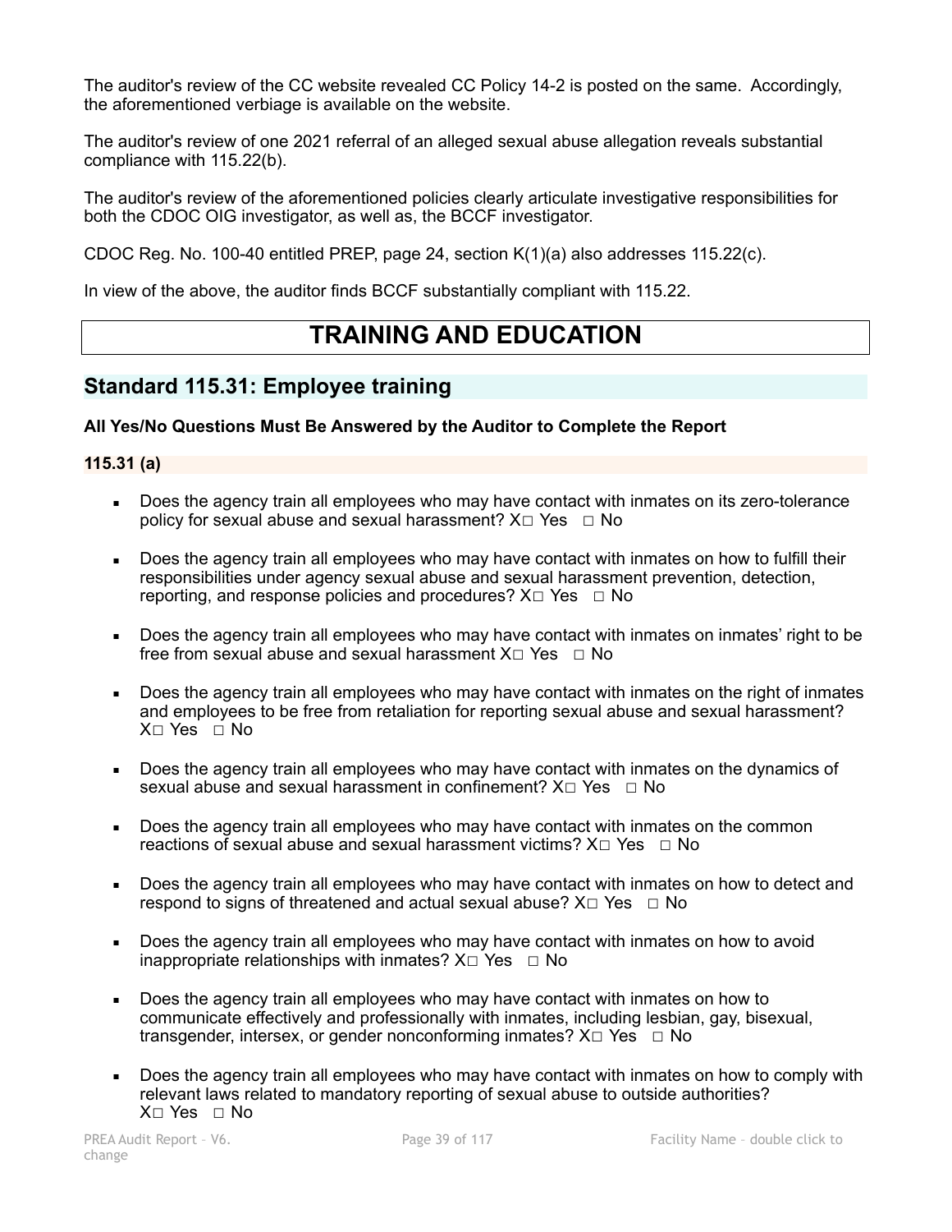The auditor's review of the CC website revealed CC Policy 14-2 is posted on the same. Accordingly, the aforementioned verbiage is available on the website.

The auditor's review of one 2021 referral of an alleged sexual abuse allegation reveals substantial compliance with 115.22(b).

The auditor's review of the aforementioned policies clearly articulate investigative responsibilities for both the CDOC OIG investigator, as well as, the BCCF investigator.

CDOC Reg. No. 100-40 entitled PREP, page 24, section K(1)(a) also addresses 115.22(c).

In view of the above, the auditor finds BCCF substantially compliant with 115.22.

# TRAINING AND EDUCATION

## Standard 115.31: Employee training

**All Yes/No Questions Must Be Answered by the Auditor to Complete the Report**

### 115.31 (a)

- Does the agency train all employees who may have contact with inmates on its zero-tolerance policy for sexual abuse and sexual harassment? X□ Yes □ No
- Does the agency train all employees who may have contact with inmates on how to fulfill their responsibilities under agency sexual abuse and sexual harassment prevention, detection, reporting, and response policies and procedures? X□ Yes □ No
- Does the agency train all employees who may have contact with inmates on inmates' right to be free from sexual abuse and sexual harassment X□ Yes □ No
- Does the agency train all employees who may have contact with inmates on the right of inmates and employees to be free from retaliation for reporting sexual abuse and sexual harassment? X□ Yes □ No
- Does the agency train all employees who may have contact with inmates on the dynamics of sexual abuse and sexual harassment in confinement? X□ Yes □ No
- Does the agency train all employees who may have contact with inmates on the common reactions of sexual abuse and sexual harassment victims? X□ Yes □ No
- Does the agency train all employees who may have contact with inmates on how to detect and respond to signs of threatened and actual sexual abuse? X□ Yes □ No
- Does the agency train all employees who may have contact with inmates on how to avoid inappropriate relationships with inmates? X□ Yes □ No
- Does the agency train all employees who may have contact with inmates on how to communicate effectively and professionally with inmates, including lesbian, gay, bisexual, transgender, intersex, or gender nonconforming inmates? X□ Yes □ No
- Does the agency train all employees who may have contact with inmates on how to comply with relevant laws related to mandatory reporting of sexual abuse to outside authorities? X□ Yes □ No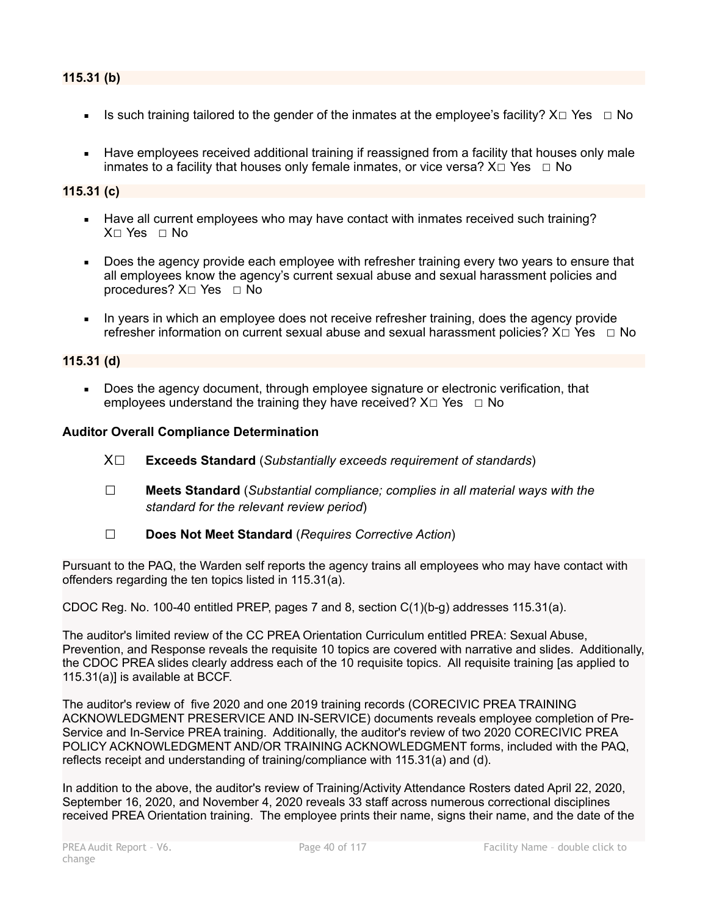**115.31 (b)**

- Is such training tailored to the gender of the inmates at the employee's facility? X☐ Yes ☐ No
- Have employees received additional training if reassigned from a facility that houses only male inmates to a facility that houses only female inmates, or vice versa? X☐ Yes ☐ No

**115.31 (c)**

- Have all current employees who may have contact with inmates received such training? X☐ Yes ☐ No
- Does the agency provide each employee with refresher training every two years to ensure that all employees know the agency's current sexual abuse and sexual harassment policies and procedures? X☐ Yes ☐ No
- In years in which an employee does not receive refresher training, does the agency provide refresher information on current sexual abuse and sexual harassment policies? X☐ Yes ☐ No

**115.31 (d)**

- Does the agency document, through employee signature or electronic verification, that employees understand the training they have received? X☐ Yes ☐ No

**Auditor Overall Compliance Determination**

X☐ **Exceeds Standard** (*Substantially exceeds requirement of standards*)

☐ **Meets Standard** (*Substantial compliance; complies in all material ways with the standard for the relevant review period*)

☐ **Does Not Meet Standard** (*Requires Corrective Action*)

Pursuant to the PAQ, the Warden self reports the agency trains all employees who may have contact with offenders regarding the ten topics listed in 115.31(a).

CDOC Reg. No. 100-40 entitled PREP, pages 7 and 8, section C(1)(b-g) addresses 115.31(a).

The auditor's limited review of the CC PREA Orientation Curriculum entitled PREA: Sexual Abuse, Prevention, and Response reveals the requisite 10 topics are covered with narrative and slides. Additionally, the CDOC PREA slides clearly address each of the 10 requisite topics. All requisite training [as applied to 115.31(a)] is available at BCCF.

The auditor's review of five 2020 and one 2019 training records (CORECIVIC PREA TRAINING ACKNOWLEDGMENT PRESERVICE AND IN-SERVICE) documents reveals employee completion of Pre-Service and In-Service PREA training. Additionally, the auditor's review of two 2020 CORECIVIC PREA POLICY ACKNOWLEDGMENT AND/OR TRAINING ACKNOWLEDGMENT forms, included with the PAQ, reflects receipt and understanding of training/compliance with 115.31(a) and (d).

In addition to the above, the auditor's review of Training/Activity Attendance Rosters dated April 22, 2020, September 16, 2020, and November 4, 2020 reveals 33 staff across numerous correctional disciplines received PREA Orientation training. The employee prints their name, signs their name, and the date of the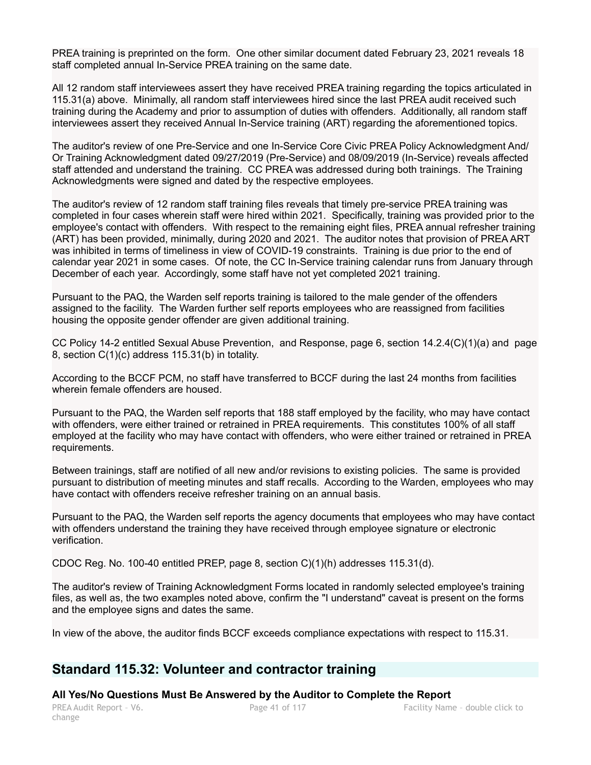PREA training is preprinted on the form. One other similar document dated February 23, 2021 reveals 18 staff completed annual In-Service PREA training on the same date.

All 12 random staff interviewees assert they have received PREA training regarding the topics articulated in 115.31(a) above. Minimally, all random staff interviewees hired since the last PREA audit received such training during the Academy and prior to assumption of duties with offenders. Additionally, all random staff interviewees assert they received Annual In-Service training (ART) regarding the aforementioned topics.

The auditor's review of one Pre-Service and one In-Service Core Civic PREA Policy Acknowledgment And/ Or Training Acknowledgment dated 09/27/2019 (Pre-Service) and 08/09/2019 (In-Service) reveals affected staff attended and understand the training. CC PREA was addressed during both trainings. The Training Acknowledgments were signed and dated by the respective employees.

The auditor's review of 12 random staff training files reveals that timely pre-service PREA training was completed in four cases wherein staff were hired within 2021. Specifically, training was provided prior to the employee's contact with offenders. With respect to the remaining eight files, PREA annual refresher training (ART) has been provided, minimally, during 2020 and 2021. The auditor notes that provision of PREA ART was inhibited in terms of timeliness in view of COVID-19 constraints. Training is due prior to the end of calendar year 2021 in some cases. Of note, the CC In-Service training calendar runs from January through December of each year. Accordingly, some staff have not yet completed 2021 training.

Pursuant to the PAQ, the Warden self reports training is tailored to the male gender of the offenders assigned to the facility. The Warden further self reports employees who are reassigned from facilities housing the opposite gender offender are given additional training.

CC Policy 14-2 entitled Sexual Abuse Prevention, and Response, page 6, section 14.2.4(C)(1)(a) and page 8, section C(1)(c) address 115.31(b) in totality.

According to the BCCF PCM, no staff have transferred to BCCF during the last 24 months from facilities wherein female offenders are housed.

Pursuant to the PAQ, the Warden self reports that 188 staff employed by the facility, who may have contact with offenders, were either trained or retrained in PREA requirements. This constitutes 100% of all staff employed at the facility who may have contact with offenders, who were either trained or retrained in PREA requirements.

Between trainings, staff are notified of all new and/or revisions to existing policies. The same is provided pursuant to distribution of meeting minutes and staff recalls. According to the Warden, employees who may have contact with offenders receive refresher training on an annual basis.

Pursuant to the PAQ, the Warden self reports the agency documents that employees who may have contact with offenders understand the training they have received through employee signature or electronic verification.

CDOC Reg. No. 100-40 entitled PREP, page 8, section C)(1)(h) addresses 115.31(d).

The auditor's review of Training Acknowledgment Forms located in randomly selected employee's training files, as well as, the two examples noted above, confirm the "I understand" caveat is present on the forms and the employee signs and dates the same.

In view of the above, the auditor finds BCCF exceeds compliance expectations with respect to 115.31.

## Standard 115.32: Volunteer and contractor training

**All Yes/No Questions Must Be Answered by the Auditor to Complete the Report**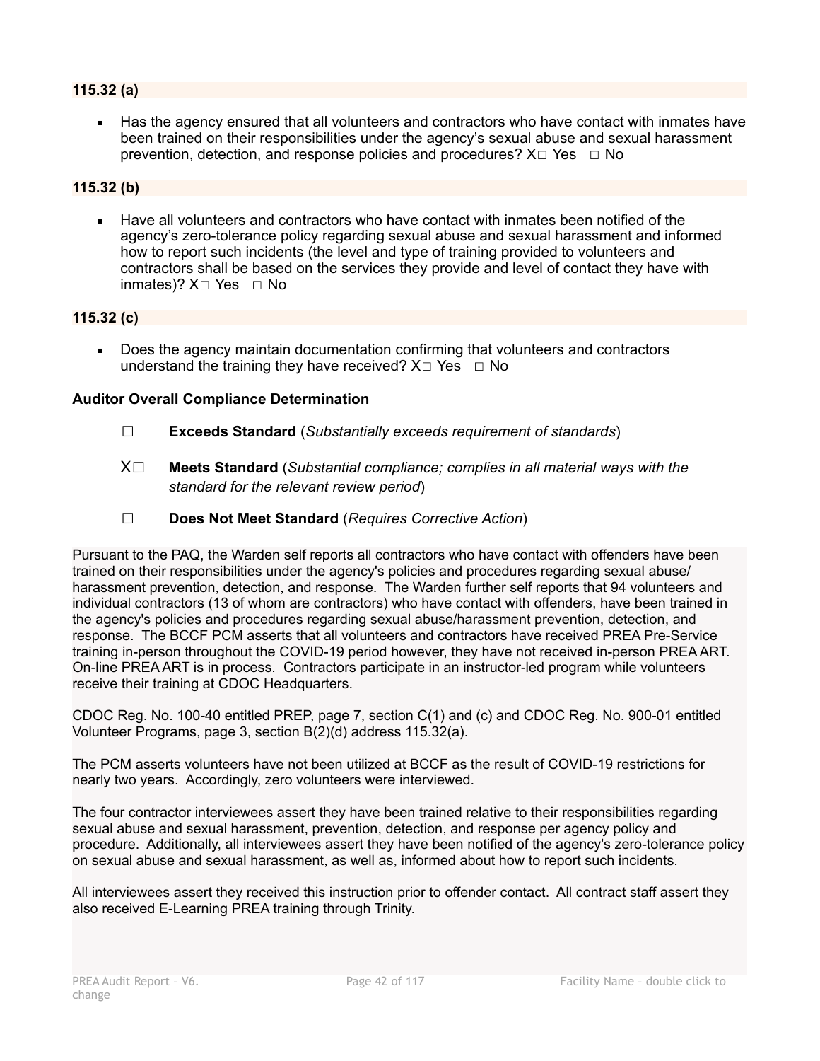**115.32 (a)**

- Has the agency ensured that all volunteers and contractors who have contact with inmates have been trained on their responsibilities under the agency's sexual abuse and sexual harassment prevention, detection, and response policies and procedures? X☐ Yes ☐ No

**115.32 (b)**

- Have all volunteers and contractors who have contact with inmates been notified of the agency's zero-tolerance policy regarding sexual abuse and sexual harassment and informed how to report such incidents (the level and type of training provided to volunteers and contractors shall be based on the services they provide and level of contact they have with inmates)? X☐ Yes ☐ No

**115.32 (c)**

- Does the agency maintain documentation confirming that volunteers and contractors understand the training they have received? X☐ Yes ☐ No

**Auditor Overall Compliance Determination**

☐ **Exceeds Standard** (*Substantially exceeds requirement of standards*)

X☐ **Meets Standard** (*Substantial compliance; complies in all material ways with the standard for the relevant review period*)

☐ **Does Not Meet Standard** (*Requires Corrective Action*)

Pursuant to the PAQ, the Warden self reports all contractors who have contact with offenders have been trained on their responsibilities under the agency's policies and procedures regarding sexual abuse/ harassment prevention, detection, and response. The Warden further self reports that 94 volunteers and individual contractors (13 of whom are contractors) who have contact with offenders, have been trained in the agency's policies and procedures regarding sexual abuse/harassment prevention, detection, and response. The BCCF PCM asserts that all volunteers and contractors have received PREA Pre-Service training in-person throughout the COVID-19 period however, they have not received in-person PREA ART. On-line PREA ART is in process. Contractors participate in an instructor-led program while volunteers receive their training at CDOC Headquarters.

CDOC Reg. No. 100-40 entitled PREP, page 7, section C(1) and (c) and CDOC Reg. No. 900-01 entitled Volunteer Programs, page 3, section B(2)(d) address 115.32(a).

The PCM asserts volunteers have not been utilized at BCCF as the result of COVID-19 restrictions for nearly two years. Accordingly, zero volunteers were interviewed.

The four contractor interviewees assert they have been trained relative to their responsibilities regarding sexual abuse and sexual harassment, prevention, detection, and response per agency policy and procedure. Additionally, all interviewees assert they have been notified of the agency's zero-tolerance policy on sexual abuse and sexual harassment, as well as, informed about how to report such incidents.

All interviewees assert they received this instruction prior to offender contact. All contract staff assert they also received E-Learning PREA training through Trinity.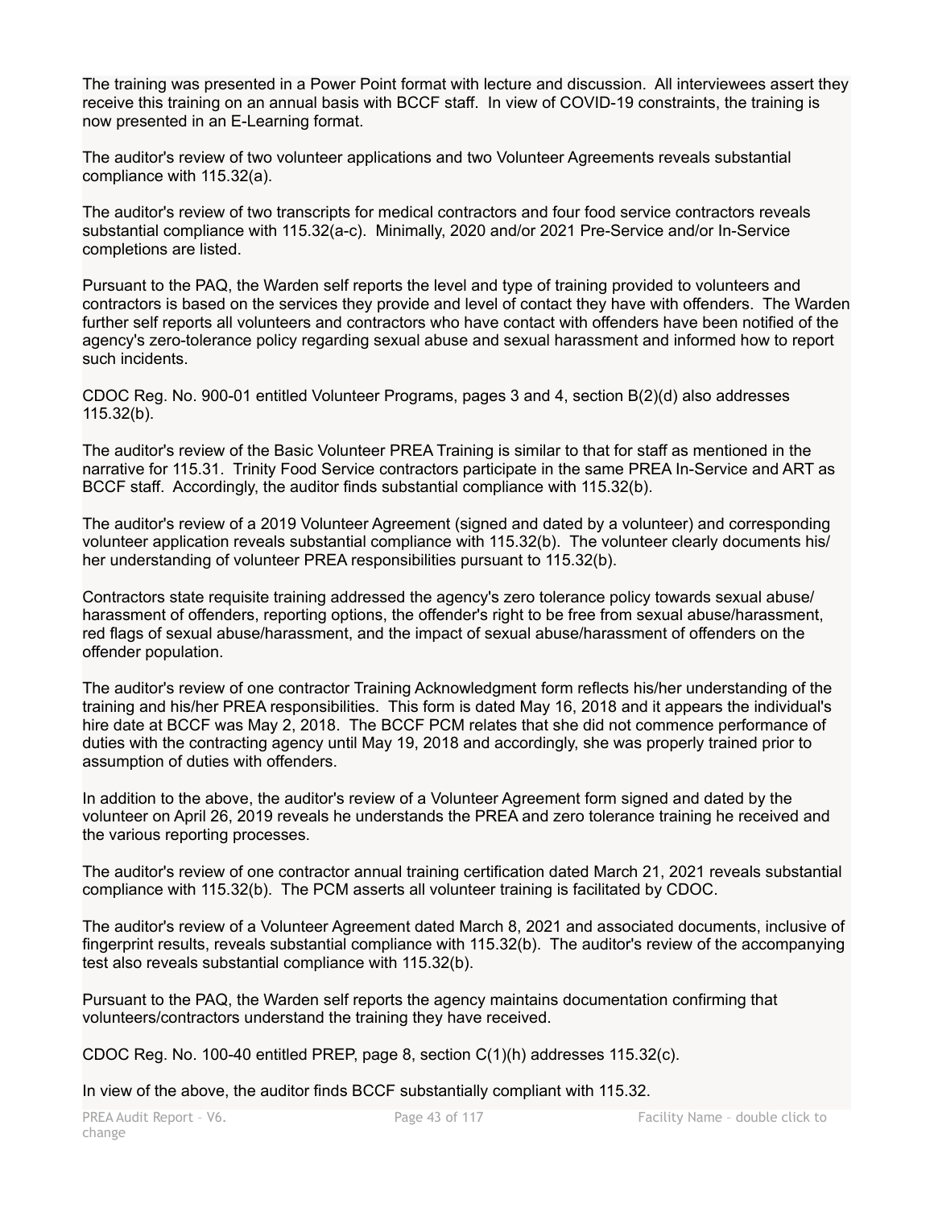The training was presented in a Power Point format with lecture and discussion. All interviewees assert they receive this training on an annual basis with BCCF staff. In view of COVID-19 constraints, the training is now presented in an E-Learning format.

The auditor's review of two volunteer applications and two Volunteer Agreements reveals substantial compliance with 115.32(a).

The auditor's review of two transcripts for medical contractors and four food service contractors reveals substantial compliance with 115.32(a-c). Minimally, 2020 and/or 2021 Pre-Service and/or In-Service completions are listed.

Pursuant to the PAQ, the Warden self reports the level and type of training provided to volunteers and contractors is based on the services they provide and level of contact they have with offenders. The Warden further self reports all volunteers and contractors who have contact with offenders have been notified of the agency's zero-tolerance policy regarding sexual abuse and sexual harassment and informed how to report such incidents.

CDOC Reg. No. 900-01 entitled Volunteer Programs, pages 3 and 4, section B(2)(d) also addresses 115.32(b).

The auditor's review of the Basic Volunteer PREA Training is similar to that for staff as mentioned in the narrative for 115.31. Trinity Food Service contractors participate in the same PREA In-Service and ART as BCCF staff. Accordingly, the auditor finds substantial compliance with 115.32(b).

The auditor's review of a 2019 Volunteer Agreement (signed and dated by a volunteer) and corresponding volunteer application reveals substantial compliance with 115.32(b). The volunteer clearly documents his/her understanding of volunteer PREA responsibilities pursuant to 115.32(b).

Contractors state requisite training addressed the agency's zero tolerance policy towards sexual abuse/harassment of offenders, reporting options, the offender's right to be free from sexual abuse/harassment, red flags of sexual abuse/harassment, and the impact of sexual abuse/harassment of offenders on the offender population.

The auditor's review of one contractor Training Acknowledgment form reflects his/her understanding of the training and his/her PREA responsibilities. This form is dated May 16, 2018 and it appears the individual's hire date at BCCF was May 2, 2018. The BCCF PCM relates that she did not commence performance of duties with the contracting agency until May 19, 2018 and accordingly, she was properly trained prior to assumption of duties with offenders.

In addition to the above, the auditor's review of a Volunteer Agreement form signed and dated by the volunteer on April 26, 2019 reveals he understands the PREA and zero tolerance training he received and the various reporting processes.

The auditor's review of one contractor annual training certification dated March 21, 2021 reveals substantial compliance with 115.32(b). The PCM asserts all volunteer training is facilitated by CDOC.

The auditor's review of a Volunteer Agreement dated March 8, 2021 and associated documents, inclusive of fingerprint results, reveals substantial compliance with 115.32(b). The auditor's review of the accompanying test also reveals substantial compliance with 115.32(b).

Pursuant to the PAQ, the Warden self reports the agency maintains documentation confirming that volunteers/contractors understand the training they have received.

CDOC Reg. No. 100-40 entitled PREP, page 8, section C(1)(h) addresses 115.32(c).

In view of the above, the auditor finds BCCF substantially compliant with 115.32.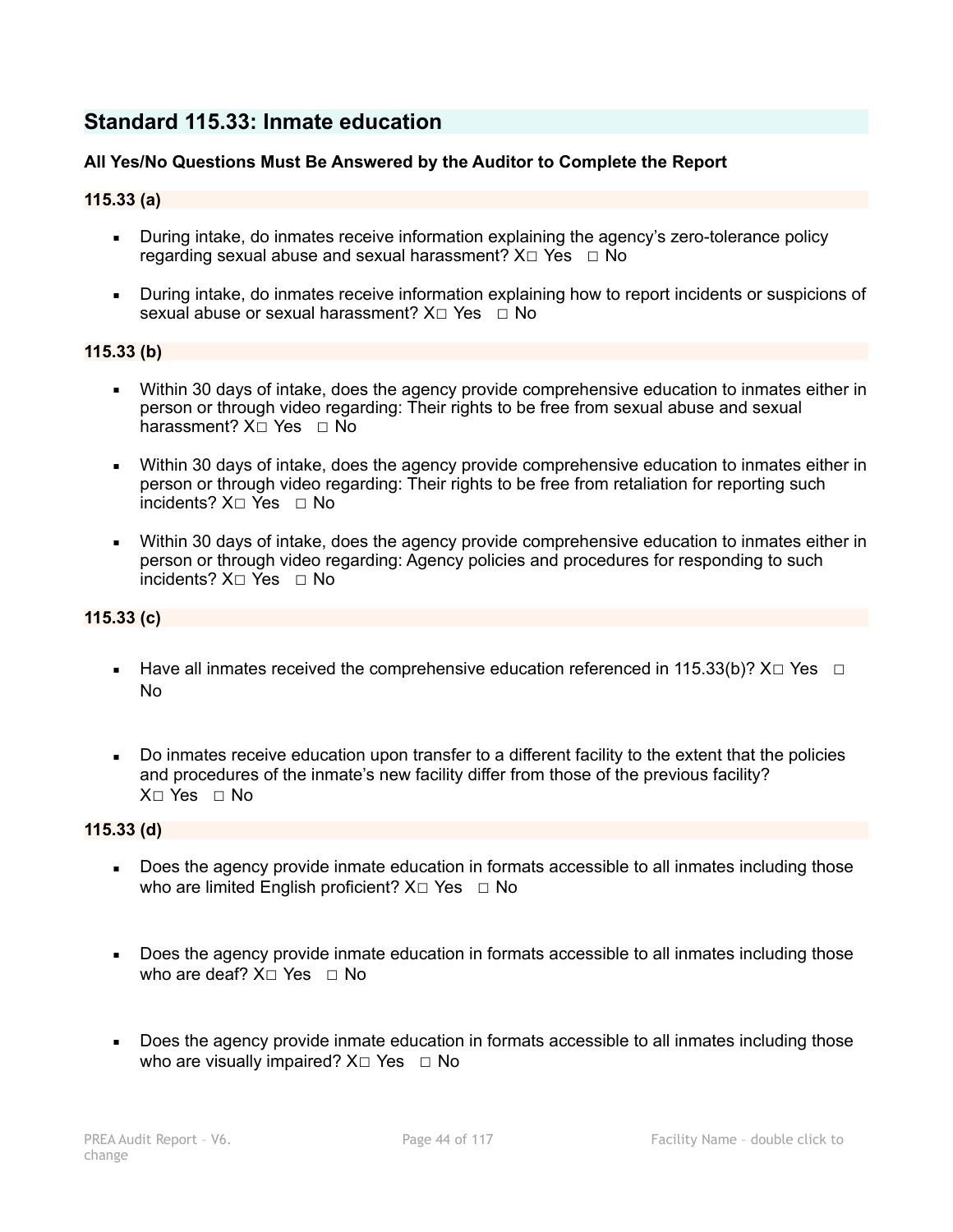## Standard 115.33: Inmate education

**All Yes/No Questions Must Be Answered by the Auditor to Complete the Report**

**115.33 (a)**

- During intake, do inmates receive information explaining the agency's zero-tolerance policy regarding sexual abuse and sexual harassment? X☐ Yes ☐ No
- During intake, do inmates receive information explaining how to report incidents or suspicions of sexual abuse or sexual harassment? X☐ Yes ☐ No

**115.33 (b)**

- Within 30 days of intake, does the agency provide comprehensive education to inmates either in person or through video regarding: Their rights to be free from sexual abuse and sexual harassment? X☐ Yes ☐ No
- Within 30 days of intake, does the agency provide comprehensive education to inmates either in person or through video regarding: Their rights to be free from retaliation for reporting such incidents? X☐ Yes ☐ No
- Within 30 days of intake, does the agency provide comprehensive education to inmates either in person or through video regarding: Agency policies and procedures for responding to such incidents? X☐ Yes ☐ No

**115.33 (c)**

- Have all inmates received the comprehensive education referenced in 115.33(b)? X☐ Yes ☐ No
- Do inmates receive education upon transfer to a different facility to the extent that the policies and procedures of the inmate's new facility differ from those of the previous facility? X☐ Yes ☐ No

**115.33 (d)**

- Does the agency provide inmate education in formats accessible to all inmates including those who are limited English proficient? X☐ Yes ☐ No
- Does the agency provide inmate education in formats accessible to all inmates including those who are deaf? X☐ Yes ☐ No
- Does the agency provide inmate education in formats accessible to all inmates including those who are visually impaired? X☐ Yes ☐ No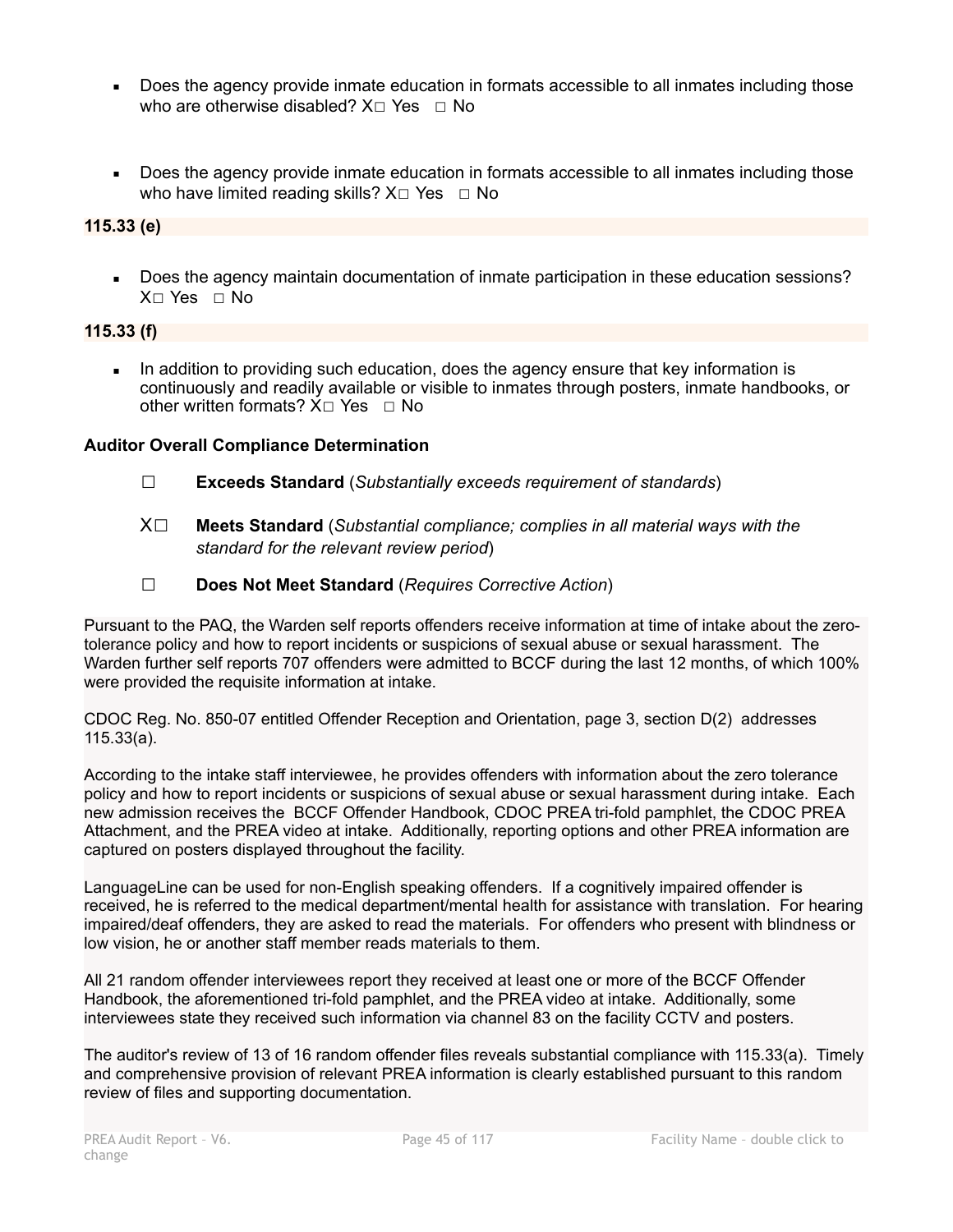- Does the agency provide inmate education in formats accessible to all inmates including those who are otherwise disabled? X☐ Yes ☐ No

- Does the agency provide inmate education in formats accessible to all inmates including those who have limited reading skills? X☐ Yes ☐ No

**115.33 (e)**

- Does the agency maintain documentation of inmate participation in these education sessions? X☐ Yes ☐ No

**115.33 (f)**

- In addition to providing such education, does the agency ensure that key information is continuously and readily available or visible to inmates through posters, inmate handbooks, or other written formats? X☐ Yes ☐ No

**Auditor Overall Compliance Determination**

☐ **Exceeds Standard** (*Substantially exceeds requirement of standards*)

X☐ **Meets Standard** (*Substantial compliance; complies in all material ways with the standard for the relevant review period*)

☐ **Does Not Meet Standard** (*Requires Corrective Action*)

Pursuant to the PAQ, the Warden self reports offenders receive information at time of intake about the zero-tolerance policy and how to report incidents or suspicions of sexual abuse or sexual harassment. The Warden further self reports 707 offenders were admitted to BCCF during the last 12 months, of which 100% were provided the requisite information at intake.

CDOC Reg. No. 850-07 entitled Offender Reception and Orientation, page 3, section D(2) addresses 115.33(a).

According to the intake staff interviewee, he provides offenders with information about the zero tolerance policy and how to report incidents or suspicions of sexual abuse or sexual harassment during intake. Each new admission receives the BCCF Offender Handbook, CDOC PREA tri-fold pamphlet, the CDOC PREA Attachment, and the PREA video at intake. Additionally, reporting options and other PREA information are captured on posters displayed throughout the facility.

LanguageLine can be used for non-English speaking offenders. If a cognitively impaired offender is received, he is referred to the medical department/mental health for assistance with translation. For hearing impaired/deaf offenders, they are asked to read the materials. For offenders who present with blindness or low vision, he or another staff member reads materials to them.

All 21 random offender interviewees report they received at least one or more of the BCCF Offender Handbook, the aforementioned tri-fold pamphlet, and the PREA video at intake. Additionally, some interviewees state they received such information via channel 83 on the facility CCTV and posters.

The auditor's review of 13 of 16 random offender files reveals substantial compliance with 115.33(a). Timely and comprehensive provision of relevant PREA information is clearly established pursuant to this random review of files and supporting documentation.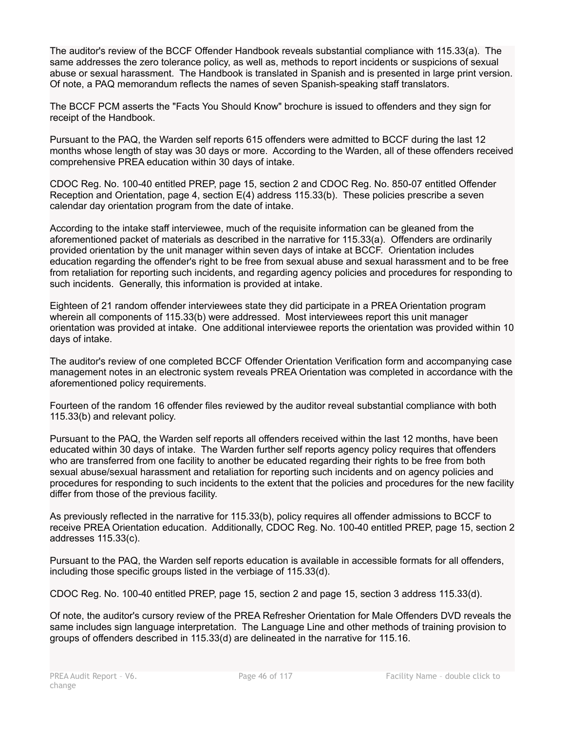The auditor's review of the BCCF Offender Handbook reveals substantial compliance with 115.33(a). The same addresses the zero tolerance policy, as well as, methods to report incidents or suspicions of sexual abuse or sexual harassment. The Handbook is translated in Spanish and is presented in large print version. Of note, a PAQ memorandum reflects the names of seven Spanish-speaking staff translators.

The BCCF PCM asserts the "Facts You Should Know" brochure is issued to offenders and they sign for receipt of the Handbook.

Pursuant to the PAQ, the Warden self reports 615 offenders were admitted to BCCF during the last 12 months whose length of stay was 30 days or more. According to the Warden, all of these offenders received comprehensive PREA education within 30 days of intake.

CDOC Reg. No. 100-40 entitled PREP, page 15, section 2 and CDOC Reg. No. 850-07 entitled Offender Reception and Orientation, page 4, section E(4) address 115.33(b). These policies prescribe a seven calendar day orientation program from the date of intake.

According to the intake staff interviewee, much of the requisite information can be gleaned from the aforementioned packet of materials as described in the narrative for 115.33(a). Offenders are ordinarily provided orientation by the unit manager within seven days of intake at BCCF. Orientation includes education regarding the offender's right to be free from sexual abuse and sexual harassment and to be free from retaliation for reporting such incidents, and regarding agency policies and procedures for responding to such incidents. Generally, this information is provided at intake.

Eighteen of 21 random offender interviewees state they did participate in a PREA Orientation program wherein all components of 115.33(b) were addressed. Most interviewees report this unit manager orientation was provided at intake. One additional interviewee reports the orientation was provided within 10 days of intake.

The auditor's review of one completed BCCF Offender Orientation Verification form and accompanying case management notes in an electronic system reveals PREA Orientation was completed in accordance with the aforementioned policy requirements.

Fourteen of the random 16 offender files reviewed by the auditor reveal substantial compliance with both 115.33(b) and relevant policy.

Pursuant to the PAQ, the Warden self reports all offenders received within the last 12 months, have been educated within 30 days of intake. The Warden further self reports agency policy requires that offenders who are transferred from one facility to another be educated regarding their rights to be free from both sexual abuse/sexual harassment and retaliation for reporting such incidents and on agency policies and procedures for responding to such incidents to the extent that the policies and procedures for the new facility differ from those of the previous facility.

As previously reflected in the narrative for 115.33(b), policy requires all offender admissions to BCCF to receive PREA Orientation education. Additionally, CDOC Reg. No. 100-40 entitled PREP, page 15, section 2 addresses 115.33(c).

Pursuant to the PAQ, the Warden self reports education is available in accessible formats for all offenders, including those specific groups listed in the verbiage of 115.33(d).

CDOC Reg. No. 100-40 entitled PREP, page 15, section 2 and page 15, section 3 address 115.33(d).

Of note, the auditor's cursory review of the PREA Refresher Orientation for Male Offenders DVD reveals the same includes sign language interpretation. The Language Line and other methods of training provision to groups of offenders described in 115.33(d) are delineated in the narrative for 115.16.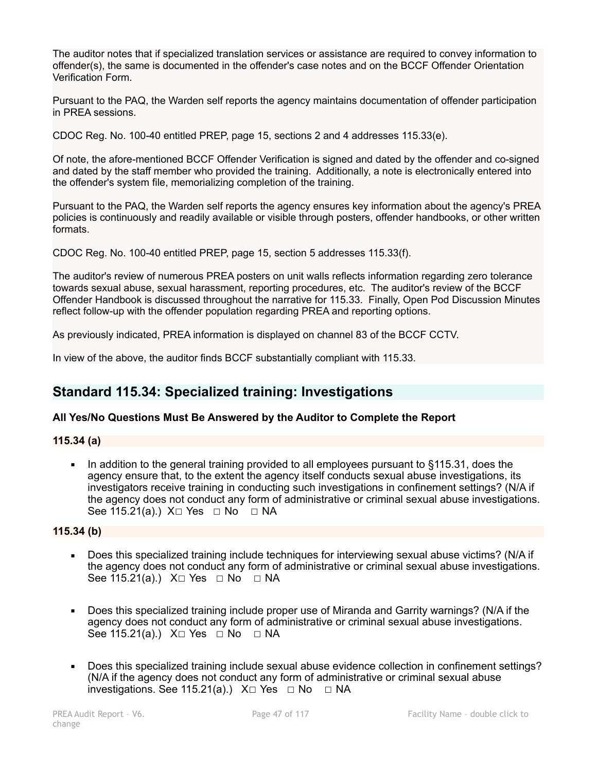The auditor notes that if specialized translation services or assistance are required to convey information to offender(s), the same is documented in the offender's case notes and on the BCCF Offender Orientation Verification Form.

Pursuant to the PAQ, the Warden self reports the agency maintains documentation of offender participation in PREA sessions.

CDOC Reg. No. 100-40 entitled PREP, page 15, sections 2 and 4 addresses 115.33(e).

Of note, the afore-mentioned BCCF Offender Verification is signed and dated by the offender and co-signed and dated by the staff member who provided the training. Additionally, a note is electronically entered into the offender's system file, memorializing completion of the training.

Pursuant to the PAQ, the Warden self reports the agency ensures key information about the agency's PREA policies is continuously and readily available or visible through posters, offender handbooks, or other written formats.

CDOC Reg. No. 100-40 entitled PREP, page 15, section 5 addresses 115.33(f).

The auditor's review of numerous PREA posters on unit walls reflects information regarding zero tolerance towards sexual abuse, sexual harassment, reporting procedures, etc. The auditor's review of the BCCF Offender Handbook is discussed throughout the narrative for 115.33. Finally, Open Pod Discussion Minutes reflect follow-up with the offender population regarding PREA and reporting options.

As previously indicated, PREA information is displayed on channel 83 of the BCCF CCTV.

In view of the above, the auditor finds BCCF substantially compliant with 115.33.

## Standard 115.34: Specialized training: Investigations

**All Yes/No Questions Must Be Answered by the Auditor to Complete the Report**

**115.34 (a)**

- In addition to the general training provided to all employees pursuant to §115.31, does the agency ensure that, to the extent the agency itself conducts sexual abuse investigations, its investigators receive training in conducting such investigations in confinement settings? (N/A if the agency does not conduct any form of administrative or criminal sexual abuse investigations. See 115.21(a).) X☐ Yes ☐ No ☐ NA

**115.34 (b)**

- Does this specialized training include techniques for interviewing sexual abuse victims? (N/A if the agency does not conduct any form of administrative or criminal sexual abuse investigations. See 115.21(a).) X☐ Yes ☐ No ☐ NA

- Does this specialized training include proper use of Miranda and Garrity warnings? (N/A if the agency does not conduct any form of administrative or criminal sexual abuse investigations. See 115.21(a).) X☐ Yes ☐ No ☐ NA

- Does this specialized training include sexual abuse evidence collection in confinement settings? (N/A if the agency does not conduct any form of administrative or criminal sexual abuse investigations. See 115.21(a).) X☐ Yes ☐ No ☐ NA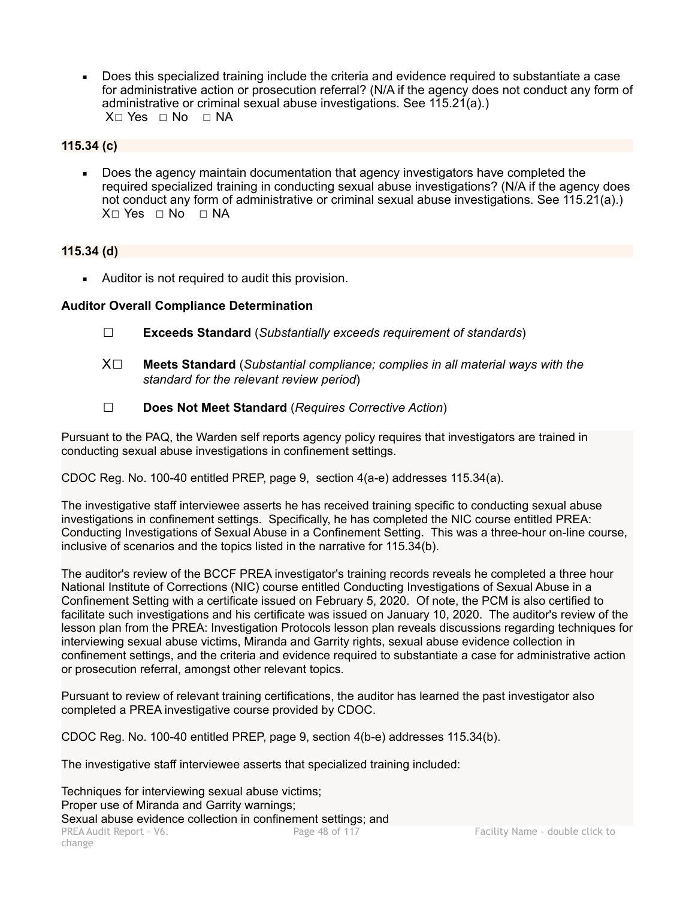- Does this specialized training include the criteria and evidence required to substantiate a case for administrative action or prosecution referral? (N/A if the agency does not conduct any form of administrative or criminal sexual abuse investigations. See 115.21(a).)
  X☐ Yes ☐ No ☐ NA

**115.34 (c)**

- Does the agency maintain documentation that agency investigators have completed the required specialized training in conducting sexual abuse investigations? (N/A if the agency does not conduct any form of administrative or criminal sexual abuse investigations. See 115.21(a).)
  X☐ Yes ☐ No ☐ NA

**115.34 (d)**

- Auditor is not required to audit this provision.

**Auditor Overall Compliance Determination**

☐ **Exceeds Standard** (*Substantially exceeds requirement of standards*)

X☐ **Meets Standard** (*Substantial compliance; complies in all material ways with the standard for the relevant review period*)

☐ **Does Not Meet Standard** (*Requires Corrective Action*)

Pursuant to the PAQ, the Warden self reports agency policy requires that investigators are trained in conducting sexual abuse investigations in confinement settings.

CDOC Reg. No. 100-40 entitled PREP, page 9, section 4(a-e) addresses 115.34(a).

The investigative staff interviewee asserts he has received training specific to conducting sexual abuse investigations in confinement settings. Specifically, he has completed the NIC course entitled PREA: Conducting Investigations of Sexual Abuse in a Confinement Setting. This was a three-hour on-line course, inclusive of scenarios and the topics listed in the narrative for 115.34(b).

The auditor's review of the BCCF PREA investigator's training records reveals he completed a three hour National Institute of Corrections (NIC) course entitled Conducting Investigations of Sexual Abuse in a Confinement Setting with a certificate issued on February 5, 2020. Of note, the PCM is also certified to facilitate such investigations and his certificate was issued on January 10, 2020. The auditor's review of the lesson plan from the PREA: Investigation Protocols lesson plan reveals discussions regarding techniques for interviewing sexual abuse victims, Miranda and Garrity rights, sexual abuse evidence collection in confinement settings, and the criteria and evidence required to substantiate a case for administrative action or prosecution referral, amongst other relevant topics.

Pursuant to review of relevant training certifications, the auditor has learned the past investigator also completed a PREA investigative course provided by CDOC.

CDOC Reg. No. 100-40 entitled PREP, page 9, section 4(b-e) addresses 115.34(b).

The investigative staff interviewee asserts that specialized training included:

Techniques for interviewing sexual abuse victims;
Proper use of Miranda and Garrity warnings;
Sexual abuse evidence collection in confinement settings; and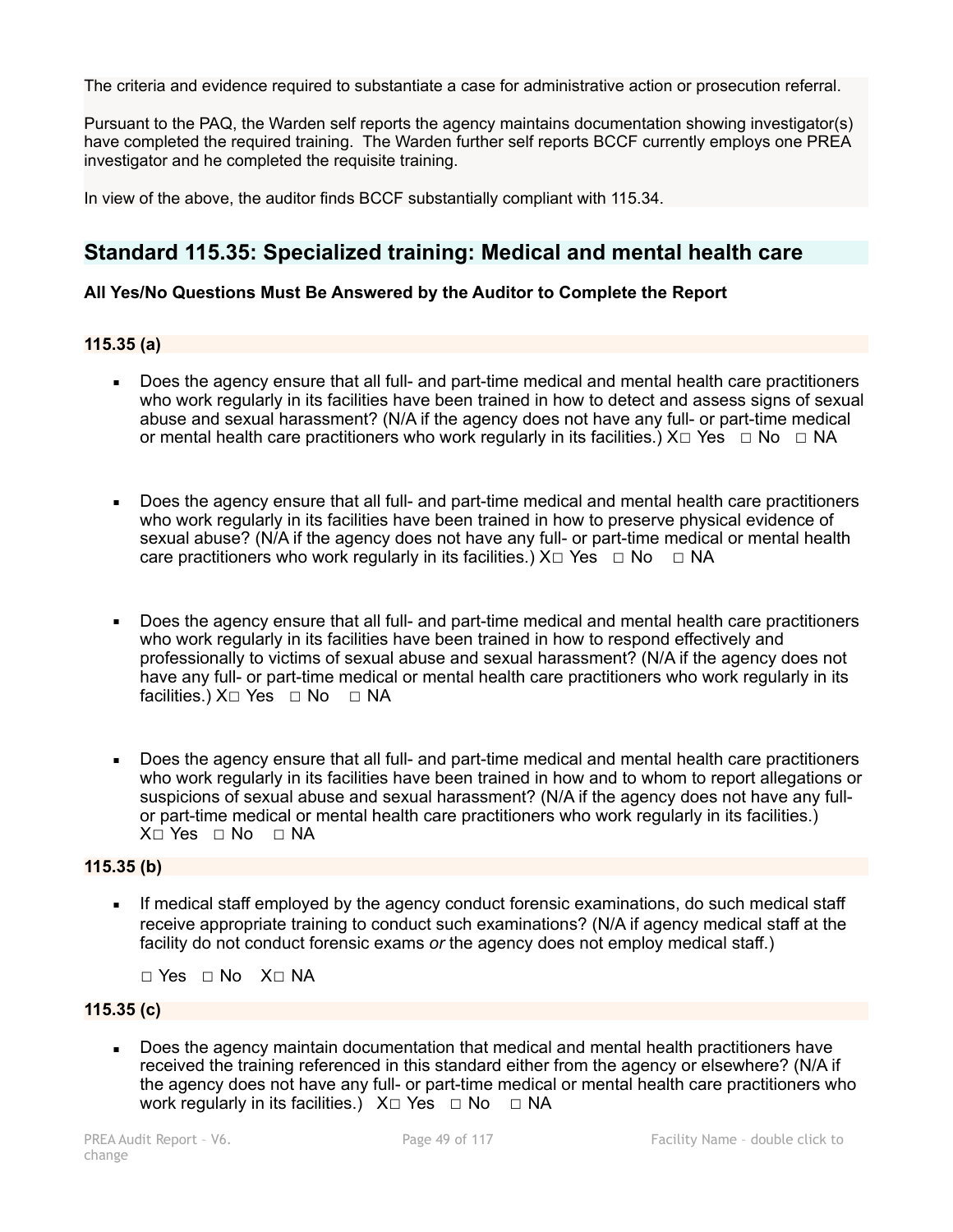The criteria and evidence required to substantiate a case for administrative action or prosecution referral.

Pursuant to the PAQ, the Warden self reports the agency maintains documentation showing investigator(s) have completed the required training. The Warden further self reports BCCF currently employs one PREA investigator and he completed the requisite training.

In view of the above, the auditor finds BCCF substantially compliant with 115.34.

## Standard 115.35: Specialized training: Medical and mental health care

**All Yes/No Questions Must Be Answered by the Auditor to Complete the Report**

### 115.35 (a)

- Does the agency ensure that all full- and part-time medical and mental health care practitioners who work regularly in its facilities have been trained in how to detect and assess signs of sexual abuse and sexual harassment? (N/A if the agency does not have any full- or part-time medical or mental health care practitioners who work regularly in its facilities.) X☐ Yes ☐ No ☐ NA

- Does the agency ensure that all full- and part-time medical and mental health care practitioners who work regularly in its facilities have been trained in how to preserve physical evidence of sexual abuse? (N/A if the agency does not have any full- or part-time medical or mental health care practitioners who work regularly in its facilities.) X☐ Yes ☐ No ☐ NA

- Does the agency ensure that all full- and part-time medical and mental health care practitioners who work regularly in its facilities have been trained in how to respond effectively and professionally to victims of sexual abuse and sexual harassment? (N/A if the agency does not have any full- or part-time medical or mental health care practitioners who work regularly in its facilities.) X☐ Yes ☐ No ☐ NA

- Does the agency ensure that all full- and part-time medical and mental health care practitioners who work regularly in its facilities have been trained in how and to whom to report allegations or suspicions of sexual abuse and sexual harassment? (N/A if the agency does not have any full- or part-time medical or mental health care practitioners who work regularly in its facilities.) X☐ Yes ☐ No ☐ NA

### 115.35 (b)

- If medical staff employed by the agency conduct forensic examinations, do such medical staff receive appropriate training to conduct such examinations? (N/A if agency medical staff at the facility do not conduct forensic exams *or* the agency does not employ medical staff.)

  ☐ Yes ☐ No X☐ NA

### 115.35 (c)

- Does the agency maintain documentation that medical and mental health practitioners have received the training referenced in this standard either from the agency or elsewhere? (N/A if the agency does not have any full- or part-time medical or mental health care practitioners who work regularly in its facilities.) X☐ Yes ☐ No ☐ NA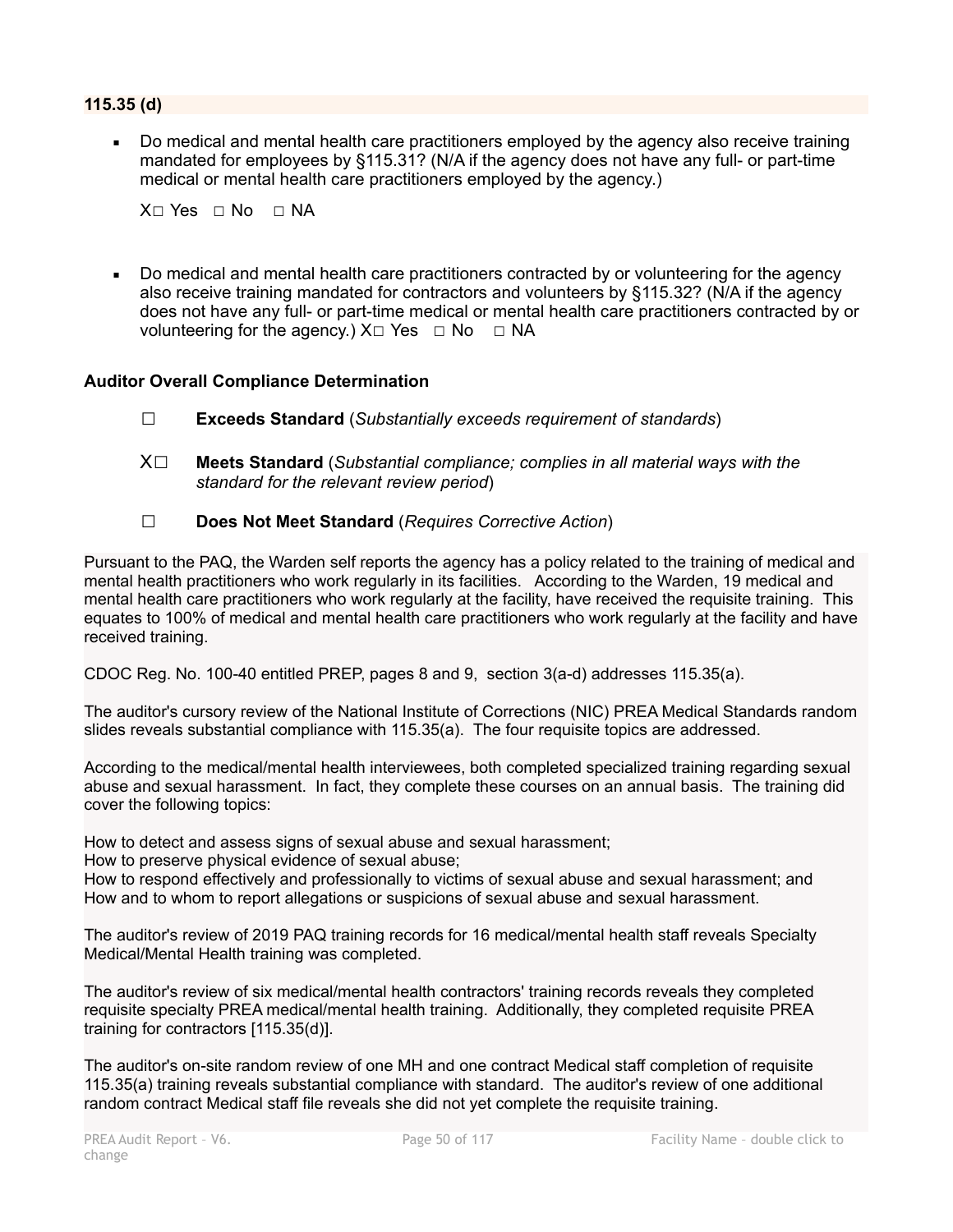**115.35 (d)**

- Do medical and mental health care practitioners employed by the agency also receive training mandated for employees by §115.31? (N/A if the agency does not have any full- or part-time medical or mental health care practitioners employed by the agency.)

  X☐ Yes ☐ No ☐ NA

- Do medical and mental health care practitioners contracted by or volunteering for the agency also receive training mandated for contractors and volunteers by §115.32? (N/A if the agency does not have any full- or part-time medical or mental health care practitioners contracted by or volunteering for the agency.) X☐ Yes ☐ No ☐ NA

**Auditor Overall Compliance Determination**

☐ **Exceeds Standard** (*Substantially exceeds requirement of standards*)

X☐ **Meets Standard** (*Substantial compliance; complies in all material ways with the standard for the relevant review period*)

☐ **Does Not Meet Standard** (*Requires Corrective Action*)

Pursuant to the PAQ, the Warden self reports the agency has a policy related to the training of medical and mental health practitioners who work regularly in its facilities. According to the Warden, 19 medical and mental health care practitioners who work regularly at the facility, have received the requisite training. This equates to 100% of medical and mental health care practitioners who work regularly at the facility and have received training.

CDOC Reg. No. 100-40 entitled PREP, pages 8 and 9, section 3(a-d) addresses 115.35(a).

The auditor's cursory review of the National Institute of Corrections (NIC) PREA Medical Standards random slides reveals substantial compliance with 115.35(a). The four requisite topics are addressed.

According to the medical/mental health interviewees, both completed specialized training regarding sexual abuse and sexual harassment. In fact, they complete these courses on an annual basis. The training did cover the following topics:

How to detect and assess signs of sexual abuse and sexual harassment;
How to preserve physical evidence of sexual abuse;
How to respond effectively and professionally to victims of sexual abuse and sexual harassment; and
How and to whom to report allegations or suspicions of sexual abuse and sexual harassment.

The auditor's review of 2019 PAQ training records for 16 medical/mental health staff reveals Specialty Medical/Mental Health training was completed.

The auditor's review of six medical/mental health contractors' training records reveals they completed requisite specialty PREA medical/mental health training. Additionally, they completed requisite PREA training for contractors [115.35(d)].

The auditor's on-site random review of one MH and one contract Medical staff completion of requisite 115.35(a) training reveals substantial compliance with standard. The auditor's review of one additional random contract Medical staff file reveals she did not yet complete the requisite training.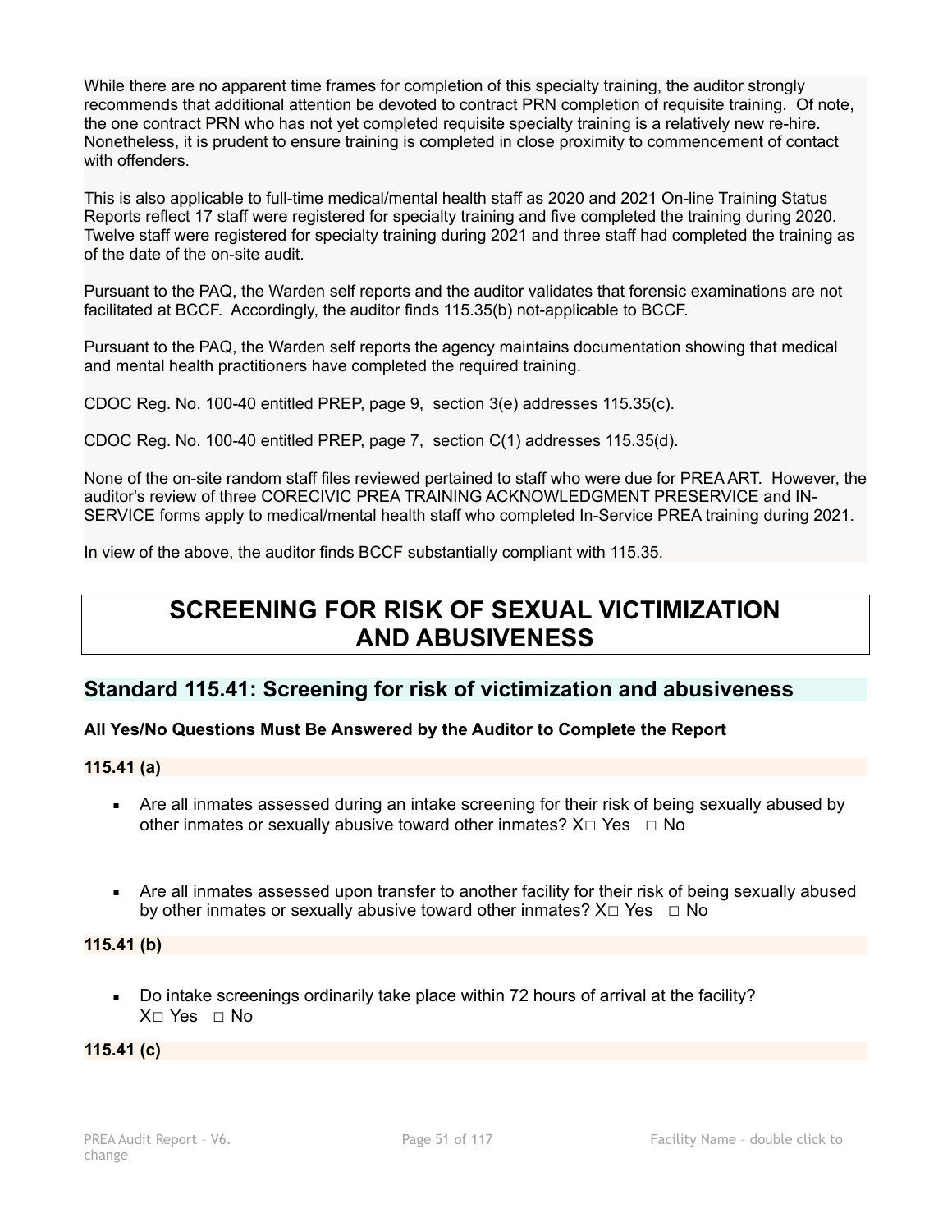While there are no apparent time frames for completion of this specialty training, the auditor strongly recommends that additional attention be devoted to contract PRN completion of requisite training. Of note, the one contract PRN who has not yet completed requisite specialty training is a relatively new re-hire. Nonetheless, it is prudent to ensure training is completed in close proximity to commencement of contact with offenders.

This is also applicable to full-time medical/mental health staff as 2020 and 2021 On-line Training Status Reports reflect 17 staff were registered for specialty training and five completed the training during 2020. Twelve staff were registered for specialty training during 2021 and three staff had completed the training as of the date of the on-site audit.

Pursuant to the PAQ, the Warden self reports and the auditor validates that forensic examinations are not facilitated at BCCF. Accordingly, the auditor finds 115.35(b) not-applicable to BCCF.

Pursuant to the PAQ, the Warden self reports the agency maintains documentation showing that medical and mental health practitioners have completed the required training.

CDOC Reg. No. 100-40 entitled PREP, page 9, section 3(e) addresses 115.35(c).

CDOC Reg. No. 100-40 entitled PREP, page 7, section C(1) addresses 115.35(d).

None of the on-site random staff files reviewed pertained to staff who were due for PREA ART. However, the auditor's review of three CORECIVIC PREA TRAINING ACKNOWLEDGMENT PRESERVICE and IN-SERVICE forms apply to medical/mental health staff who completed In-Service PREA training during 2021.

In view of the above, the auditor finds BCCF substantially compliant with 115.35.

# SCREENING FOR RISK OF SEXUAL VICTIMIZATION AND ABUSIVENESS

## Standard 115.41: Screening for risk of victimization and abusiveness

**All Yes/No Questions Must Be Answered by the Auditor to Complete the Report**

**115.41 (a)**

- Are all inmates assessed during an intake screening for their risk of being sexually abused by other inmates or sexually abusive toward other inmates? X☐ Yes ☐ No

- Are all inmates assessed upon transfer to another facility for their risk of being sexually abused by other inmates or sexually abusive toward other inmates? X☐ Yes ☐ No

**115.41 (b)**

- Do intake screenings ordinarily take place within 72 hours of arrival at the facility? X☐ Yes ☐ No

**115.41 (c)**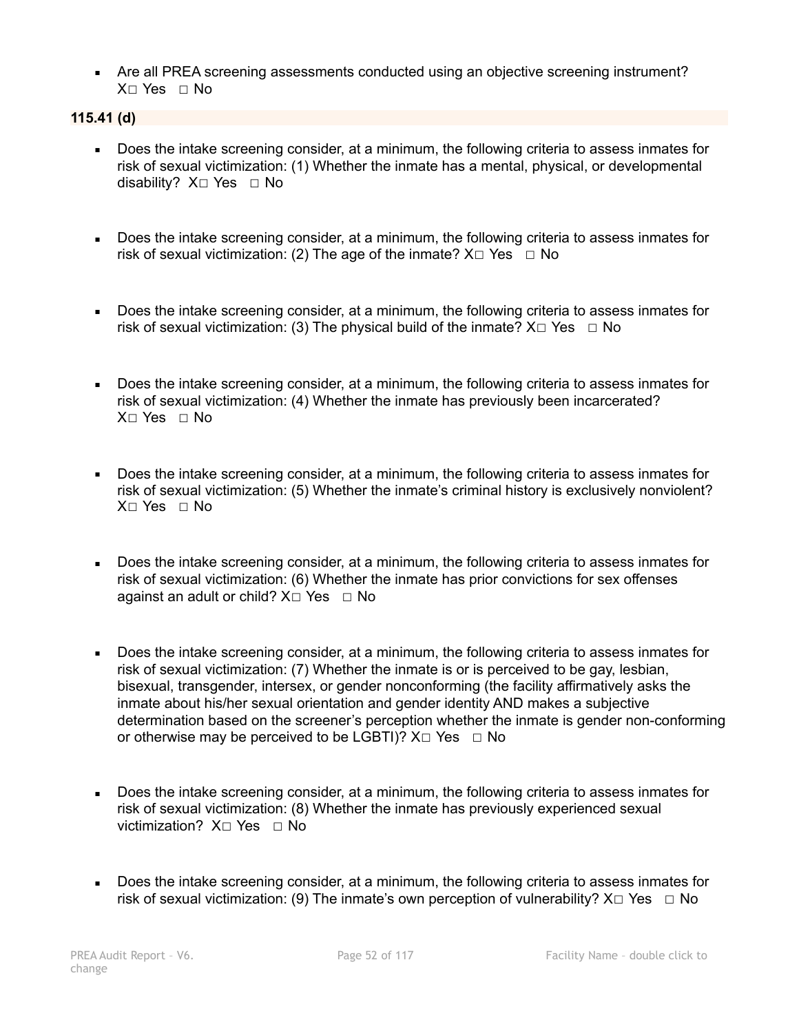- Are all PREA screening assessments conducted using an objective screening instrument? X□ Yes □ No

**115.41 (d)**

- Does the intake screening consider, at a minimum, the following criteria to assess inmates for risk of sexual victimization: (1) Whether the inmate has a mental, physical, or developmental disability? X□ Yes □ No

- Does the intake screening consider, at a minimum, the following criteria to assess inmates for risk of sexual victimization: (2) The age of the inmate? X□ Yes □ No

- Does the intake screening consider, at a minimum, the following criteria to assess inmates for risk of sexual victimization: (3) The physical build of the inmate? X□ Yes □ No

- Does the intake screening consider, at a minimum, the following criteria to assess inmates for risk of sexual victimization: (4) Whether the inmate has previously been incarcerated? X□ Yes □ No

- Does the intake screening consider, at a minimum, the following criteria to assess inmates for risk of sexual victimization: (5) Whether the inmate's criminal history is exclusively nonviolent? X□ Yes □ No

- Does the intake screening consider, at a minimum, the following criteria to assess inmates for risk of sexual victimization: (6) Whether the inmate has prior convictions for sex offenses against an adult or child? X□ Yes □ No

- Does the intake screening consider, at a minimum, the following criteria to assess inmates for risk of sexual victimization: (7) Whether the inmate is or is perceived to be gay, lesbian, bisexual, transgender, intersex, or gender nonconforming (the facility affirmatively asks the inmate about his/her sexual orientation and gender identity AND makes a subjective determination based on the screener's perception whether the inmate is gender non-conforming or otherwise may be perceived to be LGBTI)? X□ Yes □ No

- Does the intake screening consider, at a minimum, the following criteria to assess inmates for risk of sexual victimization: (8) Whether the inmate has previously experienced sexual victimization? X□ Yes □ No

- Does the intake screening consider, at a minimum, the following criteria to assess inmates for risk of sexual victimization: (9) The inmate's own perception of vulnerability? X□ Yes □ No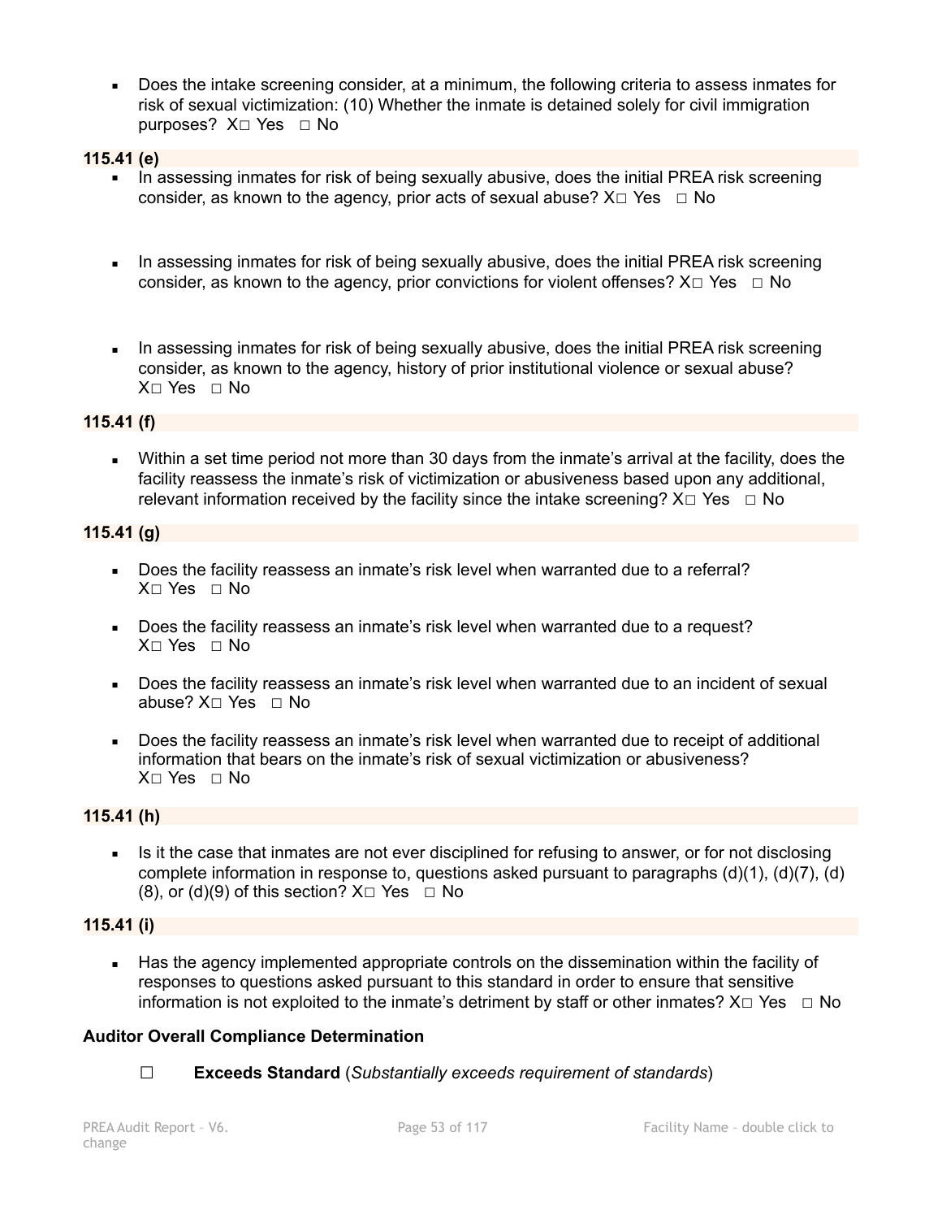- Does the intake screening consider, at a minimum, the following criteria to assess inmates for risk of sexual victimization: (10) Whether the inmate is detained solely for civil immigration purposes? X☐ Yes ☐ No

**115.41 (e)**

- In assessing inmates for risk of being sexually abusive, does the initial PREA risk screening consider, as known to the agency, prior acts of sexual abuse? X☐ Yes ☐ No
- In assessing inmates for risk of being sexually abusive, does the initial PREA risk screening consider, as known to the agency, prior convictions for violent offenses? X☐ Yes ☐ No
- In assessing inmates for risk of being sexually abusive, does the initial PREA risk screening consider, as known to the agency, history of prior institutional violence or sexual abuse? X☐ Yes ☐ No

**115.41 (f)**

- Within a set time period not more than 30 days from the inmate's arrival at the facility, does the facility reassess the inmate's risk of victimization or abusiveness based upon any additional, relevant information received by the facility since the intake screening? X☐ Yes ☐ No

**115.41 (g)**

- Does the facility reassess an inmate's risk level when warranted due to a referral? X☐ Yes ☐ No
- Does the facility reassess an inmate's risk level when warranted due to a request? X☐ Yes ☐ No
- Does the facility reassess an inmate's risk level when warranted due to an incident of sexual abuse? X☐ Yes ☐ No
- Does the facility reassess an inmate's risk level when warranted due to receipt of additional information that bears on the inmate's risk of sexual victimization or abusiveness? X☐ Yes ☐ No

**115.41 (h)**

- Is it the case that inmates are not ever disciplined for refusing to answer, or for not disclosing complete information in response to, questions asked pursuant to paragraphs (d)(1), (d)(7), (d)(8), or (d)(9) of this section? X☐ Yes ☐ No

**115.41 (i)**

- Has the agency implemented appropriate controls on the dissemination within the facility of responses to questions asked pursuant to this standard in order to ensure that sensitive information is not exploited to the inmate's detriment by staff or other inmates? X☐ Yes ☐ No

**Auditor Overall Compliance Determination**

☐ **Exceeds Standard** (*Substantially exceeds requirement of standards*)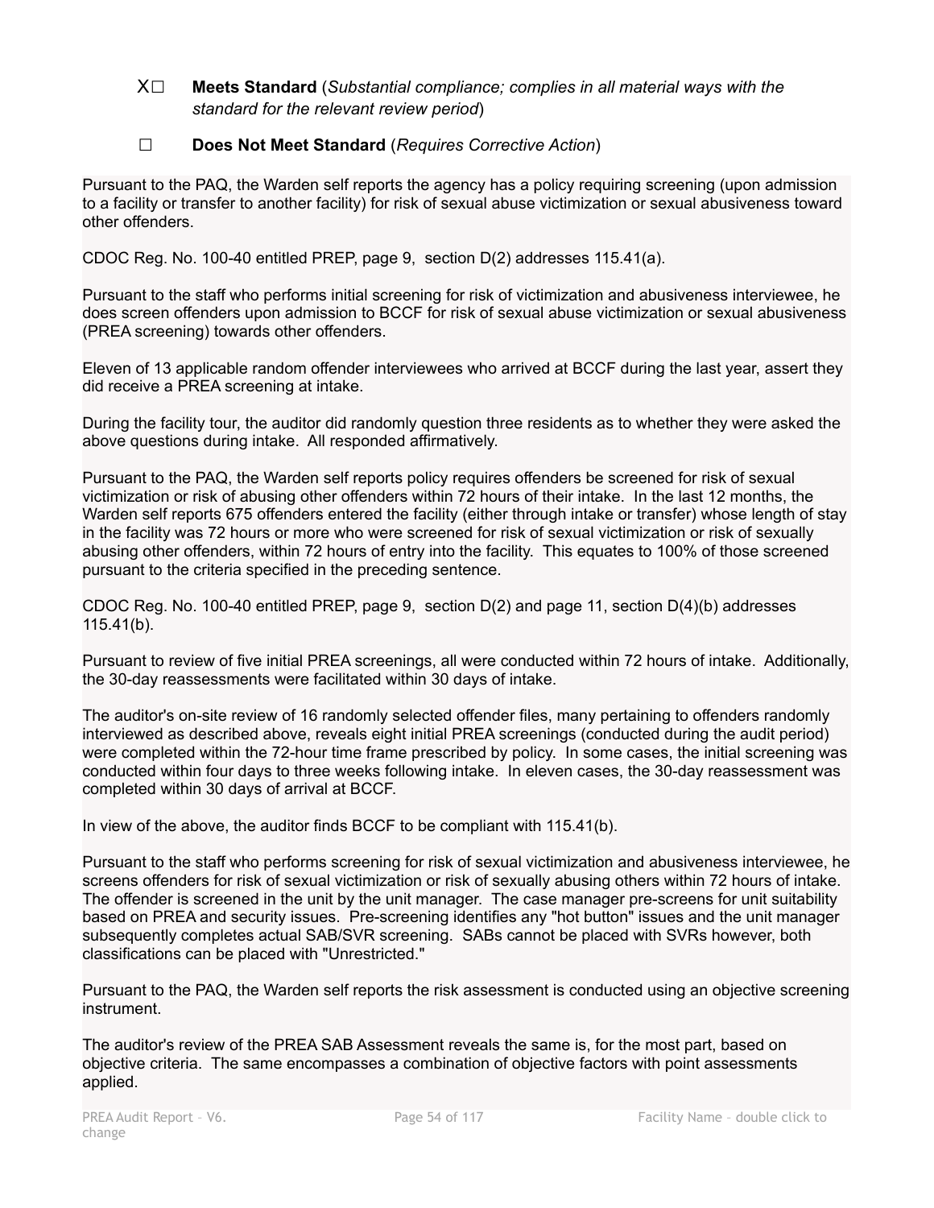X☐ **Meets Standard** (*Substantial compliance; complies in all material ways with the standard for the relevant review period*)

☐ **Does Not Meet Standard** (*Requires Corrective Action*)

Pursuant to the PAQ, the Warden self reports the agency has a policy requiring screening (upon admission to a facility or transfer to another facility) for risk of sexual abuse victimization or sexual abusiveness toward other offenders.

CDOC Reg. No. 100-40 entitled PREP, page 9, section D(2) addresses 115.41(a).

Pursuant to the staff who performs initial screening for risk of victimization and abusiveness interviewee, he does screen offenders upon admission to BCCF for risk of sexual abuse victimization or sexual abusiveness (PREA screening) towards other offenders.

Eleven of 13 applicable random offender interviewees who arrived at BCCF during the last year, assert they did receive a PREA screening at intake.

During the facility tour, the auditor did randomly question three residents as to whether they were asked the above questions during intake. All responded affirmatively.

Pursuant to the PAQ, the Warden self reports policy requires offenders be screened for risk of sexual victimization or risk of abusing other offenders within 72 hours of their intake. In the last 12 months, the Warden self reports 675 offenders entered the facility (either through intake or transfer) whose length of stay in the facility was 72 hours or more who were screened for risk of sexual victimization or risk of sexually abusing other offenders, within 72 hours of entry into the facility. This equates to 100% of those screened pursuant to the criteria specified in the preceding sentence.

CDOC Reg. No. 100-40 entitled PREP, page 9, section D(2) and page 11, section D(4)(b) addresses 115.41(b).

Pursuant to review of five initial PREA screenings, all were conducted within 72 hours of intake. Additionally, the 30-day reassessments were facilitated within 30 days of intake.

The auditor's on-site review of 16 randomly selected offender files, many pertaining to offenders randomly interviewed as described above, reveals eight initial PREA screenings (conducted during the audit period) were completed within the 72-hour time frame prescribed by policy. In some cases, the initial screening was conducted within four days to three weeks following intake. In eleven cases, the 30-day reassessment was completed within 30 days of arrival at BCCF.

In view of the above, the auditor finds BCCF to be compliant with 115.41(b).

Pursuant to the staff who performs screening for risk of sexual victimization and abusiveness interviewee, he screens offenders for risk of sexual victimization or risk of sexually abusing others within 72 hours of intake. The offender is screened in the unit by the unit manager. The case manager pre-screens for unit suitability based on PREA and security issues. Pre-screening identifies any "hot button" issues and the unit manager subsequently completes actual SAB/SVR screening. SABs cannot be placed with SVRs however, both classifications can be placed with "Unrestricted."

Pursuant to the PAQ, the Warden self reports the risk assessment is conducted using an objective screening instrument.

The auditor's review of the PREA SAB Assessment reveals the same is, for the most part, based on objective criteria. The same encompasses a combination of objective factors with point assessments applied.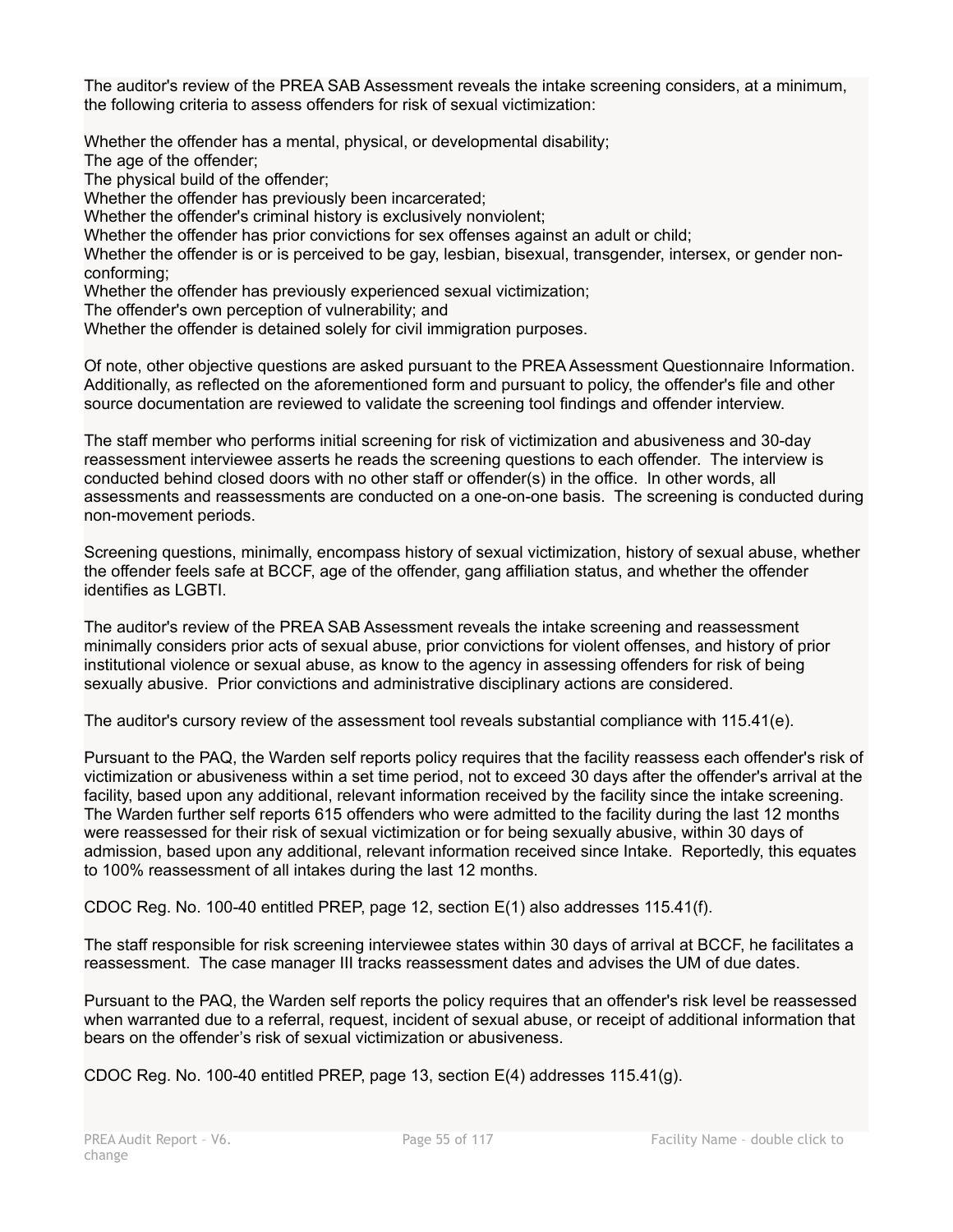The auditor's review of the PREA SAB Assessment reveals the intake screening considers, at a minimum, the following criteria to assess offenders for risk of sexual victimization:

Whether the offender has a mental, physical, or developmental disability;
The age of the offender;
The physical build of the offender;
Whether the offender has previously been incarcerated;
Whether the offender's criminal history is exclusively nonviolent;
Whether the offender has prior convictions for sex offenses against an adult or child;
Whether the offender is or is perceived to be gay, lesbian, bisexual, transgender, intersex, or gender non-conforming;
Whether the offender has previously experienced sexual victimization;
The offender's own perception of vulnerability; and
Whether the offender is detained solely for civil immigration purposes.

Of note, other objective questions are asked pursuant to the PREA Assessment Questionnaire Information. Additionally, as reflected on the aforementioned form and pursuant to policy, the offender's file and other source documentation are reviewed to validate the screening tool findings and offender interview.

The staff member who performs initial screening for risk of victimization and abusiveness and 30-day reassessment interviewee asserts he reads the screening questions to each offender. The interview is conducted behind closed doors with no other staff or offender(s) in the office. In other words, all assessments and reassessments are conducted on a one-on-one basis. The screening is conducted during non-movement periods.

Screening questions, minimally, encompass history of sexual victimization, history of sexual abuse, whether the offender feels safe at BCCF, age of the offender, gang affiliation status, and whether the offender identifies as LGBTI.

The auditor's review of the PREA SAB Assessment reveals the intake screening and reassessment minimally considers prior acts of sexual abuse, prior convictions for violent offenses, and history of prior institutional violence or sexual abuse, as know to the agency in assessing offenders for risk of being sexually abusive. Prior convictions and administrative disciplinary actions are considered.

The auditor's cursory review of the assessment tool reveals substantial compliance with 115.41(e).

Pursuant to the PAQ, the Warden self reports policy requires that the facility reassess each offender's risk of victimization or abusiveness within a set time period, not to exceed 30 days after the offender's arrival at the facility, based upon any additional, relevant information received by the facility since the intake screening. The Warden further self reports 615 offenders who were admitted to the facility during the last 12 months were reassessed for their risk of sexual victimization or for being sexually abusive, within 30 days of admission, based upon any additional, relevant information received since Intake. Reportedly, this equates to 100% reassessment of all intakes during the last 12 months.

CDOC Reg. No. 100-40 entitled PREP, page 12, section E(1) also addresses 115.41(f).

The staff responsible for risk screening interviewee states within 30 days of arrival at BCCF, he facilitates a reassessment. The case manager III tracks reassessment dates and advises the UM of due dates.

Pursuant to the PAQ, the Warden self reports the policy requires that an offender's risk level be reassessed when warranted due to a referral, request, incident of sexual abuse, or receipt of additional information that bears on the offender's risk of sexual victimization or abusiveness.

CDOC Reg. No. 100-40 entitled PREP, page 13, section E(4) addresses 115.41(g).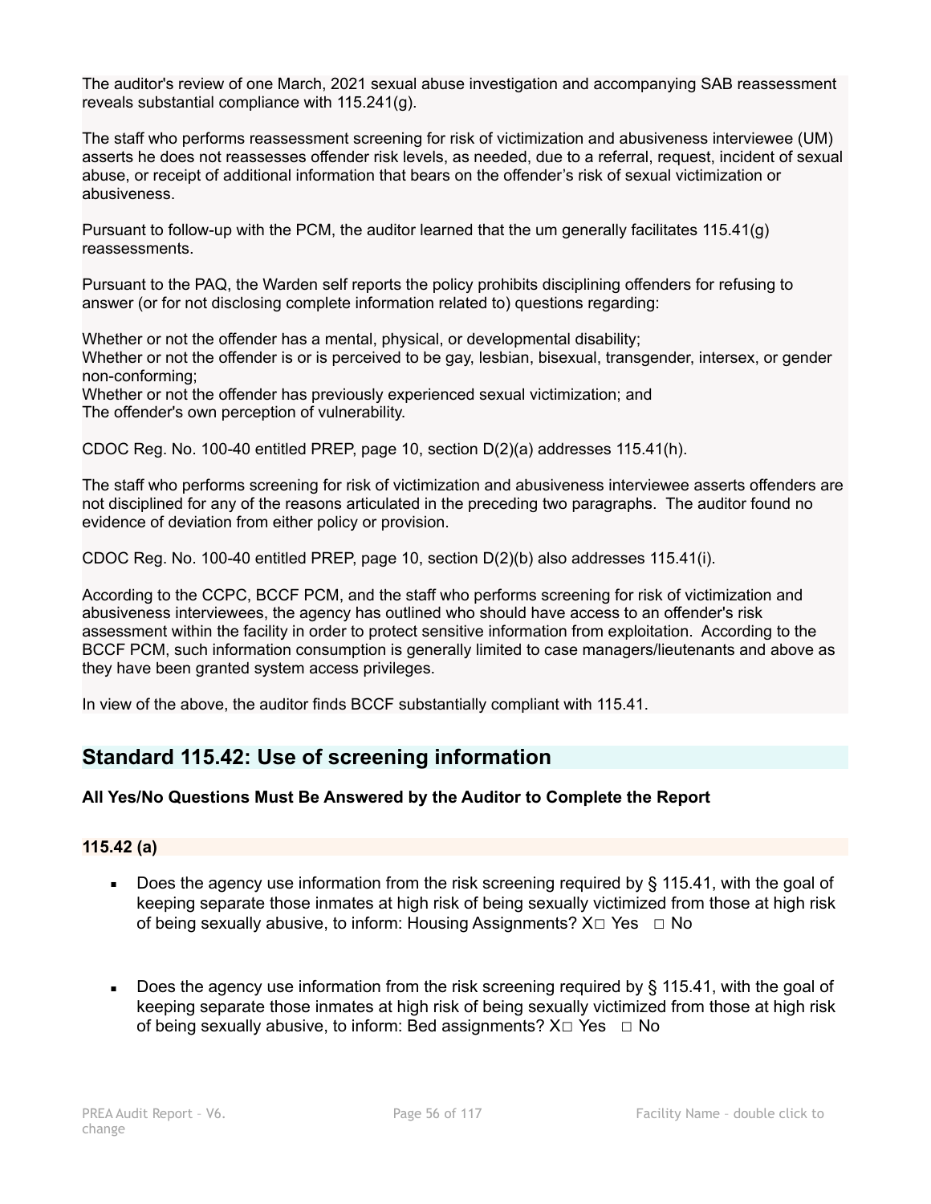The auditor's review of one March, 2021 sexual abuse investigation and accompanying SAB reassessment reveals substantial compliance with 115.241(g).

The staff who performs reassessment screening for risk of victimization and abusiveness interviewee (UM) asserts he does not reassesses offender risk levels, as needed, due to a referral, request, incident of sexual abuse, or receipt of additional information that bears on the offender's risk of sexual victimization or abusiveness.

Pursuant to follow-up with the PCM, the auditor learned that the um generally facilitates 115.41(g) reassessments.

Pursuant to the PAQ, the Warden self reports the policy prohibits disciplining offenders for refusing to answer (or for not disclosing complete information related to) questions regarding:

Whether or not the offender has a mental, physical, or developmental disability;
Whether or not the offender is or is perceived to be gay, lesbian, bisexual, transgender, intersex, or gender non-conforming;
Whether or not the offender has previously experienced sexual victimization; and
The offender's own perception of vulnerability.

CDOC Reg. No. 100-40 entitled PREP, page 10, section D(2)(a) addresses 115.41(h).

The staff who performs screening for risk of victimization and abusiveness interviewee asserts offenders are not disciplined for any of the reasons articulated in the preceding two paragraphs. The auditor found no evidence of deviation from either policy or provision.

CDOC Reg. No. 100-40 entitled PREP, page 10, section D(2)(b) also addresses 115.41(i).

According to the CCPC, BCCF PCM, and the staff who performs screening for risk of victimization and abusiveness interviewees, the agency has outlined who should have access to an offender's risk assessment within the facility in order to protect sensitive information from exploitation. According to the BCCF PCM, such information consumption is generally limited to case managers/lieutenants and above as they have been granted system access privileges.

In view of the above, the auditor finds BCCF substantially compliant with 115.41.

## Standard 115.42: Use of screening information

**All Yes/No Questions Must Be Answered by the Auditor to Complete the Report**

**115.42 (a)**

- Does the agency use information from the risk screening required by § 115.41, with the goal of keeping separate those inmates at high risk of being sexually victimized from those at high risk of being sexually abusive, to inform: Housing Assignments? X☐ Yes ☐ No

- Does the agency use information from the risk screening required by § 115.41, with the goal of keeping separate those inmates at high risk of being sexually victimized from those at high risk of being sexually abusive, to inform: Bed assignments? X☐ Yes ☐ No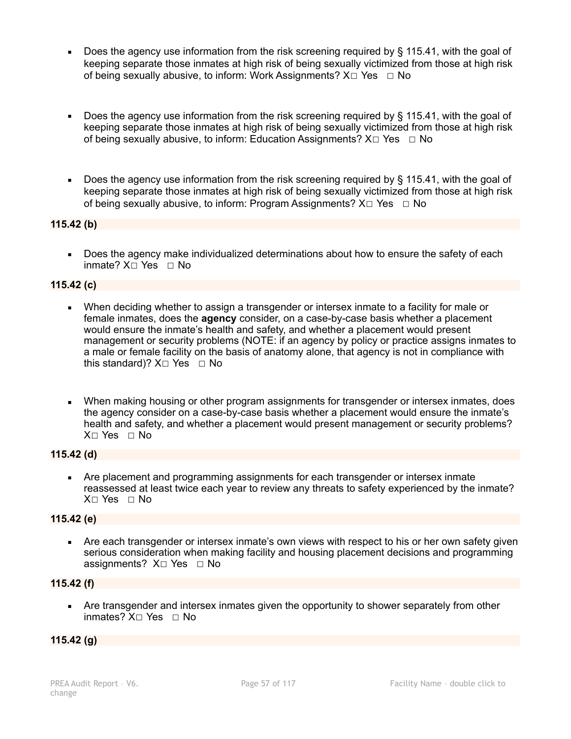- Does the agency use information from the risk screening required by § 115.41, with the goal of keeping separate those inmates at high risk of being sexually victimized from those at high risk of being sexually abusive, to inform: Work Assignments? X□ Yes □ No

- Does the agency use information from the risk screening required by § 115.41, with the goal of keeping separate those inmates at high risk of being sexually victimized from those at high risk of being sexually abusive, to inform: Education Assignments? X□ Yes □ No

- Does the agency use information from the risk screening required by § 115.41, with the goal of keeping separate those inmates at high risk of being sexually victimized from those at high risk of being sexually abusive, to inform: Program Assignments? X□ Yes □ No

**115.42 (b)**

- Does the agency make individualized determinations about how to ensure the safety of each inmate? X□ Yes □ No

**115.42 (c)**

- When deciding whether to assign a transgender or intersex inmate to a facility for male or female inmates, does the **agency** consider, on a case-by-case basis whether a placement would ensure the inmate's health and safety, and whether a placement would present management or security problems (NOTE: if an agency by policy or practice assigns inmates to a male or female facility on the basis of anatomy alone, that agency is not in compliance with this standard)? X□ Yes □ No

- When making housing or other program assignments for transgender or intersex inmates, does the agency consider on a case-by-case basis whether a placement would ensure the inmate's health and safety, and whether a placement would present management or security problems? X□ Yes □ No

**115.42 (d)**

- Are placement and programming assignments for each transgender or intersex inmate reassessed at least twice each year to review any threats to safety experienced by the inmate? X□ Yes □ No

**115.42 (e)**

- Are each transgender or intersex inmate's own views with respect to his or her own safety given serious consideration when making facility and housing placement decisions and programming assignments? X□ Yes □ No

**115.42 (f)**

- Are transgender and intersex inmates given the opportunity to shower separately from other inmates? X□ Yes □ No

**115.42 (g)**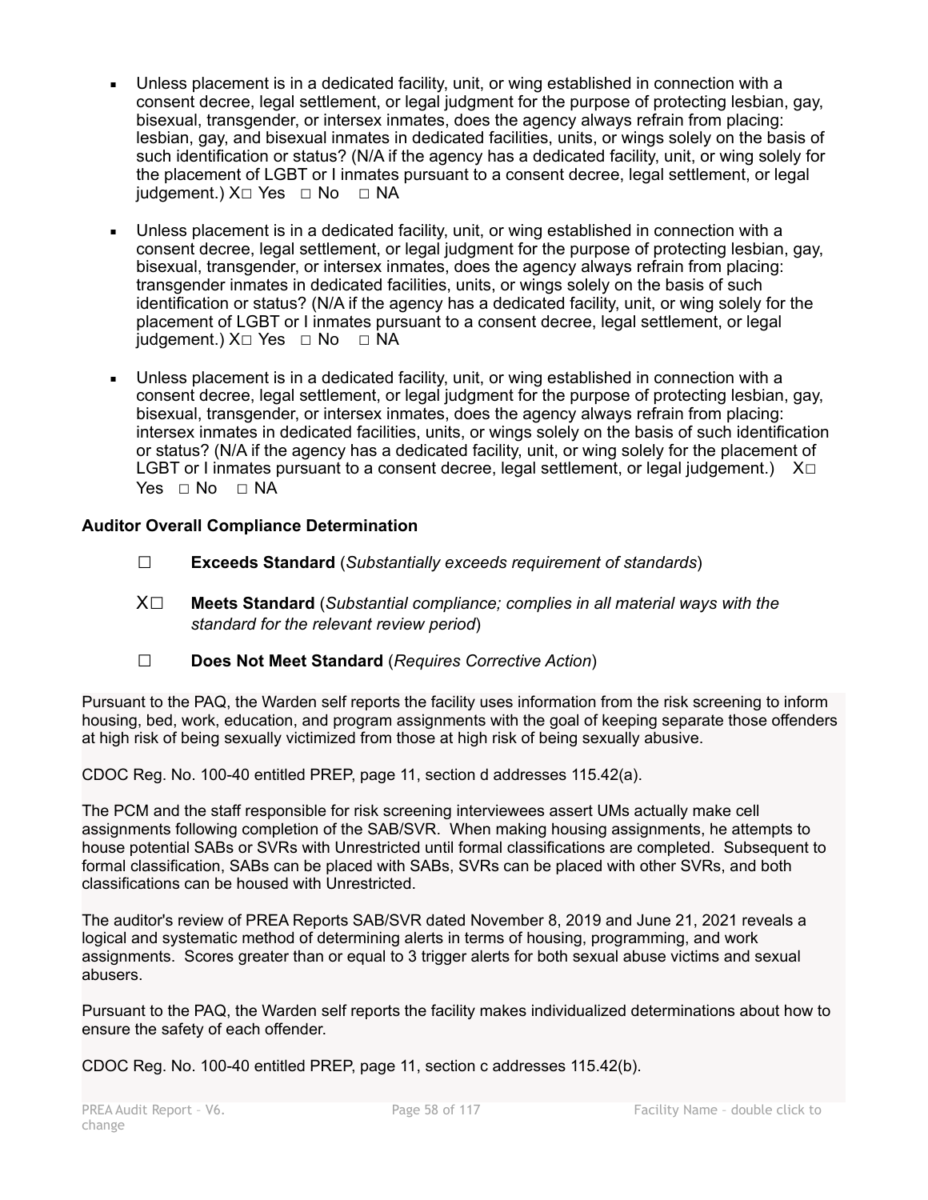- Unless placement is in a dedicated facility, unit, or wing established in connection with a consent decree, legal settlement, or legal judgment for the purpose of protecting lesbian, gay, bisexual, transgender, or intersex inmates, does the agency always refrain from placing: lesbian, gay, and bisexual inmates in dedicated facilities, units, or wings solely on the basis of such identification or status? (N/A if the agency has a dedicated facility, unit, or wing solely for the placement of LGBT or I inmates pursuant to a consent decree, legal settlement, or legal judgement.) X☐ Yes ☐ No ☐ NA

- Unless placement is in a dedicated facility, unit, or wing established in connection with a consent decree, legal settlement, or legal judgment for the purpose of protecting lesbian, gay, bisexual, transgender, or intersex inmates, does the agency always refrain from placing: transgender inmates in dedicated facilities, units, or wings solely on the basis of such identification or status? (N/A if the agency has a dedicated facility, unit, or wing solely for the placement of LGBT or I inmates pursuant to a consent decree, legal settlement, or legal judgement.) X☐ Yes ☐ No ☐ NA

- Unless placement is in a dedicated facility, unit, or wing established in connection with a consent decree, legal settlement, or legal judgment for the purpose of protecting lesbian, gay, bisexual, transgender, or intersex inmates, does the agency always refrain from placing: intersex inmates in dedicated facilities, units, or wings solely on the basis of such identification or status? (N/A if the agency has a dedicated facility, unit, or wing solely for the placement of LGBT or I inmates pursuant to a consent decree, legal settlement, or legal judgement.) X☐ Yes ☐ No ☐ NA

### Auditor Overall Compliance Determination

☐ **Exceeds Standard** (*Substantially exceeds requirement of standards*)

X☐ **Meets Standard** (*Substantial compliance; complies in all material ways with the standard for the relevant review period*)

☐ **Does Not Meet Standard** (*Requires Corrective Action*)

Pursuant to the PAQ, the Warden self reports the facility uses information from the risk screening to inform housing, bed, work, education, and program assignments with the goal of keeping separate those offenders at high risk of being sexually victimized from those at high risk of being sexually abusive.

CDOC Reg. No. 100-40 entitled PREP, page 11, section d addresses 115.42(a).

The PCM and the staff responsible for risk screening interviewees assert UMs actually make cell assignments following completion of the SAB/SVR. When making housing assignments, he attempts to house potential SABs or SVRs with Unrestricted until formal classifications are completed. Subsequent to formal classification, SABs can be placed with SABs, SVRs can be placed with other SVRs, and both classifications can be housed with Unrestricted.

The auditor's review of PREA Reports SAB/SVR dated November 8, 2019 and June 21, 2021 reveals a logical and systematic method of determining alerts in terms of housing, programming, and work assignments. Scores greater than or equal to 3 trigger alerts for both sexual abuse victims and sexual abusers.

Pursuant to the PAQ, the Warden self reports the facility makes individualized determinations about how to ensure the safety of each offender.

CDOC Reg. No. 100-40 entitled PREP, page 11, section c addresses 115.42(b).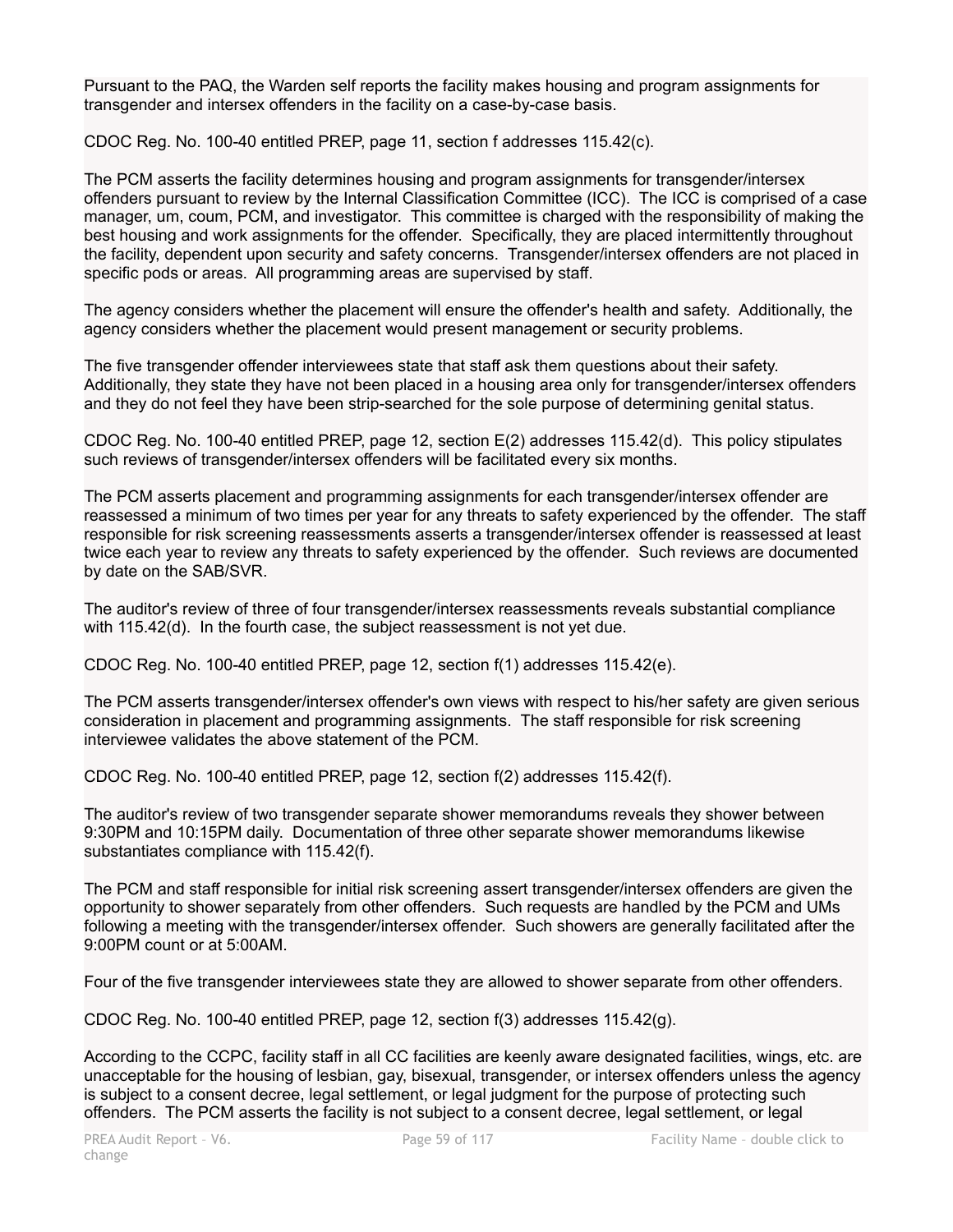Pursuant to the PAQ, the Warden self reports the facility makes housing and program assignments for transgender and intersex offenders in the facility on a case-by-case basis.

CDOC Reg. No. 100-40 entitled PREP, page 11, section f addresses 115.42(c).

The PCM asserts the facility determines housing and program assignments for transgender/intersex offenders pursuant to review by the Internal Classification Committee (ICC). The ICC is comprised of a case manager, um, coum, PCM, and investigator. This committee is charged with the responsibility of making the best housing and work assignments for the offender. Specifically, they are placed intermittently throughout the facility, dependent upon security and safety concerns. Transgender/intersex offenders are not placed in specific pods or areas. All programming areas are supervised by staff.

The agency considers whether the placement will ensure the offender's health and safety. Additionally, the agency considers whether the placement would present management or security problems.

The five transgender offender interviewees state that staff ask them questions about their safety. Additionally, they state they have not been placed in a housing area only for transgender/intersex offenders and they do not feel they have been strip-searched for the sole purpose of determining genital status.

CDOC Reg. No. 100-40 entitled PREP, page 12, section E(2) addresses 115.42(d). This policy stipulates such reviews of transgender/intersex offenders will be facilitated every six months.

The PCM asserts placement and programming assignments for each transgender/intersex offender are reassessed a minimum of two times per year for any threats to safety experienced by the offender. The staff responsible for risk screening reassessments asserts a transgender/intersex offender is reassessed at least twice each year to review any threats to safety experienced by the offender. Such reviews are documented by date on the SAB/SVR.

The auditor's review of three of four transgender/intersex reassessments reveals substantial compliance with 115.42(d). In the fourth case, the subject reassessment is not yet due.

CDOC Reg. No. 100-40 entitled PREP, page 12, section f(1) addresses 115.42(e).

The PCM asserts transgender/intersex offender's own views with respect to his/her safety are given serious consideration in placement and programming assignments. The staff responsible for risk screening interviewee validates the above statement of the PCM.

CDOC Reg. No. 100-40 entitled PREP, page 12, section f(2) addresses 115.42(f).

The auditor's review of two transgender separate shower memorandums reveals they shower between 9:30PM and 10:15PM daily. Documentation of three other separate shower memorandums likewise substantiates compliance with 115.42(f).

The PCM and staff responsible for initial risk screening assert transgender/intersex offenders are given the opportunity to shower separately from other offenders. Such requests are handled by the PCM and UMs following a meeting with the transgender/intersex offender. Such showers are generally facilitated after the 9:00PM count or at 5:00AM.

Four of the five transgender interviewees state they are allowed to shower separate from other offenders.

CDOC Reg. No. 100-40 entitled PREP, page 12, section f(3) addresses 115.42(g).

According to the CCPC, facility staff in all CC facilities are keenly aware designated facilities, wings, etc. are unacceptable for the housing of lesbian, gay, bisexual, transgender, or intersex offenders unless the agency is subject to a consent decree, legal settlement, or legal judgment for the purpose of protecting such offenders. The PCM asserts the facility is not subject to a consent decree, legal settlement, or legal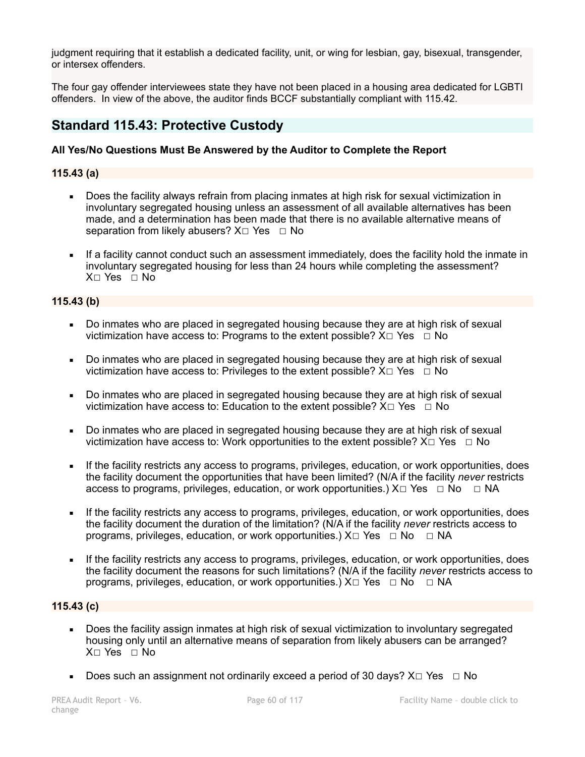judgment requiring that it establish a dedicated facility, unit, or wing for lesbian, gay, bisexual, transgender, or intersex offenders.

The four gay offender interviewees state they have not been placed in a housing area dedicated for LGBTI offenders. In view of the above, the auditor finds BCCF substantially compliant with 115.42.

## Standard 115.43: Protective Custody

**All Yes/No Questions Must Be Answered by the Auditor to Complete the Report**

**115.43 (a)**

- Does the facility always refrain from placing inmates at high risk for sexual victimization in involuntary segregated housing unless an assessment of all available alternatives has been made, and a determination has been made that there is no available alternative means of separation from likely abusers? X☐ Yes ☐ No
- If a facility cannot conduct such an assessment immediately, does the facility hold the inmate in involuntary segregated housing for less than 24 hours while completing the assessment? X☐ Yes ☐ No

**115.43 (b)**

- Do inmates who are placed in segregated housing because they are at high risk of sexual victimization have access to: Programs to the extent possible? X☐ Yes ☐ No
- Do inmates who are placed in segregated housing because they are at high risk of sexual victimization have access to: Privileges to the extent possible? X☐ Yes ☐ No
- Do inmates who are placed in segregated housing because they are at high risk of sexual victimization have access to: Education to the extent possible? X☐ Yes ☐ No
- Do inmates who are placed in segregated housing because they are at high risk of sexual victimization have access to: Work opportunities to the extent possible? X☐ Yes ☐ No
- If the facility restricts any access to programs, privileges, education, or work opportunities, does the facility document the opportunities that have been limited? (N/A if the facility *never* restricts access to programs, privileges, education, or work opportunities.) X☐ Yes ☐ No ☐ NA
- If the facility restricts any access to programs, privileges, education, or work opportunities, does the facility document the duration of the limitation? (N/A if the facility *never* restricts access to programs, privileges, education, or work opportunities.) X☐ Yes ☐ No ☐ NA
- If the facility restricts any access to programs, privileges, education, or work opportunities, does the facility document the reasons for such limitations? (N/A if the facility *never* restricts access to programs, privileges, education, or work opportunities.) X☐ Yes ☐ No ☐ NA

**115.43 (c)**

- Does the facility assign inmates at high risk of sexual victimization to involuntary segregated housing only until an alternative means of separation from likely abusers can be arranged? X☐ Yes ☐ No
- Does such an assignment not ordinarily exceed a period of 30 days? X☐ Yes ☐ No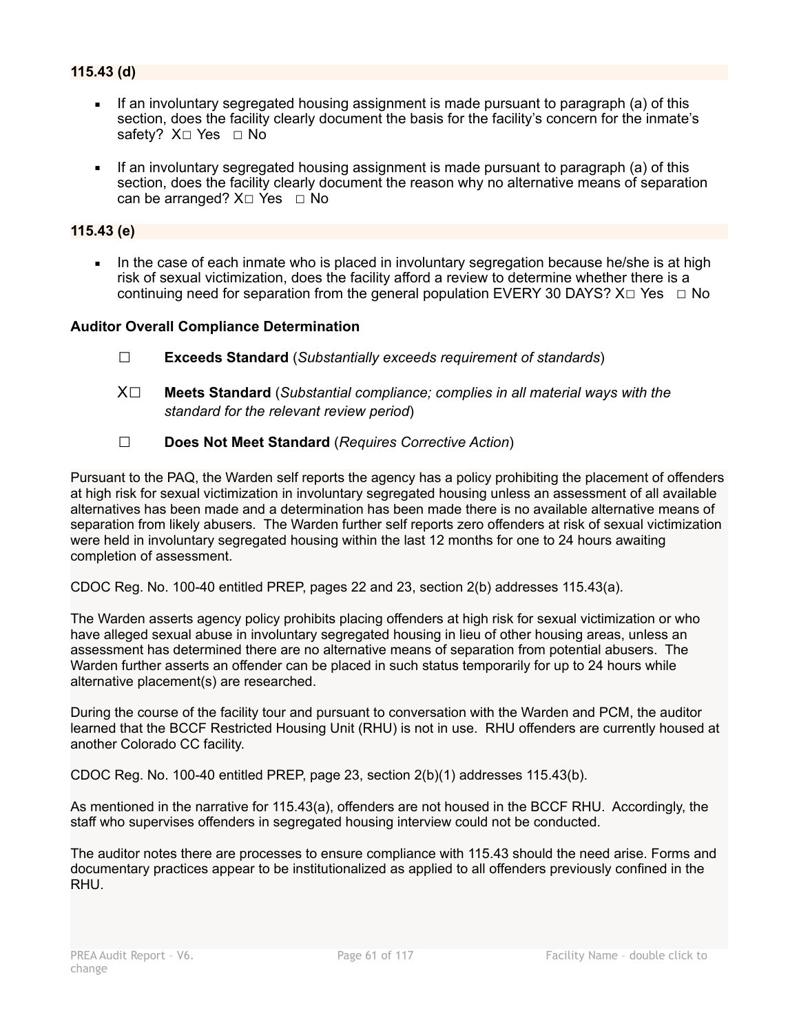### 115.43 (d)

- If an involuntary segregated housing assignment is made pursuant to paragraph (a) of this section, does the facility clearly document the basis for the facility's concern for the inmate's safety? X☐ Yes ☐ No
- If an involuntary segregated housing assignment is made pursuant to paragraph (a) of this section, does the facility clearly document the reason why no alternative means of separation can be arranged? X☐ Yes ☐ No

### 115.43 (e)

- In the case of each inmate who is placed in involuntary segregation because he/she is at high risk of sexual victimization, does the facility afford a review to determine whether there is a continuing need for separation from the general population EVERY 30 DAYS? X☐ Yes ☐ No

**Auditor Overall Compliance Determination**

☐ **Exceeds Standard** (*Substantially exceeds requirement of standards*)

X☐ **Meets Standard** (*Substantial compliance; complies in all material ways with the standard for the relevant review period*)

☐ **Does Not Meet Standard** (*Requires Corrective Action*)

Pursuant to the PAQ, the Warden self reports the agency has a policy prohibiting the placement of offenders at high risk for sexual victimization in involuntary segregated housing unless an assessment of all available alternatives has been made and a determination has been made there is no available alternative means of separation from likely abusers. The Warden further self reports zero offenders at risk of sexual victimization were held in involuntary segregated housing within the last 12 months for one to 24 hours awaiting completion of assessment.

CDOC Reg. No. 100-40 entitled PREP, pages 22 and 23, section 2(b) addresses 115.43(a).

The Warden asserts agency policy prohibits placing offenders at high risk for sexual victimization or who have alleged sexual abuse in involuntary segregated housing in lieu of other housing areas, unless an assessment has determined there are no alternative means of separation from potential abusers. The Warden further asserts an offender can be placed in such status temporarily for up to 24 hours while alternative placement(s) are researched.

During the course of the facility tour and pursuant to conversation with the Warden and PCM, the auditor learned that the BCCF Restricted Housing Unit (RHU) is not in use. RHU offenders are currently housed at another Colorado CC facility.

CDOC Reg. No. 100-40 entitled PREP, page 23, section 2(b)(1) addresses 115.43(b).

As mentioned in the narrative for 115.43(a), offenders are not housed in the BCCF RHU. Accordingly, the staff who supervises offenders in segregated housing interview could not be conducted.

The auditor notes there are processes to ensure compliance with 115.43 should the need arise. Forms and documentary practices appear to be institutionalized as applied to all offenders previously confined in the RHU.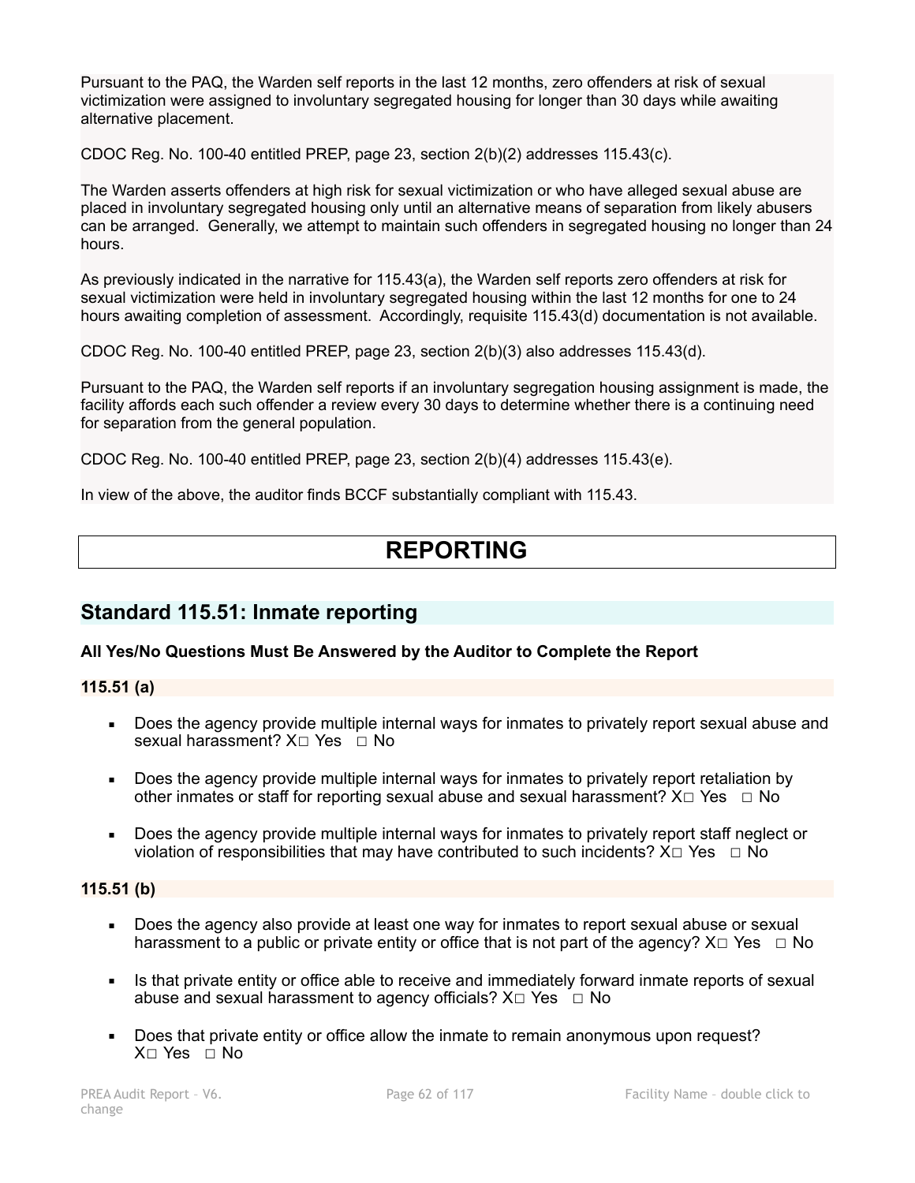Pursuant to the PAQ, the Warden self reports in the last 12 months, zero offenders at risk of sexual victimization were assigned to involuntary segregated housing for longer than 30 days while awaiting alternative placement.

CDOC Reg. No. 100-40 entitled PREP, page 23, section 2(b)(2) addresses 115.43(c).

The Warden asserts offenders at high risk for sexual victimization or who have alleged sexual abuse are placed in involuntary segregated housing only until an alternative means of separation from likely abusers can be arranged. Generally, we attempt to maintain such offenders in segregated housing no longer than 24 hours.

As previously indicated in the narrative for 115.43(a), the Warden self reports zero offenders at risk for sexual victimization were held in involuntary segregated housing within the last 12 months for one to 24 hours awaiting completion of assessment. Accordingly, requisite 115.43(d) documentation is not available.

CDOC Reg. No. 100-40 entitled PREP, page 23, section 2(b)(3) also addresses 115.43(d).

Pursuant to the PAQ, the Warden self reports if an involuntary segregation housing assignment is made, the facility affords each such offender a review every 30 days to determine whether there is a continuing need for separation from the general population.

CDOC Reg. No. 100-40 entitled PREP, page 23, section 2(b)(4) addresses 115.43(e).

In view of the above, the auditor finds BCCF substantially compliant with 115.43.

# REPORTING

## Standard 115.51: Inmate reporting

**All Yes/No Questions Must Be Answered by the Auditor to Complete the Report**

**115.51 (a)**

- Does the agency provide multiple internal ways for inmates to privately report sexual abuse and sexual harassment? X☐ Yes ☐ No
- Does the agency provide multiple internal ways for inmates to privately report retaliation by other inmates or staff for reporting sexual abuse and sexual harassment? X☐ Yes ☐ No
- Does the agency provide multiple internal ways for inmates to privately report staff neglect or violation of responsibilities that may have contributed to such incidents? X☐ Yes ☐ No

**115.51 (b)**

- Does the agency also provide at least one way for inmates to report sexual abuse or sexual harassment to a public or private entity or office that is not part of the agency? X☐ Yes ☐ No
- Is that private entity or office able to receive and immediately forward inmate reports of sexual abuse and sexual harassment to agency officials? X☐ Yes ☐ No
- Does that private entity or office allow the inmate to remain anonymous upon request? X☐ Yes ☐ No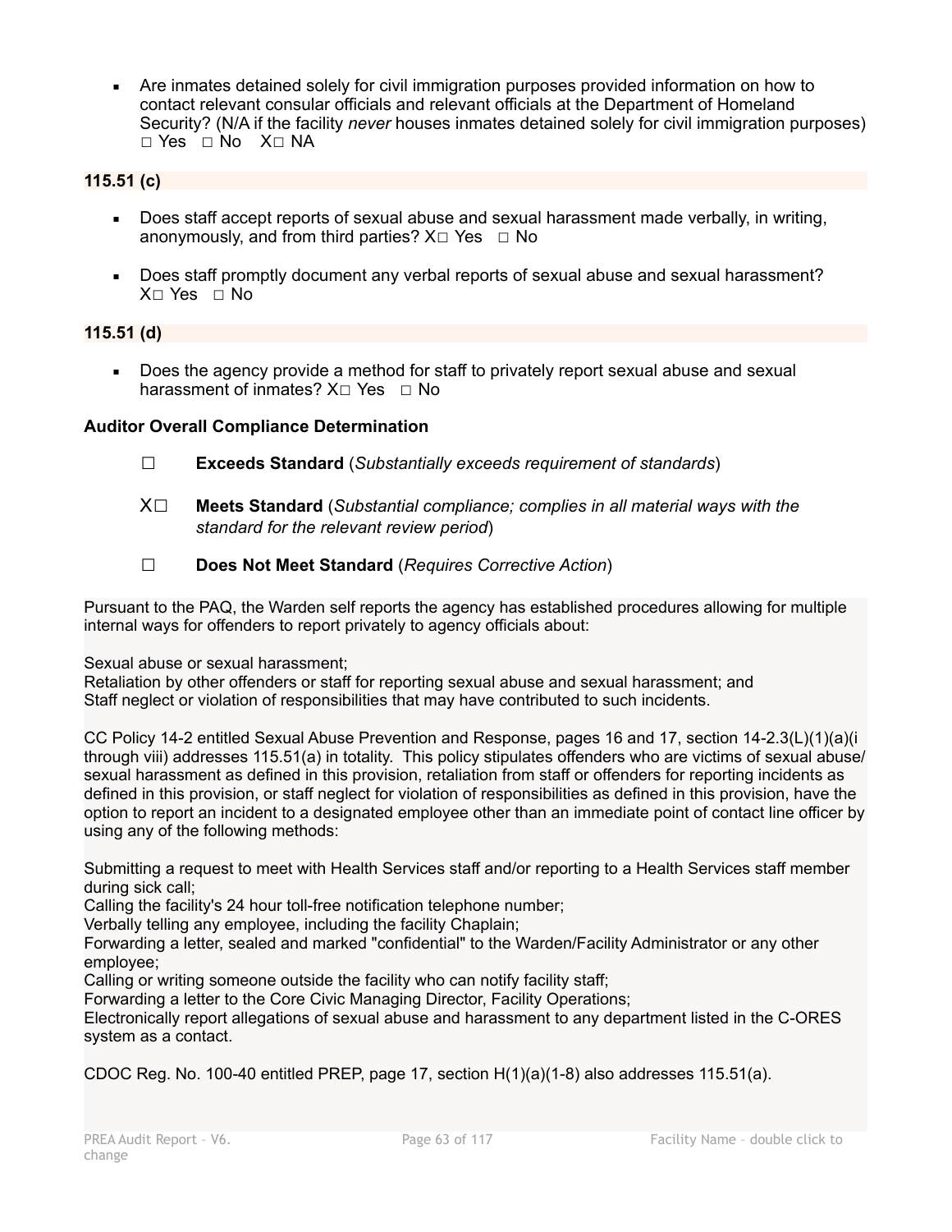- Are inmates detained solely for civil immigration purposes provided information on how to contact relevant consular officials and relevant officials at the Department of Homeland Security? (N/A if the facility *never* houses inmates detained solely for civil immigration purposes) ☐ Yes ☐ No X☐ NA

**115.51 (c)**

- Does staff accept reports of sexual abuse and sexual harassment made verbally, in writing, anonymously, and from third parties? X☐ Yes ☐ No
- Does staff promptly document any verbal reports of sexual abuse and sexual harassment? X☐ Yes ☐ No

**115.51 (d)**

- Does the agency provide a method for staff to privately report sexual abuse and sexual harassment of inmates? X☐ Yes ☐ No

**Auditor Overall Compliance Determination**

☐ **Exceeds Standard** (*Substantially exceeds requirement of standards*)

X☐ **Meets Standard** (*Substantial compliance; complies in all material ways with the standard for the relevant review period*)

☐ **Does Not Meet Standard** (*Requires Corrective Action*)

Pursuant to the PAQ, the Warden self reports the agency has established procedures allowing for multiple internal ways for offenders to report privately to agency officials about:

Sexual abuse or sexual harassment;
Retaliation by other offenders or staff for reporting sexual abuse and sexual harassment; and
Staff neglect or violation of responsibilities that may have contributed to such incidents.

CC Policy 14-2 entitled Sexual Abuse Prevention and Response, pages 16 and 17, section 14-2.3(L)(1)(a)(i through viii) addresses 115.51(a) in totality. This policy stipulates offenders who are victims of sexual abuse/ sexual harassment as defined in this provision, retaliation from staff or offenders for reporting incidents as defined in this provision, or staff neglect for violation of responsibilities as defined in this provision, have the option to report an incident to a designated employee other than an immediate point of contact line officer by using any of the following methods:

Submitting a request to meet with Health Services staff and/or reporting to a Health Services staff member during sick call;
Calling the facility's 24 hour toll-free notification telephone number;
Verbally telling any employee, including the facility Chaplain;
Forwarding a letter, sealed and marked "confidential" to the Warden/Facility Administrator or any other employee;
Calling or writing someone outside the facility who can notify facility staff;
Forwarding a letter to the Core Civic Managing Director, Facility Operations;
Electronically report allegations of sexual abuse and harassment to any department listed in the C-ORES system as a contact.

CDOC Reg. No. 100-40 entitled PREP, page 17, section H(1)(a)(1-8) also addresses 115.51(a).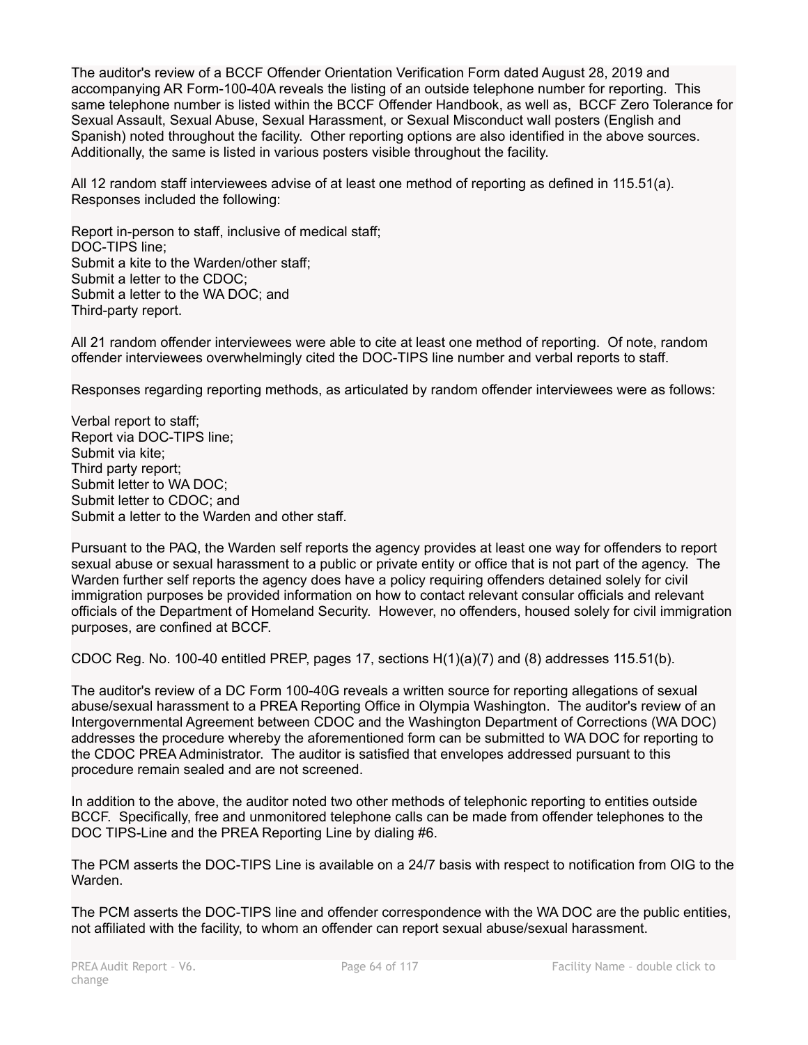The auditor's review of a BCCF Offender Orientation Verification Form dated August 28, 2019 and accompanying AR Form-100-40A reveals the listing of an outside telephone number for reporting. This same telephone number is listed within the BCCF Offender Handbook, as well as, BCCF Zero Tolerance for Sexual Assault, Sexual Abuse, Sexual Harassment, or Sexual Misconduct wall posters (English and Spanish) noted throughout the facility. Other reporting options are also identified in the above sources. Additionally, the same is listed in various posters visible throughout the facility.

All 12 random staff interviewees advise of at least one method of reporting as defined in 115.51(a). Responses included the following:

Report in-person to staff, inclusive of medical staff;
DOC-TIPS line;
Submit a kite to the Warden/other staff;
Submit a letter to the CDOC;
Submit a letter to the WA DOC; and
Third-party report.

All 21 random offender interviewees were able to cite at least one method of reporting. Of note, random offender interviewees overwhelmingly cited the DOC-TIPS line number and verbal reports to staff.

Responses regarding reporting methods, as articulated by random offender interviewees were as follows:

Verbal report to staff;
Report via DOC-TIPS line;
Submit via kite;
Third party report;
Submit letter to WA DOC;
Submit letter to CDOC; and
Submit a letter to the Warden and other staff.

Pursuant to the PAQ, the Warden self reports the agency provides at least one way for offenders to report sexual abuse or sexual harassment to a public or private entity or office that is not part of the agency. The Warden further self reports the agency does have a policy requiring offenders detained solely for civil immigration purposes be provided information on how to contact relevant consular officials and relevant officials of the Department of Homeland Security. However, no offenders, housed solely for civil immigration purposes, are confined at BCCF.

CDOC Reg. No. 100-40 entitled PREP, pages 17, sections H(1)(a)(7) and (8) addresses 115.51(b).

The auditor's review of a DC Form 100-40G reveals a written source for reporting allegations of sexual abuse/sexual harassment to a PREA Reporting Office in Olympia Washington. The auditor's review of an Intergovernmental Agreement between CDOC and the Washington Department of Corrections (WA DOC) addresses the procedure whereby the aforementioned form can be submitted to WA DOC for reporting to the CDOC PREA Administrator. The auditor is satisfied that envelopes addressed pursuant to this procedure remain sealed and are not screened.

In addition to the above, the auditor noted two other methods of telephonic reporting to entities outside BCCF. Specifically, free and unmonitored telephone calls can be made from offender telephones to the DOC TIPS-Line and the PREA Reporting Line by dialing #6.

The PCM asserts the DOC-TIPS Line is available on a 24/7 basis with respect to notification from OIG to the Warden.

The PCM asserts the DOC-TIPS line and offender correspondence with the WA DOC are the public entities, not affiliated with the facility, to whom an offender can report sexual abuse/sexual harassment.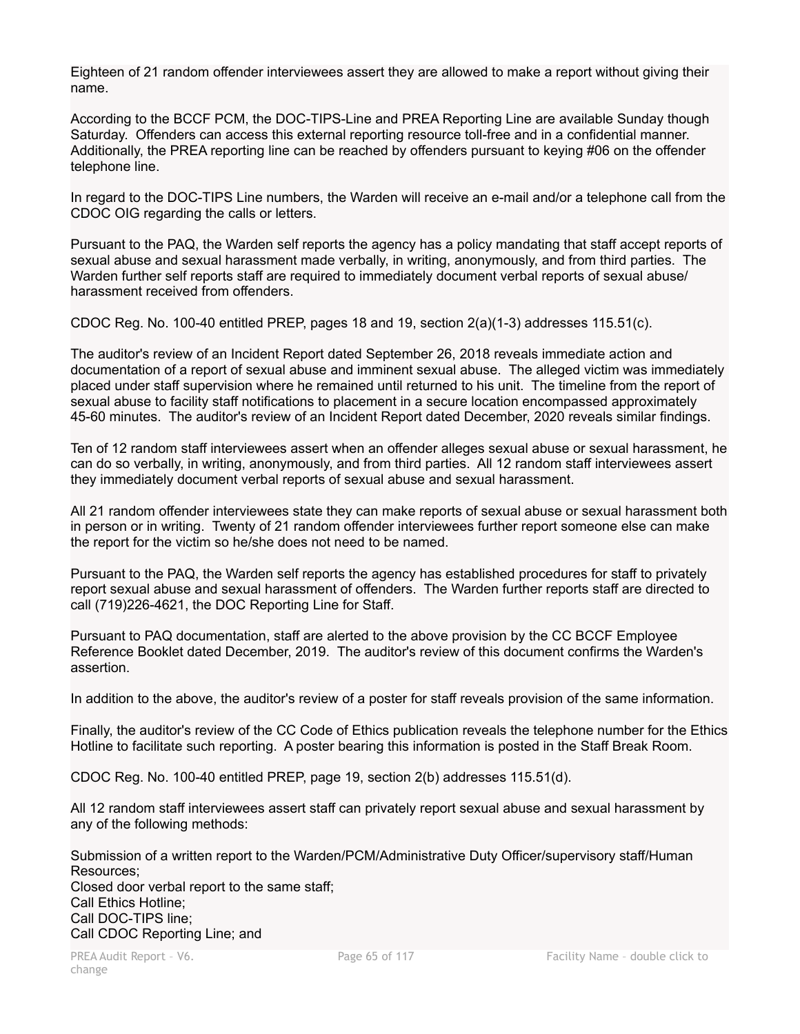Eighteen of 21 random offender interviewees assert they are allowed to make a report without giving their name.

According to the BCCF PCM, the DOC-TIPS-Line and PREA Reporting Line are available Sunday though Saturday. Offenders can access this external reporting resource toll-free and in a confidential manner. Additionally, the PREA reporting line can be reached by offenders pursuant to keying #06 on the offender telephone line.

In regard to the DOC-TIPS Line numbers, the Warden will receive an e-mail and/or a telephone call from the CDOC OIG regarding the calls or letters.

Pursuant to the PAQ, the Warden self reports the agency has a policy mandating that staff accept reports of sexual abuse and sexual harassment made verbally, in writing, anonymously, and from third parties. The Warden further self reports staff are required to immediately document verbal reports of sexual abuse/harassment received from offenders.

CDOC Reg. No. 100-40 entitled PREP, pages 18 and 19, section 2(a)(1-3) addresses 115.51(c).

The auditor's review of an Incident Report dated September 26, 2018 reveals immediate action and documentation of a report of sexual abuse and imminent sexual abuse. The alleged victim was immediately placed under staff supervision where he remained until returned to his unit. The timeline from the report of sexual abuse to facility staff notifications to placement in a secure location encompassed approximately 45-60 minutes. The auditor's review of an Incident Report dated December, 2020 reveals similar findings.

Ten of 12 random staff interviewees assert when an offender alleges sexual abuse or sexual harassment, he can do so verbally, in writing, anonymously, and from third parties. All 12 random staff interviewees assert they immediately document verbal reports of sexual abuse and sexual harassment.

All 21 random offender interviewees state they can make reports of sexual abuse or sexual harassment both in person or in writing. Twenty of 21 random offender interviewees further report someone else can make the report for the victim so he/she does not need to be named.

Pursuant to the PAQ, the Warden self reports the agency has established procedures for staff to privately report sexual abuse and sexual harassment of offenders. The Warden further reports staff are directed to call (719)226-4621, the DOC Reporting Line for Staff.

Pursuant to PAQ documentation, staff are alerted to the above provision by the CC BCCF Employee Reference Booklet dated December, 2019. The auditor's review of this document confirms the Warden's assertion.

In addition to the above, the auditor's review of a poster for staff reveals provision of the same information.

Finally, the auditor's review of the CC Code of Ethics publication reveals the telephone number for the Ethics Hotline to facilitate such reporting. A poster bearing this information is posted in the Staff Break Room.

CDOC Reg. No. 100-40 entitled PREP, page 19, section 2(b) addresses 115.51(d).

All 12 random staff interviewees assert staff can privately report sexual abuse and sexual harassment by any of the following methods:

Submission of a written report to the Warden/PCM/Administrative Duty Officer/supervisory staff/Human Resources;
Closed door verbal report to the same staff;
Call Ethics Hotline;
Call DOC-TIPS line;
Call CDOC Reporting Line; and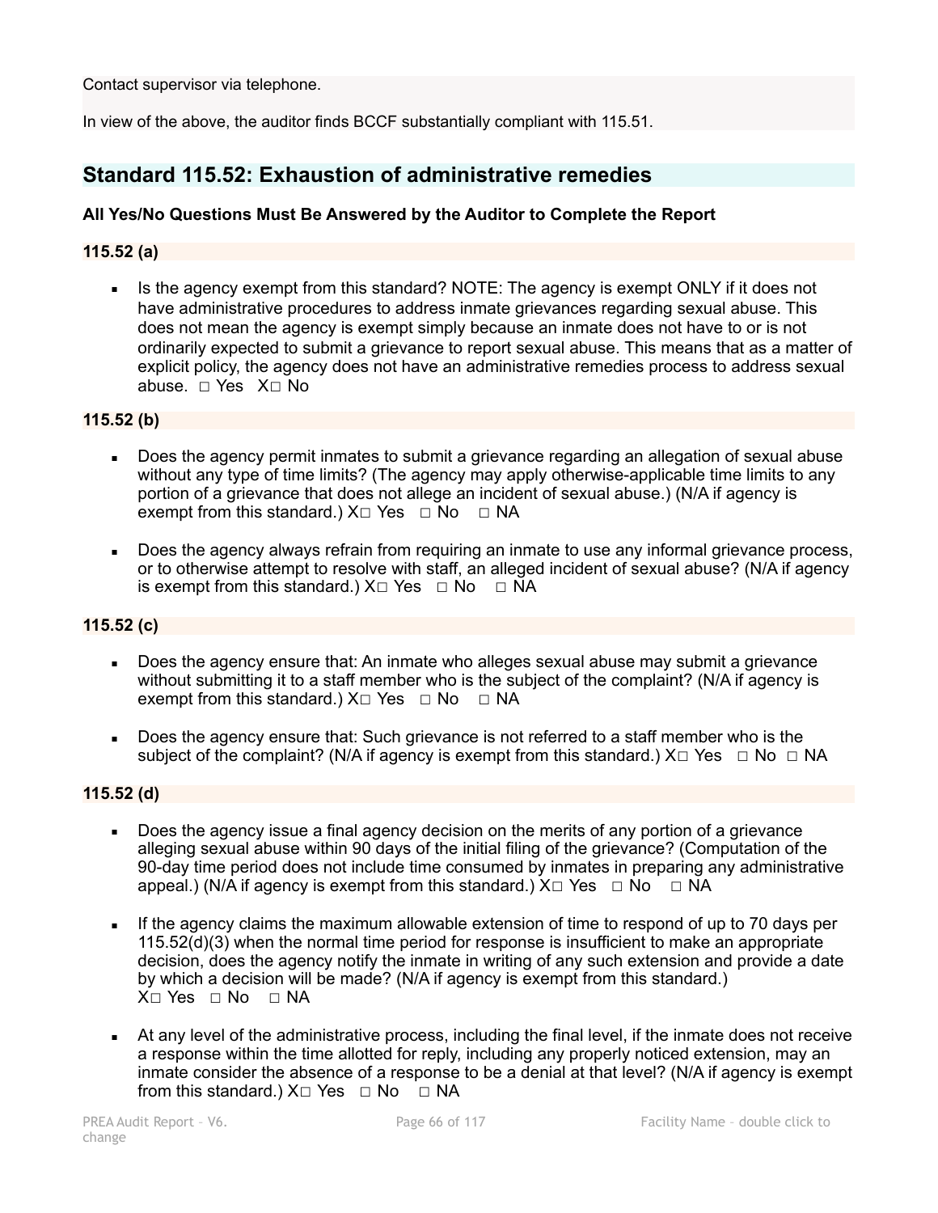Contact supervisor via telephone.

In view of the above, the auditor finds BCCF substantially compliant with 115.51.

## Standard 115.52: Exhaustion of administrative remedies

**All Yes/No Questions Must Be Answered by the Auditor to Complete the Report**

**115.52 (a)**

- Is the agency exempt from this standard? NOTE: The agency is exempt ONLY if it does not have administrative procedures to address inmate grievances regarding sexual abuse. This does not mean the agency is exempt simply because an inmate does not have to or is not ordinarily expected to submit a grievance to report sexual abuse. This means that as a matter of explicit policy, the agency does not have an administrative remedies process to address sexual abuse. ☐ Yes X☐ No

**115.52 (b)**

- Does the agency permit inmates to submit a grievance regarding an allegation of sexual abuse without any type of time limits? (The agency may apply otherwise-applicable time limits to any portion of a grievance that does not allege an incident of sexual abuse.) (N/A if agency is exempt from this standard.) X☐ Yes ☐ No ☐ NA
- Does the agency always refrain from requiring an inmate to use any informal grievance process, or to otherwise attempt to resolve with staff, an alleged incident of sexual abuse? (N/A if agency is exempt from this standard.) X☐ Yes ☐ No ☐ NA

**115.52 (c)**

- Does the agency ensure that: An inmate who alleges sexual abuse may submit a grievance without submitting it to a staff member who is the subject of the complaint? (N/A if agency is exempt from this standard.) X☐ Yes ☐ No ☐ NA
- Does the agency ensure that: Such grievance is not referred to a staff member who is the subject of the complaint? (N/A if agency is exempt from this standard.) X☐ Yes ☐ No ☐ NA

**115.52 (d)**

- Does the agency issue a final agency decision on the merits of any portion of a grievance alleging sexual abuse within 90 days of the initial filing of the grievance? (Computation of the 90-day time period does not include time consumed by inmates in preparing any administrative appeal.) (N/A if agency is exempt from this standard.) X☐ Yes ☐ No ☐ NA
- If the agency claims the maximum allowable extension of time to respond of up to 70 days per 115.52(d)(3) when the normal time period for response is insufficient to make an appropriate decision, does the agency notify the inmate in writing of any such extension and provide a date by which a decision will be made? (N/A if agency is exempt from this standard.) X☐ Yes ☐ No ☐ NA
- At any level of the administrative process, including the final level, if the inmate does not receive a response within the time allotted for reply, including any properly noticed extension, may an inmate consider the absence of a response to be a denial at that level? (N/A if agency is exempt from this standard.) X☐ Yes ☐ No ☐ NA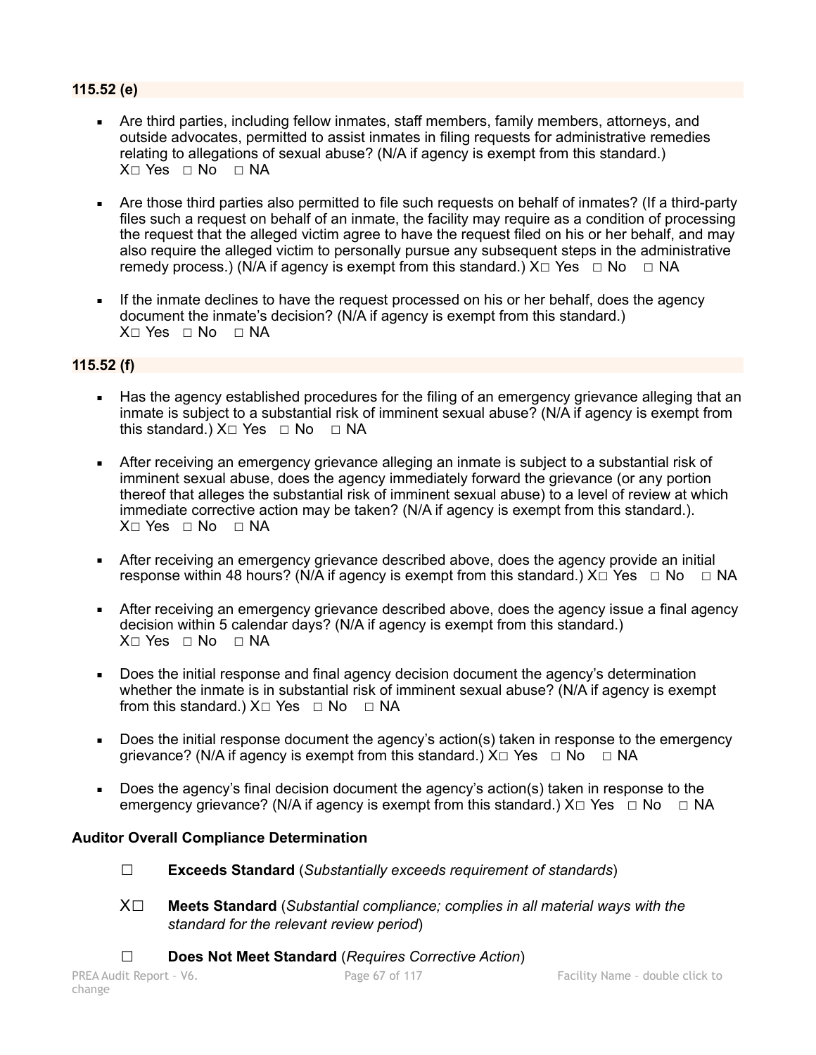### 115.52 (e)

- Are third parties, including fellow inmates, staff members, family members, attorneys, and outside advocates, permitted to assist inmates in filing requests for administrative remedies relating to allegations of sexual abuse? (N/A if agency is exempt from this standard.)
  X☐ Yes ☐ No ☐ NA

- Are those third parties also permitted to file such requests on behalf of inmates? (If a third-party files such a request on behalf of an inmate, the facility may require as a condition of processing the request that the alleged victim agree to have the request filed on his or her behalf, and may also require the alleged victim to personally pursue any subsequent steps in the administrative remedy process.) (N/A if agency is exempt from this standard.) X☐ Yes ☐ No ☐ NA

- If the inmate declines to have the request processed on his or her behalf, does the agency document the inmate's decision? (N/A if agency is exempt from this standard.)
  X☐ Yes ☐ No ☐ NA

### 115.52 (f)

- Has the agency established procedures for the filing of an emergency grievance alleging that an inmate is subject to a substantial risk of imminent sexual abuse? (N/A if agency is exempt from this standard.) X☐ Yes ☐ No ☐ NA

- After receiving an emergency grievance alleging an inmate is subject to a substantial risk of imminent sexual abuse, does the agency immediately forward the grievance (or any portion thereof that alleges the substantial risk of imminent sexual abuse) to a level of review at which immediate corrective action may be taken? (N/A if agency is exempt from this standard.).
  X☐ Yes ☐ No ☐ NA

- After receiving an emergency grievance described above, does the agency provide an initial response within 48 hours? (N/A if agency is exempt from this standard.) X☐ Yes ☐ No ☐ NA

- After receiving an emergency grievance described above, does the agency issue a final agency decision within 5 calendar days? (N/A if agency is exempt from this standard.)
  X☐ Yes ☐ No ☐ NA

- Does the initial response and final agency decision document the agency's determination whether the inmate is in substantial risk of imminent sexual abuse? (N/A if agency is exempt from this standard.) X☐ Yes ☐ No ☐ NA

- Does the initial response document the agency's action(s) taken in response to the emergency grievance? (N/A if agency is exempt from this standard.) X☐ Yes ☐ No ☐ NA

- Does the agency's final decision document the agency's action(s) taken in response to the emergency grievance? (N/A if agency is exempt from this standard.) X☐ Yes ☐ No ☐ NA

**Auditor Overall Compliance Determination**

☐ **Exceeds Standard** (*Substantially exceeds requirement of standards*)

X☐ **Meets Standard** (*Substantial compliance; complies in all material ways with the standard for the relevant review period*)

☐ **Does Not Meet Standard** (*Requires Corrective Action*)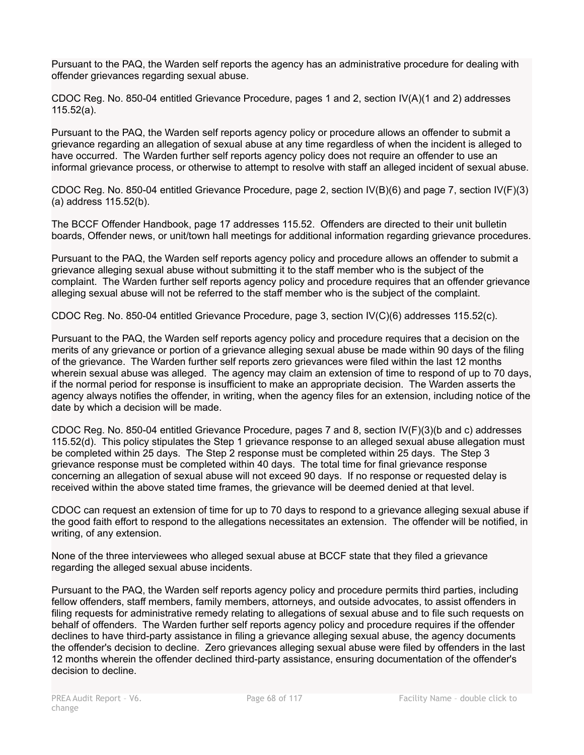Pursuant to the PAQ, the Warden self reports the agency has an administrative procedure for dealing with offender grievances regarding sexual abuse.

CDOC Reg. No. 850-04 entitled Grievance Procedure, pages 1 and 2, section IV(A)(1 and 2) addresses 115.52(a).

Pursuant to the PAQ, the Warden self reports agency policy or procedure allows an offender to submit a grievance regarding an allegation of sexual abuse at any time regardless of when the incident is alleged to have occurred. The Warden further self reports agency policy does not require an offender to use an informal grievance process, or otherwise to attempt to resolve with staff an alleged incident of sexual abuse.

CDOC Reg. No. 850-04 entitled Grievance Procedure, page 2, section IV(B)(6) and page 7, section IV(F)(3)(a) address 115.52(b).

The BCCF Offender Handbook, page 17 addresses 115.52. Offenders are directed to their unit bulletin boards, Offender news, or unit/town hall meetings for additional information regarding grievance procedures.

Pursuant to the PAQ, the Warden self reports agency policy and procedure allows an offender to submit a grievance alleging sexual abuse without submitting it to the staff member who is the subject of the complaint. The Warden further self reports agency policy and procedure requires that an offender grievance alleging sexual abuse will not be referred to the staff member who is the subject of the complaint.

CDOC Reg. No. 850-04 entitled Grievance Procedure, page 3, section IV(C)(6) addresses 115.52(c).

Pursuant to the PAQ, the Warden self reports agency policy and procedure requires that a decision on the merits of any grievance or portion of a grievance alleging sexual abuse be made within 90 days of the filing of the grievance. The Warden further self reports zero grievances were filed within the last 12 months wherein sexual abuse was alleged. The agency may claim an extension of time to respond of up to 70 days, if the normal period for response is insufficient to make an appropriate decision. The Warden asserts the agency always notifies the offender, in writing, when the agency files for an extension, including notice of the date by which a decision will be made.

CDOC Reg. No. 850-04 entitled Grievance Procedure, pages 7 and 8, section IV(F)(3)(b and c) addresses 115.52(d). This policy stipulates the Step 1 grievance response to an alleged sexual abuse allegation must be completed within 25 days. The Step 2 response must be completed within 25 days. The Step 3 grievance response must be completed within 40 days. The total time for final grievance response concerning an allegation of sexual abuse will not exceed 90 days. If no response or requested delay is received within the above stated time frames, the grievance will be deemed denied at that level.

CDOC can request an extension of time for up to 70 days to respond to a grievance alleging sexual abuse if the good faith effort to respond to the allegations necessitates an extension. The offender will be notified, in writing, of any extension.

None of the three interviewees who alleged sexual abuse at BCCF state that they filed a grievance regarding the alleged sexual abuse incidents.

Pursuant to the PAQ, the Warden self reports agency policy and procedure permits third parties, including fellow offenders, staff members, family members, attorneys, and outside advocates, to assist offenders in filing requests for administrative remedy relating to allegations of sexual abuse and to file such requests on behalf of offenders. The Warden further self reports agency policy and procedure requires if the offender declines to have third-party assistance in filing a grievance alleging sexual abuse, the agency documents the offender's decision to decline. Zero grievances alleging sexual abuse were filed by offenders in the last 12 months wherein the offender declined third-party assistance, ensuring documentation of the offender's decision to decline.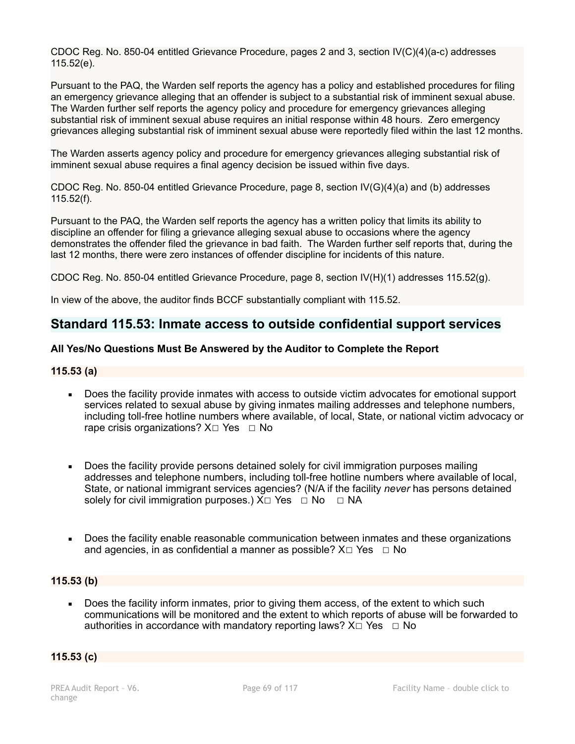CDOC Reg. No. 850-04 entitled Grievance Procedure, pages 2 and 3, section IV(C)(4)(a-c) addresses 115.52(e).

Pursuant to the PAQ, the Warden self reports the agency has a policy and established procedures for filing an emergency grievance alleging that an offender is subject to a substantial risk of imminent sexual abuse. The Warden further self reports the agency policy and procedure for emergency grievances alleging substantial risk of imminent sexual abuse requires an initial response within 48 hours. Zero emergency grievances alleging substantial risk of imminent sexual abuse were reportedly filed within the last 12 months.

The Warden asserts agency policy and procedure for emergency grievances alleging substantial risk of imminent sexual abuse requires a final agency decision be issued within five days.

CDOC Reg. No. 850-04 entitled Grievance Procedure, page 8, section IV(G)(4)(a) and (b) addresses 115.52(f).

Pursuant to the PAQ, the Warden self reports the agency has a written policy that limits its ability to discipline an offender for filing a grievance alleging sexual abuse to occasions where the agency demonstrates the offender filed the grievance in bad faith. The Warden further self reports that, during the last 12 months, there were zero instances of offender discipline for incidents of this nature.

CDOC Reg. No. 850-04 entitled Grievance Procedure, page 8, section IV(H)(1) addresses 115.52(g).

In view of the above, the auditor finds BCCF substantially compliant with 115.52.

## Standard 115.53: Inmate access to outside confidential support services

**All Yes/No Questions Must Be Answered by the Auditor to Complete the Report**

**115.53 (a)**

- Does the facility provide inmates with access to outside victim advocates for emotional support services related to sexual abuse by giving inmates mailing addresses and telephone numbers, including toll-free hotline numbers where available, of local, State, or national victim advocacy or rape crisis organizations? X☐ Yes ☐ No

- Does the facility provide persons detained solely for civil immigration purposes mailing addresses and telephone numbers, including toll-free hotline numbers where available of local, State, or national immigrant services agencies? (N/A if the facility *never* has persons detained solely for civil immigration purposes.) X☐ Yes ☐ No ☐ NA

- Does the facility enable reasonable communication between inmates and these organizations and agencies, in as confidential a manner as possible? X☐ Yes ☐ No

**115.53 (b)**

- Does the facility inform inmates, prior to giving them access, of the extent to which such communications will be monitored and the extent to which reports of abuse will be forwarded to authorities in accordance with mandatory reporting laws? X☐ Yes ☐ No

**115.53 (c)**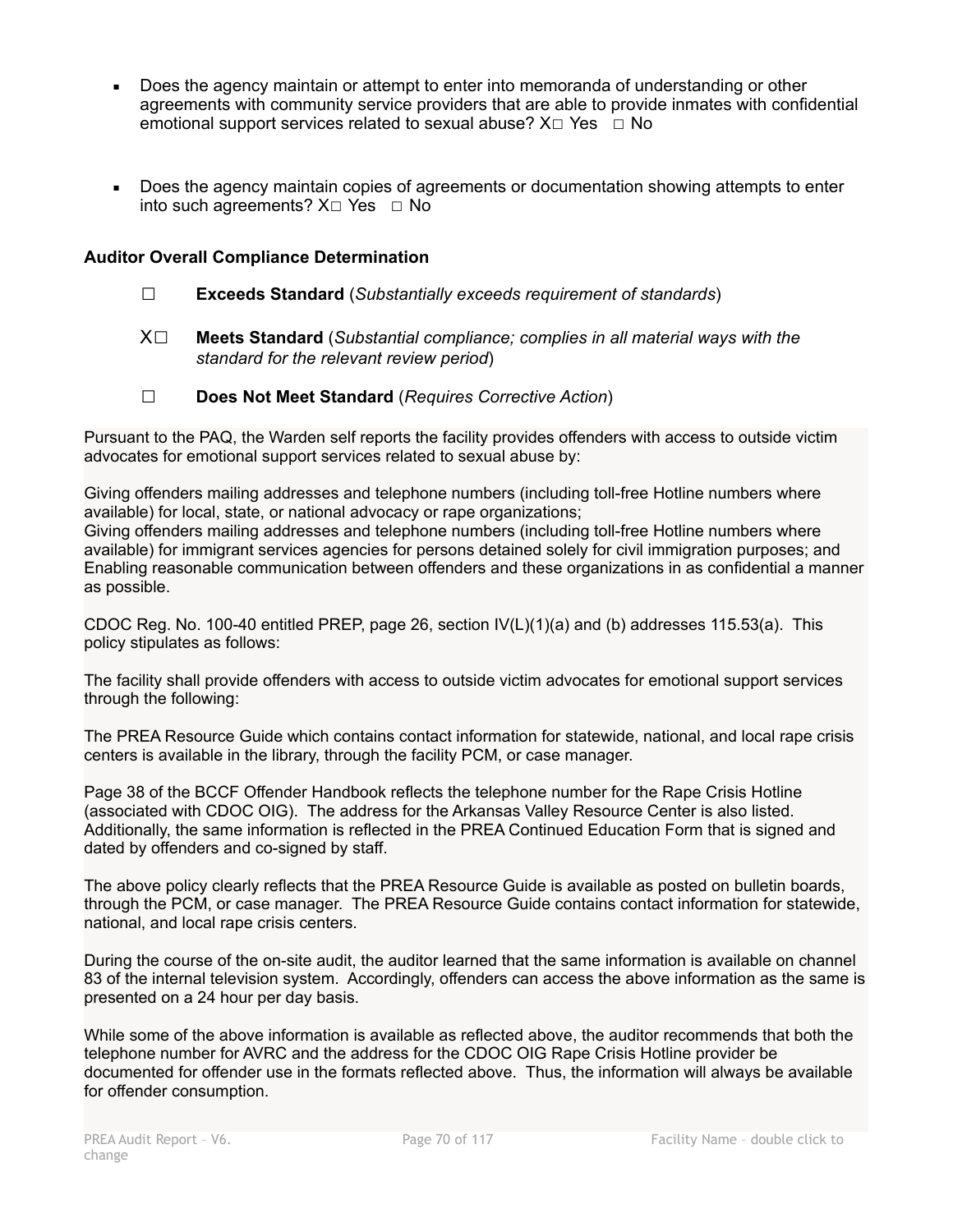- Does the agency maintain or attempt to enter into memoranda of understanding or other agreements with community service providers that are able to provide inmates with confidential emotional support services related to sexual abuse? X☐ Yes ☐ No

- Does the agency maintain copies of agreements or documentation showing attempts to enter into such agreements? X☐ Yes ☐ No

**Auditor Overall Compliance Determination**

☐ **Exceeds Standard** (*Substantially exceeds requirement of standards*)

X☐ **Meets Standard** (*Substantial compliance; complies in all material ways with the standard for the relevant review period*)

☐ **Does Not Meet Standard** (*Requires Corrective Action*)

Pursuant to the PAQ, the Warden self reports the facility provides offenders with access to outside victim advocates for emotional support services related to sexual abuse by:

Giving offenders mailing addresses and telephone numbers (including toll-free Hotline numbers where available) for local, state, or national advocacy or rape organizations;
Giving offenders mailing addresses and telephone numbers (including toll-free Hotline numbers where available) for immigrant services agencies for persons detained solely for civil immigration purposes; and
Enabling reasonable communication between offenders and these organizations in as confidential a manner as possible.

CDOC Reg. No. 100-40 entitled PREP, page 26, section IV(L)(1)(a) and (b) addresses 115.53(a). This policy stipulates as follows:

The facility shall provide offenders with access to outside victim advocates for emotional support services through the following:

The PREA Resource Guide which contains contact information for statewide, national, and local rape crisis centers is available in the library, through the facility PCM, or case manager.

Page 38 of the BCCF Offender Handbook reflects the telephone number for the Rape Crisis Hotline (associated with CDOC OIG). The address for the Arkansas Valley Resource Center is also listed. Additionally, the same information is reflected in the PREA Continued Education Form that is signed and dated by offenders and co-signed by staff.

The above policy clearly reflects that the PREA Resource Guide is available as posted on bulletin boards, through the PCM, or case manager. The PREA Resource Guide contains contact information for statewide, national, and local rape crisis centers.

During the course of the on-site audit, the auditor learned that the same information is available on channel 83 of the internal television system. Accordingly, offenders can access the above information as the same is presented on a 24 hour per day basis.

While some of the above information is available as reflected above, the auditor recommends that both the telephone number for AVRC and the address for the CDOC OIG Rape Crisis Hotline provider be documented for offender use in the formats reflected above. Thus, the information will always be available for offender consumption.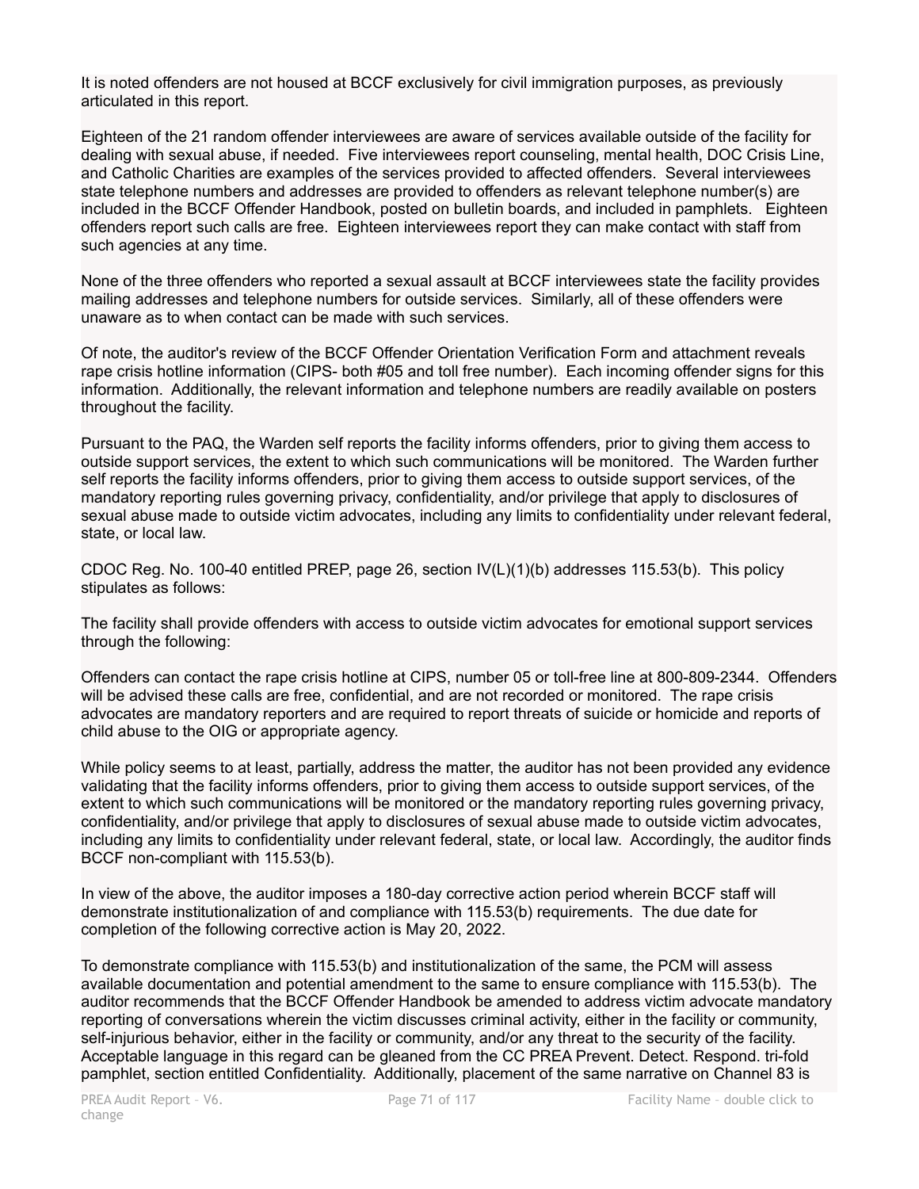It is noted offenders are not housed at BCCF exclusively for civil immigration purposes, as previously articulated in this report.

Eighteen of the 21 random offender interviewees are aware of services available outside of the facility for dealing with sexual abuse, if needed. Five interviewees report counseling, mental health, DOC Crisis Line, and Catholic Charities are examples of the services provided to affected offenders. Several interviewees state telephone numbers and addresses are provided to offenders as relevant telephone number(s) are included in the BCCF Offender Handbook, posted on bulletin boards, and included in pamphlets. Eighteen offenders report such calls are free. Eighteen interviewees report they can make contact with staff from such agencies at any time.

None of the three offenders who reported a sexual assault at BCCF interviewees state the facility provides mailing addresses and telephone numbers for outside services. Similarly, all of these offenders were unaware as to when contact can be made with such services.

Of note, the auditor's review of the BCCF Offender Orientation Verification Form and attachment reveals rape crisis hotline information (CIPS- both #05 and toll free number). Each incoming offender signs for this information. Additionally, the relevant information and telephone numbers are readily available on posters throughout the facility.

Pursuant to the PAQ, the Warden self reports the facility informs offenders, prior to giving them access to outside support services, the extent to which such communications will be monitored. The Warden further self reports the facility informs offenders, prior to giving them access to outside support services, of the mandatory reporting rules governing privacy, confidentiality, and/or privilege that apply to disclosures of sexual abuse made to outside victim advocates, including any limits to confidentiality under relevant federal, state, or local law.

CDOC Reg. No. 100-40 entitled PREP, page 26, section IV(L)(1)(b) addresses 115.53(b). This policy stipulates as follows:

The facility shall provide offenders with access to outside victim advocates for emotional support services through the following:

Offenders can contact the rape crisis hotline at CIPS, number 05 or toll-free line at 800-809-2344. Offenders will be advised these calls are free, confidential, and are not recorded or monitored. The rape crisis advocates are mandatory reporters and are required to report threats of suicide or homicide and reports of child abuse to the OIG or appropriate agency.

While policy seems to at least, partially, address the matter, the auditor has not been provided any evidence validating that the facility informs offenders, prior to giving them access to outside support services, of the extent to which such communications will be monitored or the mandatory reporting rules governing privacy, confidentiality, and/or privilege that apply to disclosures of sexual abuse made to outside victim advocates, including any limits to confidentiality under relevant federal, state, or local law. Accordingly, the auditor finds BCCF non-compliant with 115.53(b).

In view of the above, the auditor imposes a 180-day corrective action period wherein BCCF staff will demonstrate institutionalization of and compliance with 115.53(b) requirements. The due date for completion of the following corrective action is May 20, 2022.

To demonstrate compliance with 115.53(b) and institutionalization of the same, the PCM will assess available documentation and potential amendment to the same to ensure compliance with 115.53(b). The auditor recommends that the BCCF Offender Handbook be amended to address victim advocate mandatory reporting of conversations wherein the victim discusses criminal activity, either in the facility or community, self-injurious behavior, either in the facility or community, and/or any threat to the security of the facility. Acceptable language in this regard can be gleaned from the CC PREA Prevent. Detect. Respond. tri-fold pamphlet, section entitled Confidentiality. Additionally, placement of the same narrative on Channel 83 is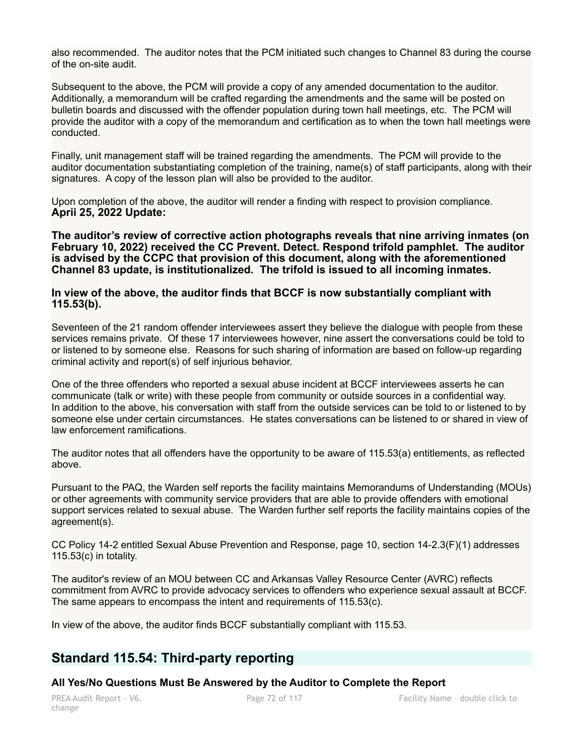also recommended. The auditor notes that the PCM initiated such changes to Channel 83 during the course of the on-site audit.

Subsequent to the above, the PCM will provide a copy of any amended documentation to the auditor. Additionally, a memorandum will be crafted regarding the amendments and the same will be posted on bulletin boards and discussed with the offender population during town hall meetings, etc. The PCM will provide the auditor with a copy of the memorandum and certification as to when the town hall meetings were conducted.

Finally, unit management staff will be trained regarding the amendments. The PCM will provide to the auditor documentation substantiating completion of the training, name(s) of staff participants, along with their signatures. A copy of the lesson plan will also be provided to the auditor.

Upon completion of the above, the auditor will render a finding with respect to provision compliance.
**Aprii 25, 2022 Update:**

**The auditor's review of corrective action photographs reveals that nine arriving inmates (on February 10, 2022) received the CC Prevent. Detect. Respond trifold pamphlet. The auditor is advised by the CCPC that provision of this document, along with the aforementioned Channel 83 update, is institutionalized. The trifold is issued to all incoming inmates.**

**In view of the above, the auditor finds that BCCF is now substantially compliant with 115.53(b).**

Seventeen of the 21 random offender interviewees assert they believe the dialogue with people from these services remains private. Of these 17 interviewees however, nine assert the conversations could be told to or listened to by someone else. Reasons for such sharing of information are based on follow-up regarding criminal activity and report(s) of self injurious behavior.

One of the three offenders who reported a sexual abuse incident at BCCF interviewees asserts he can communicate (talk or write) with these people from community or outside sources in a confidential way. In addition to the above, his conversation with staff from the outside services can be told to or listened to by someone else under certain circumstances. He states conversations can be listened to or shared in view of law enforcement ramifications.

The auditor notes that all offenders have the opportunity to be aware of 115.53(a) entitlements, as reflected above.

Pursuant to the PAQ, the Warden self reports the facility maintains Memorandums of Understanding (MOUs) or other agreements with community service providers that are able to provide offenders with emotional support services related to sexual abuse. The Warden further self reports the facility maintains copies of the agreement(s).

CC Policy 14-2 entitled Sexual Abuse Prevention and Response, page 10, section 14-2.3(F)(1) addresses 115.53(c) in totality.

The auditor's review of an MOU between CC and Arkansas Valley Resource Center (AVRC) reflects commitment from AVRC to provide advocacy services to offenders who experience sexual assault at BCCF. The same appears to encompass the intent and requirements of 115.53(c).

In view of the above, the auditor finds BCCF substantially compliant with 115.53.

## Standard 115.54: Third-party reporting

**All Yes/No Questions Must Be Answered by the Auditor to Complete the Report**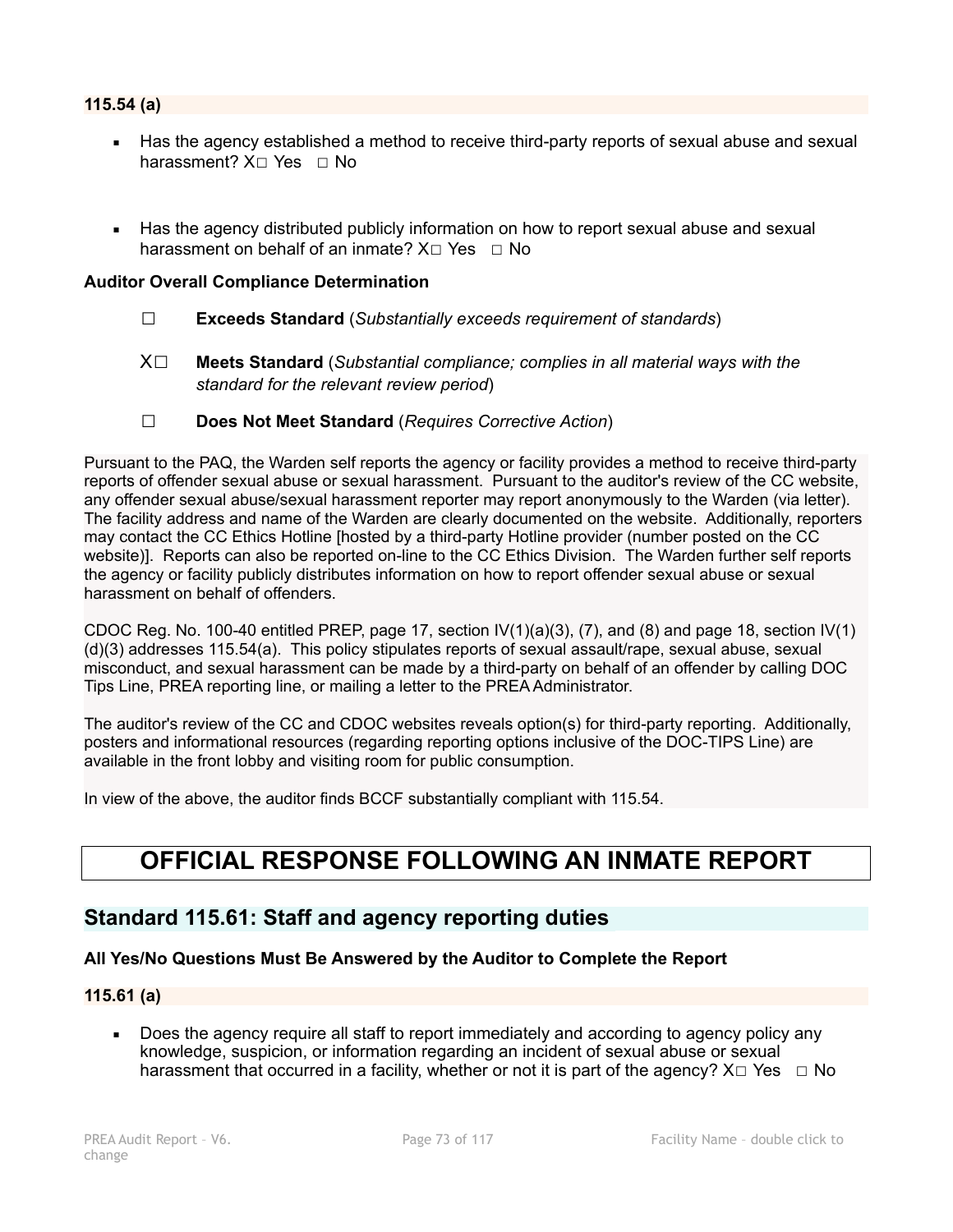**115.54 (a)**

- Has the agency established a method to receive third-party reports of sexual abuse and sexual harassment? X☐ Yes ☐ No

- Has the agency distributed publicly information on how to report sexual abuse and sexual harassment on behalf of an inmate? X☐ Yes ☐ No

**Auditor Overall Compliance Determination**

☐ **Exceeds Standard** (*Substantially exceeds requirement of standards*)

X☐ **Meets Standard** (*Substantial compliance; complies in all material ways with the standard for the relevant review period*)

☐ **Does Not Meet Standard** (*Requires Corrective Action*)

Pursuant to the PAQ, the Warden self reports the agency or facility provides a method to receive third-party reports of offender sexual abuse or sexual harassment. Pursuant to the auditor's review of the CC website, any offender sexual abuse/sexual harassment reporter may report anonymously to the Warden (via letter). The facility address and name of the Warden are clearly documented on the website. Additionally, reporters may contact the CC Ethics Hotline [hosted by a third-party Hotline provider (number posted on the CC website)]. Reports can also be reported on-line to the CC Ethics Division. The Warden further self reports the agency or facility publicly distributes information on how to report offender sexual abuse or sexual harassment on behalf of offenders.

CDOC Reg. No. 100-40 entitled PREP, page 17, section IV(1)(a)(3), (7), and (8) and page 18, section IV(1)(d)(3) addresses 115.54(a). This policy stipulates reports of sexual assault/rape, sexual abuse, sexual misconduct, and sexual harassment can be made by a third-party on behalf of an offender by calling DOC Tips Line, PREA reporting line, or mailing a letter to the PREA Administrator.

The auditor's review of the CC and CDOC websites reveals option(s) for third-party reporting. Additionally, posters and informational resources (regarding reporting options inclusive of the DOC-TIPS Line) are available in the front lobby and visiting room for public consumption.

In view of the above, the auditor finds BCCF substantially compliant with 115.54.

# OFFICIAL RESPONSE FOLLOWING AN INMATE REPORT

## Standard 115.61: Staff and agency reporting duties

**All Yes/No Questions Must Be Answered by the Auditor to Complete the Report**

**115.61 (a)**

- Does the agency require all staff to report immediately and according to agency policy any knowledge, suspicion, or information regarding an incident of sexual abuse or sexual harassment that occurred in a facility, whether or not it is part of the agency? X☐ Yes ☐ No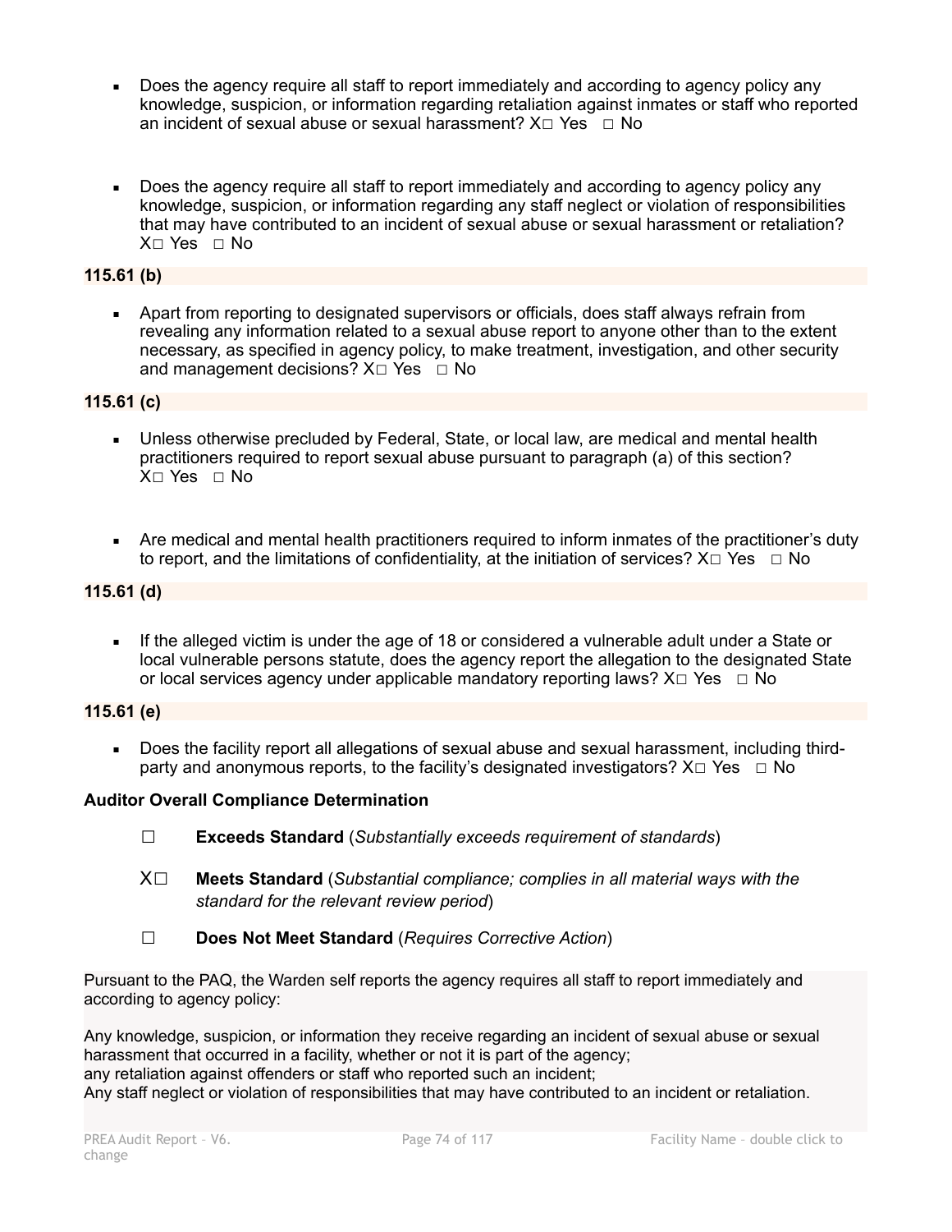- Does the agency require all staff to report immediately and according to agency policy any knowledge, suspicion, or information regarding retaliation against inmates or staff who reported an incident of sexual abuse or sexual harassment? X☐ Yes ☐ No

- Does the agency require all staff to report immediately and according to agency policy any knowledge, suspicion, or information regarding any staff neglect or violation of responsibilities that may have contributed to an incident of sexual abuse or sexual harassment or retaliation? X☐ Yes ☐ No

**115.61 (b)**

- Apart from reporting to designated supervisors or officials, does staff always refrain from revealing any information related to a sexual abuse report to anyone other than to the extent necessary, as specified in agency policy, to make treatment, investigation, and other security and management decisions? X☐ Yes ☐ No

**115.61 (c)**

- Unless otherwise precluded by Federal, State, or local law, are medical and mental health practitioners required to report sexual abuse pursuant to paragraph (a) of this section? X☐ Yes ☐ No

- Are medical and mental health practitioners required to inform inmates of the practitioner's duty to report, and the limitations of confidentiality, at the initiation of services? X☐ Yes ☐ No

**115.61 (d)**

- If the alleged victim is under the age of 18 or considered a vulnerable adult under a State or local vulnerable persons statute, does the agency report the allegation to the designated State or local services agency under applicable mandatory reporting laws? X☐ Yes ☐ No

**115.61 (e)**

- Does the facility report all allegations of sexual abuse and sexual harassment, including third-party and anonymous reports, to the facility's designated investigators? X☐ Yes ☐ No

**Auditor Overall Compliance Determination**

☐ **Exceeds Standard** (*Substantially exceeds requirement of standards*)

X☐ **Meets Standard** (*Substantial compliance; complies in all material ways with the standard for the relevant review period*)

☐ **Does Not Meet Standard** (*Requires Corrective Action*)

Pursuant to the PAQ, the Warden self reports the agency requires all staff to report immediately and according to agency policy:

Any knowledge, suspicion, or information they receive regarding an incident of sexual abuse or sexual harassment that occurred in a facility, whether or not it is part of the agency;
any retaliation against offenders or staff who reported such an incident;
Any staff neglect or violation of responsibilities that may have contributed to an incident or retaliation.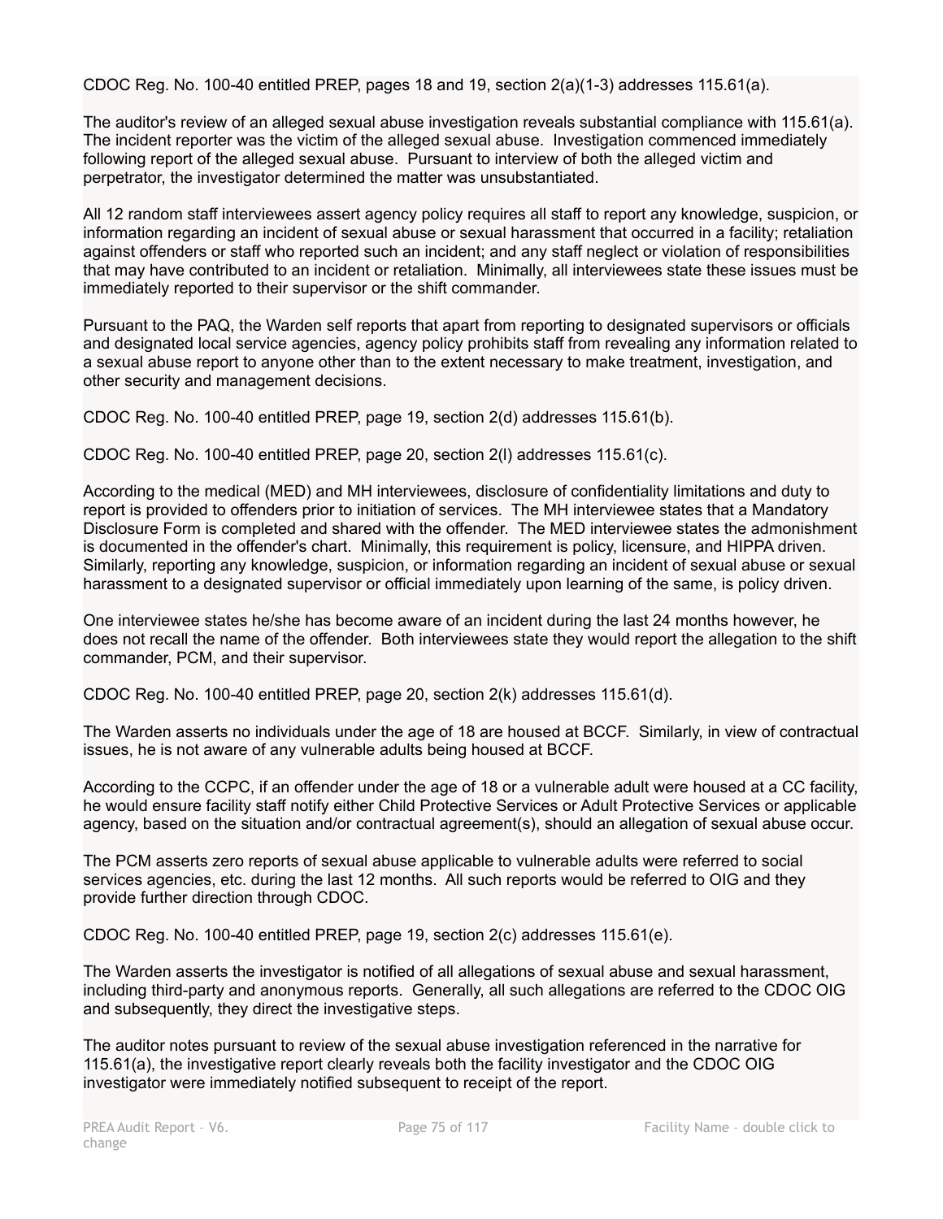CDOC Reg. No. 100-40 entitled PREP, pages 18 and 19, section 2(a)(1-3) addresses 115.61(a).

The auditor's review of an alleged sexual abuse investigation reveals substantial compliance with 115.61(a). The incident reporter was the victim of the alleged sexual abuse. Investigation commenced immediately following report of the alleged sexual abuse. Pursuant to interview of both the alleged victim and perpetrator, the investigator determined the matter was unsubstantiated.

All 12 random staff interviewees assert agency policy requires all staff to report any knowledge, suspicion, or information regarding an incident of sexual abuse or sexual harassment that occurred in a facility; retaliation against offenders or staff who reported such an incident; and any staff neglect or violation of responsibilities that may have contributed to an incident or retaliation. Minimally, all interviewees state these issues must be immediately reported to their supervisor or the shift commander.

Pursuant to the PAQ, the Warden self reports that apart from reporting to designated supervisors or officials and designated local service agencies, agency policy prohibits staff from revealing any information related to a sexual abuse report to anyone other than to the extent necessary to make treatment, investigation, and other security and management decisions.

CDOC Reg. No. 100-40 entitled PREP, page 19, section 2(d) addresses 115.61(b).

CDOC Reg. No. 100-40 entitled PREP, page 20, section 2(l) addresses 115.61(c).

According to the medical (MED) and MH interviewees, disclosure of confidentiality limitations and duty to report is provided to offenders prior to initiation of services. The MH interviewee states that a Mandatory Disclosure Form is completed and shared with the offender. The MED interviewee states the admonishment is documented in the offender's chart. Minimally, this requirement is policy, licensure, and HIPPA driven. Similarly, reporting any knowledge, suspicion, or information regarding an incident of sexual abuse or sexual harassment to a designated supervisor or official immediately upon learning of the same, is policy driven.

One interviewee states he/she has become aware of an incident during the last 24 months however, he does not recall the name of the offender. Both interviewees state they would report the allegation to the shift commander, PCM, and their supervisor.

CDOC Reg. No. 100-40 entitled PREP, page 20, section 2(k) addresses 115.61(d).

The Warden asserts no individuals under the age of 18 are housed at BCCF. Similarly, in view of contractual issues, he is not aware of any vulnerable adults being housed at BCCF.

According to the CCPC, if an offender under the age of 18 or a vulnerable adult were housed at a CC facility, he would ensure facility staff notify either Child Protective Services or Adult Protective Services or applicable agency, based on the situation and/or contractual agreement(s), should an allegation of sexual abuse occur.

The PCM asserts zero reports of sexual abuse applicable to vulnerable adults were referred to social services agencies, etc. during the last 12 months. All such reports would be referred to OIG and they provide further direction through CDOC.

CDOC Reg. No. 100-40 entitled PREP, page 19, section 2(c) addresses 115.61(e).

The Warden asserts the investigator is notified of all allegations of sexual abuse and sexual harassment, including third-party and anonymous reports. Generally, all such allegations are referred to the CDOC OIG and subsequently, they direct the investigative steps.

The auditor notes pursuant to review of the sexual abuse investigation referenced in the narrative for 115.61(a), the investigative report clearly reveals both the facility investigator and the CDOC OIG investigator were immediately notified subsequent to receipt of the report.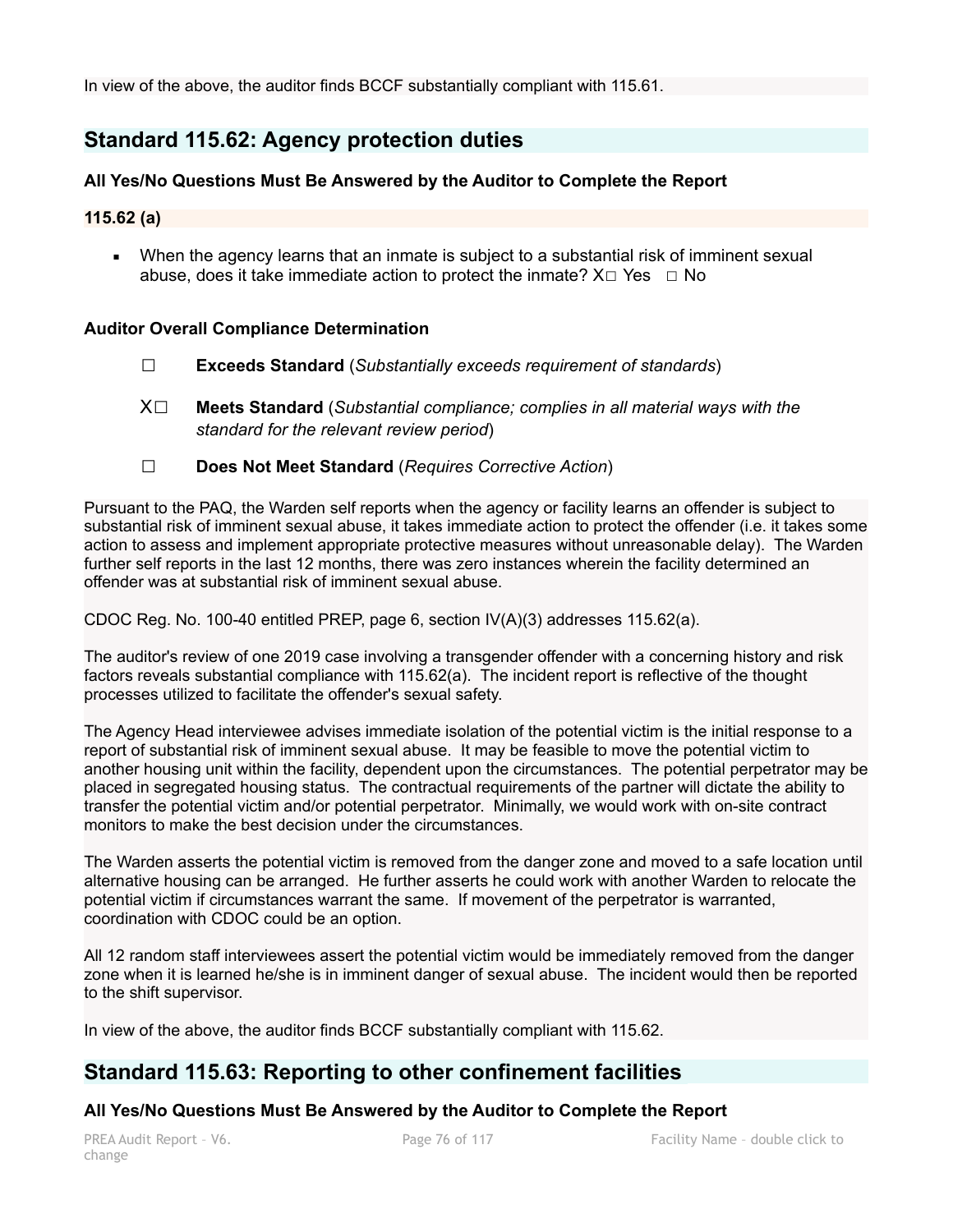In view of the above, the auditor finds BCCF substantially compliant with 115.61.

## Standard 115.62: Agency protection duties

**All Yes/No Questions Must Be Answered by the Auditor to Complete the Report**

**115.62 (a)**

- When the agency learns that an inmate is subject to a substantial risk of imminent sexual abuse, does it take immediate action to protect the inmate? X☐ Yes ☐ No

**Auditor Overall Compliance Determination**

☐ **Exceeds Standard** (*Substantially exceeds requirement of standards*)

X☐ **Meets Standard** (*Substantial compliance; complies in all material ways with the standard for the relevant review period*)

☐ **Does Not Meet Standard** (*Requires Corrective Action*)

Pursuant to the PAQ, the Warden self reports when the agency or facility learns an offender is subject to substantial risk of imminent sexual abuse, it takes immediate action to protect the offender (i.e. it takes some action to assess and implement appropriate protective measures without unreasonable delay). The Warden further self reports in the last 12 months, there was zero instances wherein the facility determined an offender was at substantial risk of imminent sexual abuse.

CDOC Reg. No. 100-40 entitled PREP, page 6, section IV(A)(3) addresses 115.62(a).

The auditor's review of one 2019 case involving a transgender offender with a concerning history and risk factors reveals substantial compliance with 115.62(a). The incident report is reflective of the thought processes utilized to facilitate the offender's sexual safety.

The Agency Head interviewee advises immediate isolation of the potential victim is the initial response to a report of substantial risk of imminent sexual abuse. It may be feasible to move the potential victim to another housing unit within the facility, dependent upon the circumstances. The potential perpetrator may be placed in segregated housing status. The contractual requirements of the partner will dictate the ability to transfer the potential victim and/or potential perpetrator. Minimally, we would work with on-site contract monitors to make the best decision under the circumstances.

The Warden asserts the potential victim is removed from the danger zone and moved to a safe location until alternative housing can be arranged. He further asserts he could work with another Warden to relocate the potential victim if circumstances warrant the same. If movement of the perpetrator is warranted, coordination with CDOC could be an option.

All 12 random staff interviewees assert the potential victim would be immediately removed from the danger zone when it is learned he/she is in imminent danger of sexual abuse. The incident would then be reported to the shift supervisor.

In view of the above, the auditor finds BCCF substantially compliant with 115.62.

## Standard 115.63: Reporting to other confinement facilities

**All Yes/No Questions Must Be Answered by the Auditor to Complete the Report**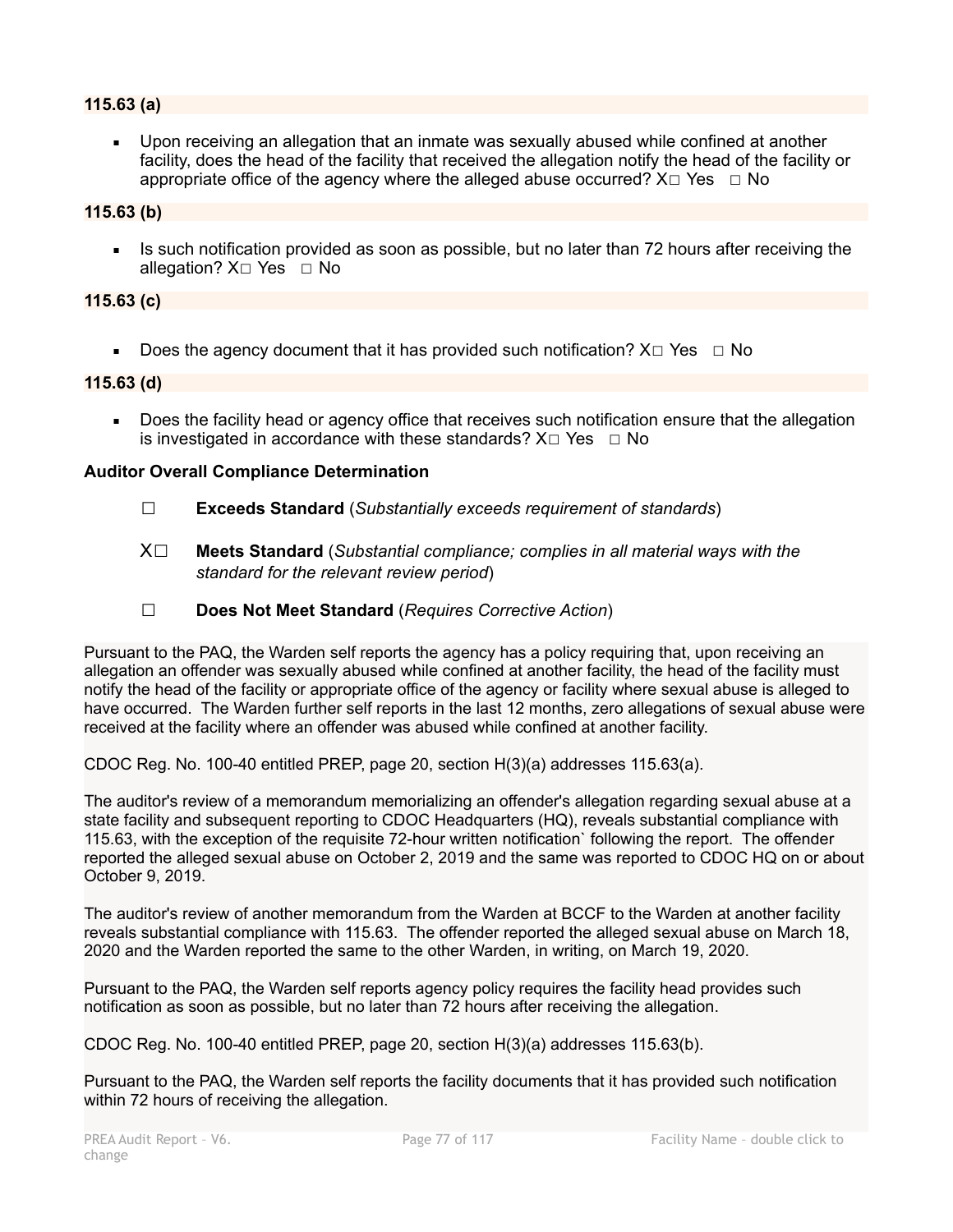**115.63 (a)**

- Upon receiving an allegation that an inmate was sexually abused while confined at another facility, does the head of the facility that received the allegation notify the head of the facility or appropriate office of the agency where the alleged abuse occurred? X☐ Yes ☐ No

**115.63 (b)**

- Is such notification provided as soon as possible, but no later than 72 hours after receiving the allegation? X☐ Yes ☐ No

**115.63 (c)**

- Does the agency document that it has provided such notification? X☐ Yes ☐ No

**115.63 (d)**

- Does the facility head or agency office that receives such notification ensure that the allegation is investigated in accordance with these standards? X☐ Yes ☐ No

**Auditor Overall Compliance Determination**

☐ **Exceeds Standard** (*Substantially exceeds requirement of standards*)

X☐ **Meets Standard** (*Substantial compliance; complies in all material ways with the standard for the relevant review period*)

☐ **Does Not Meet Standard** (*Requires Corrective Action*)

Pursuant to the PAQ, the Warden self reports the agency has a policy requiring that, upon receiving an allegation an offender was sexually abused while confined at another facility, the head of the facility must notify the head of the facility or appropriate office of the agency or facility where sexual abuse is alleged to have occurred. The Warden further self reports in the last 12 months, zero allegations of sexual abuse were received at the facility where an offender was abused while confined at another facility.

CDOC Reg. No. 100-40 entitled PREP, page 20, section H(3)(a) addresses 115.63(a).

The auditor's review of a memorandum memorializing an offender's allegation regarding sexual abuse at a state facility and subsequent reporting to CDOC Headquarters (HQ), reveals substantial compliance with 115.63, with the exception of the requisite 72-hour written notification` following the report. The offender reported the alleged sexual abuse on October 2, 2019 and the same was reported to CDOC HQ on or about October 9, 2019.

The auditor's review of another memorandum from the Warden at BCCF to the Warden at another facility reveals substantial compliance with 115.63. The offender reported the alleged sexual abuse on March 18, 2020 and the Warden reported the same to the other Warden, in writing, on March 19, 2020.

Pursuant to the PAQ, the Warden self reports agency policy requires the facility head provides such notification as soon as possible, but no later than 72 hours after receiving the allegation.

CDOC Reg. No. 100-40 entitled PREP, page 20, section H(3)(a) addresses 115.63(b).

Pursuant to the PAQ, the Warden self reports the facility documents that it has provided such notification within 72 hours of receiving the allegation.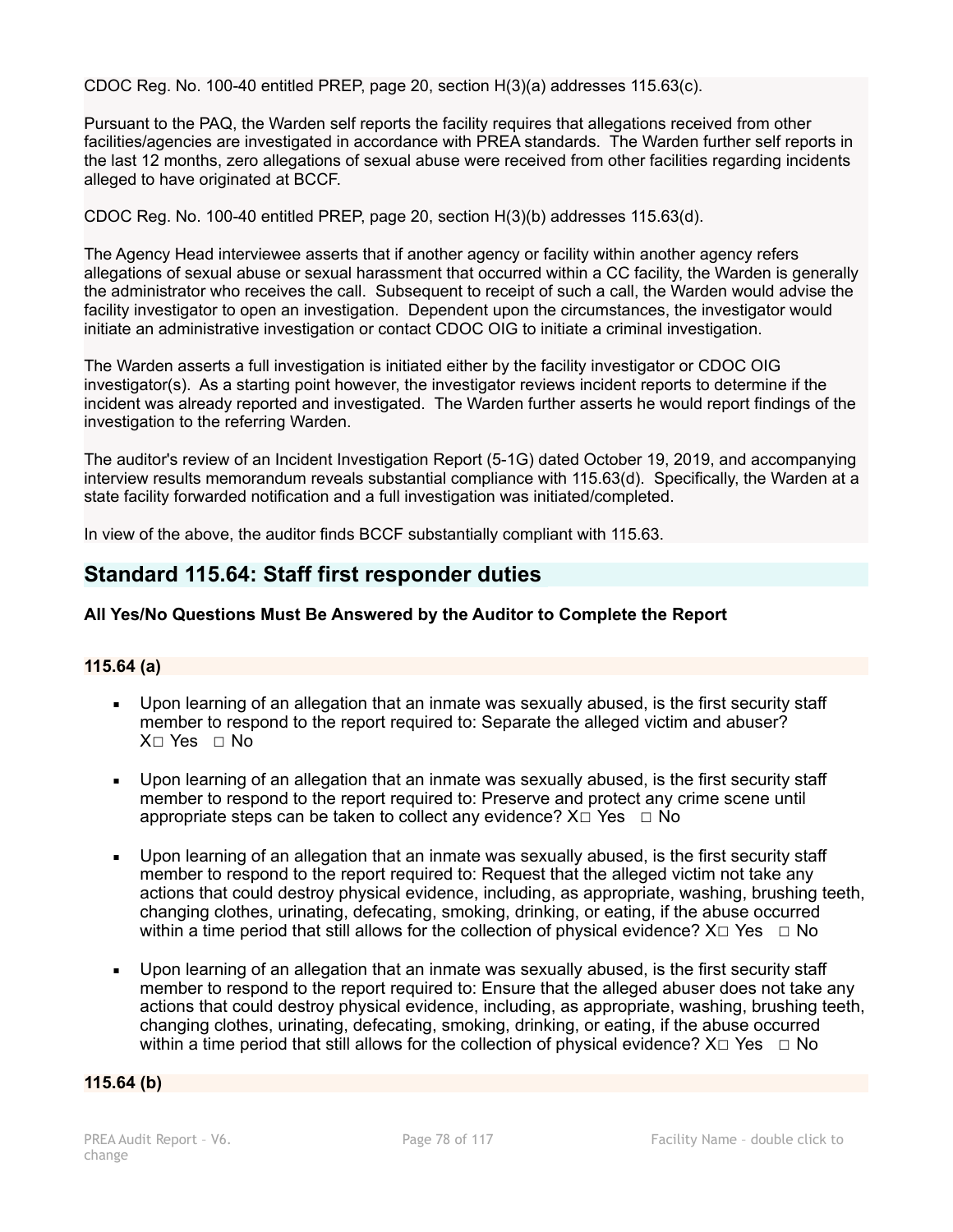CDOC Reg. No. 100-40 entitled PREP, page 20, section H(3)(a) addresses 115.63(c).

Pursuant to the PAQ, the Warden self reports the facility requires that allegations received from other facilities/agencies are investigated in accordance with PREA standards. The Warden further self reports in the last 12 months, zero allegations of sexual abuse were received from other facilities regarding incidents alleged to have originated at BCCF.

CDOC Reg. No. 100-40 entitled PREP, page 20, section H(3)(b) addresses 115.63(d).

The Agency Head interviewee asserts that if another agency or facility within another agency refers allegations of sexual abuse or sexual harassment that occurred within a CC facility, the Warden is generally the administrator who receives the call. Subsequent to receipt of such a call, the Warden would advise the facility investigator to open an investigation. Dependent upon the circumstances, the investigator would initiate an administrative investigation or contact CDOC OIG to initiate a criminal investigation.

The Warden asserts a full investigation is initiated either by the facility investigator or CDOC OIG investigator(s). As a starting point however, the investigator reviews incident reports to determine if the incident was already reported and investigated. The Warden further asserts he would report findings of the investigation to the referring Warden.

The auditor's review of an Incident Investigation Report (5-1G) dated October 19, 2019, and accompanying interview results memorandum reveals substantial compliance with 115.63(d). Specifically, the Warden at a state facility forwarded notification and a full investigation was initiated/completed.

In view of the above, the auditor finds BCCF substantially compliant with 115.63.

## Standard 115.64: Staff first responder duties

**All Yes/No Questions Must Be Answered by the Auditor to Complete the Report**

**115.64 (a)**

- Upon learning of an allegation that an inmate was sexually abused, is the first security staff member to respond to the report required to: Separate the alleged victim and abuser? X☐ Yes ☐ No
- Upon learning of an allegation that an inmate was sexually abused, is the first security staff member to respond to the report required to: Preserve and protect any crime scene until appropriate steps can be taken to collect any evidence? X☐ Yes ☐ No
- Upon learning of an allegation that an inmate was sexually abused, is the first security staff member to respond to the report required to: Request that the alleged victim not take any actions that could destroy physical evidence, including, as appropriate, washing, brushing teeth, changing clothes, urinating, defecating, smoking, drinking, or eating, if the abuse occurred within a time period that still allows for the collection of physical evidence? X☐ Yes ☐ No
- Upon learning of an allegation that an inmate was sexually abused, is the first security staff member to respond to the report required to: Ensure that the alleged abuser does not take any actions that could destroy physical evidence, including, as appropriate, washing, brushing teeth, changing clothes, urinating, defecating, smoking, drinking, or eating, if the abuse occurred within a time period that still allows for the collection of physical evidence? X☐ Yes ☐ No

**115.64 (b)**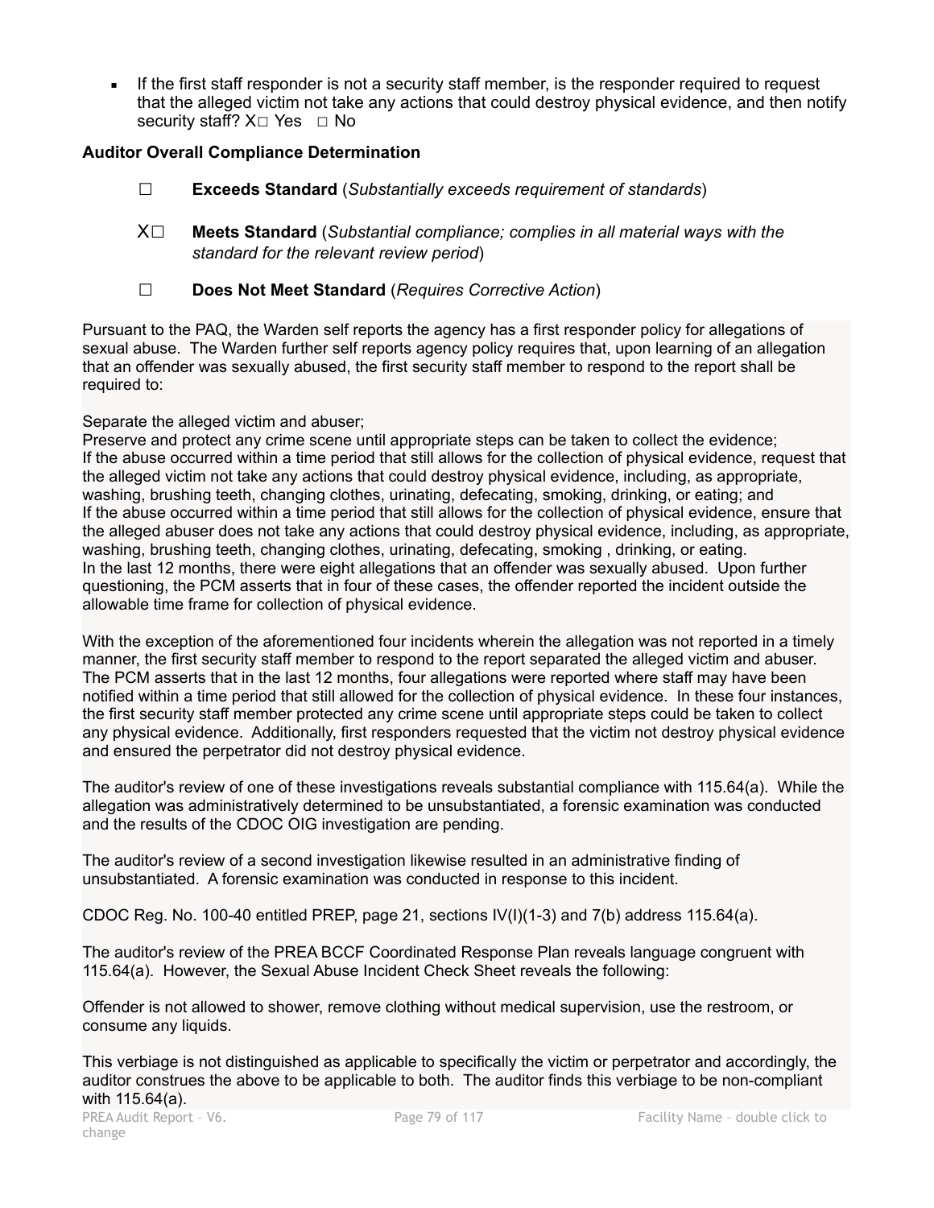- If the first staff responder is not a security staff member, is the responder required to request that the alleged victim not take any actions that could destroy physical evidence, and then notify security staff? X☐ Yes ☐ No

**Auditor Overall Compliance Determination**

☐ **Exceeds Standard** (*Substantially exceeds requirement of standards*)

X☐ **Meets Standard** (*Substantial compliance; complies in all material ways with the standard for the relevant review period*)

☐ **Does Not Meet Standard** (*Requires Corrective Action*)

Pursuant to the PAQ, the Warden self reports the agency has a first responder policy for allegations of sexual abuse. The Warden further self reports agency policy requires that, upon learning of an allegation that an offender was sexually abused, the first security staff member to respond to the report shall be required to:

Separate the alleged victim and abuser;
Preserve and protect any crime scene until appropriate steps can be taken to collect the evidence;
If the abuse occurred within a time period that still allows for the collection of physical evidence, request that the alleged victim not take any actions that could destroy physical evidence, including, as appropriate, washing, brushing teeth, changing clothes, urinating, defecating, smoking, drinking, or eating; and
If the abuse occurred within a time period that still allows for the collection of physical evidence, ensure that the alleged abuser does not take any actions that could destroy physical evidence, including, as appropriate, washing, brushing teeth, changing clothes, urinating, defecating, smoking , drinking, or eating.
In the last 12 months, there were eight allegations that an offender was sexually abused. Upon further questioning, the PCM asserts that in four of these cases, the offender reported the incident outside the allowable time frame for collection of physical evidence.

With the exception of the aforementioned four incidents wherein the allegation was not reported in a timely manner, the first security staff member to respond to the report separated the alleged victim and abuser. The PCM asserts that in the last 12 months, four allegations were reported where staff may have been notified within a time period that still allowed for the collection of physical evidence. In these four instances, the first security staff member protected any crime scene until appropriate steps could be taken to collect any physical evidence. Additionally, first responders requested that the victim not destroy physical evidence and ensured the perpetrator did not destroy physical evidence.

The auditor's review of one of these investigations reveals substantial compliance with 115.64(a). While the allegation was administratively determined to be unsubstantiated, a forensic examination was conducted and the results of the CDOC OIG investigation are pending.

The auditor's review of a second investigation likewise resulted in an administrative finding of unsubstantiated. A forensic examination was conducted in response to this incident.

CDOC Reg. No. 100-40 entitled PREP, page 21, sections IV(I)(1-3) and 7(b) address 115.64(a).

The auditor's review of the PREA BCCF Coordinated Response Plan reveals language congruent with 115.64(a). However, the Sexual Abuse Incident Check Sheet reveals the following:

Offender is not allowed to shower, remove clothing without medical supervision, use the restroom, or consume any liquids.

This verbiage is not distinguished as applicable to specifically the victim or perpetrator and accordingly, the auditor construes the above to be applicable to both. The auditor finds this verbiage to be non-compliant with 115.64(a).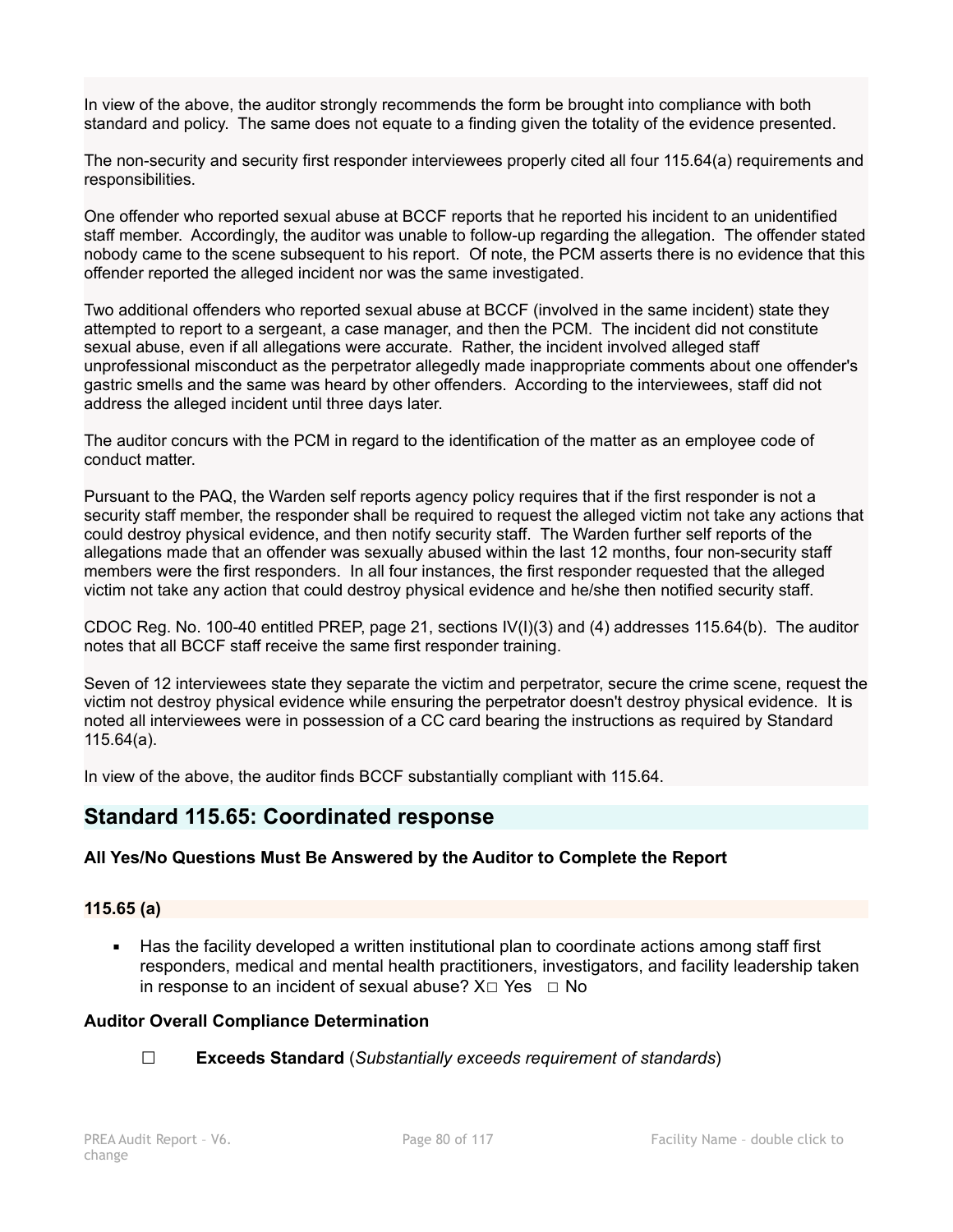In view of the above, the auditor strongly recommends the form be brought into compliance with both standard and policy. The same does not equate to a finding given the totality of the evidence presented.

The non-security and security first responder interviewees properly cited all four 115.64(a) requirements and responsibilities.

One offender who reported sexual abuse at BCCF reports that he reported his incident to an unidentified staff member. Accordingly, the auditor was unable to follow-up regarding the allegation. The offender stated nobody came to the scene subsequent to his report. Of note, the PCM asserts there is no evidence that this offender reported the alleged incident nor was the same investigated.

Two additional offenders who reported sexual abuse at BCCF (involved in the same incident) state they attempted to report to a sergeant, a case manager, and then the PCM. The incident did not constitute sexual abuse, even if all allegations were accurate. Rather, the incident involved alleged staff unprofessional misconduct as the perpetrator allegedly made inappropriate comments about one offender's gastric smells and the same was heard by other offenders. According to the interviewees, staff did not address the alleged incident until three days later.

The auditor concurs with the PCM in regard to the identification of the matter as an employee code of conduct matter.

Pursuant to the PAQ, the Warden self reports agency policy requires that if the first responder is not a security staff member, the responder shall be required to request the alleged victim not take any actions that could destroy physical evidence, and then notify security staff. The Warden further self reports of the allegations made that an offender was sexually abused within the last 12 months, four non-security staff members were the first responders. In all four instances, the first responder requested that the alleged victim not take any action that could destroy physical evidence and he/she then notified security staff.

CDOC Reg. No. 100-40 entitled PREP, page 21, sections IV(I)(3) and (4) addresses 115.64(b). The auditor notes that all BCCF staff receive the same first responder training.

Seven of 12 interviewees state they separate the victim and perpetrator, secure the crime scene, request the victim not destroy physical evidence while ensuring the perpetrator doesn't destroy physical evidence. It is noted all interviewees were in possession of a CC card bearing the instructions as required by Standard 115.64(a).

In view of the above, the auditor finds BCCF substantially compliant with 115.64.

## Standard 115.65: Coordinated response

**All Yes/No Questions Must Be Answered by the Auditor to Complete the Report**

### 115.65 (a)

- Has the facility developed a written institutional plan to coordinate actions among staff first responders, medical and mental health practitioners, investigators, and facility leadership taken in response to an incident of sexual abuse? X☐ Yes ☐ No

**Auditor Overall Compliance Determination**

☐ **Exceeds Standard** (*Substantially exceeds requirement of standards*)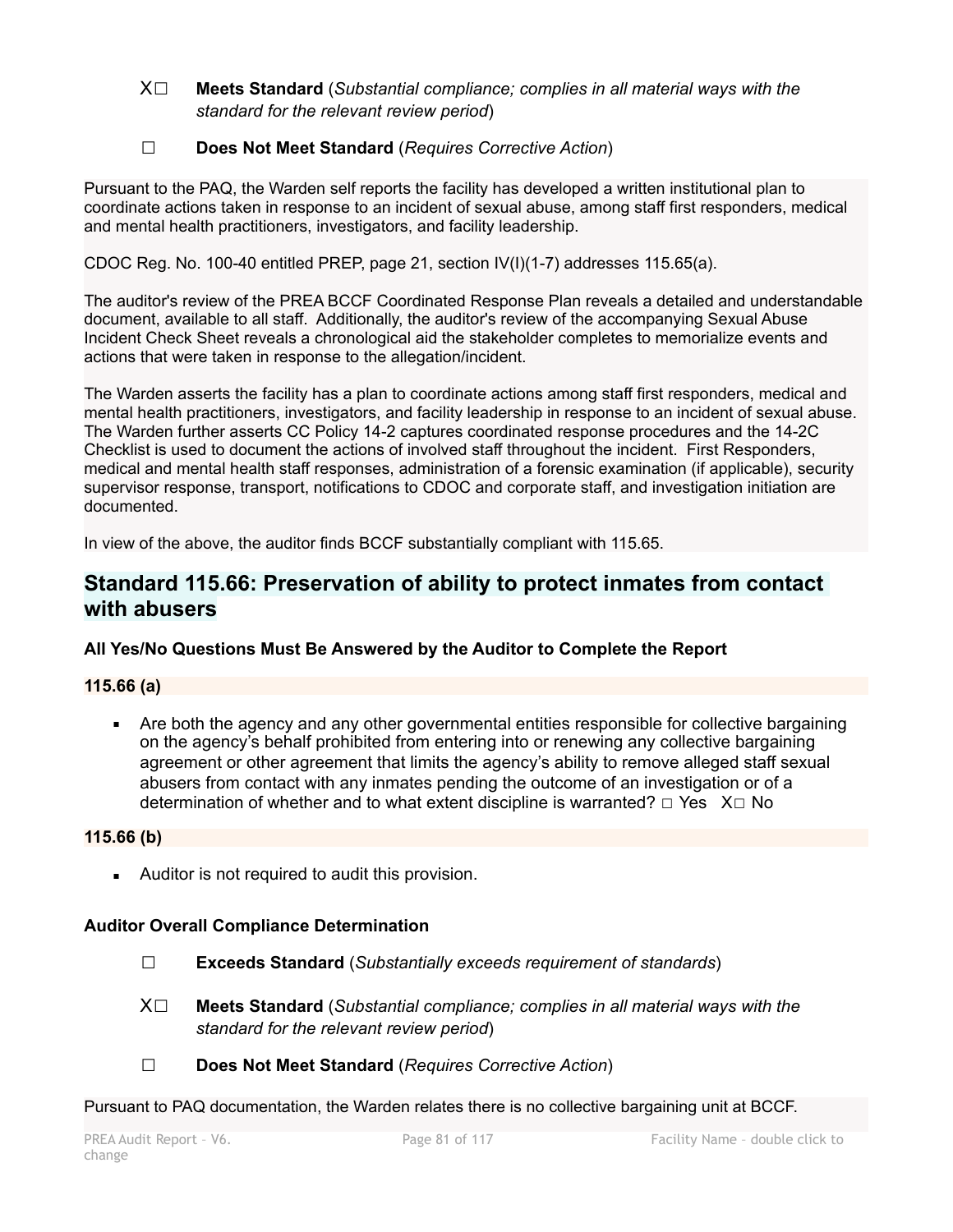X☐ **Meets Standard** (*Substantial compliance; complies in all material ways with the standard for the relevant review period*)

☐ **Does Not Meet Standard** (*Requires Corrective Action*)

Pursuant to the PAQ, the Warden self reports the facility has developed a written institutional plan to coordinate actions taken in response to an incident of sexual abuse, among staff first responders, medical and mental health practitioners, investigators, and facility leadership.

CDOC Reg. No. 100-40 entitled PREP, page 21, section IV(I)(1-7) addresses 115.65(a).

The auditor's review of the PREA BCCF Coordinated Response Plan reveals a detailed and understandable document, available to all staff. Additionally, the auditor's review of the accompanying Sexual Abuse Incident Check Sheet reveals a chronological aid the stakeholder completes to memorialize events and actions that were taken in response to the allegation/incident.

The Warden asserts the facility has a plan to coordinate actions among staff first responders, medical and mental health practitioners, investigators, and facility leadership in response to an incident of sexual abuse. The Warden further asserts CC Policy 14-2 captures coordinated response procedures and the 14-2C Checklist is used to document the actions of involved staff throughout the incident. First Responders, medical and mental health staff responses, administration of a forensic examination (if applicable), security supervisor response, transport, notifications to CDOC and corporate staff, and investigation initiation are documented.

In view of the above, the auditor finds BCCF substantially compliant with 115.65.

## Standard 115.66: Preservation of ability to protect inmates from contact with abusers

**All Yes/No Questions Must Be Answered by the Auditor to Complete the Report**

**115.66 (a)**

- Are both the agency and any other governmental entities responsible for collective bargaining on the agency's behalf prohibited from entering into or renewing any collective bargaining agreement or other agreement that limits the agency's ability to remove alleged staff sexual abusers from contact with any inmates pending the outcome of an investigation or of a determination of whether and to what extent discipline is warranted? ☐ Yes X☐ No

**115.66 (b)**

- Auditor is not required to audit this provision.

**Auditor Overall Compliance Determination**

☐ **Exceeds Standard** (*Substantially exceeds requirement of standards*)

X☐ **Meets Standard** (*Substantial compliance; complies in all material ways with the standard for the relevant review period*)

☐ **Does Not Meet Standard** (*Requires Corrective Action*)

Pursuant to PAQ documentation, the Warden relates there is no collective bargaining unit at BCCF.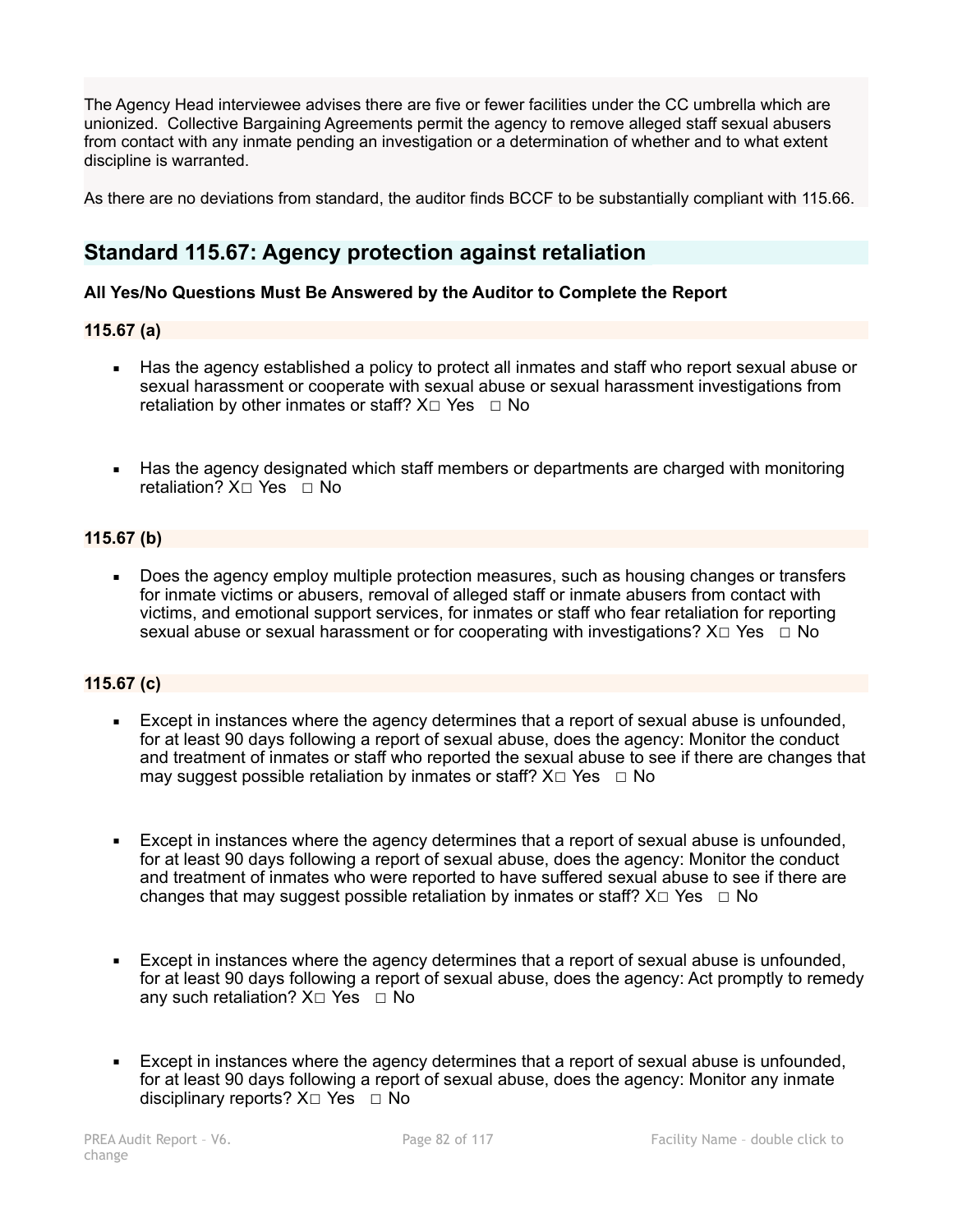The Agency Head interviewee advises there are five or fewer facilities under the CC umbrella which are unionized. Collective Bargaining Agreements permit the agency to remove alleged staff sexual abusers from contact with any inmate pending an investigation or a determination of whether and to what extent discipline is warranted.

As there are no deviations from standard, the auditor finds BCCF to be substantially compliant with 115.66.

## Standard 115.67: Agency protection against retaliation

**All Yes/No Questions Must Be Answered by the Auditor to Complete the Report**

**115.67 (a)**

- Has the agency established a policy to protect all inmates and staff who report sexual abuse or sexual harassment or cooperate with sexual abuse or sexual harassment investigations from retaliation by other inmates or staff? X☐ Yes ☐ No

- Has the agency designated which staff members or departments are charged with monitoring retaliation? X☐ Yes ☐ No

**115.67 (b)**

- Does the agency employ multiple protection measures, such as housing changes or transfers for inmate victims or abusers, removal of alleged staff or inmate abusers from contact with victims, and emotional support services, for inmates or staff who fear retaliation for reporting sexual abuse or sexual harassment or for cooperating with investigations? X☐ Yes ☐ No

**115.67 (c)**

- Except in instances where the agency determines that a report of sexual abuse is unfounded, for at least 90 days following a report of sexual abuse, does the agency: Monitor the conduct and treatment of inmates or staff who reported the sexual abuse to see if there are changes that may suggest possible retaliation by inmates or staff? X☐ Yes ☐ No

- Except in instances where the agency determines that a report of sexual abuse is unfounded, for at least 90 days following a report of sexual abuse, does the agency: Monitor the conduct and treatment of inmates who were reported to have suffered sexual abuse to see if there are changes that may suggest possible retaliation by inmates or staff? X☐ Yes ☐ No

- Except in instances where the agency determines that a report of sexual abuse is unfounded, for at least 90 days following a report of sexual abuse, does the agency: Act promptly to remedy any such retaliation? X☐ Yes ☐ No

- Except in instances where the agency determines that a report of sexual abuse is unfounded, for at least 90 days following a report of sexual abuse, does the agency: Monitor any inmate disciplinary reports? X☐ Yes ☐ No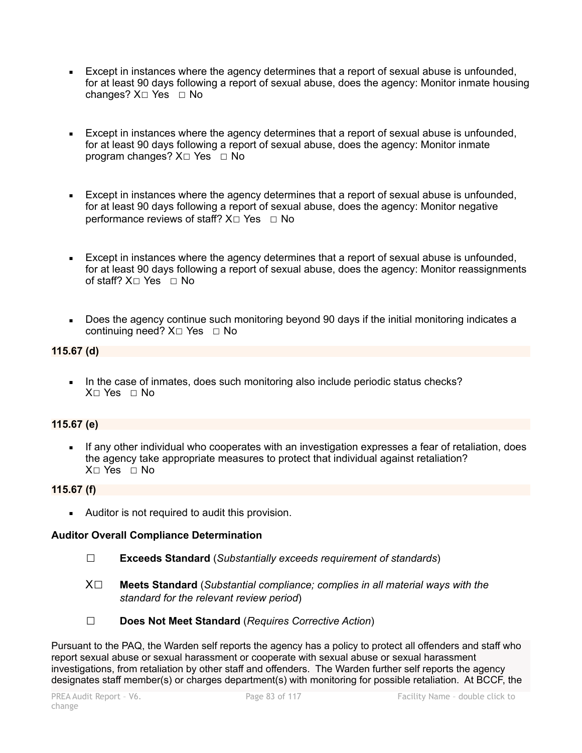- Except in instances where the agency determines that a report of sexual abuse is unfounded, for at least 90 days following a report of sexual abuse, does the agency: Monitor inmate housing changes? X☐ Yes ☐ No

- Except in instances where the agency determines that a report of sexual abuse is unfounded, for at least 90 days following a report of sexual abuse, does the agency: Monitor inmate program changes? X☐ Yes ☐ No

- Except in instances where the agency determines that a report of sexual abuse is unfounded, for at least 90 days following a report of sexual abuse, does the agency: Monitor negative performance reviews of staff? X☐ Yes ☐ No

- Except in instances where the agency determines that a report of sexual abuse is unfounded, for at least 90 days following a report of sexual abuse, does the agency: Monitor reassignments of staff? X☐ Yes ☐ No

- Does the agency continue such monitoring beyond 90 days if the initial monitoring indicates a continuing need? X☐ Yes ☐ No

**115.67 (d)**

- In the case of inmates, does such monitoring also include periodic status checks? X☐ Yes ☐ No

**115.67 (e)**

- If any other individual who cooperates with an investigation expresses a fear of retaliation, does the agency take appropriate measures to protect that individual against retaliation? X☐ Yes ☐ No

**115.67 (f)**

- Auditor is not required to audit this provision.

**Auditor Overall Compliance Determination**

☐ **Exceeds Standard** (*Substantially exceeds requirement of standards*)

X☐ **Meets Standard** (*Substantial compliance; complies in all material ways with the standard for the relevant review period*)

☐ **Does Not Meet Standard** (*Requires Corrective Action*)

Pursuant to the PAQ, the Warden self reports the agency has a policy to protect all offenders and staff who report sexual abuse or sexual harassment or cooperate with sexual abuse or sexual harassment investigations, from retaliation by other staff and offenders. The Warden further self reports the agency designates staff member(s) or charges department(s) with monitoring for possible retaliation. At BCCF, the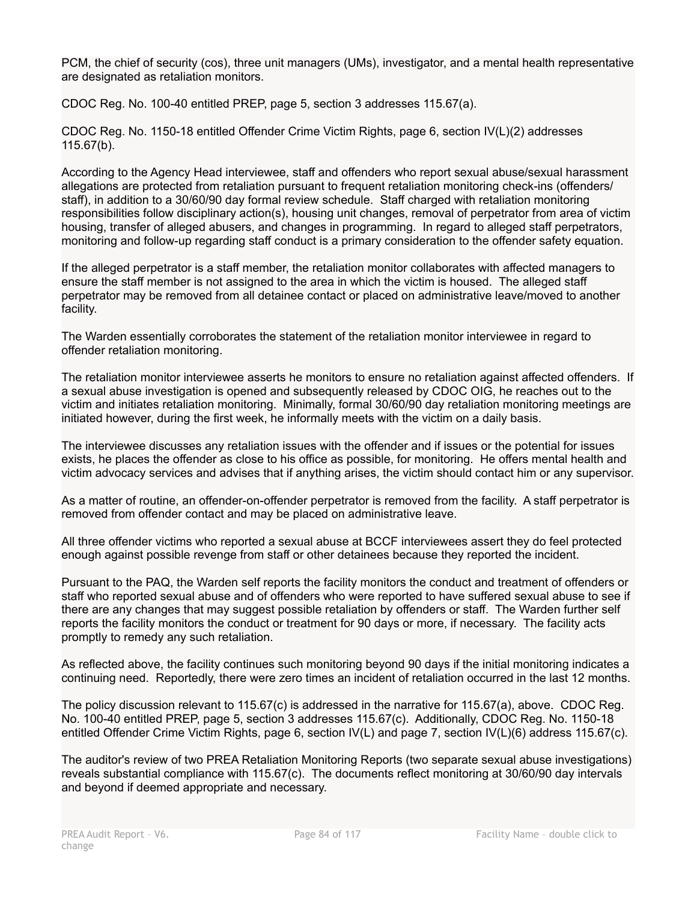PCM, the chief of security (cos), three unit managers (UMs), investigator, and a mental health representative are designated as retaliation monitors.

CDOC Reg. No. 100-40 entitled PREP, page 5, section 3 addresses 115.67(a).

CDOC Reg. No. 1150-18 entitled Offender Crime Victim Rights, page 6, section IV(L)(2) addresses 115.67(b).

According to the Agency Head interviewee, staff and offenders who report sexual abuse/sexual harassment allegations are protected from retaliation pursuant to frequent retaliation monitoring check-ins (offenders/ staff), in addition to a 30/60/90 day formal review schedule. Staff charged with retaliation monitoring responsibilities follow disciplinary action(s), housing unit changes, removal of perpetrator from area of victim housing, transfer of alleged abusers, and changes in programming. In regard to alleged staff perpetrators, monitoring and follow-up regarding staff conduct is a primary consideration to the offender safety equation.

If the alleged perpetrator is a staff member, the retaliation monitor collaborates with affected managers to ensure the staff member is not assigned to the area in which the victim is housed. The alleged staff perpetrator may be removed from all detainee contact or placed on administrative leave/moved to another facility.

The Warden essentially corroborates the statement of the retaliation monitor interviewee in regard to offender retaliation monitoring.

The retaliation monitor interviewee asserts he monitors to ensure no retaliation against affected offenders. If a sexual abuse investigation is opened and subsequently released by CDOC OIG, he reaches out to the victim and initiates retaliation monitoring. Minimally, formal 30/60/90 day retaliation monitoring meetings are initiated however, during the first week, he informally meets with the victim on a daily basis.

The interviewee discusses any retaliation issues with the offender and if issues or the potential for issues exists, he places the offender as close to his office as possible, for monitoring. He offers mental health and victim advocacy services and advises that if anything arises, the victim should contact him or any supervisor.

As a matter of routine, an offender-on-offender perpetrator is removed from the facility. A staff perpetrator is removed from offender contact and may be placed on administrative leave.

All three offender victims who reported a sexual abuse at BCCF interviewees assert they do feel protected enough against possible revenge from staff or other detainees because they reported the incident.

Pursuant to the PAQ, the Warden self reports the facility monitors the conduct and treatment of offenders or staff who reported sexual abuse and of offenders who were reported to have suffered sexual abuse to see if there are any changes that may suggest possible retaliation by offenders or staff. The Warden further self reports the facility monitors the conduct or treatment for 90 days or more, if necessary. The facility acts promptly to remedy any such retaliation.

As reflected above, the facility continues such monitoring beyond 90 days if the initial monitoring indicates a continuing need. Reportedly, there were zero times an incident of retaliation occurred in the last 12 months.

The policy discussion relevant to 115.67(c) is addressed in the narrative for 115.67(a), above. CDOC Reg. No. 100-40 entitled PREP, page 5, section 3 addresses 115.67(c). Additionally, CDOC Reg. No. 1150-18 entitled Offender Crime Victim Rights, page 6, section IV(L) and page 7, section IV(L)(6) address 115.67(c).

The auditor's review of two PREA Retaliation Monitoring Reports (two separate sexual abuse investigations) reveals substantial compliance with 115.67(c). The documents reflect monitoring at 30/60/90 day intervals and beyond if deemed appropriate and necessary.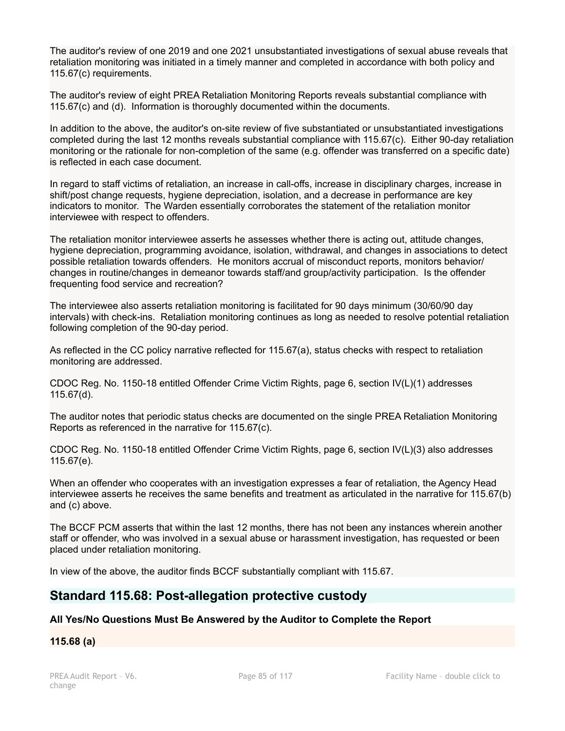The auditor's review of one 2019 and one 2021 unsubstantiated investigations of sexual abuse reveals that retaliation monitoring was initiated in a timely manner and completed in accordance with both policy and 115.67(c) requirements.

The auditor's review of eight PREA Retaliation Monitoring Reports reveals substantial compliance with 115.67(c) and (d). Information is thoroughly documented within the documents.

In addition to the above, the auditor's on-site review of five substantiated or unsubstantiated investigations completed during the last 12 months reveals substantial compliance with 115.67(c). Either 90-day retaliation monitoring or the rationale for non-completion of the same (e.g. offender was transferred on a specific date) is reflected in each case document.

In regard to staff victims of retaliation, an increase in call-offs, increase in disciplinary charges, increase in shift/post change requests, hygiene depreciation, isolation, and a decrease in performance are key indicators to monitor. The Warden essentially corroborates the statement of the retaliation monitor interviewee with respect to offenders.

The retaliation monitor interviewee asserts he assesses whether there is acting out, attitude changes, hygiene depreciation, programming avoidance, isolation, withdrawal, and changes in associations to detect possible retaliation towards offenders. He monitors accrual of misconduct reports, monitors behavior/ changes in routine/changes in demeanor towards staff/and group/activity participation. Is the offender frequenting food service and recreation?

The interviewee also asserts retaliation monitoring is facilitated for 90 days minimum (30/60/90 day intervals) with check-ins. Retaliation monitoring continues as long as needed to resolve potential retaliation following completion of the 90-day period.

As reflected in the CC policy narrative reflected for 115.67(a), status checks with respect to retaliation monitoring are addressed.

CDOC Reg. No. 1150-18 entitled Offender Crime Victim Rights, page 6, section IV(L)(1) addresses 115.67(d).

The auditor notes that periodic status checks are documented on the single PREA Retaliation Monitoring Reports as referenced in the narrative for 115.67(c).

CDOC Reg. No. 1150-18 entitled Offender Crime Victim Rights, page 6, section IV(L)(3) also addresses 115.67(e).

When an offender who cooperates with an investigation expresses a fear of retaliation, the Agency Head interviewee asserts he receives the same benefits and treatment as articulated in the narrative for 115.67(b) and (c) above.

The BCCF PCM asserts that within the last 12 months, there has not been any instances wherein another staff or offender, who was involved in a sexual abuse or harassment investigation, has requested or been placed under retaliation monitoring.

In view of the above, the auditor finds BCCF substantially compliant with 115.67.

## Standard 115.68: Post-allegation protective custody

**All Yes/No Questions Must Be Answered by the Auditor to Complete the Report**

**115.68 (a)**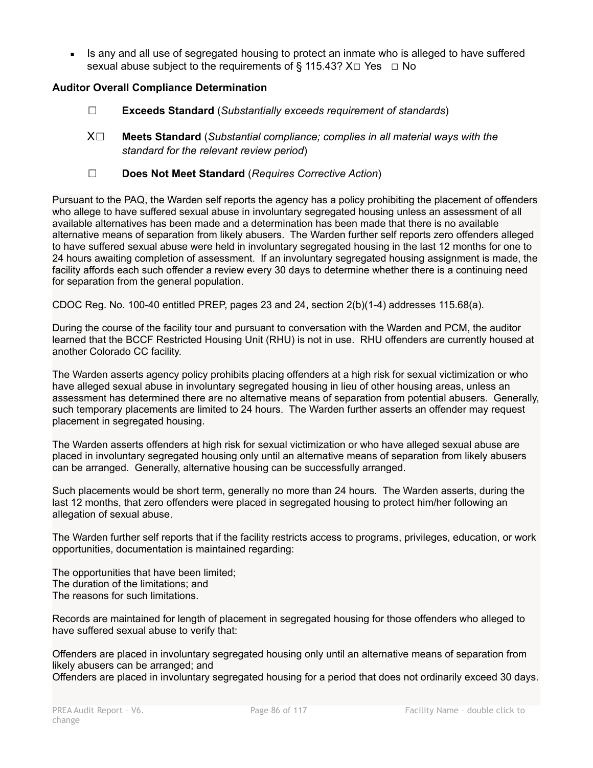- Is any and all use of segregated housing to protect an inmate who is alleged to have suffered sexual abuse subject to the requirements of § 115.43? X☐ Yes ☐ No

**Auditor Overall Compliance Determination**

☐ **Exceeds Standard** (*Substantially exceeds requirement of standards*)

X☐ **Meets Standard** (*Substantial compliance; complies in all material ways with the standard for the relevant review period*)

☐ **Does Not Meet Standard** (*Requires Corrective Action*)

Pursuant to the PAQ, the Warden self reports the agency has a policy prohibiting the placement of offenders who allege to have suffered sexual abuse in involuntary segregated housing unless an assessment of all available alternatives has been made and a determination has been made that there is no available alternative means of separation from likely abusers. The Warden further self reports zero offenders alleged to have suffered sexual abuse were held in involuntary segregated housing in the last 12 months for one to 24 hours awaiting completion of assessment. If an involuntary segregated housing assignment is made, the facility affords each such offender a review every 30 days to determine whether there is a continuing need for separation from the general population.

CDOC Reg. No. 100-40 entitled PREP, pages 23 and 24, section 2(b)(1-4) addresses 115.68(a).

During the course of the facility tour and pursuant to conversation with the Warden and PCM, the auditor learned that the BCCF Restricted Housing Unit (RHU) is not in use. RHU offenders are currently housed at another Colorado CC facility.

The Warden asserts agency policy prohibits placing offenders at a high risk for sexual victimization or who have alleged sexual abuse in involuntary segregated housing in lieu of other housing areas, unless an assessment has determined there are no alternative means of separation from potential abusers. Generally, such temporary placements are limited to 24 hours. The Warden further asserts an offender may request placement in segregated housing.

The Warden asserts offenders at high risk for sexual victimization or who have alleged sexual abuse are placed in involuntary segregated housing only until an alternative means of separation from likely abusers can be arranged. Generally, alternative housing can be successfully arranged.

Such placements would be short term, generally no more than 24 hours. The Warden asserts, during the last 12 months, that zero offenders were placed in segregated housing to protect him/her following an allegation of sexual abuse.

The Warden further self reports that if the facility restricts access to programs, privileges, education, or work opportunities, documentation is maintained regarding:

The opportunities that have been limited;
The duration of the limitations; and
The reasons for such limitations.

Records are maintained for length of placement in segregated housing for those offenders who alleged to have suffered sexual abuse to verify that:

Offenders are placed in involuntary segregated housing only until an alternative means of separation from likely abusers can be arranged; and
Offenders are placed in involuntary segregated housing for a period that does not ordinarily exceed 30 days.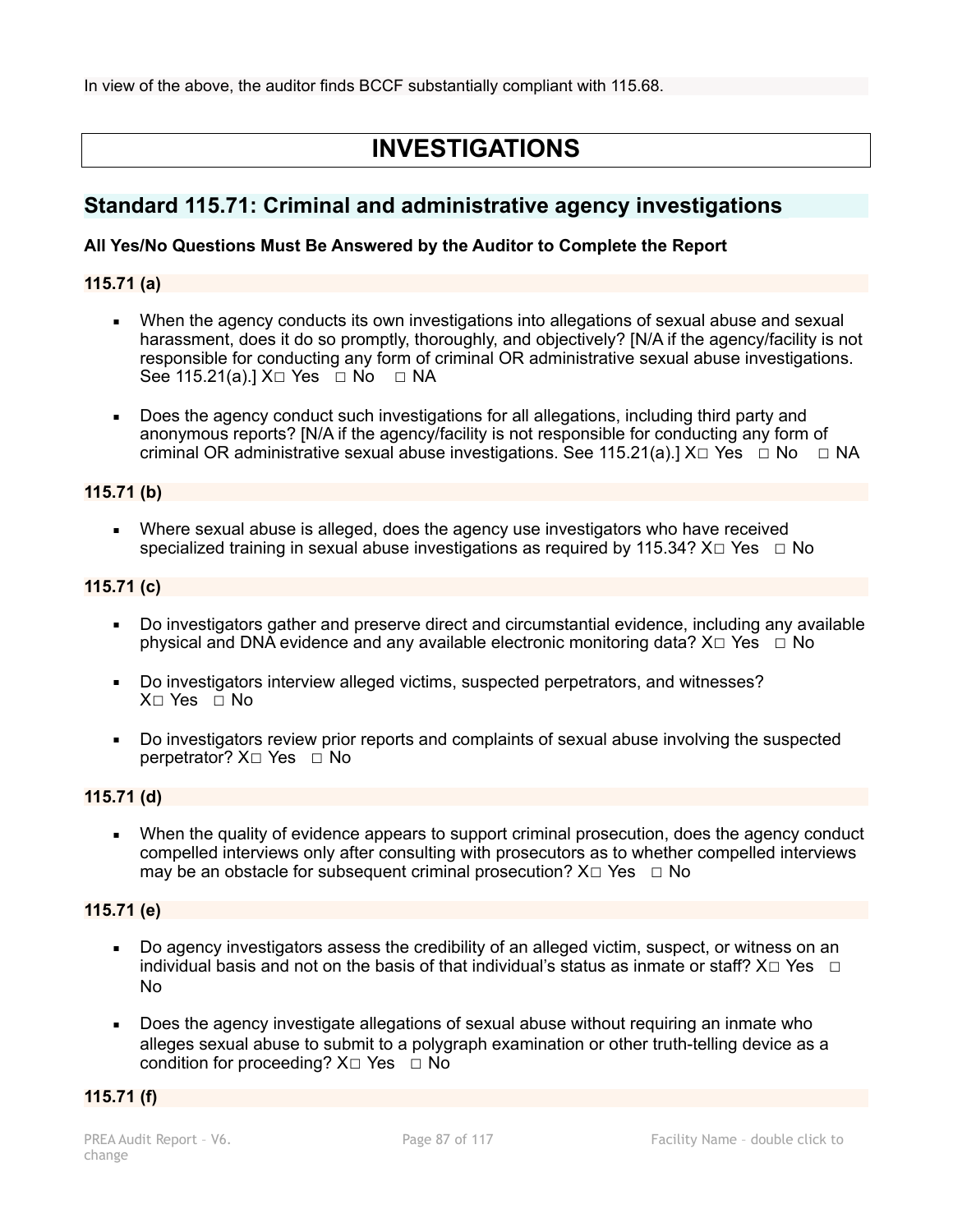In view of the above, the auditor finds BCCF substantially compliant with 115.68.

# INVESTIGATIONS

## Standard 115.71: Criminal and administrative agency investigations

**All Yes/No Questions Must Be Answered by the Auditor to Complete the Report**

**115.71 (a)**

- When the agency conducts its own investigations into allegations of sexual abuse and sexual harassment, does it do so promptly, thoroughly, and objectively? [N/A if the agency/facility is not responsible for conducting any form of criminal OR administrative sexual abuse investigations. See 115.21(a).] X☐ Yes ☐ No ☐ NA

- Does the agency conduct such investigations for all allegations, including third party and anonymous reports? [N/A if the agency/facility is not responsible for conducting any form of criminal OR administrative sexual abuse investigations. See 115.21(a).] X☐ Yes ☐ No ☐ NA

**115.71 (b)**

- Where sexual abuse is alleged, does the agency use investigators who have received specialized training in sexual abuse investigations as required by 115.34? X☐ Yes ☐ No

**115.71 (c)**

- Do investigators gather and preserve direct and circumstantial evidence, including any available physical and DNA evidence and any available electronic monitoring data? X☐ Yes ☐ No

- Do investigators interview alleged victims, suspected perpetrators, and witnesses? X☐ Yes ☐ No

- Do investigators review prior reports and complaints of sexual abuse involving the suspected perpetrator? X☐ Yes ☐ No

**115.71 (d)**

- When the quality of evidence appears to support criminal prosecution, does the agency conduct compelled interviews only after consulting with prosecutors as to whether compelled interviews may be an obstacle for subsequent criminal prosecution? X☐ Yes ☐ No

**115.71 (e)**

- Do agency investigators assess the credibility of an alleged victim, suspect, or witness on an individual basis and not on the basis of that individual's status as inmate or staff? X☐ Yes ☐ No

- Does the agency investigate allegations of sexual abuse without requiring an inmate who alleges sexual abuse to submit to a polygraph examination or other truth-telling device as a condition for proceeding? X☐ Yes ☐ No

**115.71 (f)**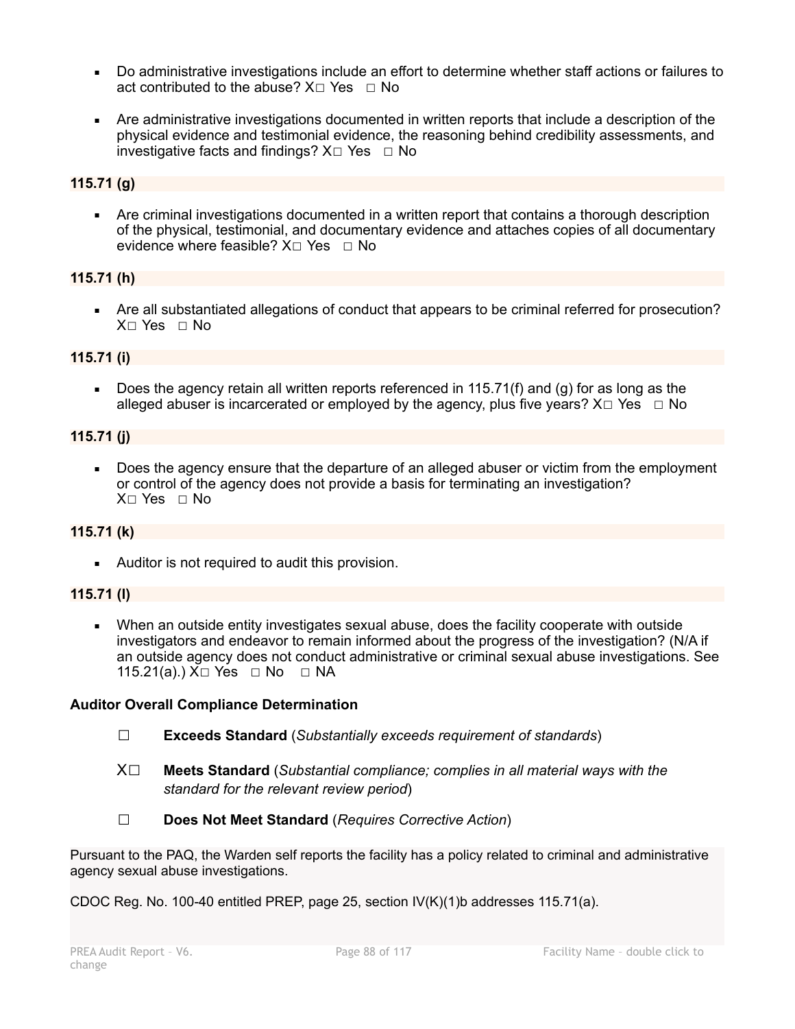- Do administrative investigations include an effort to determine whether staff actions or failures to act contributed to the abuse? X☐ Yes ☐ No

- Are administrative investigations documented in written reports that include a description of the physical evidence and testimonial evidence, the reasoning behind credibility assessments, and investigative facts and findings? X☐ Yes ☐ No

**115.71 (g)**

- Are criminal investigations documented in a written report that contains a thorough description of the physical, testimonial, and documentary evidence and attaches copies of all documentary evidence where feasible? X☐ Yes ☐ No

**115.71 (h)**

- Are all substantiated allegations of conduct that appears to be criminal referred for prosecution? X☐ Yes ☐ No

**115.71 (i)**

- Does the agency retain all written reports referenced in 115.71(f) and (g) for as long as the alleged abuser is incarcerated or employed by the agency, plus five years? X☐ Yes ☐ No

**115.71 (j)**

- Does the agency ensure that the departure of an alleged abuser or victim from the employment or control of the agency does not provide a basis for terminating an investigation? X☐ Yes ☐ No

**115.71 (k)**

- Auditor is not required to audit this provision.

**115.71 (l)**

- When an outside entity investigates sexual abuse, does the facility cooperate with outside investigators and endeavor to remain informed about the progress of the investigation? (N/A if an outside agency does not conduct administrative or criminal sexual abuse investigations. See 115.21(a).) X☐ Yes ☐ No ☐ NA

**Auditor Overall Compliance Determination**

☐ **Exceeds Standard** (*Substantially exceeds requirement of standards*)

X☐ **Meets Standard** (*Substantial compliance; complies in all material ways with the standard for the relevant review period*)

☐ **Does Not Meet Standard** (*Requires Corrective Action*)

Pursuant to the PAQ, the Warden self reports the facility has a policy related to criminal and administrative agency sexual abuse investigations.

CDOC Reg. No. 100-40 entitled PREP, page 25, section IV(K)(1)b addresses 115.71(a).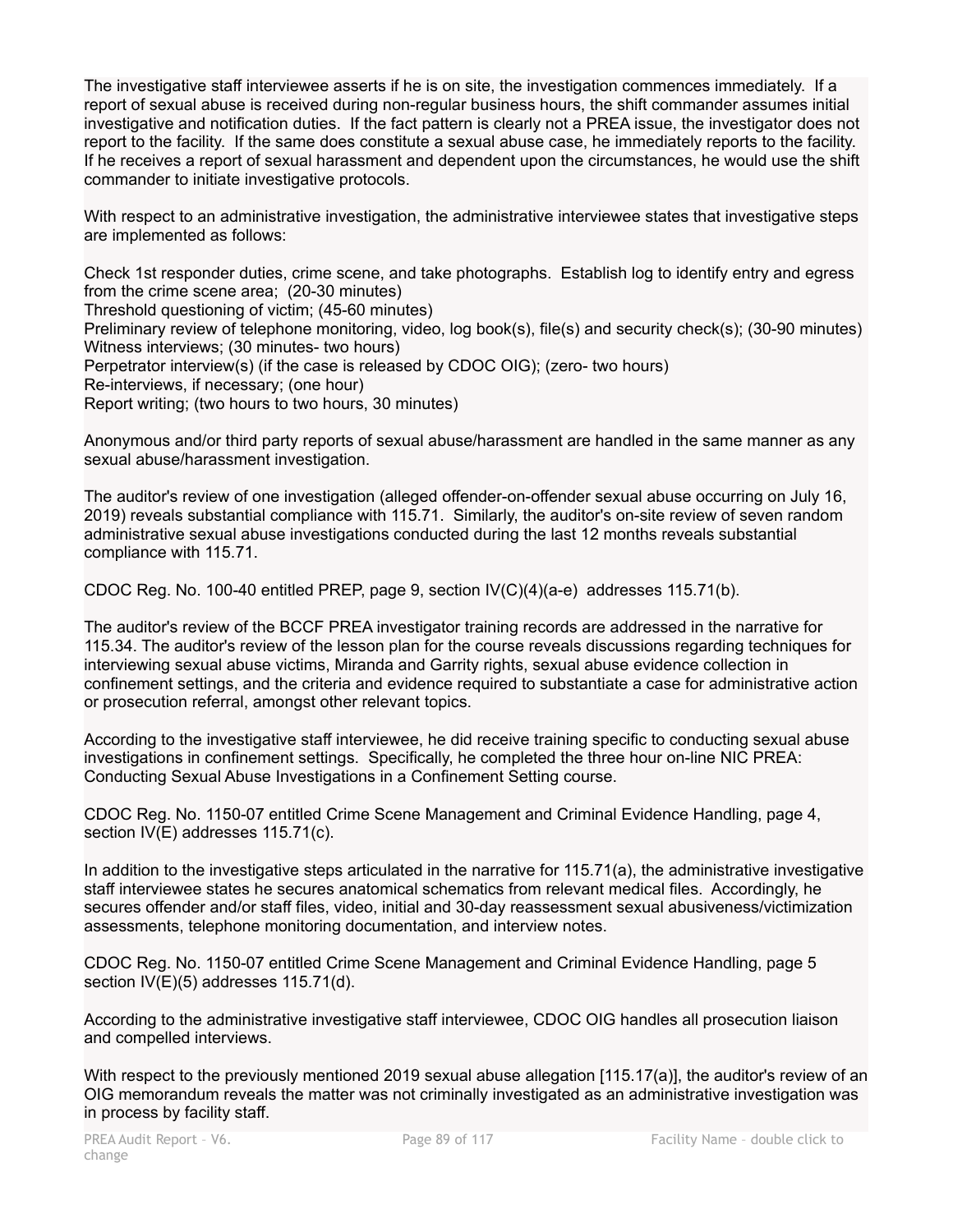The investigative staff interviewee asserts if he is on site, the investigation commences immediately. If a report of sexual abuse is received during non-regular business hours, the shift commander assumes initial investigative and notification duties. If the fact pattern is clearly not a PREA issue, the investigator does not report to the facility. If the same does constitute a sexual abuse case, he immediately reports to the facility. If he receives a report of sexual harassment and dependent upon the circumstances, he would use the shift commander to initiate investigative protocols.

With respect to an administrative investigation, the administrative interviewee states that investigative steps are implemented as follows:

Check 1st responder duties, crime scene, and take photographs. Establish log to identify entry and egress from the crime scene area; (20-30 minutes)
Threshold questioning of victim; (45-60 minutes)
Preliminary review of telephone monitoring, video, log book(s), file(s) and security check(s); (30-90 minutes)
Witness interviews; (30 minutes- two hours)
Perpetrator interview(s) (if the case is released by CDOC OIG); (zero- two hours)
Re-interviews, if necessary; (one hour)
Report writing; (two hours to two hours, 30 minutes)

Anonymous and/or third party reports of sexual abuse/harassment are handled in the same manner as any sexual abuse/harassment investigation.

The auditor's review of one investigation (alleged offender-on-offender sexual abuse occurring on July 16, 2019) reveals substantial compliance with 115.71. Similarly, the auditor's on-site review of seven random administrative sexual abuse investigations conducted during the last 12 months reveals substantial compliance with 115.71.

CDOC Reg. No. 100-40 entitled PREP, page 9, section IV(C)(4)(a-e) addresses 115.71(b).

The auditor's review of the BCCF PREA investigator training records are addressed in the narrative for 115.34. The auditor's review of the lesson plan for the course reveals discussions regarding techniques for interviewing sexual abuse victims, Miranda and Garrity rights, sexual abuse evidence collection in confinement settings, and the criteria and evidence required to substantiate a case for administrative action or prosecution referral, amongst other relevant topics.

According to the investigative staff interviewee, he did receive training specific to conducting sexual abuse investigations in confinement settings. Specifically, he completed the three hour on-line NIC PREA: Conducting Sexual Abuse Investigations in a Confinement Setting course.

CDOC Reg. No. 1150-07 entitled Crime Scene Management and Criminal Evidence Handling, page 4, section IV(E) addresses 115.71(c).

In addition to the investigative steps articulated in the narrative for 115.71(a), the administrative investigative staff interviewee states he secures anatomical schematics from relevant medical files. Accordingly, he secures offender and/or staff files, video, initial and 30-day reassessment sexual abusiveness/victimization assessments, telephone monitoring documentation, and interview notes.

CDOC Reg. No. 1150-07 entitled Crime Scene Management and Criminal Evidence Handling, page 5 section IV(E)(5) addresses 115.71(d).

According to the administrative investigative staff interviewee, CDOC OIG handles all prosecution liaison and compelled interviews.

With respect to the previously mentioned 2019 sexual abuse allegation [115.17(a)], the auditor's review of an OIG memorandum reveals the matter was not criminally investigated as an administrative investigation was in process by facility staff.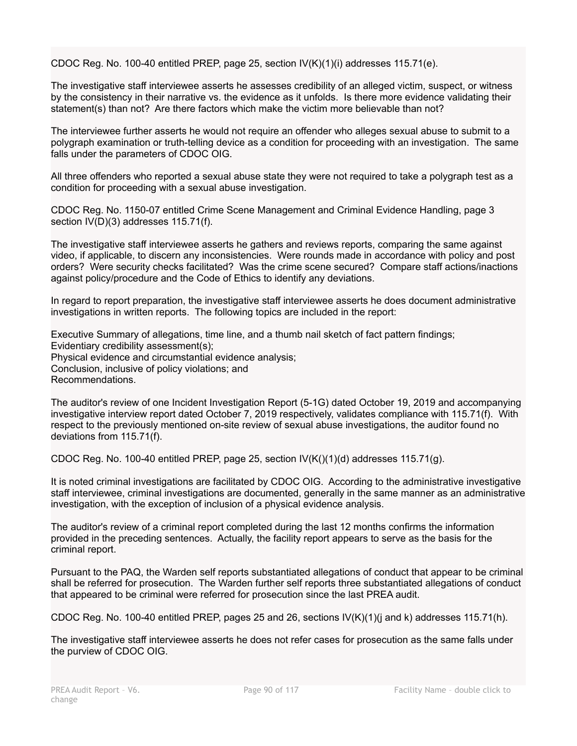CDOC Reg. No. 100-40 entitled PREP, page 25, section IV(K)(1)(i) addresses 115.71(e).

The investigative staff interviewee asserts he assesses credibility of an alleged victim, suspect, or witness by the consistency in their narrative vs. the evidence as it unfolds. Is there more evidence validating their statement(s) than not? Are there factors which make the victim more believable than not?

The interviewee further asserts he would not require an offender who alleges sexual abuse to submit to a polygraph examination or truth-telling device as a condition for proceeding with an investigation. The same falls under the parameters of CDOC OIG.

All three offenders who reported a sexual abuse state they were not required to take a polygraph test as a condition for proceeding with a sexual abuse investigation.

CDOC Reg. No. 1150-07 entitled Crime Scene Management and Criminal Evidence Handling, page 3 section IV(D)(3) addresses 115.71(f).

The investigative staff interviewee asserts he gathers and reviews reports, comparing the same against video, if applicable, to discern any inconsistencies. Were rounds made in accordance with policy and post orders? Were security checks facilitated? Was the crime scene secured? Compare staff actions/inactions against policy/procedure and the Code of Ethics to identify any deviations.

In regard to report preparation, the investigative staff interviewee asserts he does document administrative investigations in written reports. The following topics are included in the report:

Executive Summary of allegations, time line, and a thumb nail sketch of fact pattern findings;
Evidentiary credibility assessment(s);
Physical evidence and circumstantial evidence analysis;
Conclusion, inclusive of policy violations; and
Recommendations.

The auditor's review of one Incident Investigation Report (5-1G) dated October 19, 2019 and accompanying investigative interview report dated October 7, 2019 respectively, validates compliance with 115.71(f). With respect to the previously mentioned on-site review of sexual abuse investigations, the auditor found no deviations from 115.71(f).

CDOC Reg. No. 100-40 entitled PREP, page 25, section IV(K()(1)(d) addresses 115.71(g).

It is noted criminal investigations are facilitated by CDOC OIG. According to the administrative investigative staff interviewee, criminal investigations are documented, generally in the same manner as an administrative investigation, with the exception of inclusion of a physical evidence analysis.

The auditor's review of a criminal report completed during the last 12 months confirms the information provided in the preceding sentences. Actually, the facility report appears to serve as the basis for the criminal report.

Pursuant to the PAQ, the Warden self reports substantiated allegations of conduct that appear to be criminal shall be referred for prosecution. The Warden further self reports three substantiated allegations of conduct that appeared to be criminal were referred for prosecution since the last PREA audit.

CDOC Reg. No. 100-40 entitled PREP, pages 25 and 26, sections IV(K)(1)(j and k) addresses 115.71(h).

The investigative staff interviewee asserts he does not refer cases for prosecution as the same falls under the purview of CDOC OIG.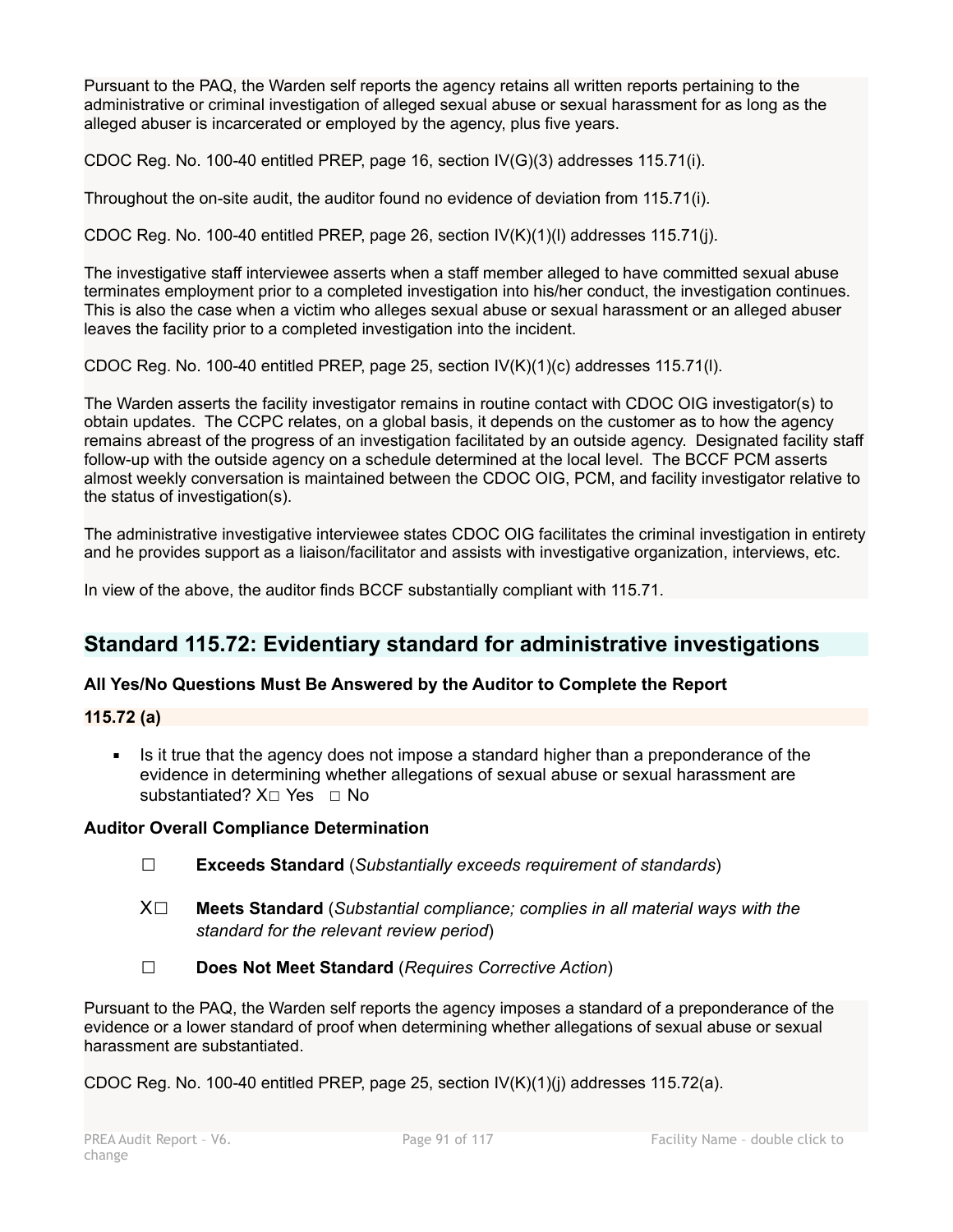Pursuant to the PAQ, the Warden self reports the agency retains all written reports pertaining to the administrative or criminal investigation of alleged sexual abuse or sexual harassment for as long as the alleged abuser is incarcerated or employed by the agency, plus five years.

CDOC Reg. No. 100-40 entitled PREP, page 16, section IV(G)(3) addresses 115.71(i).

Throughout the on-site audit, the auditor found no evidence of deviation from 115.71(i).

CDOC Reg. No. 100-40 entitled PREP, page 26, section IV(K)(1)(l) addresses 115.71(j).

The investigative staff interviewee asserts when a staff member alleged to have committed sexual abuse terminates employment prior to a completed investigation into his/her conduct, the investigation continues. This is also the case when a victim who alleges sexual abuse or sexual harassment or an alleged abuser leaves the facility prior to a completed investigation into the incident.

CDOC Reg. No. 100-40 entitled PREP, page 25, section IV(K)(1)(c) addresses 115.71(l).

The Warden asserts the facility investigator remains in routine contact with CDOC OIG investigator(s) to obtain updates. The CCPC relates, on a global basis, it depends on the customer as to how the agency remains abreast of the progress of an investigation facilitated by an outside agency. Designated facility staff follow-up with the outside agency on a schedule determined at the local level. The BCCF PCM asserts almost weekly conversation is maintained between the CDOC OIG, PCM, and facility investigator relative to the status of investigation(s).

The administrative investigative interviewee states CDOC OIG facilitates the criminal investigation in entirety and he provides support as a liaison/facilitator and assists with investigative organization, interviews, etc.

In view of the above, the auditor finds BCCF substantially compliant with 115.71.

## Standard 115.72: Evidentiary standard for administrative investigations

**All Yes/No Questions Must Be Answered by the Auditor to Complete the Report**

**115.72 (a)**

- Is it true that the agency does not impose a standard higher than a preponderance of the evidence in determining whether allegations of sexual abuse or sexual harassment are substantiated? X☐ Yes ☐ No

**Auditor Overall Compliance Determination**

☐ **Exceeds Standard** (*Substantially exceeds requirement of standards*)

X☐ **Meets Standard** (*Substantial compliance; complies in all material ways with the standard for the relevant review period*)

☐ **Does Not Meet Standard** (*Requires Corrective Action*)

Pursuant to the PAQ, the Warden self reports the agency imposes a standard of a preponderance of the evidence or a lower standard of proof when determining whether allegations of sexual abuse or sexual harassment are substantiated.

CDOC Reg. No. 100-40 entitled PREP, page 25, section IV(K)(1)(j) addresses 115.72(a).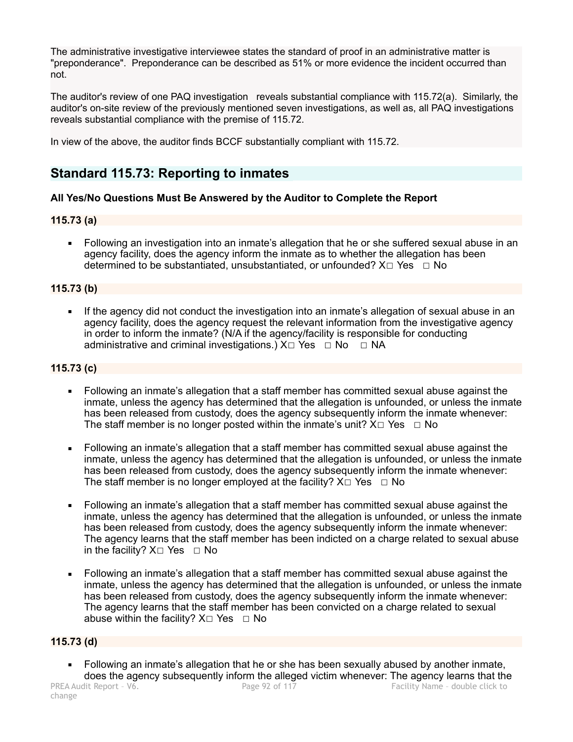The administrative investigative interviewee states the standard of proof in an administrative matter is "preponderance". Preponderance can be described as 51% or more evidence the incident occurred than not.

The auditor's review of one PAQ investigation reveals substantial compliance with 115.72(a). Similarly, the auditor's on-site review of the previously mentioned seven investigations, as well as, all PAQ investigations reveals substantial compliance with the premise of 115.72.

In view of the above, the auditor finds BCCF substantially compliant with 115.72.

## Standard 115.73: Reporting to inmates

**All Yes/No Questions Must Be Answered by the Auditor to Complete the Report**

**115.73 (a)**

- Following an investigation into an inmate's allegation that he or she suffered sexual abuse in an agency facility, does the agency inform the inmate as to whether the allegation has been determined to be substantiated, unsubstantiated, or unfounded? X☐ Yes ☐ No

**115.73 (b)**

- If the agency did not conduct the investigation into an inmate's allegation of sexual abuse in an agency facility, does the agency request the relevant information from the investigative agency in order to inform the inmate? (N/A if the agency/facility is responsible for conducting administrative and criminal investigations.) X☐ Yes ☐ No ☐ NA

**115.73 (c)**

- Following an inmate's allegation that a staff member has committed sexual abuse against the inmate, unless the agency has determined that the allegation is unfounded, or unless the inmate has been released from custody, does the agency subsequently inform the inmate whenever: The staff member is no longer posted within the inmate's unit? X☐ Yes ☐ No

- Following an inmate's allegation that a staff member has committed sexual abuse against the inmate, unless the agency has determined that the allegation is unfounded, or unless the inmate has been released from custody, does the agency subsequently inform the inmate whenever: The staff member is no longer employed at the facility? X☐ Yes ☐ No

- Following an inmate's allegation that a staff member has committed sexual abuse against the inmate, unless the agency has determined that the allegation is unfounded, or unless the inmate has been released from custody, does the agency subsequently inform the inmate whenever: The agency learns that the staff member has been indicted on a charge related to sexual abuse in the facility? X☐ Yes ☐ No

- Following an inmate's allegation that a staff member has committed sexual abuse against the inmate, unless the agency has determined that the allegation is unfounded, or unless the inmate has been released from custody, does the agency subsequently inform the inmate whenever: The agency learns that the staff member has been convicted on a charge related to sexual abuse within the facility? X☐ Yes ☐ No

**115.73 (d)**

- Following an inmate's allegation that he or she has been sexually abused by another inmate, does the agency subsequently inform the alleged victim whenever: The agency learns that the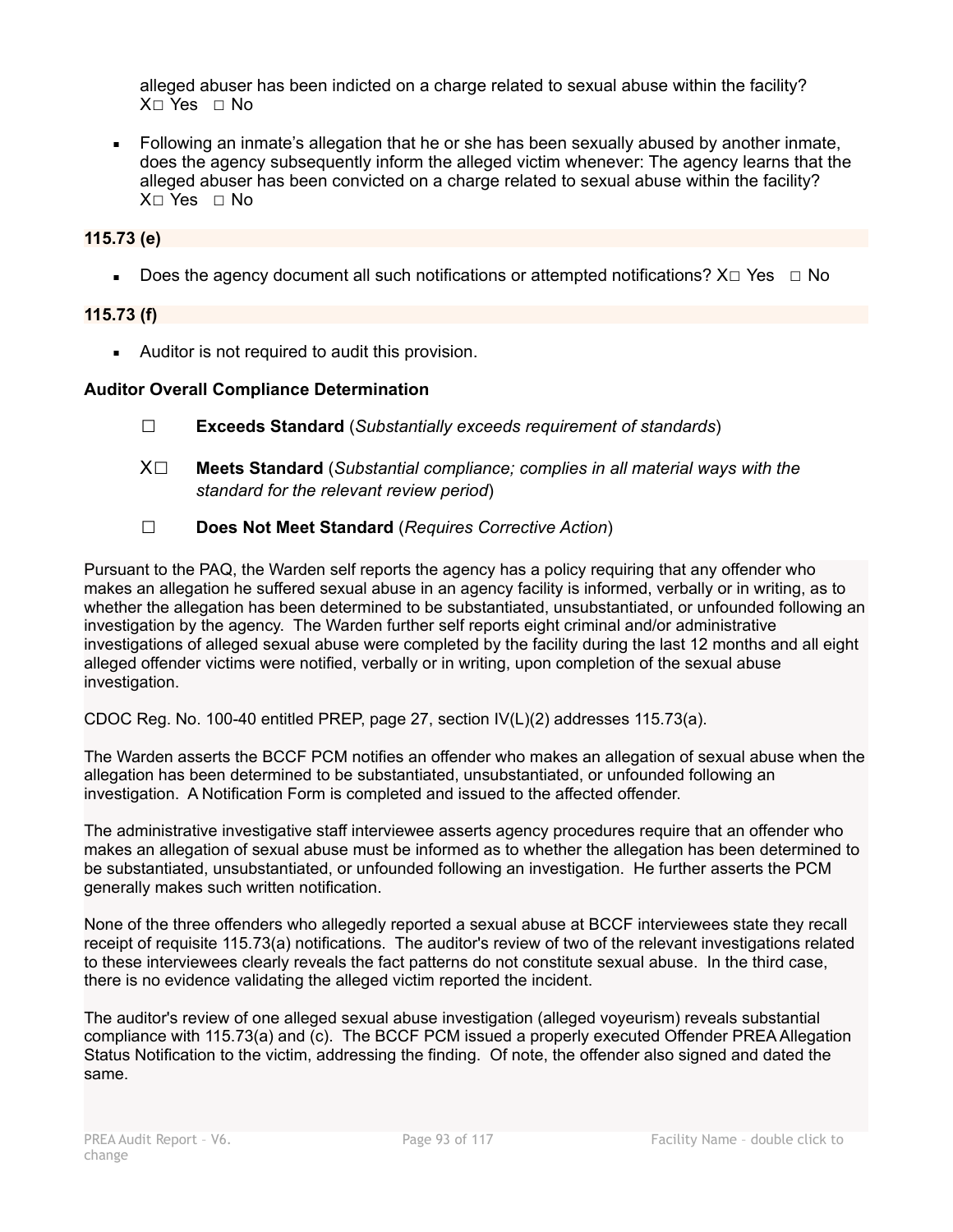alleged abuser has been indicted on a charge related to sexual abuse within the facility?
X☐ Yes ☐ No

- Following an inmate's allegation that he or she has been sexually abused by another inmate, does the agency subsequently inform the alleged victim whenever: The agency learns that the alleged abuser has been convicted on a charge related to sexual abuse within the facility?
X☐ Yes ☐ No

**115.73 (e)**

- Does the agency document all such notifications or attempted notifications? X☐ Yes ☐ No

**115.73 (f)**

- Auditor is not required to audit this provision.

**Auditor Overall Compliance Determination**

☐ **Exceeds Standard** (*Substantially exceeds requirement of standards*)

X☐ **Meets Standard** (*Substantial compliance; complies in all material ways with the standard for the relevant review period*)

☐ **Does Not Meet Standard** (*Requires Corrective Action*)

Pursuant to the PAQ, the Warden self reports the agency has a policy requiring that any offender who makes an allegation he suffered sexual abuse in an agency facility is informed, verbally or in writing, as to whether the allegation has been determined to be substantiated, unsubstantiated, or unfounded following an investigation by the agency. The Warden further self reports eight criminal and/or administrative investigations of alleged sexual abuse were completed by the facility during the last 12 months and all eight alleged offender victims were notified, verbally or in writing, upon completion of the sexual abuse investigation.

CDOC Reg. No. 100-40 entitled PREP, page 27, section IV(L)(2) addresses 115.73(a).

The Warden asserts the BCCF PCM notifies an offender who makes an allegation of sexual abuse when the allegation has been determined to be substantiated, unsubstantiated, or unfounded following an investigation. A Notification Form is completed and issued to the affected offender.

The administrative investigative staff interviewee asserts agency procedures require that an offender who makes an allegation of sexual abuse must be informed as to whether the allegation has been determined to be substantiated, unsubstantiated, or unfounded following an investigation. He further asserts the PCM generally makes such written notification.

None of the three offenders who allegedly reported a sexual abuse at BCCF interviewees state they recall receipt of requisite 115.73(a) notifications. The auditor's review of two of the relevant investigations related to these interviewees clearly reveals the fact patterns do not constitute sexual abuse. In the third case, there is no evidence validating the alleged victim reported the incident.

The auditor's review of one alleged sexual abuse investigation (alleged voyeurism) reveals substantial compliance with 115.73(a) and (c). The BCCF PCM issued a properly executed Offender PREA Allegation Status Notification to the victim, addressing the finding. Of note, the offender also signed and dated the same.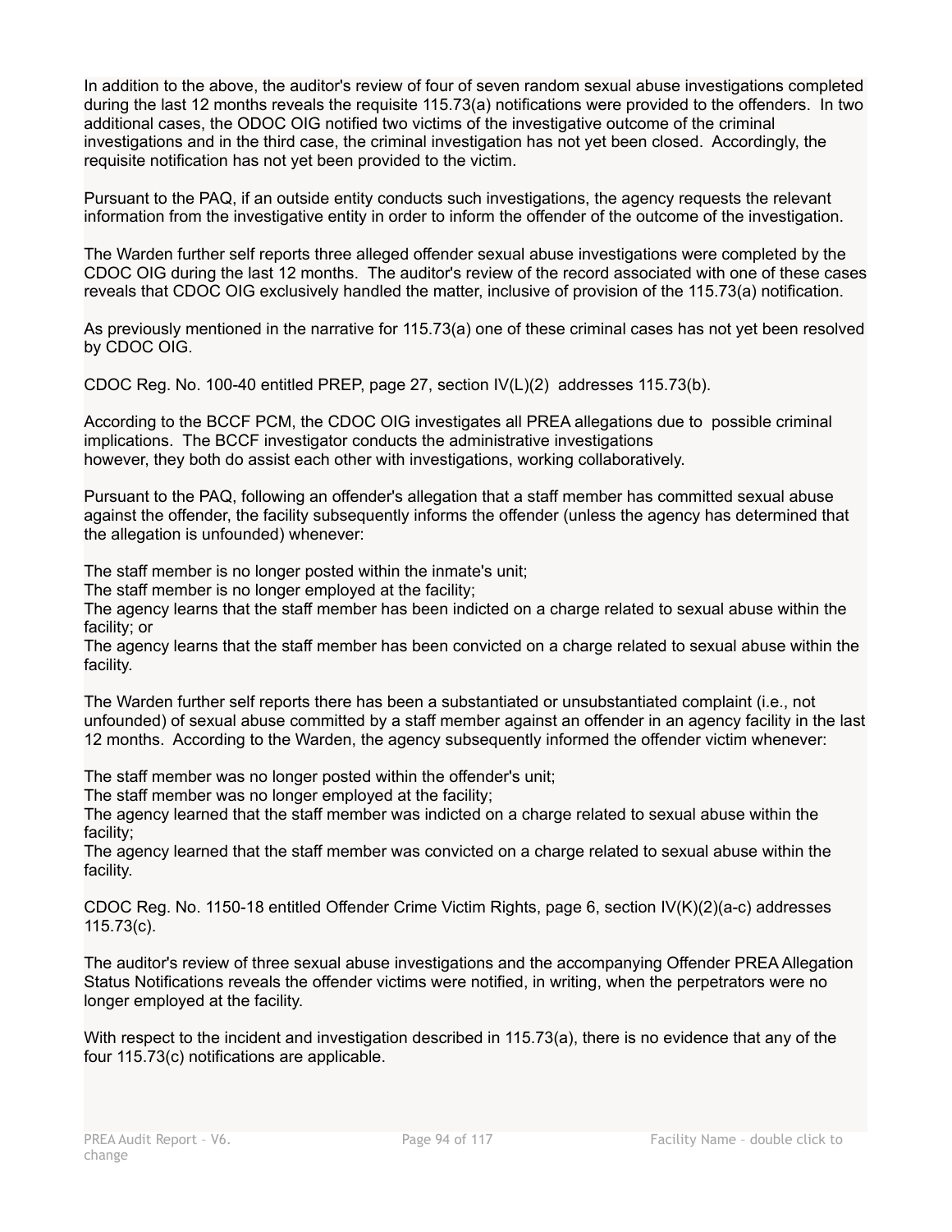In addition to the above, the auditor's review of four of seven random sexual abuse investigations completed during the last 12 months reveals the requisite 115.73(a) notifications were provided to the offenders. In two additional cases, the ODOC OIG notified two victims of the investigative outcome of the criminal investigations and in the third case, the criminal investigation has not yet been closed. Accordingly, the requisite notification has not yet been provided to the victim.

Pursuant to the PAQ, if an outside entity conducts such investigations, the agency requests the relevant information from the investigative entity in order to inform the offender of the outcome of the investigation.

The Warden further self reports three alleged offender sexual abuse investigations were completed by the CDOC OIG during the last 12 months. The auditor's review of the record associated with one of these cases reveals that CDOC OIG exclusively handled the matter, inclusive of provision of the 115.73(a) notification.

As previously mentioned in the narrative for 115.73(a) one of these criminal cases has not yet been resolved by CDOC OIG.

CDOC Reg. No. 100-40 entitled PREP, page 27, section IV(L)(2) addresses 115.73(b).

According to the BCCF PCM, the CDOC OIG investigates all PREA allegations due to possible criminal implications. The BCCF investigator conducts the administrative investigations however, they both do assist each other with investigations, working collaboratively.

Pursuant to the PAQ, following an offender's allegation that a staff member has committed sexual abuse against the offender, the facility subsequently informs the offender (unless the agency has determined that the allegation is unfounded) whenever:

The staff member is no longer posted within the inmate's unit;
The staff member is no longer employed at the facility;
The agency learns that the staff member has been indicted on a charge related to sexual abuse within the facility; or
The agency learns that the staff member has been convicted on a charge related to sexual abuse within the facility.

The Warden further self reports there has been a substantiated or unsubstantiated complaint (i.e., not unfounded) of sexual abuse committed by a staff member against an offender in an agency facility in the last 12 months. According to the Warden, the agency subsequently informed the offender victim whenever:

The staff member was no longer posted within the offender's unit;
The staff member was no longer employed at the facility;
The agency learned that the staff member was indicted on a charge related to sexual abuse within the facility;
The agency learned that the staff member was convicted on a charge related to sexual abuse within the facility.

CDOC Reg. No. 1150-18 entitled Offender Crime Victim Rights, page 6, section IV(K)(2)(a-c) addresses 115.73(c).

The auditor's review of three sexual abuse investigations and the accompanying Offender PREA Allegation Status Notifications reveals the offender victims were notified, in writing, when the perpetrators were no longer employed at the facility.

With respect to the incident and investigation described in 115.73(a), there is no evidence that any of the four 115.73(c) notifications are applicable.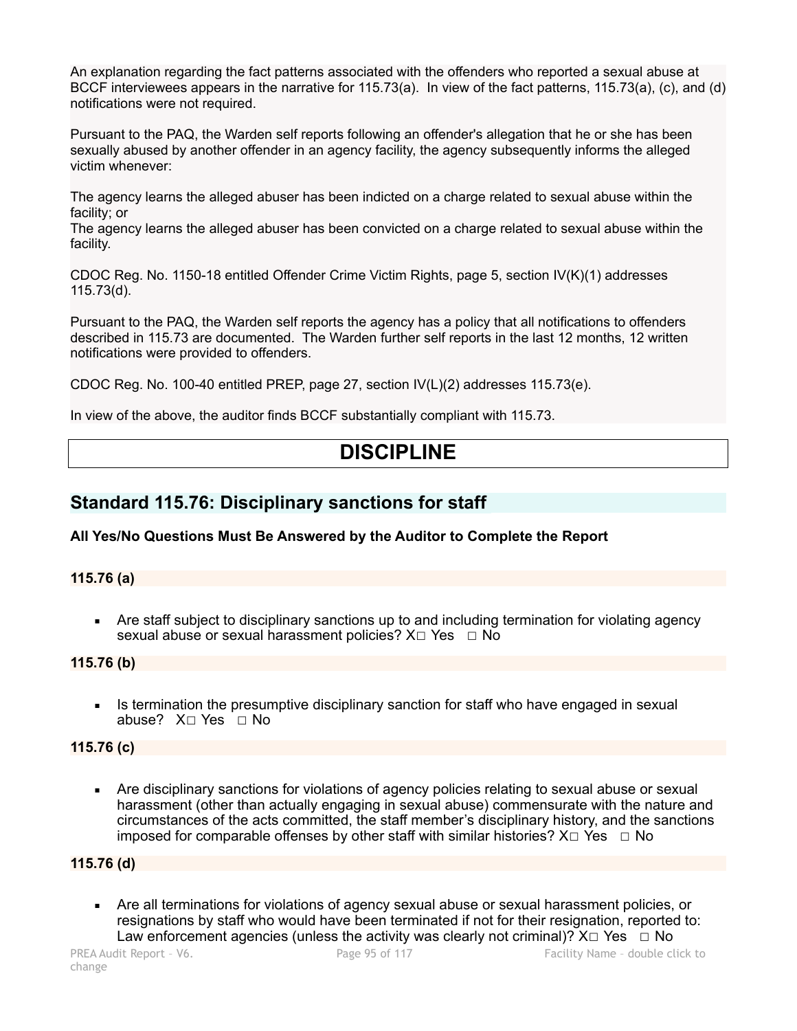An explanation regarding the fact patterns associated with the offenders who reported a sexual abuse at BCCF interviewees appears in the narrative for 115.73(a). In view of the fact patterns, 115.73(a), (c), and (d) notifications were not required.

Pursuant to the PAQ, the Warden self reports following an offender's allegation that he or she has been sexually abused by another offender in an agency facility, the agency subsequently informs the alleged victim whenever:

The agency learns the alleged abuser has been indicted on a charge related to sexual abuse within the facility; or
The agency learns the alleged abuser has been convicted on a charge related to sexual abuse within the facility.

CDOC Reg. No. 1150-18 entitled Offender Crime Victim Rights, page 5, section IV(K)(1) addresses 115.73(d).

Pursuant to the PAQ, the Warden self reports the agency has a policy that all notifications to offenders described in 115.73 are documented. The Warden further self reports in the last 12 months, 12 written notifications were provided to offenders.

CDOC Reg. No. 100-40 entitled PREP, page 27, section IV(L)(2) addresses 115.73(e).

In view of the above, the auditor finds BCCF substantially compliant with 115.73.

# DISCIPLINE

## Standard 115.76: Disciplinary sanctions for staff

**All Yes/No Questions Must Be Answered by the Auditor to Complete the Report**

**115.76 (a)**

- Are staff subject to disciplinary sanctions up to and including termination for violating agency sexual abuse or sexual harassment policies? X☐ Yes ☐ No

**115.76 (b)**

- Is termination the presumptive disciplinary sanction for staff who have engaged in sexual abuse? X☐ Yes ☐ No

**115.76 (c)**

- Are disciplinary sanctions for violations of agency policies relating to sexual abuse or sexual harassment (other than actually engaging in sexual abuse) commensurate with the nature and circumstances of the acts committed, the staff member's disciplinary history, and the sanctions imposed for comparable offenses by other staff with similar histories? X☐ Yes ☐ No

**115.76 (d)**

- Are all terminations for violations of agency sexual abuse or sexual harassment policies, or resignations by staff who would have been terminated if not for their resignation, reported to: Law enforcement agencies (unless the activity was clearly not criminal)? X☐ Yes ☐ No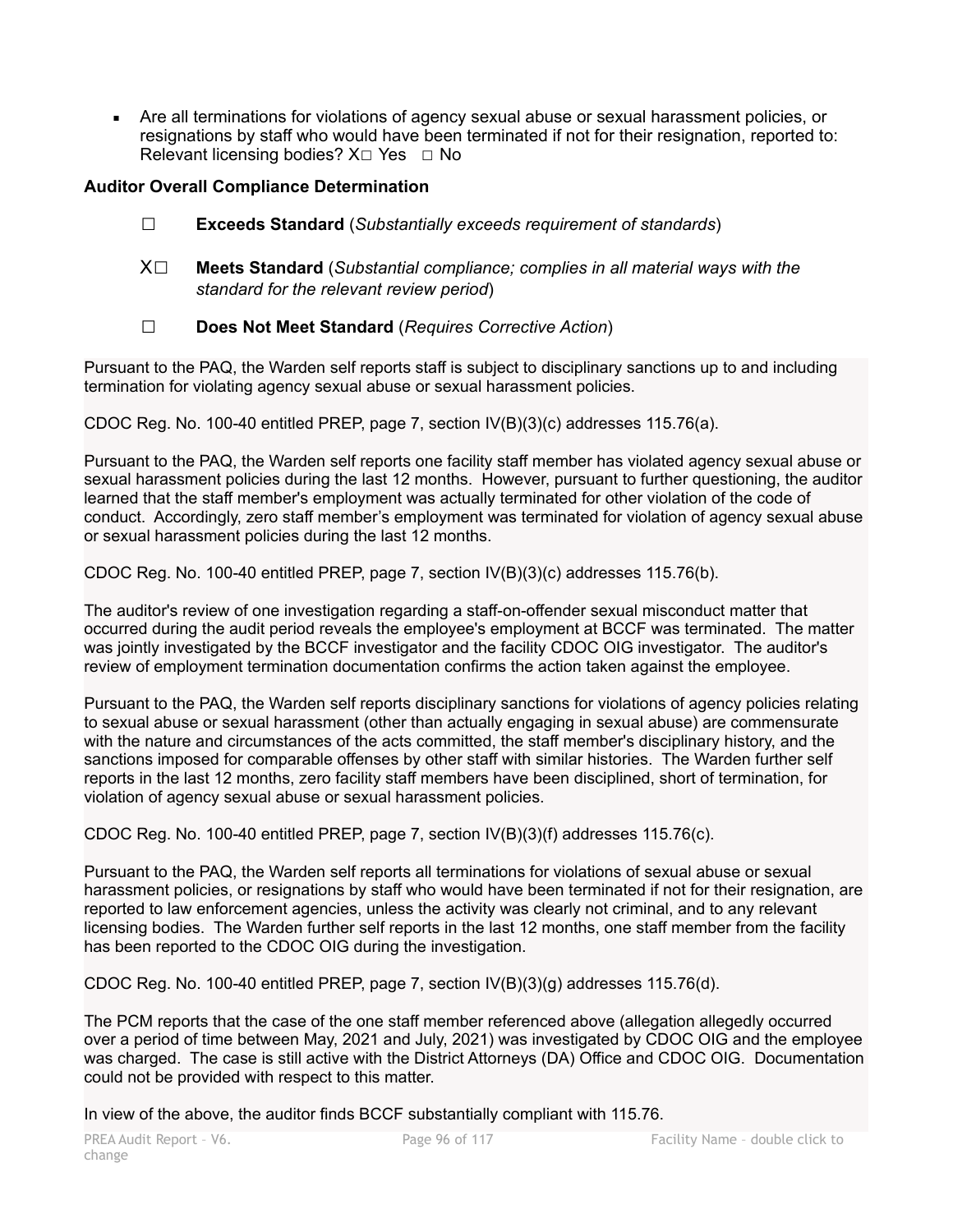- Are all terminations for violations of agency sexual abuse or sexual harassment policies, or resignations by staff who would have been terminated if not for their resignation, reported to: Relevant licensing bodies? X☐ Yes ☐ No

**Auditor Overall Compliance Determination**

☐ **Exceeds Standard** (*Substantially exceeds requirement of standards*)

X☐ **Meets Standard** (*Substantial compliance; complies in all material ways with the standard for the relevant review period*)

☐ **Does Not Meet Standard** (*Requires Corrective Action*)

Pursuant to the PAQ, the Warden self reports staff is subject to disciplinary sanctions up to and including termination for violating agency sexual abuse or sexual harassment policies.

CDOC Reg. No. 100-40 entitled PREP, page 7, section IV(B)(3)(c) addresses 115.76(a).

Pursuant to the PAQ, the Warden self reports one facility staff member has violated agency sexual abuse or sexual harassment policies during the last 12 months. However, pursuant to further questioning, the auditor learned that the staff member's employment was actually terminated for other violation of the code of conduct. Accordingly, zero staff member's employment was terminated for violation of agency sexual abuse or sexual harassment policies during the last 12 months.

CDOC Reg. No. 100-40 entitled PREP, page 7, section IV(B)(3)(c) addresses 115.76(b).

The auditor's review of one investigation regarding a staff-on-offender sexual misconduct matter that occurred during the audit period reveals the employee's employment at BCCF was terminated. The matter was jointly investigated by the BCCF investigator and the facility CDOC OIG investigator. The auditor's review of employment termination documentation confirms the action taken against the employee.

Pursuant to the PAQ, the Warden self reports disciplinary sanctions for violations of agency policies relating to sexual abuse or sexual harassment (other than actually engaging in sexual abuse) are commensurate with the nature and circumstances of the acts committed, the staff member's disciplinary history, and the sanctions imposed for comparable offenses by other staff with similar histories. The Warden further self reports in the last 12 months, zero facility staff members have been disciplined, short of termination, for violation of agency sexual abuse or sexual harassment policies.

CDOC Reg. No. 100-40 entitled PREP, page 7, section IV(B)(3)(f) addresses 115.76(c).

Pursuant to the PAQ, the Warden self reports all terminations for violations of sexual abuse or sexual harassment policies, or resignations by staff who would have been terminated if not for their resignation, are reported to law enforcement agencies, unless the activity was clearly not criminal, and to any relevant licensing bodies. The Warden further self reports in the last 12 months, one staff member from the facility has been reported to the CDOC OIG during the investigation.

CDOC Reg. No. 100-40 entitled PREP, page 7, section IV(B)(3)(g) addresses 115.76(d).

The PCM reports that the case of the one staff member referenced above (allegation allegedly occurred over a period of time between May, 2021 and July, 2021) was investigated by CDOC OIG and the employee was charged. The case is still active with the District Attorneys (DA) Office and CDOC OIG. Documentation could not be provided with respect to this matter.

In view of the above, the auditor finds BCCF substantially compliant with 115.76.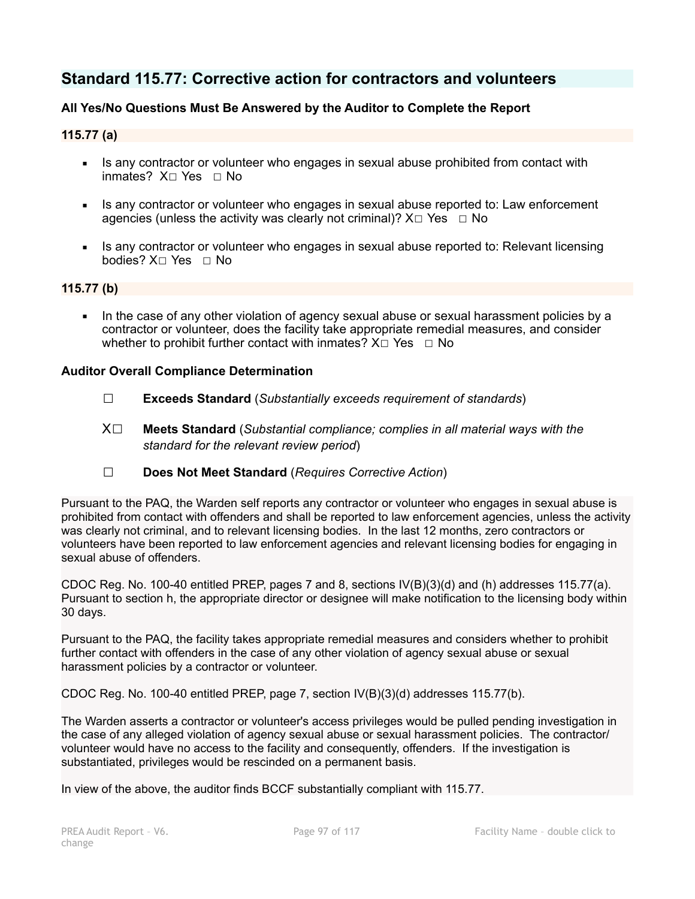## Standard 115.77: Corrective action for contractors and volunteers

**All Yes/No Questions Must Be Answered by the Auditor to Complete the Report**

**115.77 (a)**

- Is any contractor or volunteer who engages in sexual abuse prohibited from contact with inmates? X☐ Yes ☐ No
- Is any contractor or volunteer who engages in sexual abuse reported to: Law enforcement agencies (unless the activity was clearly not criminal)? X☐ Yes ☐ No
- Is any contractor or volunteer who engages in sexual abuse reported to: Relevant licensing bodies? X☐ Yes ☐ No

**115.77 (b)**

- In the case of any other violation of agency sexual abuse or sexual harassment policies by a contractor or volunteer, does the facility take appropriate remedial measures, and consider whether to prohibit further contact with inmates? X☐ Yes ☐ No

**Auditor Overall Compliance Determination**

☐ **Exceeds Standard** (*Substantially exceeds requirement of standards*)

X☐ **Meets Standard** (*Substantial compliance; complies in all material ways with the standard for the relevant review period*)

☐ **Does Not Meet Standard** (*Requires Corrective Action*)

Pursuant to the PAQ, the Warden self reports any contractor or volunteer who engages in sexual abuse is prohibited from contact with offenders and shall be reported to law enforcement agencies, unless the activity was clearly not criminal, and to relevant licensing bodies. In the last 12 months, zero contractors or volunteers have been reported to law enforcement agencies and relevant licensing bodies for engaging in sexual abuse of offenders.

CDOC Reg. No. 100-40 entitled PREP, pages 7 and 8, sections IV(B)(3)(d) and (h) addresses 115.77(a). Pursuant to section h, the appropriate director or designee will make notification to the licensing body within 30 days.

Pursuant to the PAQ, the facility takes appropriate remedial measures and considers whether to prohibit further contact with offenders in the case of any other violation of agency sexual abuse or sexual harassment policies by a contractor or volunteer.

CDOC Reg. No. 100-40 entitled PREP, page 7, section IV(B)(3)(d) addresses 115.77(b).

The Warden asserts a contractor or volunteer's access privileges would be pulled pending investigation in the case of any alleged violation of agency sexual abuse or sexual harassment policies. The contractor/volunteer would have no access to the facility and consequently, offenders. If the investigation is substantiated, privileges would be rescinded on a permanent basis.

In view of the above, the auditor finds BCCF substantially compliant with 115.77.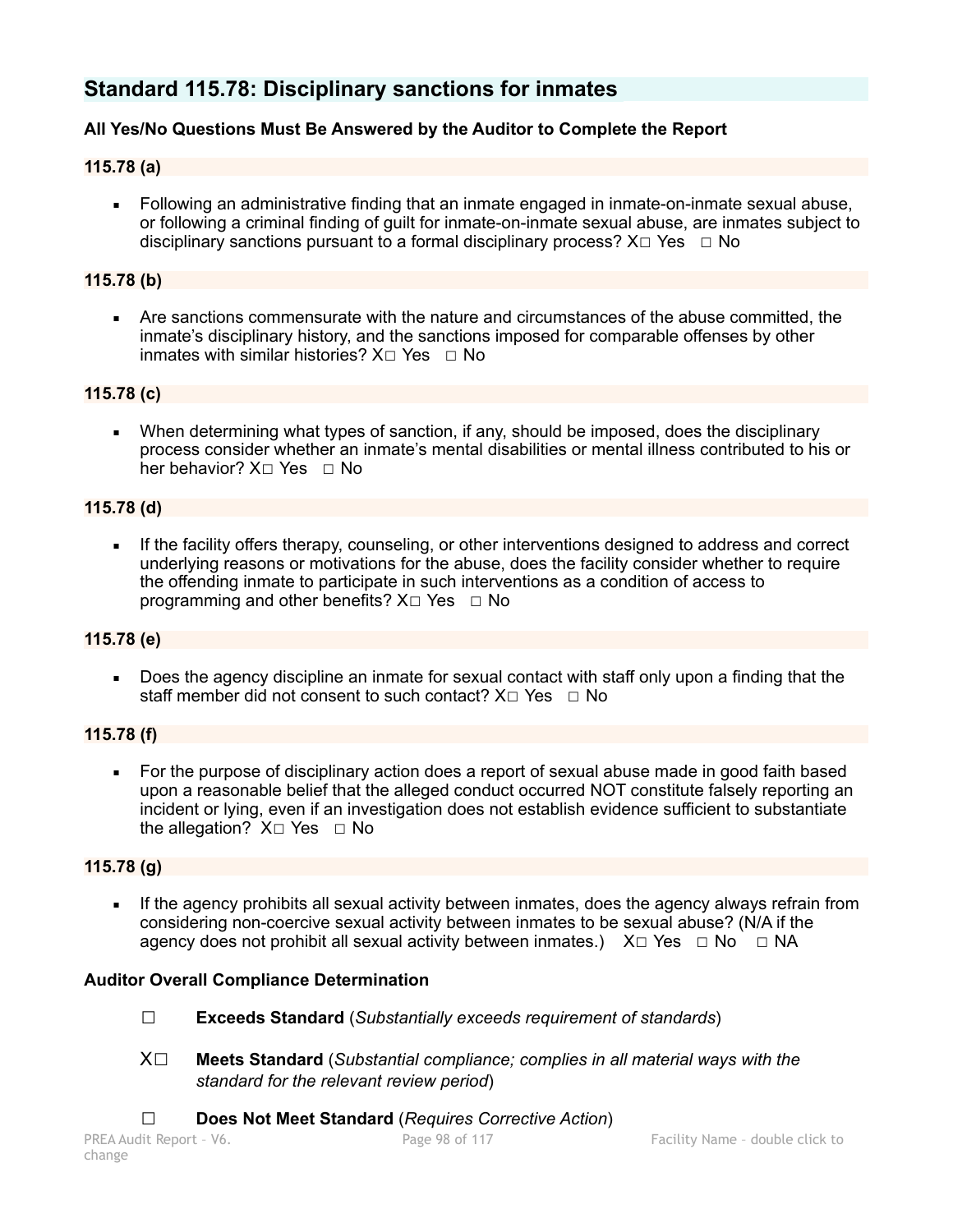## Standard 115.78: Disciplinary sanctions for inmates

**All Yes/No Questions Must Be Answered by the Auditor to Complete the Report**

**115.78 (a)**

- Following an administrative finding that an inmate engaged in inmate-on-inmate sexual abuse, or following a criminal finding of guilt for inmate-on-inmate sexual abuse, are inmates subject to disciplinary sanctions pursuant to a formal disciplinary process? X☐ Yes ☐ No

**115.78 (b)**

- Are sanctions commensurate with the nature and circumstances of the abuse committed, the inmate's disciplinary history, and the sanctions imposed for comparable offenses by other inmates with similar histories? X☐ Yes ☐ No

**115.78 (c)**

- When determining what types of sanction, if any, should be imposed, does the disciplinary process consider whether an inmate's mental disabilities or mental illness contributed to his or her behavior? X☐ Yes ☐ No

**115.78 (d)**

- If the facility offers therapy, counseling, or other interventions designed to address and correct underlying reasons or motivations for the abuse, does the facility consider whether to require the offending inmate to participate in such interventions as a condition of access to programming and other benefits? X☐ Yes ☐ No

**115.78 (e)**

- Does the agency discipline an inmate for sexual contact with staff only upon a finding that the staff member did not consent to such contact? X☐ Yes ☐ No

**115.78 (f)**

- For the purpose of disciplinary action does a report of sexual abuse made in good faith based upon a reasonable belief that the alleged conduct occurred NOT constitute falsely reporting an incident or lying, even if an investigation does not establish evidence sufficient to substantiate the allegation? X☐ Yes ☐ No

**115.78 (g)**

- If the agency prohibits all sexual activity between inmates, does the agency always refrain from considering non-coercive sexual activity between inmates to be sexual abuse? (N/A if the agency does not prohibit all sexual activity between inmates.) X☐ Yes ☐ No ☐ NA

**Auditor Overall Compliance Determination**

☐ **Exceeds Standard** (*Substantially exceeds requirement of standards*)

X☐ **Meets Standard** (*Substantial compliance; complies in all material ways with the standard for the relevant review period*)

☐ **Does Not Meet Standard** (*Requires Corrective Action*)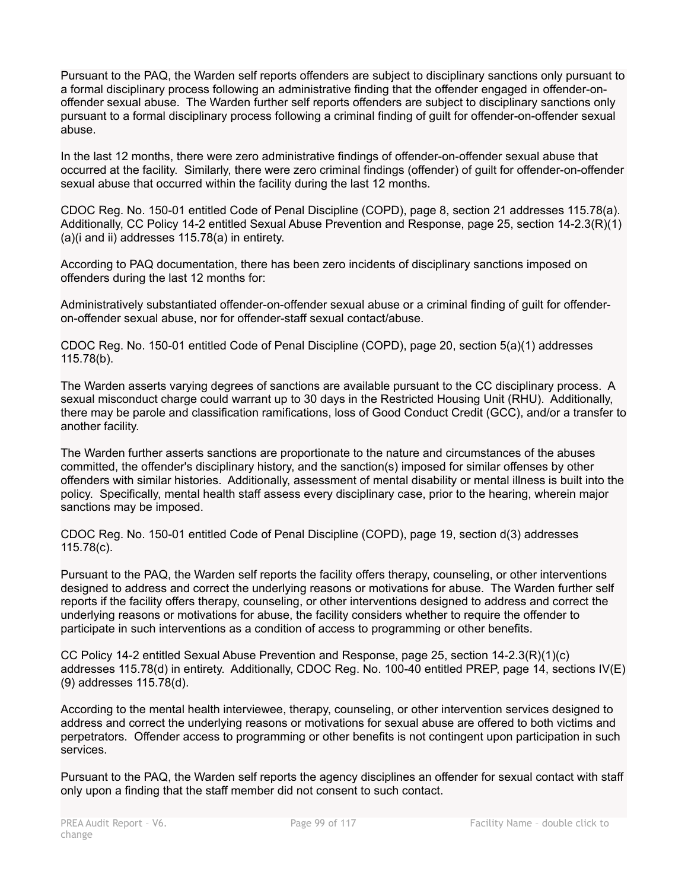Pursuant to the PAQ, the Warden self reports offenders are subject to disciplinary sanctions only pursuant to a formal disciplinary process following an administrative finding that the offender engaged in offender-on-offender sexual abuse. The Warden further self reports offenders are subject to disciplinary sanctions only pursuant to a formal disciplinary process following a criminal finding of guilt for offender-on-offender sexual abuse.

In the last 12 months, there were zero administrative findings of offender-on-offender sexual abuse that occurred at the facility. Similarly, there were zero criminal findings (offender) of guilt for offender-on-offender sexual abuse that occurred within the facility during the last 12 months.

CDOC Reg. No. 150-01 entitled Code of Penal Discipline (COPD), page 8, section 21 addresses 115.78(a). Additionally, CC Policy 14-2 entitled Sexual Abuse Prevention and Response, page 25, section 14-2.3(R)(1)(a)(i and ii) addresses 115.78(a) in entirety.

According to PAQ documentation, there has been zero incidents of disciplinary sanctions imposed on offenders during the last 12 months for:

Administratively substantiated offender-on-offender sexual abuse or a criminal finding of guilt for offender-on-offender sexual abuse, nor for offender-staff sexual contact/abuse.

CDOC Reg. No. 150-01 entitled Code of Penal Discipline (COPD), page 20, section 5(a)(1) addresses 115.78(b).

The Warden asserts varying degrees of sanctions are available pursuant to the CC disciplinary process. A sexual misconduct charge could warrant up to 30 days in the Restricted Housing Unit (RHU). Additionally, there may be parole and classification ramifications, loss of Good Conduct Credit (GCC), and/or a transfer to another facility.

The Warden further asserts sanctions are proportionate to the nature and circumstances of the abuses committed, the offender's disciplinary history, and the sanction(s) imposed for similar offenses by other offenders with similar histories. Additionally, assessment of mental disability or mental illness is built into the policy. Specifically, mental health staff assess every disciplinary case, prior to the hearing, wherein major sanctions may be imposed.

CDOC Reg. No. 150-01 entitled Code of Penal Discipline (COPD), page 19, section d(3) addresses 115.78(c).

Pursuant to the PAQ, the Warden self reports the facility offers therapy, counseling, or other interventions designed to address and correct the underlying reasons or motivations for abuse. The Warden further self reports if the facility offers therapy, counseling, or other interventions designed to address and correct the underlying reasons or motivations for abuse, the facility considers whether to require the offender to participate in such interventions as a condition of access to programming or other benefits.

CC Policy 14-2 entitled Sexual Abuse Prevention and Response, page 25, section 14-2.3(R)(1)(c) addresses 115.78(d) in entirety. Additionally, CDOC Reg. No. 100-40 entitled PREP, page 14, sections IV(E)(9) addresses 115.78(d).

According to the mental health interviewee, therapy, counseling, or other intervention services designed to address and correct the underlying reasons or motivations for sexual abuse are offered to both victims and perpetrators. Offender access to programming or other benefits is not contingent upon participation in such services.

Pursuant to the PAQ, the Warden self reports the agency disciplines an offender for sexual contact with staff only upon a finding that the staff member did not consent to such contact.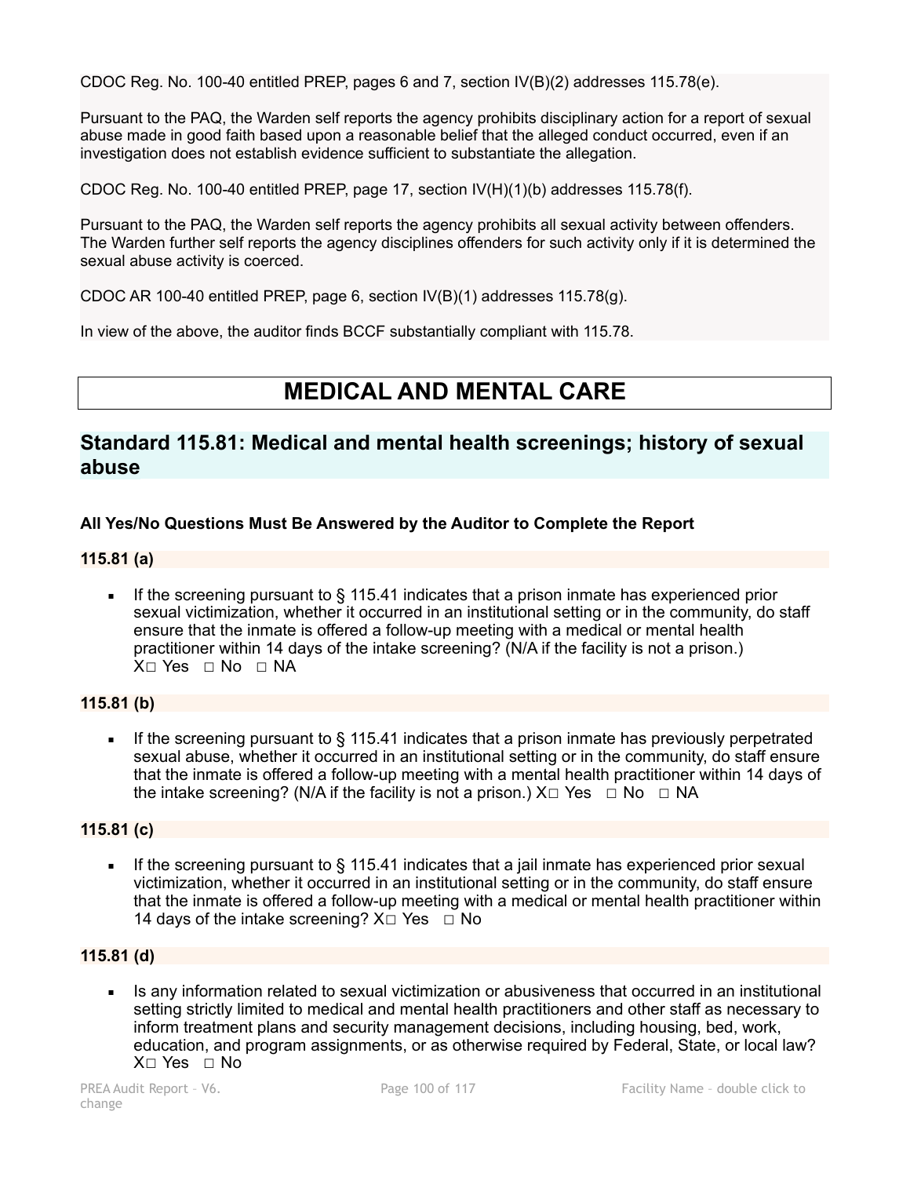CDOC Reg. No. 100-40 entitled PREP, pages 6 and 7, section IV(B)(2) addresses 115.78(e).

Pursuant to the PAQ, the Warden self reports the agency prohibits disciplinary action for a report of sexual abuse made in good faith based upon a reasonable belief that the alleged conduct occurred, even if an investigation does not establish evidence sufficient to substantiate the allegation.

CDOC Reg. No. 100-40 entitled PREP, page 17, section IV(H)(1)(b) addresses 115.78(f).

Pursuant to the PAQ, the Warden self reports the agency prohibits all sexual activity between offenders. The Warden further self reports the agency disciplines offenders for such activity only if it is determined the sexual abuse activity is coerced.

CDOC AR 100-40 entitled PREP, page 6, section IV(B)(1) addresses 115.78(g).

In view of the above, the auditor finds BCCF substantially compliant with 115.78.

# MEDICAL AND MENTAL CARE

## Standard 115.81: Medical and mental health screenings; history of sexual abuse

**All Yes/No Questions Must Be Answered by the Auditor to Complete the Report**

**115.81 (a)**

- If the screening pursuant to § 115.41 indicates that a prison inmate has experienced prior sexual victimization, whether it occurred in an institutional setting or in the community, do staff ensure that the inmate is offered a follow-up meeting with a medical or mental health practitioner within 14 days of the intake screening? (N/A if the facility is not a prison.) X☐ Yes ☐ No ☐ NA

**115.81 (b)**

- If the screening pursuant to § 115.41 indicates that a prison inmate has previously perpetrated sexual abuse, whether it occurred in an institutional setting or in the community, do staff ensure that the inmate is offered a follow-up meeting with a mental health practitioner within 14 days of the intake screening? (N/A if the facility is not a prison.) X☐ Yes ☐ No ☐ NA

**115.81 (c)**

- If the screening pursuant to § 115.41 indicates that a jail inmate has experienced prior sexual victimization, whether it occurred in an institutional setting or in the community, do staff ensure that the inmate is offered a follow-up meeting with a medical or mental health practitioner within 14 days of the intake screening? X☐ Yes ☐ No

**115.81 (d)**

- Is any information related to sexual victimization or abusiveness that occurred in an institutional setting strictly limited to medical and mental health practitioners and other staff as necessary to inform treatment plans and security management decisions, including housing, bed, work, education, and program assignments, or as otherwise required by Federal, State, or local law? X☐ Yes ☐ No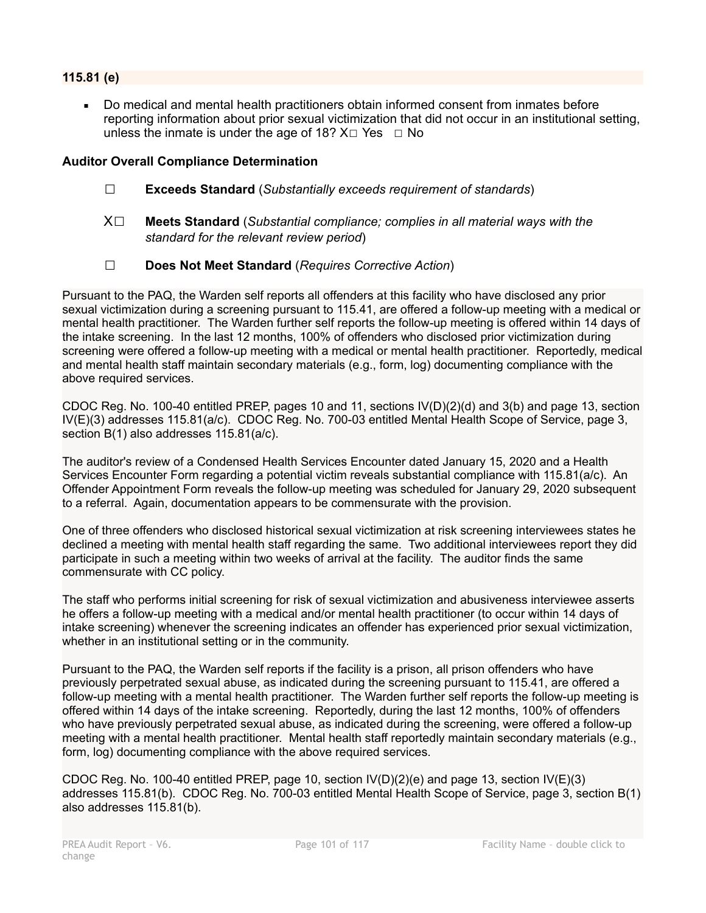**115.81 (e)**

- Do medical and mental health practitioners obtain informed consent from inmates before reporting information about prior sexual victimization that did not occur in an institutional setting, unless the inmate is under the age of 18? X☐ Yes ☐ No

**Auditor Overall Compliance Determination**

☐ **Exceeds Standard** (*Substantially exceeds requirement of standards*)

X☐ **Meets Standard** (*Substantial compliance; complies in all material ways with the standard for the relevant review period*)

☐ **Does Not Meet Standard** (*Requires Corrective Action*)

Pursuant to the PAQ, the Warden self reports all offenders at this facility who have disclosed any prior sexual victimization during a screening pursuant to 115.41, are offered a follow-up meeting with a medical or mental health practitioner. The Warden further self reports the follow-up meeting is offered within 14 days of the intake screening. In the last 12 months, 100% of offenders who disclosed prior victimization during screening were offered a follow-up meeting with a medical or mental health practitioner. Reportedly, medical and mental health staff maintain secondary materials (e.g., form, log) documenting compliance with the above required services.

CDOC Reg. No. 100-40 entitled PREP, pages 10 and 11, sections IV(D)(2)(d) and 3(b) and page 13, section IV(E)(3) addresses 115.81(a/c). CDOC Reg. No. 700-03 entitled Mental Health Scope of Service, page 3, section B(1) also addresses 115.81(a/c).

The auditor's review of a Condensed Health Services Encounter dated January 15, 2020 and a Health Services Encounter Form regarding a potential victim reveals substantial compliance with 115.81(a/c). An Offender Appointment Form reveals the follow-up meeting was scheduled for January 29, 2020 subsequent to a referral. Again, documentation appears to be commensurate with the provision.

One of three offenders who disclosed historical sexual victimization at risk screening interviewees states he declined a meeting with mental health staff regarding the same. Two additional interviewees report they did participate in such a meeting within two weeks of arrival at the facility. The auditor finds the same commensurate with CC policy.

The staff who performs initial screening for risk of sexual victimization and abusiveness interviewee asserts he offers a follow-up meeting with a medical and/or mental health practitioner (to occur within 14 days of intake screening) whenever the screening indicates an offender has experienced prior sexual victimization, whether in an institutional setting or in the community.

Pursuant to the PAQ, the Warden self reports if the facility is a prison, all prison offenders who have previously perpetrated sexual abuse, as indicated during the screening pursuant to 115.41, are offered a follow-up meeting with a mental health practitioner. The Warden further self reports the follow-up meeting is offered within 14 days of the intake screening. Reportedly, during the last 12 months, 100% of offenders who have previously perpetrated sexual abuse, as indicated during the screening, were offered a follow-up meeting with a mental health practitioner. Mental health staff reportedly maintain secondary materials (e.g., form, log) documenting compliance with the above required services.

CDOC Reg. No. 100-40 entitled PREP, page 10, section IV(D)(2)(e) and page 13, section IV(E)(3) addresses 115.81(b). CDOC Reg. No. 700-03 entitled Mental Health Scope of Service, page 3, section B(1) also addresses 115.81(b).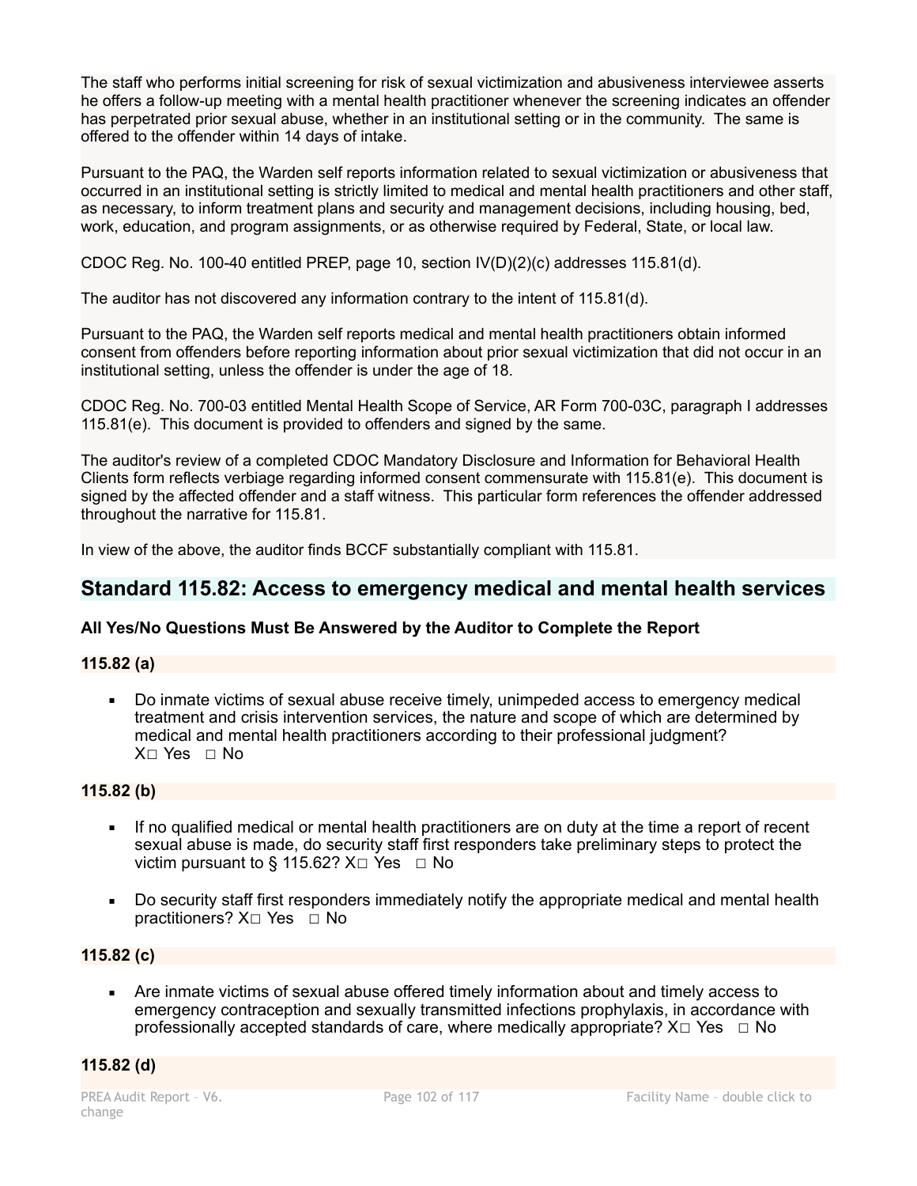The staff who performs initial screening for risk of sexual victimization and abusiveness interviewee asserts he offers a follow-up meeting with a mental health practitioner whenever the screening indicates an offender has perpetrated prior sexual abuse, whether in an institutional setting or in the community. The same is offered to the offender within 14 days of intake.

Pursuant to the PAQ, the Warden self reports information related to sexual victimization or abusiveness that occurred in an institutional setting is strictly limited to medical and mental health practitioners and other staff, as necessary, to inform treatment plans and security and management decisions, including housing, bed, work, education, and program assignments, or as otherwise required by Federal, State, or local law.

CDOC Reg. No. 100-40 entitled PREP, page 10, section IV(D)(2)(c) addresses 115.81(d).

The auditor has not discovered any information contrary to the intent of 115.81(d).

Pursuant to the PAQ, the Warden self reports medical and mental health practitioners obtain informed consent from offenders before reporting information about prior sexual victimization that did not occur in an institutional setting, unless the offender is under the age of 18.

CDOC Reg. No. 700-03 entitled Mental Health Scope of Service, AR Form 700-03C, paragraph I addresses 115.81(e). This document is provided to offenders and signed by the same.

The auditor's review of a completed CDOC Mandatory Disclosure and Information for Behavioral Health Clients form reflects verbiage regarding informed consent commensurate with 115.81(e). This document is signed by the affected offender and a staff witness. This particular form references the offender addressed throughout the narrative for 115.81.

In view of the above, the auditor finds BCCF substantially compliant with 115.81.

## Standard 115.82: Access to emergency medical and mental health services

**All Yes/No Questions Must Be Answered by the Auditor to Complete the Report**

**115.82 (a)**

- Do inmate victims of sexual abuse receive timely, unimpeded access to emergency medical treatment and crisis intervention services, the nature and scope of which are determined by medical and mental health practitioners according to their professional judgment? X☐ Yes ☐ No

**115.82 (b)**

- If no qualified medical or mental health practitioners are on duty at the time a report of recent sexual abuse is made, do security staff first responders take preliminary steps to protect the victim pursuant to § 115.62? X☐ Yes ☐ No

- Do security staff first responders immediately notify the appropriate medical and mental health practitioners? X☐ Yes ☐ No

**115.82 (c)**

- Are inmate victims of sexual abuse offered timely information about and timely access to emergency contraception and sexually transmitted infections prophylaxis, in accordance with professionally accepted standards of care, where medically appropriate? X☐ Yes ☐ No

**115.82 (d)**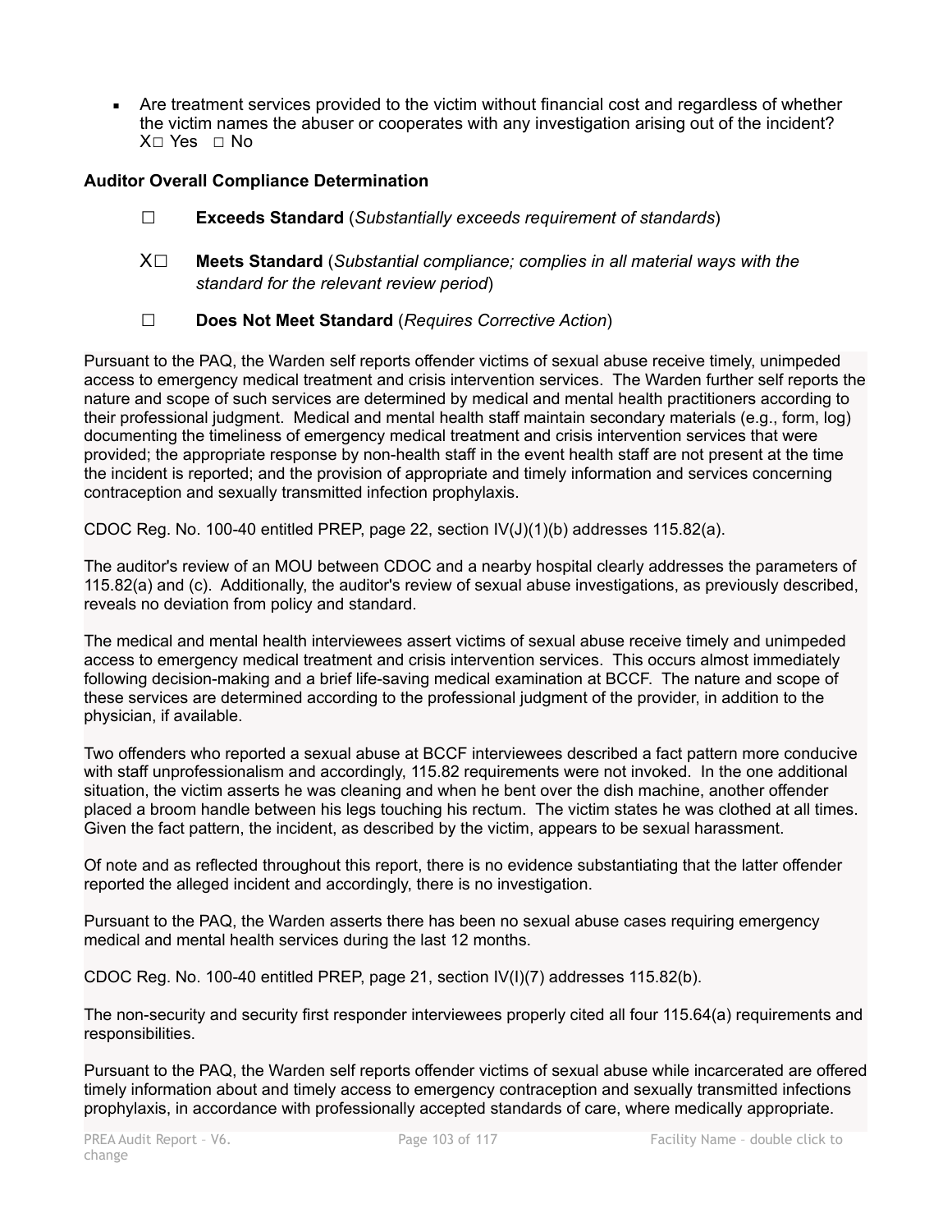- Are treatment services provided to the victim without financial cost and regardless of whether the victim names the abuser or cooperates with any investigation arising out of the incident? X☐ Yes ☐ No

**Auditor Overall Compliance Determination**

☐ **Exceeds Standard** (*Substantially exceeds requirement of standards*)

X☐ **Meets Standard** (*Substantial compliance; complies in all material ways with the standard for the relevant review period*)

☐ **Does Not Meet Standard** (*Requires Corrective Action*)

Pursuant to the PAQ, the Warden self reports offender victims of sexual abuse receive timely, unimpeded access to emergency medical treatment and crisis intervention services. The Warden further self reports the nature and scope of such services are determined by medical and mental health practitioners according to their professional judgment. Medical and mental health staff maintain secondary materials (e.g., form, log) documenting the timeliness of emergency medical treatment and crisis intervention services that were provided; the appropriate response by non-health staff in the event health staff are not present at the time the incident is reported; and the provision of appropriate and timely information and services concerning contraception and sexually transmitted infection prophylaxis.

CDOC Reg. No. 100-40 entitled PREP, page 22, section IV(J)(1)(b) addresses 115.82(a).

The auditor's review of an MOU between CDOC and a nearby hospital clearly addresses the parameters of 115.82(a) and (c). Additionally, the auditor's review of sexual abuse investigations, as previously described, reveals no deviation from policy and standard.

The medical and mental health interviewees assert victims of sexual abuse receive timely and unimpeded access to emergency medical treatment and crisis intervention services. This occurs almost immediately following decision-making and a brief life-saving medical examination at BCCF. The nature and scope of these services are determined according to the professional judgment of the provider, in addition to the physician, if available.

Two offenders who reported a sexual abuse at BCCF interviewees described a fact pattern more conducive with staff unprofessionalism and accordingly, 115.82 requirements were not invoked. In the one additional situation, the victim asserts he was cleaning and when he bent over the dish machine, another offender placed a broom handle between his legs touching his rectum. The victim states he was clothed at all times. Given the fact pattern, the incident, as described by the victim, appears to be sexual harassment.

Of note and as reflected throughout this report, there is no evidence substantiating that the latter offender reported the alleged incident and accordingly, there is no investigation.

Pursuant to the PAQ, the Warden asserts there has been no sexual abuse cases requiring emergency medical and mental health services during the last 12 months.

CDOC Reg. No. 100-40 entitled PREP, page 21, section IV(I)(7) addresses 115.82(b).

The non-security and security first responder interviewees properly cited all four 115.64(a) requirements and responsibilities.

Pursuant to the PAQ, the Warden self reports offender victims of sexual abuse while incarcerated are offered timely information about and timely access to emergency contraception and sexually transmitted infections prophylaxis, in accordance with professionally accepted standards of care, where medically appropriate.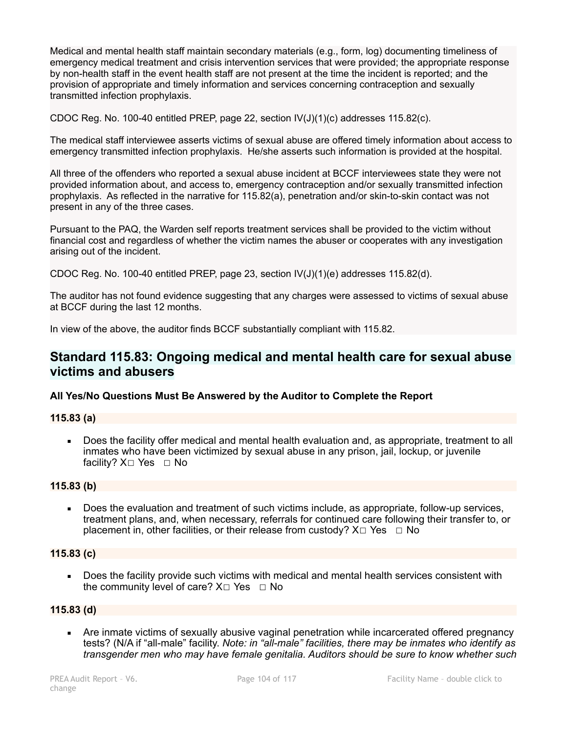Medical and mental health staff maintain secondary materials (e.g., form, log) documenting timeliness of emergency medical treatment and crisis intervention services that were provided; the appropriate response by non-health staff in the event health staff are not present at the time the incident is reported; and the provision of appropriate and timely information and services concerning contraception and sexually transmitted infection prophylaxis.

CDOC Reg. No. 100-40 entitled PREP, page 22, section IV(J)(1)(c) addresses 115.82(c).

The medical staff interviewee asserts victims of sexual abuse are offered timely information about access to emergency transmitted infection prophylaxis. He/she asserts such information is provided at the hospital.

All three of the offenders who reported a sexual abuse incident at BCCF interviewees state they were not provided information about, and access to, emergency contraception and/or sexually transmitted infection prophylaxis. As reflected in the narrative for 115.82(a), penetration and/or skin-to-skin contact was not present in any of the three cases.

Pursuant to the PAQ, the Warden self reports treatment services shall be provided to the victim without financial cost and regardless of whether the victim names the abuser or cooperates with any investigation arising out of the incident.

CDOC Reg. No. 100-40 entitled PREP, page 23, section IV(J)(1)(e) addresses 115.82(d).

The auditor has not found evidence suggesting that any charges were assessed to victims of sexual abuse at BCCF during the last 12 months.

In view of the above, the auditor finds BCCF substantially compliant with 115.82.

## Standard 115.83: Ongoing medical and mental health care for sexual abuse victims and abusers

**All Yes/No Questions Must Be Answered by the Auditor to Complete the Report**

**115.83 (a)**

- Does the facility offer medical and mental health evaluation and, as appropriate, treatment to all inmates who have been victimized by sexual abuse in any prison, jail, lockup, or juvenile facility? X□ Yes □ No

**115.83 (b)**

- Does the evaluation and treatment of such victims include, as appropriate, follow-up services, treatment plans, and, when necessary, referrals for continued care following their transfer to, or placement in, other facilities, or their release from custody? X□ Yes □ No

**115.83 (c)**

- Does the facility provide such victims with medical and mental health services consistent with the community level of care? X□ Yes □ No

**115.83 (d)**

- Are inmate victims of sexually abusive vaginal penetration while incarcerated offered pregnancy tests? (N/A if "all-male" facility. *Note: in "all-male" facilities, there may be inmates who identify as transgender men who may have female genitalia. Auditors should be sure to know whether such*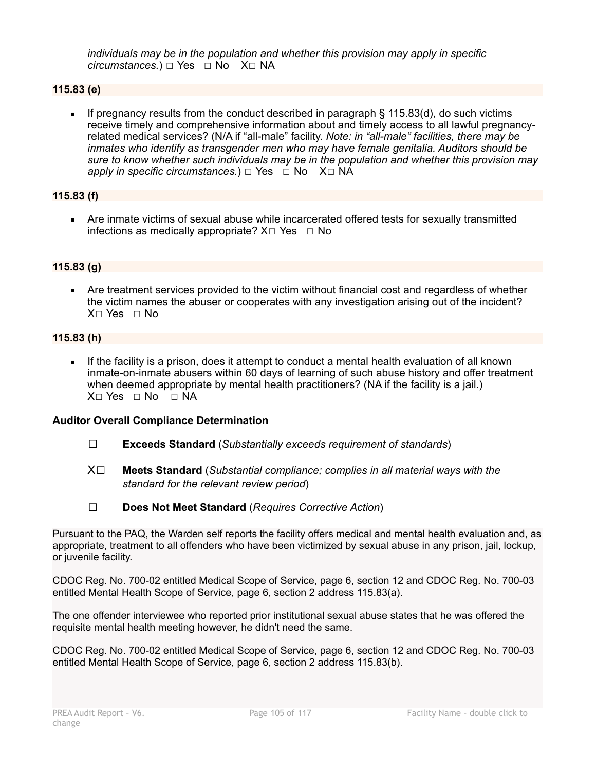*individuals may be in the population and whether this provision may apply in specific circumstances.*) □ Yes □ No X□ NA

**115.83 (e)**

- If pregnancy results from the conduct described in paragraph § 115.83(d), do such victims receive timely and comprehensive information about and timely access to all lawful pregnancy-related medical services? (N/A if "all-male" facility. *Note: in "all-male" facilities, there may be inmates who identify as transgender men who may have female genitalia. Auditors should be sure to know whether such individuals may be in the population and whether this provision may apply in specific circumstances.*) □ Yes □ No X□ NA

**115.83 (f)**

- Are inmate victims of sexual abuse while incarcerated offered tests for sexually transmitted infections as medically appropriate? X□ Yes □ No

**115.83 (g)**

- Are treatment services provided to the victim without financial cost and regardless of whether the victim names the abuser or cooperates with any investigation arising out of the incident? X□ Yes □ No

**115.83 (h)**

- If the facility is a prison, does it attempt to conduct a mental health evaluation of all known inmate-on-inmate abusers within 60 days of learning of such abuse history and offer treatment when deemed appropriate by mental health practitioners? (NA if the facility is a jail.) X□ Yes □ No □ NA

**Auditor Overall Compliance Determination**

☐ **Exceeds Standard** (*Substantially exceeds requirement of standards*)

X☐ **Meets Standard** (*Substantial compliance; complies in all material ways with the standard for the relevant review period*)

☐ **Does Not Meet Standard** (*Requires Corrective Action*)

Pursuant to the PAQ, the Warden self reports the facility offers medical and mental health evaluation and, as appropriate, treatment to all offenders who have been victimized by sexual abuse in any prison, jail, lockup, or juvenile facility.

CDOC Reg. No. 700-02 entitled Medical Scope of Service, page 6, section 12 and CDOC Reg. No. 700-03 entitled Mental Health Scope of Service, page 6, section 2 address 115.83(a).

The one offender interviewee who reported prior institutional sexual abuse states that he was offered the requisite mental health meeting however, he didn't need the same.

CDOC Reg. No. 700-02 entitled Medical Scope of Service, page 6, section 12 and CDOC Reg. No. 700-03 entitled Mental Health Scope of Service, page 6, section 2 address 115.83(b).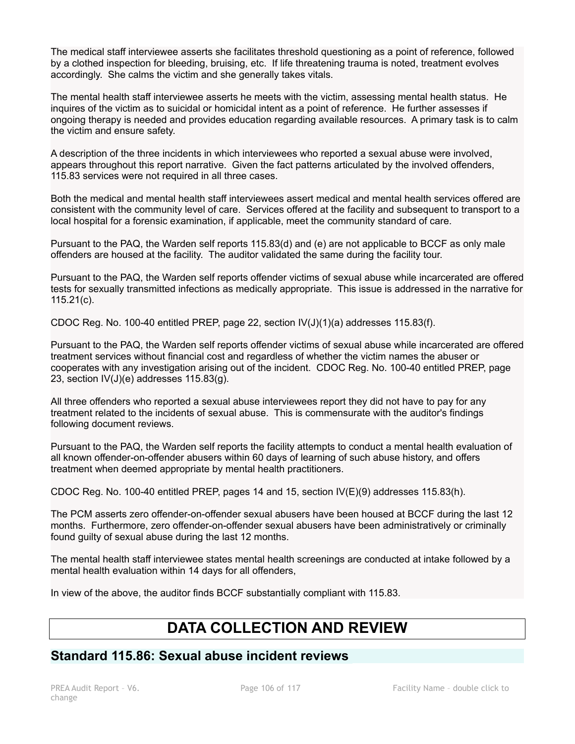The medical staff interviewee asserts she facilitates threshold questioning as a point of reference, followed by a clothed inspection for bleeding, bruising, etc. If life threatening trauma is noted, treatment evolves accordingly. She calms the victim and she generally takes vitals.

The mental health staff interviewee asserts he meets with the victim, assessing mental health status. He inquires of the victim as to suicidal or homicidal intent as a point of reference. He further assesses if ongoing therapy is needed and provides education regarding available resources. A primary task is to calm the victim and ensure safety.

A description of the three incidents in which interviewees who reported a sexual abuse were involved, appears throughout this report narrative. Given the fact patterns articulated by the involved offenders, 115.83 services were not required in all three cases.

Both the medical and mental health staff interviewees assert medical and mental health services offered are consistent with the community level of care. Services offered at the facility and subsequent to transport to a local hospital for a forensic examination, if applicable, meet the community standard of care.

Pursuant to the PAQ, the Warden self reports 115.83(d) and (e) are not applicable to BCCF as only male offenders are housed at the facility. The auditor validated the same during the facility tour.

Pursuant to the PAQ, the Warden self reports offender victims of sexual abuse while incarcerated are offered tests for sexually transmitted infections as medically appropriate. This issue is addressed in the narrative for 115.21(c).

CDOC Reg. No. 100-40 entitled PREP, page 22, section IV(J)(1)(a) addresses 115.83(f).

Pursuant to the PAQ, the Warden self reports offender victims of sexual abuse while incarcerated are offered treatment services without financial cost and regardless of whether the victim names the abuser or cooperates with any investigation arising out of the incident. CDOC Reg. No. 100-40 entitled PREP, page 23, section IV(J)(e) addresses 115.83(g).

All three offenders who reported a sexual abuse interviewees report they did not have to pay for any treatment related to the incidents of sexual abuse. This is commensurate with the auditor's findings following document reviews.

Pursuant to the PAQ, the Warden self reports the facility attempts to conduct a mental health evaluation of all known offender-on-offender abusers within 60 days of learning of such abuse history, and offers treatment when deemed appropriate by mental health practitioners.

CDOC Reg. No. 100-40 entitled PREP, pages 14 and 15, section IV(E)(9) addresses 115.83(h).

The PCM asserts zero offender-on-offender sexual abusers have been housed at BCCF during the last 12 months. Furthermore, zero offender-on-offender sexual abusers have been administratively or criminally found guilty of sexual abuse during the last 12 months.

The mental health staff interviewee states mental health screenings are conducted at intake followed by a mental health evaluation within 14 days for all offenders,

In view of the above, the auditor finds BCCF substantially compliant with 115.83.

# DATA COLLECTION AND REVIEW

## Standard 115.86: Sexual abuse incident reviews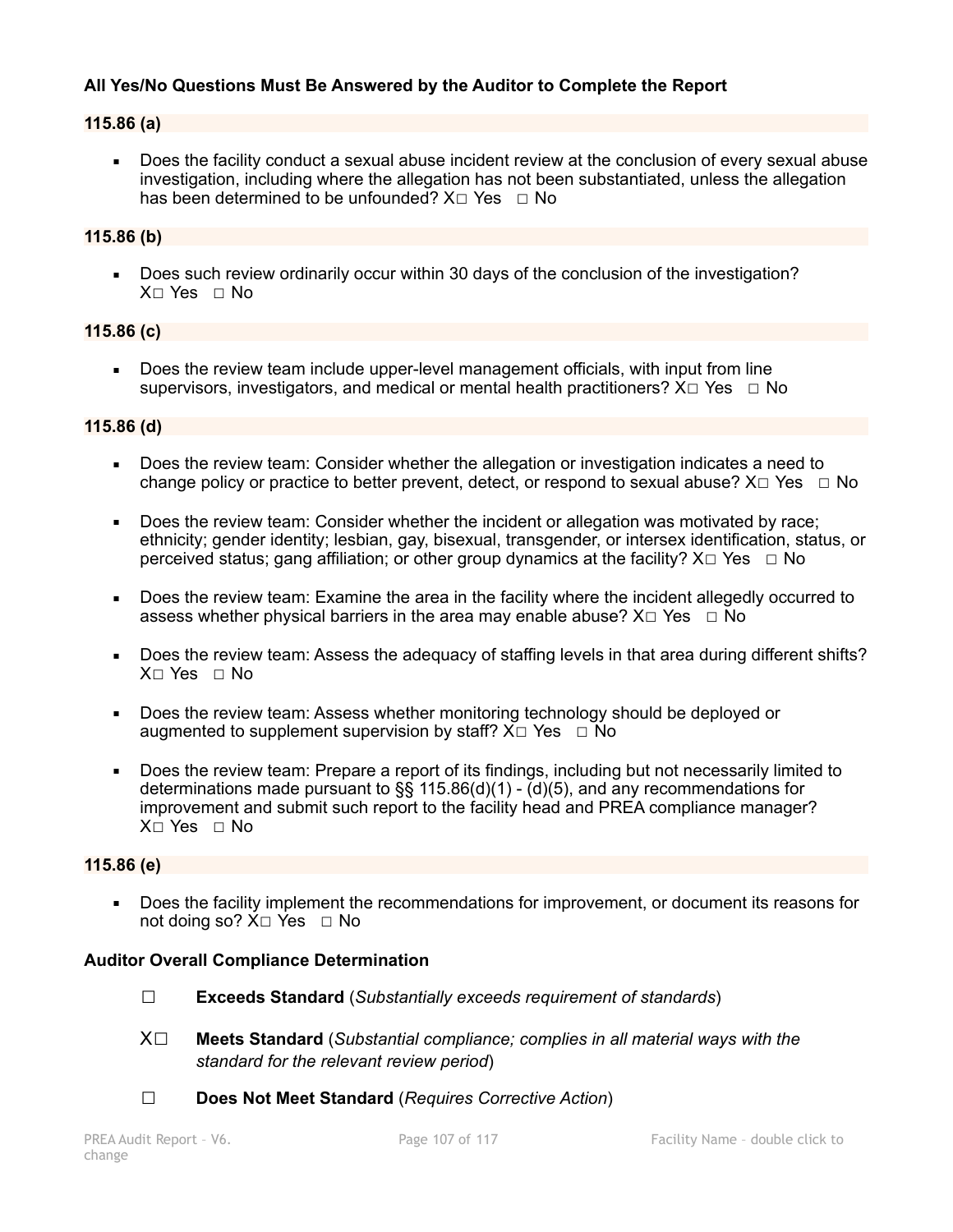**All Yes/No Questions Must Be Answered by the Auditor to Complete the Report**

**115.86 (a)**

- Does the facility conduct a sexual abuse incident review at the conclusion of every sexual abuse investigation, including where the allegation has not been substantiated, unless the allegation has been determined to be unfounded? X☐ Yes ☐ No

**115.86 (b)**

- Does such review ordinarily occur within 30 days of the conclusion of the investigation? X☐ Yes ☐ No

**115.86 (c)**

- Does the review team include upper-level management officials, with input from line supervisors, investigators, and medical or mental health practitioners? X☐ Yes ☐ No

**115.86 (d)**

- Does the review team: Consider whether the allegation or investigation indicates a need to change policy or practice to better prevent, detect, or respond to sexual abuse? X☐ Yes ☐ No
- Does the review team: Consider whether the incident or allegation was motivated by race; ethnicity; gender identity; lesbian, gay, bisexual, transgender, or intersex identification, status, or perceived status; gang affiliation; or other group dynamics at the facility? X☐ Yes ☐ No
- Does the review team: Examine the area in the facility where the incident allegedly occurred to assess whether physical barriers in the area may enable abuse? X☐ Yes ☐ No
- Does the review team: Assess the adequacy of staffing levels in that area during different shifts? X☐ Yes ☐ No
- Does the review team: Assess whether monitoring technology should be deployed or augmented to supplement supervision by staff? X☐ Yes ☐ No
- Does the review team: Prepare a report of its findings, including but not necessarily limited to determinations made pursuant to §§ 115.86(d)(1) - (d)(5), and any recommendations for improvement and submit such report to the facility head and PREA compliance manager? X☐ Yes ☐ No

**115.86 (e)**

- Does the facility implement the recommendations for improvement, or document its reasons for not doing so? X☐ Yes ☐ No

**Auditor Overall Compliance Determination**

☐ **Exceeds Standard** (*Substantially exceeds requirement of standards*)

X☐ **Meets Standard** (*Substantial compliance; complies in all material ways with the standard for the relevant review period*)

☐ **Does Not Meet Standard** (*Requires Corrective Action*)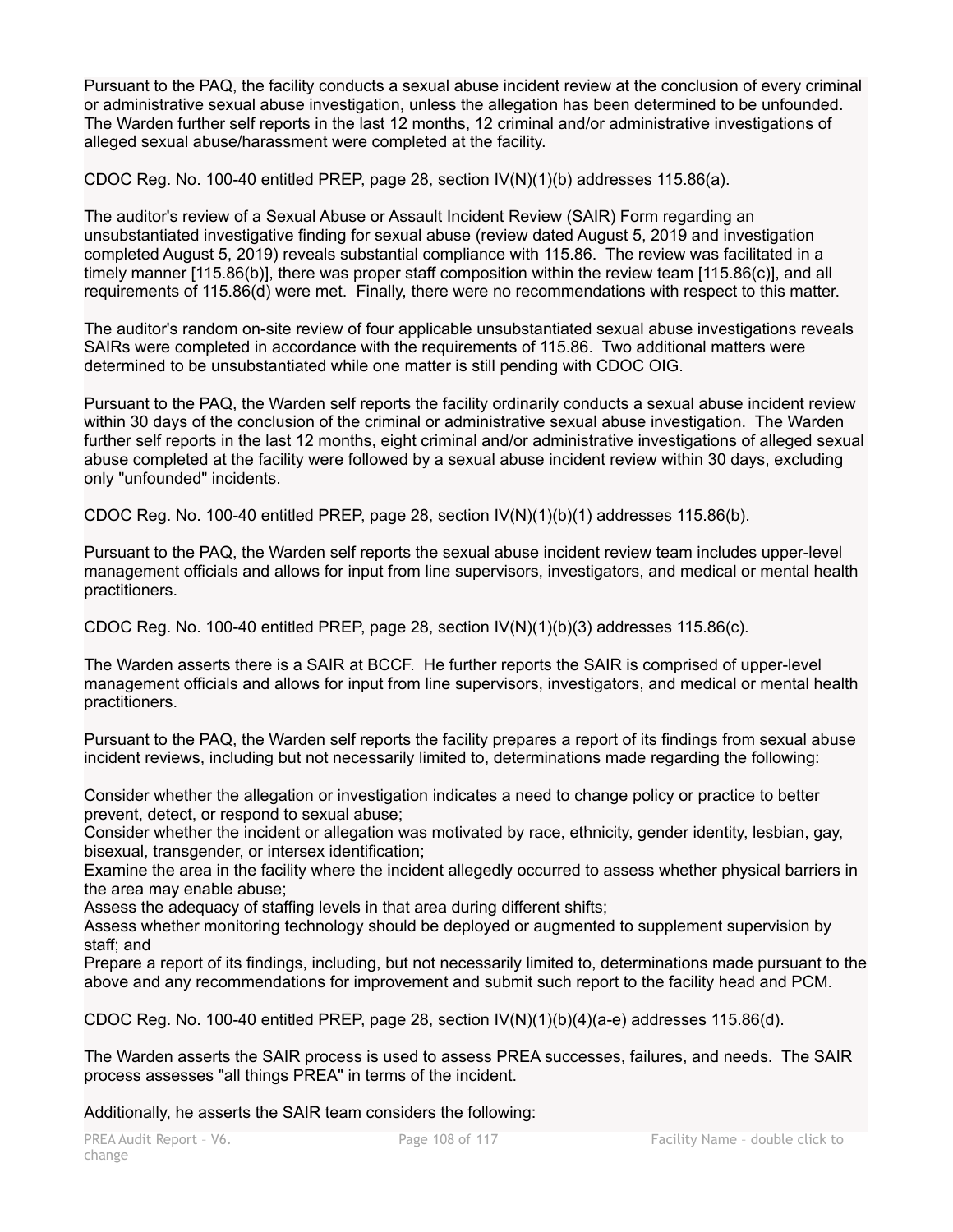Pursuant to the PAQ, the facility conducts a sexual abuse incident review at the conclusion of every criminal or administrative sexual abuse investigation, unless the allegation has been determined to be unfounded. The Warden further self reports in the last 12 months, 12 criminal and/or administrative investigations of alleged sexual abuse/harassment were completed at the facility.

CDOC Reg. No. 100-40 entitled PREP, page 28, section IV(N)(1)(b) addresses 115.86(a).

The auditor's review of a Sexual Abuse or Assault Incident Review (SAIR) Form regarding an unsubstantiated investigative finding for sexual abuse (review dated August 5, 2019 and investigation completed August 5, 2019) reveals substantial compliance with 115.86. The review was facilitated in a timely manner [115.86(b)], there was proper staff composition within the review team [115.86(c)], and all requirements of 115.86(d) were met. Finally, there were no recommendations with respect to this matter.

The auditor's random on-site review of four applicable unsubstantiated sexual abuse investigations reveals SAIRs were completed in accordance with the requirements of 115.86. Two additional matters were determined to be unsubstantiated while one matter is still pending with CDOC OIG.

Pursuant to the PAQ, the Warden self reports the facility ordinarily conducts a sexual abuse incident review within 30 days of the conclusion of the criminal or administrative sexual abuse investigation. The Warden further self reports in the last 12 months, eight criminal and/or administrative investigations of alleged sexual abuse completed at the facility were followed by a sexual abuse incident review within 30 days, excluding only "unfounded" incidents.

CDOC Reg. No. 100-40 entitled PREP, page 28, section IV(N)(1)(b)(1) addresses 115.86(b).

Pursuant to the PAQ, the Warden self reports the sexual abuse incident review team includes upper-level management officials and allows for input from line supervisors, investigators, and medical or mental health practitioners.

CDOC Reg. No. 100-40 entitled PREP, page 28, section IV(N)(1)(b)(3) addresses 115.86(c).

The Warden asserts there is a SAIR at BCCF. He further reports the SAIR is comprised of upper-level management officials and allows for input from line supervisors, investigators, and medical or mental health practitioners.

Pursuant to the PAQ, the Warden self reports the facility prepares a report of its findings from sexual abuse incident reviews, including but not necessarily limited to, determinations made regarding the following:

Consider whether the allegation or investigation indicates a need to change policy or practice to better prevent, detect, or respond to sexual abuse;
Consider whether the incident or allegation was motivated by race, ethnicity, gender identity, lesbian, gay, bisexual, transgender, or intersex identification;
Examine the area in the facility where the incident allegedly occurred to assess whether physical barriers in the area may enable abuse;
Assess the adequacy of staffing levels in that area during different shifts;
Assess whether monitoring technology should be deployed or augmented to supplement supervision by staff; and
Prepare a report of its findings, including, but not necessarily limited to, determinations made pursuant to the above and any recommendations for improvement and submit such report to the facility head and PCM.

CDOC Reg. No. 100-40 entitled PREP, page 28, section IV(N)(1)(b)(4)(a-e) addresses 115.86(d).

The Warden asserts the SAIR process is used to assess PREA successes, failures, and needs. The SAIR process assesses "all things PREA" in terms of the incident.

Additionally, he asserts the SAIR team considers the following: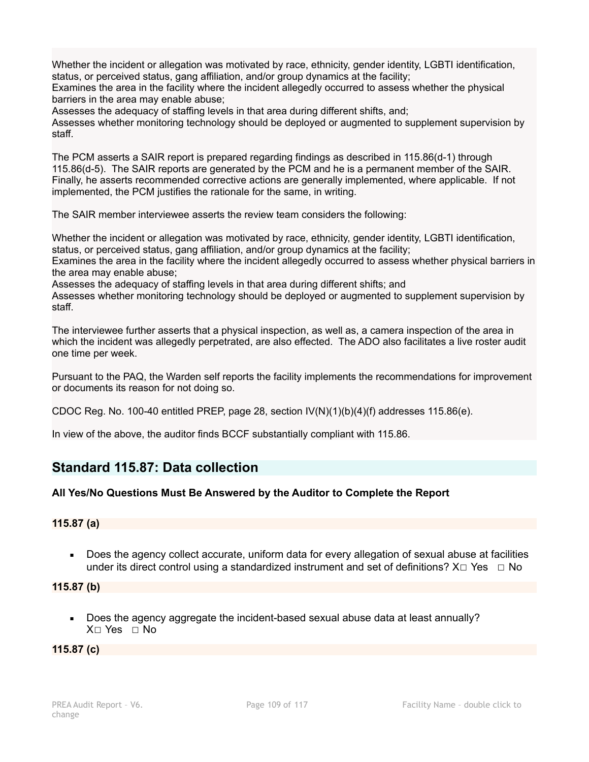Whether the incident or allegation was motivated by race, ethnicity, gender identity, LGBTI identification, status, or perceived status, gang affiliation, and/or group dynamics at the facility;
Examines the area in the facility where the incident allegedly occurred to assess whether the physical barriers in the area may enable abuse;
Assesses the adequacy of staffing levels in that area during different shifts, and;
Assesses whether monitoring technology should be deployed or augmented to supplement supervision by staff.

The PCM asserts a SAIR report is prepared regarding findings as described in 115.86(d-1) through 115.86(d-5). The SAIR reports are generated by the PCM and he is a permanent member of the SAIR. Finally, he asserts recommended corrective actions are generally implemented, where applicable. If not implemented, the PCM justifies the rationale for the same, in writing.

The SAIR member interviewee asserts the review team considers the following:

Whether the incident or allegation was motivated by race, ethnicity, gender identity, LGBTI identification, status, or perceived status, gang affiliation, and/or group dynamics at the facility;
Examines the area in the facility where the incident allegedly occurred to assess whether physical barriers in the area may enable abuse;
Assesses the adequacy of staffing levels in that area during different shifts; and
Assesses whether monitoring technology should be deployed or augmented to supplement supervision by staff.

The interviewee further asserts that a physical inspection, as well as, a camera inspection of the area in which the incident was allegedly perpetrated, are also effected. The ADO also facilitates a live roster audit one time per week.

Pursuant to the PAQ, the Warden self reports the facility implements the recommendations for improvement or documents its reason for not doing so.

CDOC Reg. No. 100-40 entitled PREP, page 28, section IV(N)(1)(b)(4)(f) addresses 115.86(e).

In view of the above, the auditor finds BCCF substantially compliant with 115.86.

## Standard 115.87: Data collection

**All Yes/No Questions Must Be Answered by the Auditor to Complete the Report**

**115.87 (a)**

- Does the agency collect accurate, uniform data for every allegation of sexual abuse at facilities under its direct control using a standardized instrument and set of definitions? X☐ Yes ☐ No

**115.87 (b)**

- Does the agency aggregate the incident-based sexual abuse data at least annually? X☐ Yes ☐ No

**115.87 (c)**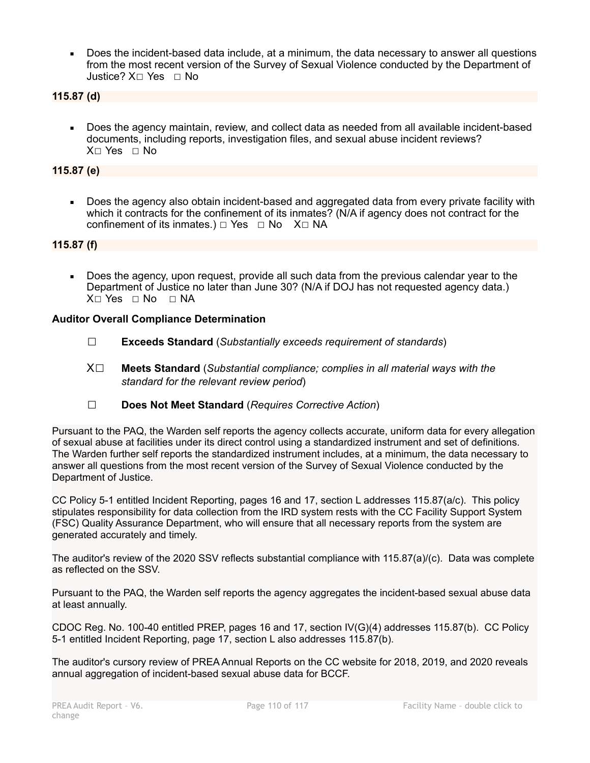- Does the incident-based data include, at a minimum, the data necessary to answer all questions from the most recent version of the Survey of Sexual Violence conducted by the Department of Justice? X☐ Yes ☐ No

**115.87 (d)**

- Does the agency maintain, review, and collect data as needed from all available incident-based documents, including reports, investigation files, and sexual abuse incident reviews? X☐ Yes ☐ No

**115.87 (e)**

- Does the agency also obtain incident-based and aggregated data from every private facility with which it contracts for the confinement of its inmates? (N/A if agency does not contract for the confinement of its inmates.) ☐ Yes ☐ No X☐ NA

**115.87 (f)**

- Does the agency, upon request, provide all such data from the previous calendar year to the Department of Justice no later than June 30? (N/A if DOJ has not requested agency data.) X☐ Yes ☐ No ☐ NA

**Auditor Overall Compliance Determination**

☐ **Exceeds Standard** (*Substantially exceeds requirement of standards*)

X☐ **Meets Standard** (*Substantial compliance; complies in all material ways with the standard for the relevant review period*)

☐ **Does Not Meet Standard** (*Requires Corrective Action*)

Pursuant to the PAQ, the Warden self reports the agency collects accurate, uniform data for every allegation of sexual abuse at facilities under its direct control using a standardized instrument and set of definitions. The Warden further self reports the standardized instrument includes, at a minimum, the data necessary to answer all questions from the most recent version of the Survey of Sexual Violence conducted by the Department of Justice.

CC Policy 5-1 entitled Incident Reporting, pages 16 and 17, section L addresses 115.87(a/c). This policy stipulates responsibility for data collection from the IRD system rests with the CC Facility Support System (FSC) Quality Assurance Department, who will ensure that all necessary reports from the system are generated accurately and timely.

The auditor's review of the 2020 SSV reflects substantial compliance with 115.87(a)/(c). Data was complete as reflected on the SSV.

Pursuant to the PAQ, the Warden self reports the agency aggregates the incident-based sexual abuse data at least annually.

CDOC Reg. No. 100-40 entitled PREP, pages 16 and 17, section IV(G)(4) addresses 115.87(b). CC Policy 5-1 entitled Incident Reporting, page 17, section L also addresses 115.87(b).

The auditor's cursory review of PREA Annual Reports on the CC website for 2018, 2019, and 2020 reveals annual aggregation of incident-based sexual abuse data for BCCF.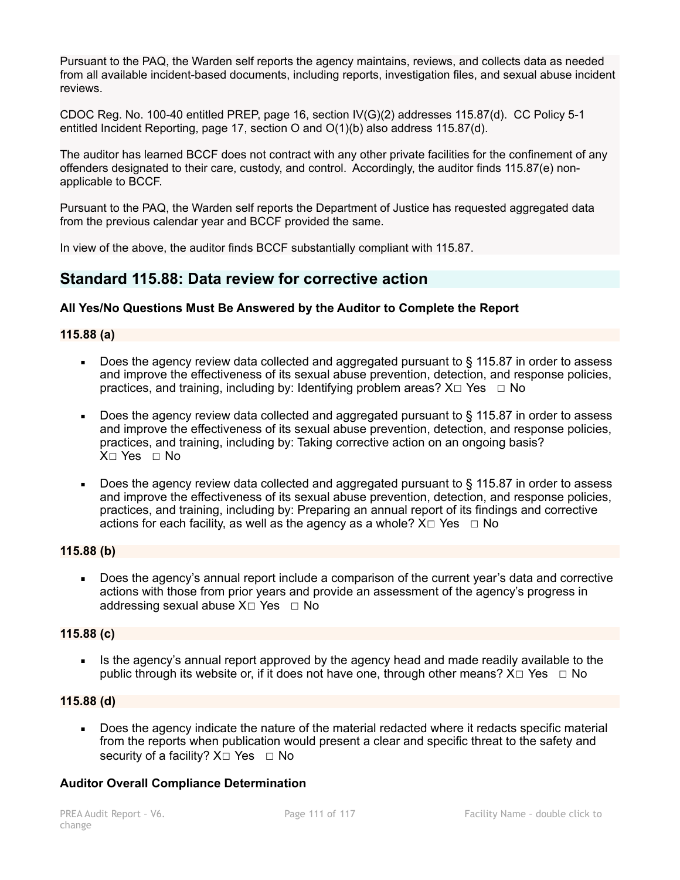Pursuant to the PAQ, the Warden self reports the agency maintains, reviews, and collects data as needed from all available incident-based documents, including reports, investigation files, and sexual abuse incident reviews.

CDOC Reg. No. 100-40 entitled PREP, page 16, section IV(G)(2) addresses 115.87(d). CC Policy 5-1 entitled Incident Reporting, page 17, section O and O(1)(b) also address 115.87(d).

The auditor has learned BCCF does not contract with any other private facilities for the confinement of any offenders designated to their care, custody, and control. Accordingly, the auditor finds 115.87(e) non-applicable to BCCF.

Pursuant to the PAQ, the Warden self reports the Department of Justice has requested aggregated data from the previous calendar year and BCCF provided the same.

In view of the above, the auditor finds BCCF substantially compliant with 115.87.

## Standard 115.88: Data review for corrective action

**All Yes/No Questions Must Be Answered by the Auditor to Complete the Report**

**115.88 (a)**

- Does the agency review data collected and aggregated pursuant to § 115.87 in order to assess and improve the effectiveness of its sexual abuse prevention, detection, and response policies, practices, and training, including by: Identifying problem areas? X□ Yes □ No
- Does the agency review data collected and aggregated pursuant to § 115.87 in order to assess and improve the effectiveness of its sexual abuse prevention, detection, and response policies, practices, and training, including by: Taking corrective action on an ongoing basis? X□ Yes □ No
- Does the agency review data collected and aggregated pursuant to § 115.87 in order to assess and improve the effectiveness of its sexual abuse prevention, detection, and response policies, practices, and training, including by: Preparing an annual report of its findings and corrective actions for each facility, as well as the agency as a whole? X□ Yes □ No

**115.88 (b)**

- Does the agency's annual report include a comparison of the current year's data and corrective actions with those from prior years and provide an assessment of the agency's progress in addressing sexual abuse X□ Yes □ No

**115.88 (c)**

- Is the agency's annual report approved by the agency head and made readily available to the public through its website or, if it does not have one, through other means? X□ Yes □ No

**115.88 (d)**

- Does the agency indicate the nature of the material redacted where it redacts specific material from the reports when publication would present a clear and specific threat to the safety and security of a facility? X□ Yes □ No

**Auditor Overall Compliance Determination**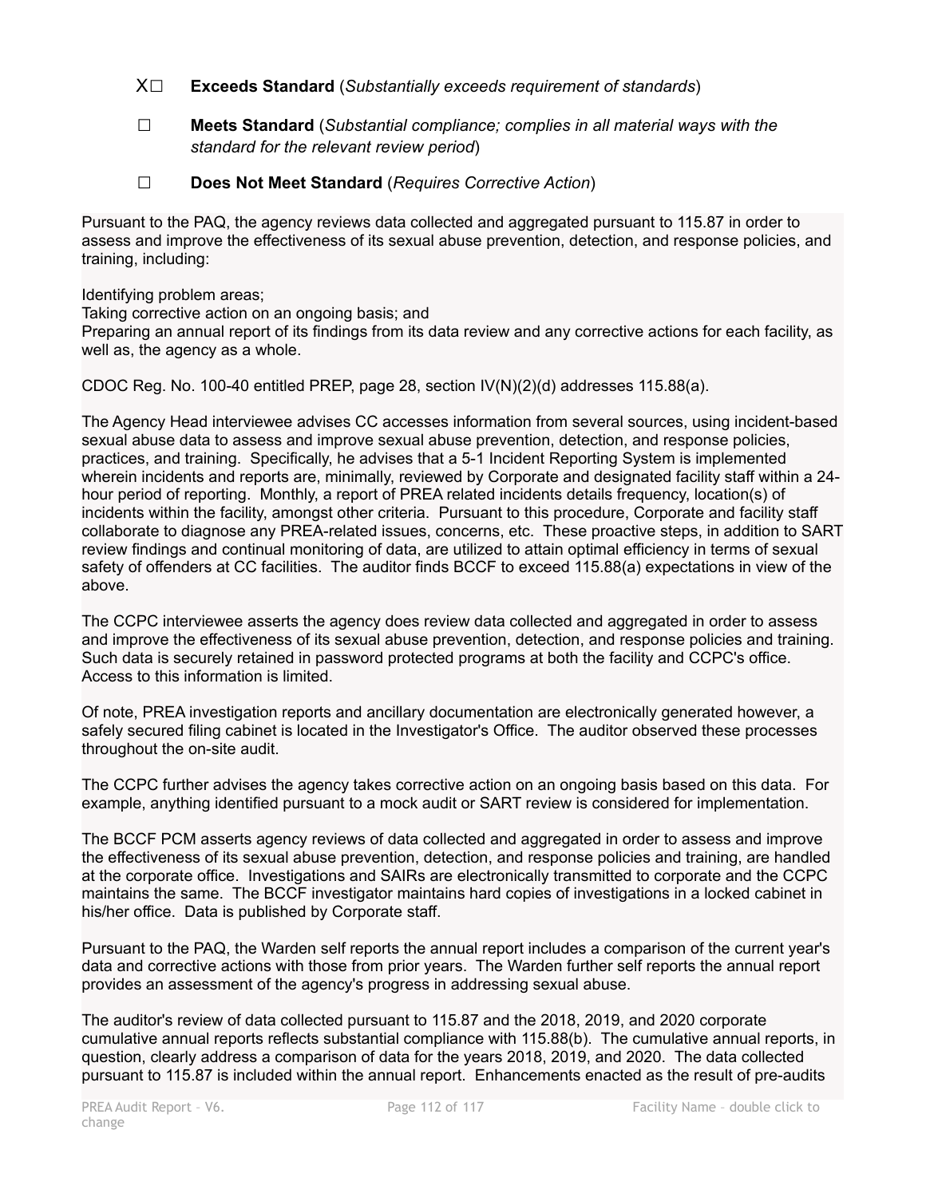X☐ **Exceeds Standard** (*Substantially exceeds requirement of standards*)

☐ **Meets Standard** (*Substantial compliance; complies in all material ways with the standard for the relevant review period*)

☐ **Does Not Meet Standard** (*Requires Corrective Action*)

Pursuant to the PAQ, the agency reviews data collected and aggregated pursuant to 115.87 in order to assess and improve the effectiveness of its sexual abuse prevention, detection, and response policies, and training, including:

Identifying problem areas;
Taking corrective action on an ongoing basis; and
Preparing an annual report of its findings from its data review and any corrective actions for each facility, as well as, the agency as a whole.

CDOC Reg. No. 100-40 entitled PREP, page 28, section IV(N)(2)(d) addresses 115.88(a).

The Agency Head interviewee advises CC accesses information from several sources, using incident-based sexual abuse data to assess and improve sexual abuse prevention, detection, and response policies, practices, and training. Specifically, he advises that a 5-1 Incident Reporting System is implemented wherein incidents and reports are, minimally, reviewed by Corporate and designated facility staff within a 24-hour period of reporting. Monthly, a report of PREA related incidents details frequency, location(s) of incidents within the facility, amongst other criteria. Pursuant to this procedure, Corporate and facility staff collaborate to diagnose any PREA-related issues, concerns, etc. These proactive steps, in addition to SART review findings and continual monitoring of data, are utilized to attain optimal efficiency in terms of sexual safety of offenders at CC facilities. The auditor finds BCCF to exceed 115.88(a) expectations in view of the above.

The CCPC interviewee asserts the agency does review data collected and aggregated in order to assess and improve the effectiveness of its sexual abuse prevention, detection, and response policies and training. Such data is securely retained in password protected programs at both the facility and CCPC's office. Access to this information is limited.

Of note, PREA investigation reports and ancillary documentation are electronically generated however, a safely secured filing cabinet is located in the Investigator's Office. The auditor observed these processes throughout the on-site audit.

The CCPC further advises the agency takes corrective action on an ongoing basis based on this data. For example, anything identified pursuant to a mock audit or SART review is considered for implementation.

The BCCF PCM asserts agency reviews of data collected and aggregated in order to assess and improve the effectiveness of its sexual abuse prevention, detection, and response policies and training, are handled at the corporate office. Investigations and SAIRs are electronically transmitted to corporate and the CCPC maintains the same. The BCCF investigator maintains hard copies of investigations in a locked cabinet in his/her office. Data is published by Corporate staff.

Pursuant to the PAQ, the Warden self reports the annual report includes a comparison of the current year's data and corrective actions with those from prior years. The Warden further self reports the annual report provides an assessment of the agency's progress in addressing sexual abuse.

The auditor's review of data collected pursuant to 115.87 and the 2018, 2019, and 2020 corporate cumulative annual reports reflects substantial compliance with 115.88(b). The cumulative annual reports, in question, clearly address a comparison of data for the years 2018, 2019, and 2020. The data collected pursuant to 115.87 is included within the annual report. Enhancements enacted as the result of pre-audits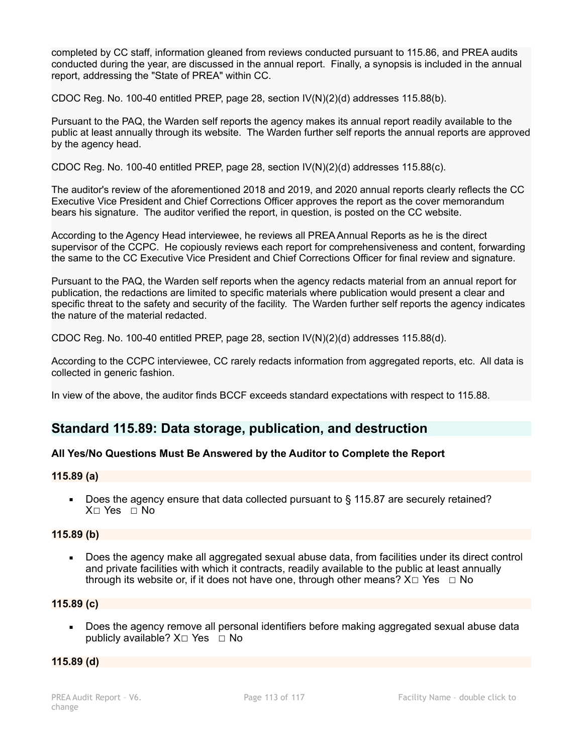completed by CC staff, information gleaned from reviews conducted pursuant to 115.86, and PREA audits conducted during the year, are discussed in the annual report. Finally, a synopsis is included in the annual report, addressing the "State of PREA" within CC.

CDOC Reg. No. 100-40 entitled PREP, page 28, section IV(N)(2)(d) addresses 115.88(b).

Pursuant to the PAQ, the Warden self reports the agency makes its annual report readily available to the public at least annually through its website. The Warden further self reports the annual reports are approved by the agency head.

CDOC Reg. No. 100-40 entitled PREP, page 28, section IV(N)(2)(d) addresses 115.88(c).

The auditor's review of the aforementioned 2018 and 2019, and 2020 annual reports clearly reflects the CC Executive Vice President and Chief Corrections Officer approves the report as the cover memorandum bears his signature. The auditor verified the report, in question, is posted on the CC website.

According to the Agency Head interviewee, he reviews all PREA Annual Reports as he is the direct supervisor of the CCPC. He copiously reviews each report for comprehensiveness and content, forwarding the same to the CC Executive Vice President and Chief Corrections Officer for final review and signature.

Pursuant to the PAQ, the Warden self reports when the agency redacts material from an annual report for publication, the redactions are limited to specific materials where publication would present a clear and specific threat to the safety and security of the facility. The Warden further self reports the agency indicates the nature of the material redacted.

CDOC Reg. No. 100-40 entitled PREP, page 28, section IV(N)(2)(d) addresses 115.88(d).

According to the CCPC interviewee, CC rarely redacts information from aggregated reports, etc. All data is collected in generic fashion.

In view of the above, the auditor finds BCCF exceeds standard expectations with respect to 115.88.

## Standard 115.89: Data storage, publication, and destruction

**All Yes/No Questions Must Be Answered by the Auditor to Complete the Report**

**115.89 (a)**

- Does the agency ensure that data collected pursuant to § 115.87 are securely retained? X□ Yes □ No

**115.89 (b)**

- Does the agency make all aggregated sexual abuse data, from facilities under its direct control and private facilities with which it contracts, readily available to the public at least annually through its website or, if it does not have one, through other means? X□ Yes □ No

**115.89 (c)**

- Does the agency remove all personal identifiers before making aggregated sexual abuse data publicly available? X□ Yes □ No

**115.89 (d)**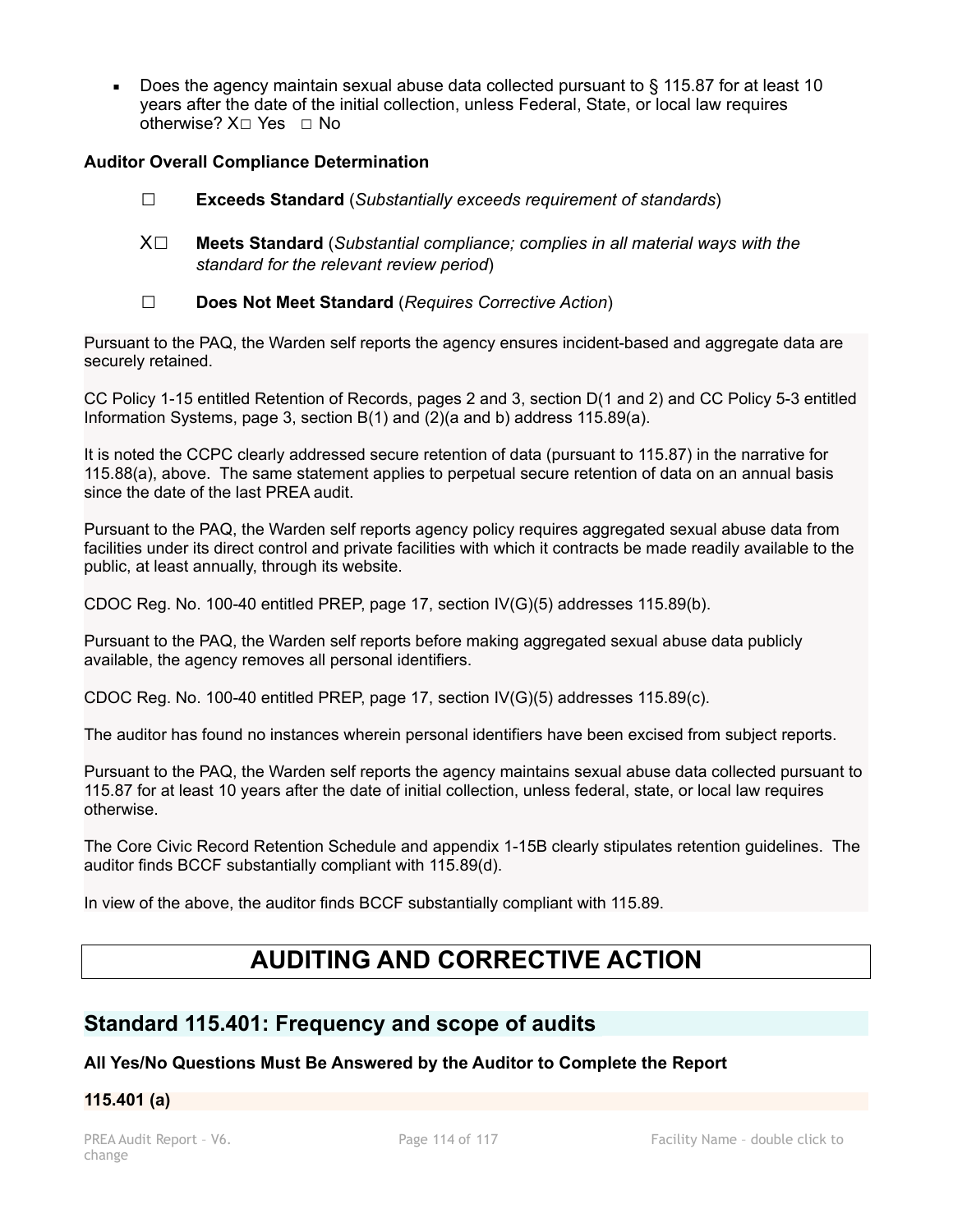- Does the agency maintain sexual abuse data collected pursuant to § 115.87 for at least 10 years after the date of the initial collection, unless Federal, State, or local law requires otherwise? X☐ Yes ☐ No

**Auditor Overall Compliance Determination**

☐ **Exceeds Standard** (*Substantially exceeds requirement of standards*)

X☐ **Meets Standard** (*Substantial compliance; complies in all material ways with the standard for the relevant review period*)

☐ **Does Not Meet Standard** (*Requires Corrective Action*)

Pursuant to the PAQ, the Warden self reports the agency ensures incident-based and aggregate data are securely retained.

CC Policy 1-15 entitled Retention of Records, pages 2 and 3, section D(1 and 2) and CC Policy 5-3 entitled Information Systems, page 3, section B(1) and (2)(a and b) address 115.89(a).

It is noted the CCPC clearly addressed secure retention of data (pursuant to 115.87) in the narrative for 115.88(a), above. The same statement applies to perpetual secure retention of data on an annual basis since the date of the last PREA audit.

Pursuant to the PAQ, the Warden self reports agency policy requires aggregated sexual abuse data from facilities under its direct control and private facilities with which it contracts be made readily available to the public, at least annually, through its website.

CDOC Reg. No. 100-40 entitled PREP, page 17, section IV(G)(5) addresses 115.89(b).

Pursuant to the PAQ, the Warden self reports before making aggregated sexual abuse data publicly available, the agency removes all personal identifiers.

CDOC Reg. No. 100-40 entitled PREP, page 17, section IV(G)(5) addresses 115.89(c).

The auditor has found no instances wherein personal identifiers have been excised from subject reports.

Pursuant to the PAQ, the Warden self reports the agency maintains sexual abuse data collected pursuant to 115.87 for at least 10 years after the date of initial collection, unless federal, state, or local law requires otherwise.

The Core Civic Record Retention Schedule and appendix 1-15B clearly stipulates retention guidelines. The auditor finds BCCF substantially compliant with 115.89(d).

In view of the above, the auditor finds BCCF substantially compliant with 115.89.

# AUDITING AND CORRECTIVE ACTION

## Standard 115.401: Frequency and scope of audits

**All Yes/No Questions Must Be Answered by the Auditor to Complete the Report**

**115.401 (a)**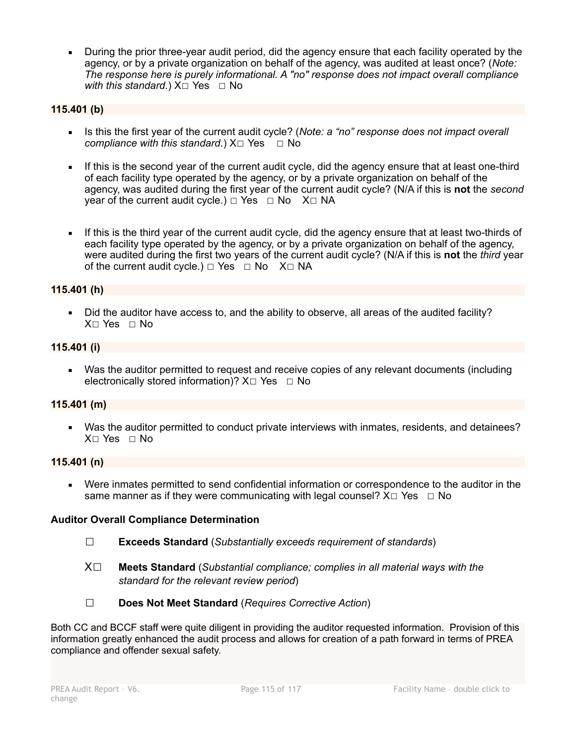- During the prior three-year audit period, did the agency ensure that each facility operated by the agency, or by a private organization on behalf of the agency, was audited at least once? (*Note: The response here is purely informational. A "no" response does not impact overall compliance with this standard.*) X☐ Yes ☐ No

### 115.401 (b)

- Is this the first year of the current audit cycle? (*Note: a "no" response does not impact overall compliance with this standard*.) X☐ Yes ☐ No
- If this is the second year of the current audit cycle, did the agency ensure that at least one-third of each facility type operated by the agency, or by a private organization on behalf of the agency, was audited during the first year of the current audit cycle? (N/A if this is **not** the *second* year of the current audit cycle.) ☐ Yes ☐ No X☐ NA
- If this is the third year of the current audit cycle, did the agency ensure that at least two-thirds of each facility type operated by the agency, or by a private organization on behalf of the agency, were audited during the first two years of the current audit cycle? (N/A if this is **not** the *third* year of the current audit cycle.) ☐ Yes ☐ No X☐ NA

### 115.401 (h)

- Did the auditor have access to, and the ability to observe, all areas of the audited facility? X☐ Yes ☐ No

### 115.401 (i)

- Was the auditor permitted to request and receive copies of any relevant documents (including electronically stored information)? X☐ Yes ☐ No

### 115.401 (m)

- Was the auditor permitted to conduct private interviews with inmates, residents, and detainees? X☐ Yes ☐ No

### 115.401 (n)

- Were inmates permitted to send confidential information or correspondence to the auditor in the same manner as if they were communicating with legal counsel? X☐ Yes ☐ No

**Auditor Overall Compliance Determination**

☐ **Exceeds Standard** (*Substantially exceeds requirement of standards*)

X☐ **Meets Standard** (*Substantial compliance; complies in all material ways with the standard for the relevant review period*)

☐ **Does Not Meet Standard** (*Requires Corrective Action*)

Both CC and BCCF staff were quite diligent in providing the auditor requested information. Provision of this information greatly enhanced the audit process and allows for creation of a path forward in terms of PREA compliance and offender sexual safety.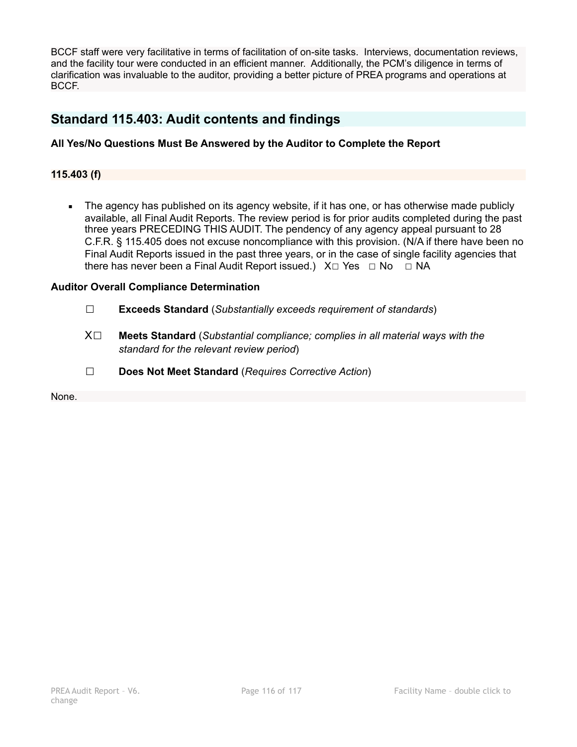BCCF staff were very facilitative in terms of facilitation of on-site tasks. Interviews, documentation reviews, and the facility tour were conducted in an efficient manner. Additionally, the PCM's diligence in terms of clarification was invaluable to the auditor, providing a better picture of PREA programs and operations at BCCF.

## Standard 115.403: Audit contents and findings

**All Yes/No Questions Must Be Answered by the Auditor to Complete the Report**

**115.403 (f)**

- The agency has published on its agency website, if it has one, or has otherwise made publicly available, all Final Audit Reports. The review period is for prior audits completed during the past three years PRECEDING THIS AUDIT. The pendency of any agency appeal pursuant to 28 C.F.R. § 115.405 does not excuse noncompliance with this provision. (N/A if there have been no Final Audit Reports issued in the past three years, or in the case of single facility agencies that there has never been a Final Audit Report issued.) X☐ Yes ☐ No ☐ NA

**Auditor Overall Compliance Determination**

☐ **Exceeds Standard** (*Substantially exceeds requirement of standards*)

X☐ **Meets Standard** (*Substantial compliance; complies in all material ways with the standard for the relevant review period*)

☐ **Does Not Meet Standard** (*Requires Corrective Action*)

None.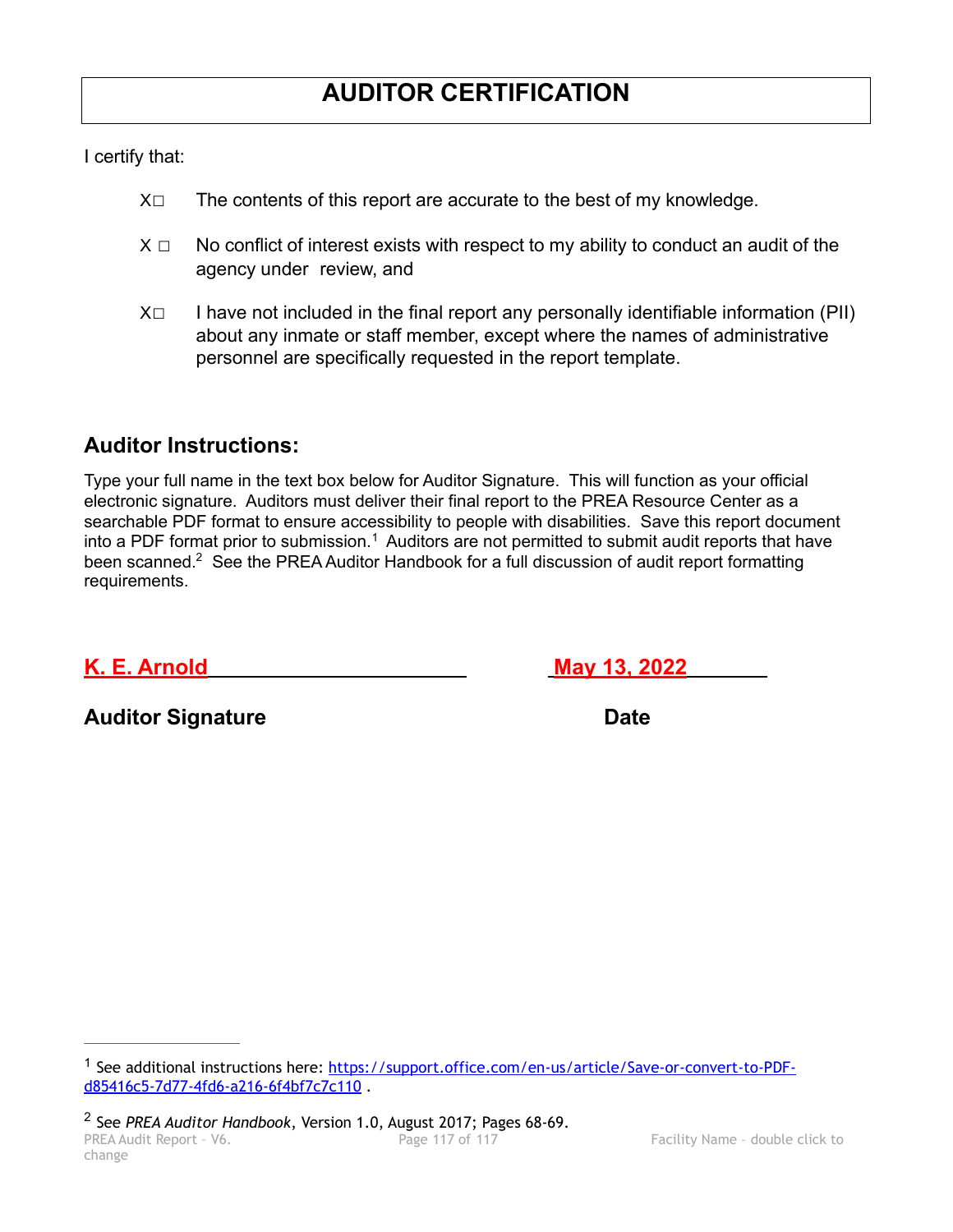# AUDITOR CERTIFICATION

I certify that:

X☐ The contents of this report are accurate to the best of my knowledge.

X ☐ No conflict of interest exists with respect to my ability to conduct an audit of the agency under review, and

X☐ I have not included in the final report any personally identifiable information (PII) about any inmate or staff member, except where the names of administrative personnel are specifically requested in the report template.

## Auditor Instructions:

Type your full name in the text box below for Auditor Signature. This will function as your official electronic signature. Auditors must deliver their final report to the PREA Resource Center as a searchable PDF format to ensure accessibility to people with disabilities. Save this report document into a PDF format prior to submission.[1] Auditors are not permitted to submit audit reports that have been scanned.[2] See the PREA Auditor Handbook for a full discussion of audit report formatting requirements.

**K. E. Arnold** | **May 13, 2022**

**Auditor Signature** | **Date**

---

[1] See additional instructions here: https://support.office.com/en-us/article/Save-or-convert-to-PDF-d85416c5-7d77-4fd6-a216-6f4bf7c7c110 .

[2] See *PREA Auditor Handbook*, Version 1.0, August 2017; Pages 68-69.